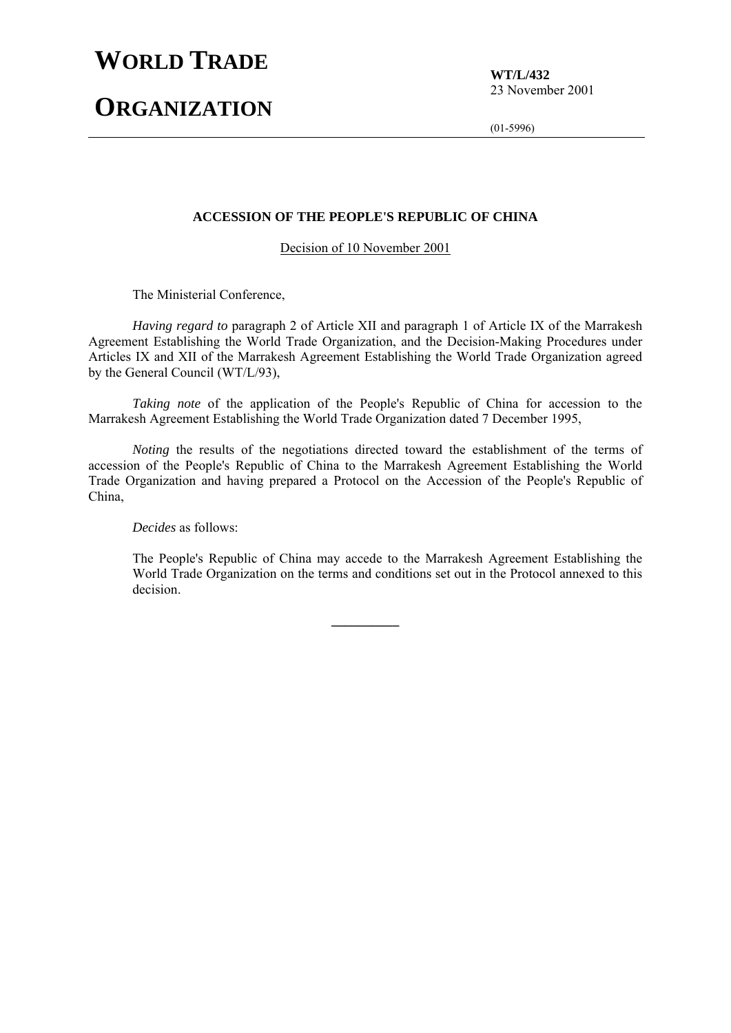# WORLD TRADE ORGANIZATION

**WT/L/432**
23 November 2001

(01-5996)

## ACCESSION OF THE PEOPLE'S REPUBLIC OF CHINA

Decision of 10 November 2001

The Ministerial Conference,

*Having regard to* paragraph 2 of Article XII and paragraph 1 of Article IX of the Marrakesh Agreement Establishing the World Trade Organization, and the Decision-Making Procedures under Articles IX and XII of the Marrakesh Agreement Establishing the World Trade Organization agreed by the General Council (WT/L/93),

*Taking note* of the application of the People's Republic of China for accession to the Marrakesh Agreement Establishing the World Trade Organization dated 7 December 1995,

*Noting* the results of the negotiations directed toward the establishment of the terms of accession of the People's Republic of China to the Marrakesh Agreement Establishing the World Trade Organization and having prepared a Protocol on the Accession of the People's Republic of China,

*Decides* as follows:

The People's Republic of China may accede to the Marrakesh Agreement Establishing the World Trade Organization on the terms and conditions set out in the Protocol annexed to this decision.

__________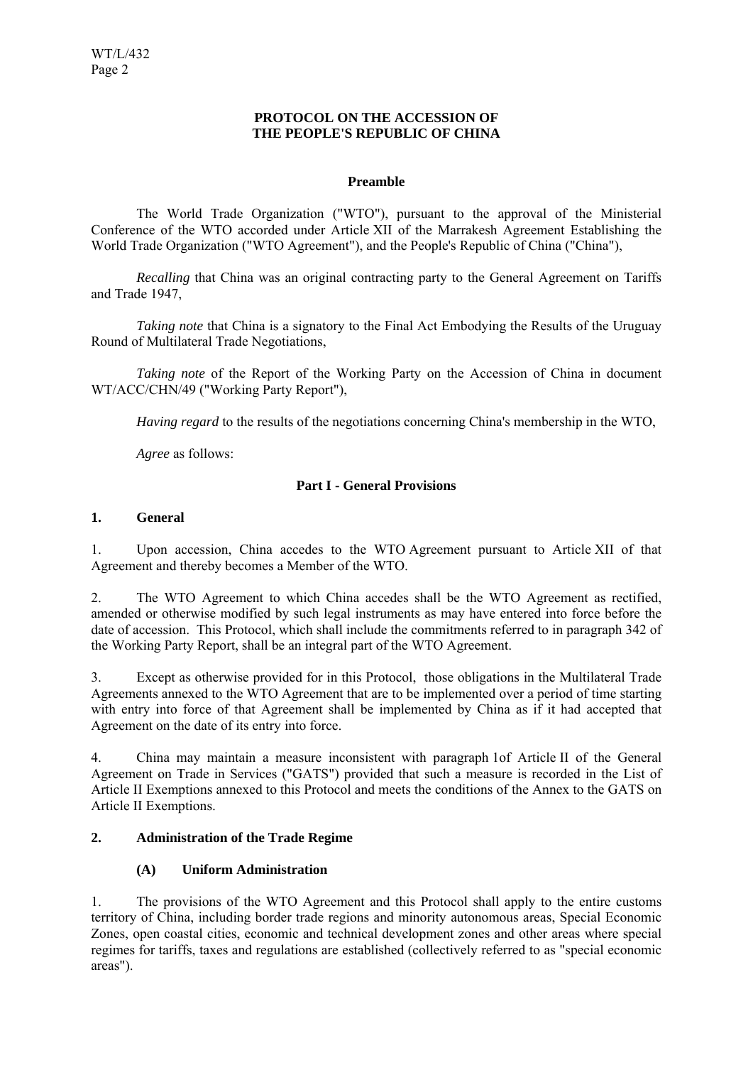# PROTOCOL ON THE ACCESSION OF THE PEOPLE'S REPUBLIC OF CHINA

## Preamble

The World Trade Organization ("WTO"), pursuant to the approval of the Ministerial Conference of the WTO accorded under Article XII of the Marrakesh Agreement Establishing the World Trade Organization ("WTO Agreement"), and the People's Republic of China ("China"),

*Recalling* that China was an original contracting party to the General Agreement on Tariffs and Trade 1947,

*Taking note* that China is a signatory to the Final Act Embodying the Results of the Uruguay Round of Multilateral Trade Negotiations,

*Taking note* of the Report of the Working Party on the Accession of China in document WT/ACC/CHN/49 ("Working Party Report"),

*Having regard* to the results of the negotiations concerning China's membership in the WTO,

*Agree* as follows:

## Part I - General Provisions

### 1. General

1. Upon accession, China accedes to the WTO Agreement pursuant to Article XII of that Agreement and thereby becomes a Member of the WTO.

2. The WTO Agreement to which China accedes shall be the WTO Agreement as rectified, amended or otherwise modified by such legal instruments as may have entered into force before the date of accession. This Protocol, which shall include the commitments referred to in paragraph 342 of the Working Party Report, shall be an integral part of the WTO Agreement.

3. Except as otherwise provided for in this Protocol, those obligations in the Multilateral Trade Agreements annexed to the WTO Agreement that are to be implemented over a period of time starting with entry into force of that Agreement shall be implemented by China as if it had accepted that Agreement on the date of its entry into force.

4. China may maintain a measure inconsistent with paragraph 1of Article II of the General Agreement on Trade in Services ("GATS") provided that such a measure is recorded in the List of Article II Exemptions annexed to this Protocol and meets the conditions of the Annex to the GATS on Article II Exemptions.

### 2. Administration of the Trade Regime

#### (A) Uniform Administration

1. The provisions of the WTO Agreement and this Protocol shall apply to the entire customs territory of China, including border trade regions and minority autonomous areas, Special Economic Zones, open coastal cities, economic and technical development zones and other areas where special regimes for tariffs, taxes and regulations are established (collectively referred to as "special economic areas").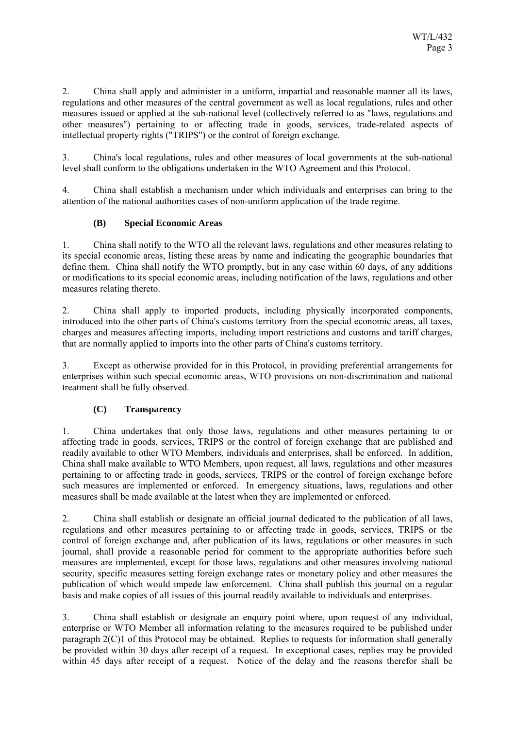2. China shall apply and administer in a uniform, impartial and reasonable manner all its laws, regulations and other measures of the central government as well as local regulations, rules and other measures issued or applied at the sub-national level (collectively referred to as "laws, regulations and other measures") pertaining to or affecting trade in goods, services, trade-related aspects of intellectual property rights ("TRIPS") or the control of foreign exchange.

3. China's local regulations, rules and other measures of local governments at the sub-national level shall conform to the obligations undertaken in the WTO Agreement and this Protocol.

4. China shall establish a mechanism under which individuals and enterprises can bring to the attention of the national authorities cases of non-uniform application of the trade regime.

### (B) Special Economic Areas

1. China shall notify to the WTO all the relevant laws, regulations and other measures relating to its special economic areas, listing these areas by name and indicating the geographic boundaries that define them. China shall notify the WTO promptly, but in any case within 60 days, of any additions or modifications to its special economic areas, including notification of the laws, regulations and other measures relating thereto.

2. China shall apply to imported products, including physically incorporated components, introduced into the other parts of China's customs territory from the special economic areas, all taxes, charges and measures affecting imports, including import restrictions and customs and tariff charges, that are normally applied to imports into the other parts of China's customs territory.

3. Except as otherwise provided for in this Protocol, in providing preferential arrangements for enterprises within such special economic areas, WTO provisions on non-discrimination and national treatment shall be fully observed.

### (C) Transparency

1. China undertakes that only those laws, regulations and other measures pertaining to or affecting trade in goods, services, TRIPS or the control of foreign exchange that are published and readily available to other WTO Members, individuals and enterprises, shall be enforced. In addition, China shall make available to WTO Members, upon request, all laws, regulations and other measures pertaining to or affecting trade in goods, services, TRIPS or the control of foreign exchange before such measures are implemented or enforced. In emergency situations, laws, regulations and other measures shall be made available at the latest when they are implemented or enforced.

2. China shall establish or designate an official journal dedicated to the publication of all laws, regulations and other measures pertaining to or affecting trade in goods, services, TRIPS or the control of foreign exchange and, after publication of its laws, regulations or other measures in such journal, shall provide a reasonable period for comment to the appropriate authorities before such measures are implemented, except for those laws, regulations and other measures involving national security, specific measures setting foreign exchange rates or monetary policy and other measures the publication of which would impede law enforcement. China shall publish this journal on a regular basis and make copies of all issues of this journal readily available to individuals and enterprises.

3. China shall establish or designate an enquiry point where, upon request of any individual, enterprise or WTO Member all information relating to the measures required to be published under paragraph 2(C)1 of this Protocol may be obtained. Replies to requests for information shall generally be provided within 30 days after receipt of a request. In exceptional cases, replies may be provided within 45 days after receipt of a request. Notice of the delay and the reasons therefor shall be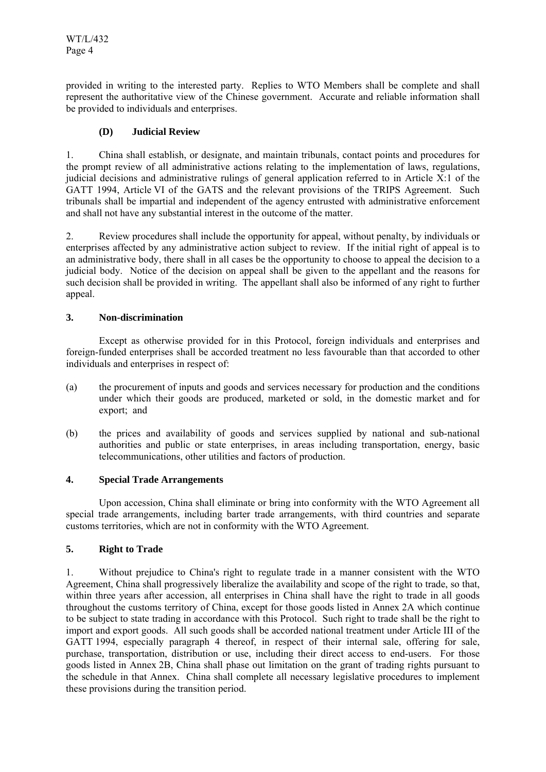provided in writing to the interested party. Replies to WTO Members shall be complete and shall represent the authoritative view of the Chinese government. Accurate and reliable information shall be provided to individuals and enterprises.

### (D) Judicial Review

1. China shall establish, or designate, and maintain tribunals, contact points and procedures for the prompt review of all administrative actions relating to the implementation of laws, regulations, judicial decisions and administrative rulings of general application referred to in Article X:1 of the GATT 1994, Article VI of the GATS and the relevant provisions of the TRIPS Agreement. Such tribunals shall be impartial and independent of the agency entrusted with administrative enforcement and shall not have any substantial interest in the outcome of the matter.

2. Review procedures shall include the opportunity for appeal, without penalty, by individuals or enterprises affected by any administrative action subject to review. If the initial right of appeal is to an administrative body, there shall in all cases be the opportunity to choose to appeal the decision to a judicial body. Notice of the decision on appeal shall be given to the appellant and the reasons for such decision shall be provided in writing. The appellant shall also be informed of any right to further appeal.

## 3. Non-discrimination

Except as otherwise provided for in this Protocol, foreign individuals and enterprises and foreign-funded enterprises shall be accorded treatment no less favourable than that accorded to other individuals and enterprises in respect of:

(a) the procurement of inputs and goods and services necessary for production and the conditions under which their goods are produced, marketed or sold, in the domestic market and for export; and

(b) the prices and availability of goods and services supplied by national and sub-national authorities and public or state enterprises, in areas including transportation, energy, basic telecommunications, other utilities and factors of production.

## 4. Special Trade Arrangements

Upon accession, China shall eliminate or bring into conformity with the WTO Agreement all special trade arrangements, including barter trade arrangements, with third countries and separate customs territories, which are not in conformity with the WTO Agreement.

## 5. Right to Trade

1. Without prejudice to China's right to regulate trade in a manner consistent with the WTO Agreement, China shall progressively liberalize the availability and scope of the right to trade, so that, within three years after accession, all enterprises in China shall have the right to trade in all goods throughout the customs territory of China, except for those goods listed in Annex 2A which continue to be subject to state trading in accordance with this Protocol. Such right to trade shall be the right to import and export goods. All such goods shall be accorded national treatment under Article III of the GATT 1994, especially paragraph 4 thereof, in respect of their internal sale, offering for sale, purchase, transportation, distribution or use, including their direct access to end-users. For those goods listed in Annex 2B, China shall phase out limitation on the grant of trading rights pursuant to the schedule in that Annex. China shall complete all necessary legislative procedures to implement these provisions during the transition period.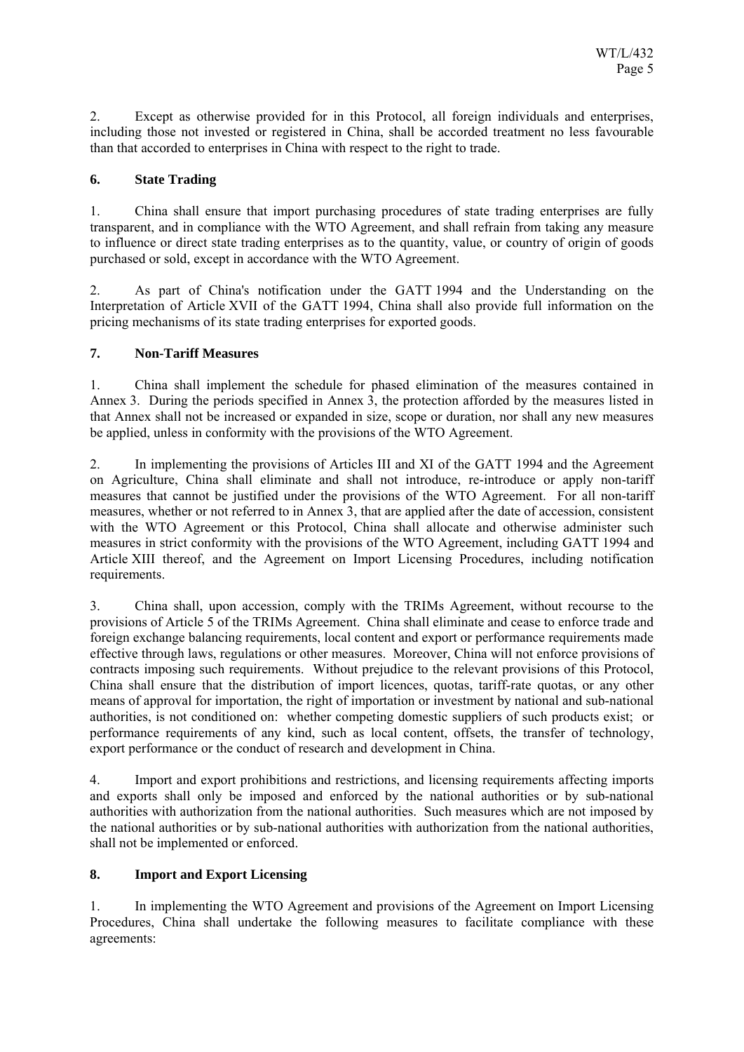2. Except as otherwise provided for in this Protocol, all foreign individuals and enterprises, including those not invested or registered in China, shall be accorded treatment no less favourable than that accorded to enterprises in China with respect to the right to trade.

## 6. State Trading

1. China shall ensure that import purchasing procedures of state trading enterprises are fully transparent, and in compliance with the WTO Agreement, and shall refrain from taking any measure to influence or direct state trading enterprises as to the quantity, value, or country of origin of goods purchased or sold, except in accordance with the WTO Agreement.

2. As part of China's notification under the GATT 1994 and the Understanding on the Interpretation of Article XVII of the GATT 1994, China shall also provide full information on the pricing mechanisms of its state trading enterprises for exported goods.

## 7. Non-Tariff Measures

1. China shall implement the schedule for phased elimination of the measures contained in Annex 3. During the periods specified in Annex 3, the protection afforded by the measures listed in that Annex shall not be increased or expanded in size, scope or duration, nor shall any new measures be applied, unless in conformity with the provisions of the WTO Agreement.

2. In implementing the provisions of Articles III and XI of the GATT 1994 and the Agreement on Agriculture, China shall eliminate and shall not introduce, re-introduce or apply non-tariff measures that cannot be justified under the provisions of the WTO Agreement. For all non-tariff measures, whether or not referred to in Annex 3, that are applied after the date of accession, consistent with the WTO Agreement or this Protocol, China shall allocate and otherwise administer such measures in strict conformity with the provisions of the WTO Agreement, including GATT 1994 and Article XIII thereof, and the Agreement on Import Licensing Procedures, including notification requirements.

3. China shall, upon accession, comply with the TRIMs Agreement, without recourse to the provisions of Article 5 of the TRIMs Agreement. China shall eliminate and cease to enforce trade and foreign exchange balancing requirements, local content and export or performance requirements made effective through laws, regulations or other measures. Moreover, China will not enforce provisions of contracts imposing such requirements. Without prejudice to the relevant provisions of this Protocol, China shall ensure that the distribution of import licences, quotas, tariff-rate quotas, or any other means of approval for importation, the right of importation or investment by national and sub-national authorities, is not conditioned on: whether competing domestic suppliers of such products exist; or performance requirements of any kind, such as local content, offsets, the transfer of technology, export performance or the conduct of research and development in China.

4. Import and export prohibitions and restrictions, and licensing requirements affecting imports and exports shall only be imposed and enforced by the national authorities or by sub-national authorities with authorization from the national authorities. Such measures which are not imposed by the national authorities or by sub-national authorities with authorization from the national authorities, shall not be implemented or enforced.

## 8. Import and Export Licensing

1. In implementing the WTO Agreement and provisions of the Agreement on Import Licensing Procedures, China shall undertake the following measures to facilitate compliance with these agreements: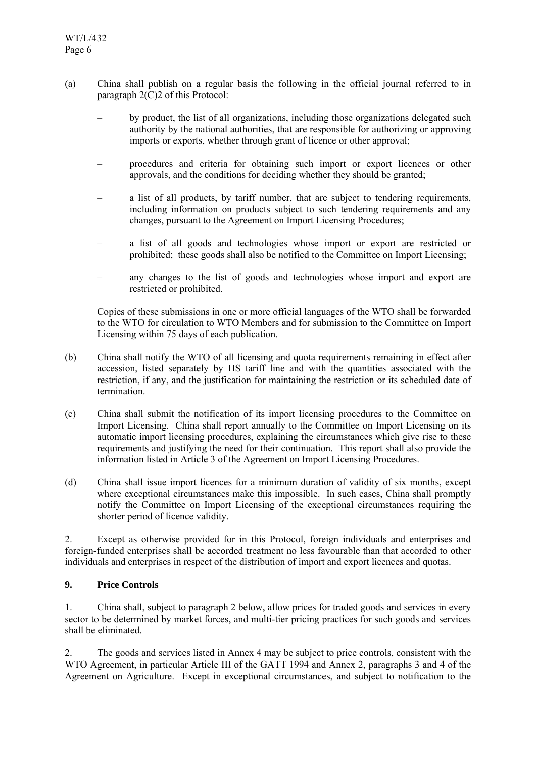(a) China shall publish on a regular basis the following in the official journal referred to in paragraph 2(C)2 of this Protocol:

   – by product, the list of all organizations, including those organizations delegated such authority by the national authorities, that are responsible for authorizing or approving imports or exports, whether through grant of licence or other approval;

   – procedures and criteria for obtaining such import or export licences or other approvals, and the conditions for deciding whether they should be granted;

   – a list of all products, by tariff number, that are subject to tendering requirements, including information on products subject to such tendering requirements and any changes, pursuant to the Agreement on Import Licensing Procedures;

   – a list of all goods and technologies whose import or export are restricted or prohibited; these goods shall also be notified to the Committee on Import Licensing;

   – any changes to the list of goods and technologies whose import and export are restricted or prohibited.

   Copies of these submissions in one or more official languages of the WTO shall be forwarded to the WTO for circulation to WTO Members and for submission to the Committee on Import Licensing within 75 days of each publication.

(b) China shall notify the WTO of all licensing and quota requirements remaining in effect after accession, listed separately by HS tariff line and with the quantities associated with the restriction, if any, and the justification for maintaining the restriction or its scheduled date of termination.

(c) China shall submit the notification of its import licensing procedures to the Committee on Import Licensing. China shall report annually to the Committee on Import Licensing on its automatic import licensing procedures, explaining the circumstances which give rise to these requirements and justifying the need for their continuation. This report shall also provide the information listed in Article 3 of the Agreement on Import Licensing Procedures.

(d) China shall issue import licences for a minimum duration of validity of six months, except where exceptional circumstances make this impossible. In such cases, China shall promptly notify the Committee on Import Licensing of the exceptional circumstances requiring the shorter period of licence validity.

2. Except as otherwise provided for in this Protocol, foreign individuals and enterprises and foreign-funded enterprises shall be accorded treatment no less favourable than that accorded to other individuals and enterprises in respect of the distribution of import and export licences and quotas.

## 9. Price Controls

1. China shall, subject to paragraph 2 below, allow prices for traded goods and services in every sector to be determined by market forces, and multi-tier pricing practices for such goods and services shall be eliminated.

2. The goods and services listed in Annex 4 may be subject to price controls, consistent with the WTO Agreement, in particular Article III of the GATT 1994 and Annex 2, paragraphs 3 and 4 of the Agreement on Agriculture. Except in exceptional circumstances, and subject to notification to the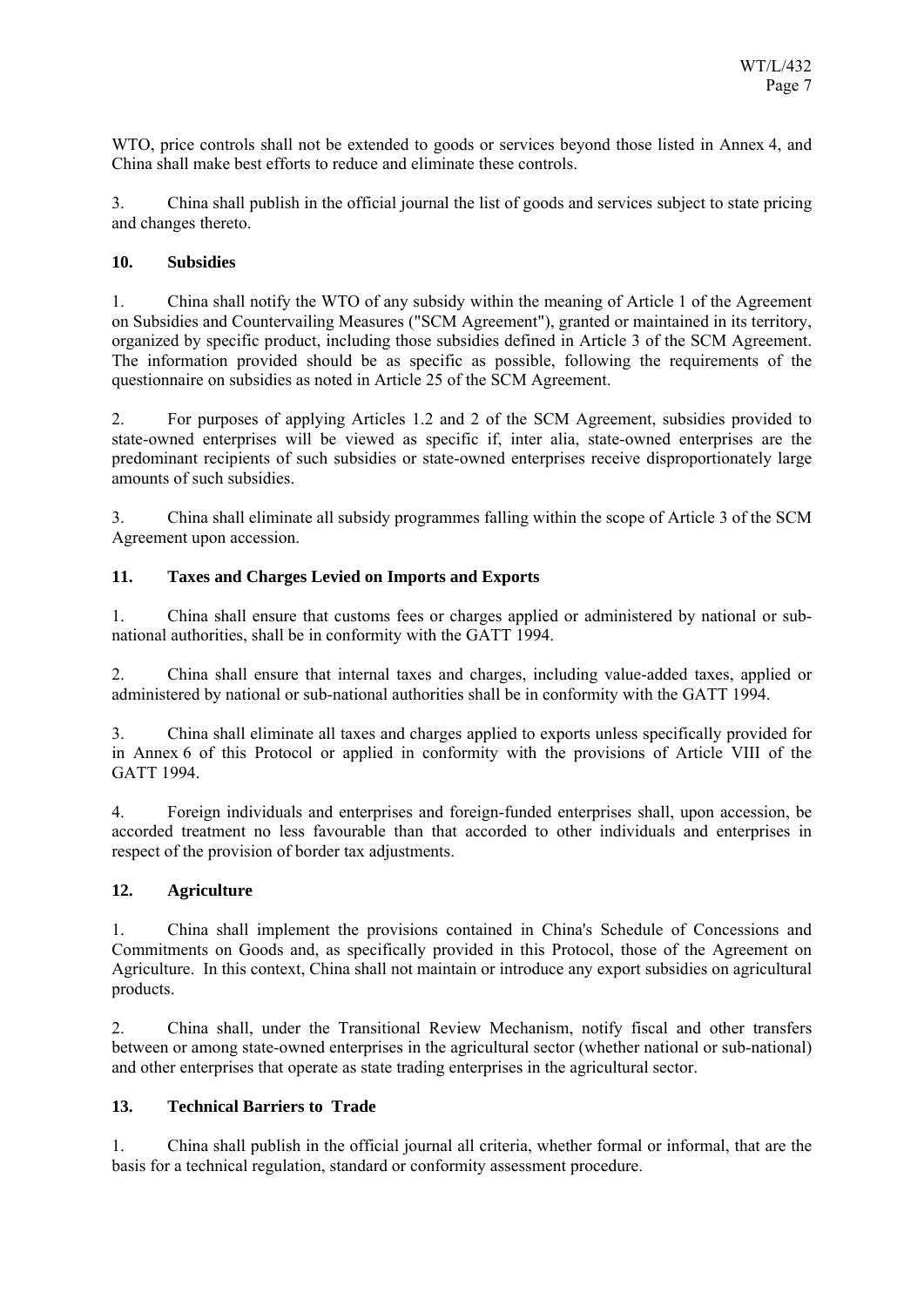WTO, price controls shall not be extended to goods or services beyond those listed in Annex 4, and China shall make best efforts to reduce and eliminate these controls.

3. China shall publish in the official journal the list of goods and services subject to state pricing and changes thereto.

### 10. Subsidies

1. China shall notify the WTO of any subsidy within the meaning of Article 1 of the Agreement on Subsidies and Countervailing Measures ("SCM Agreement"), granted or maintained in its territory, organized by specific product, including those subsidies defined in Article 3 of the SCM Agreement. The information provided should be as specific as possible, following the requirements of the questionnaire on subsidies as noted in Article 25 of the SCM Agreement.

2. For purposes of applying Articles 1.2 and 2 of the SCM Agreement, subsidies provided to state-owned enterprises will be viewed as specific if, inter alia, state-owned enterprises are the predominant recipients of such subsidies or state-owned enterprises receive disproportionately large amounts of such subsidies.

3. China shall eliminate all subsidy programmes falling within the scope of Article 3 of the SCM Agreement upon accession.

### 11. Taxes and Charges Levied on Imports and Exports

1. China shall ensure that customs fees or charges applied or administered by national or sub-national authorities, shall be in conformity with the GATT 1994.

2. China shall ensure that internal taxes and charges, including value-added taxes, applied or administered by national or sub-national authorities shall be in conformity with the GATT 1994.

3. China shall eliminate all taxes and charges applied to exports unless specifically provided for in Annex 6 of this Protocol or applied in conformity with the provisions of Article VIII of the GATT 1994.

4. Foreign individuals and enterprises and foreign-funded enterprises shall, upon accession, be accorded treatment no less favourable than that accorded to other individuals and enterprises in respect of the provision of border tax adjustments.

### 12. Agriculture

1. China shall implement the provisions contained in China's Schedule of Concessions and Commitments on Goods and, as specifically provided in this Protocol, those of the Agreement on Agriculture. In this context, China shall not maintain or introduce any export subsidies on agricultural products.

2. China shall, under the Transitional Review Mechanism, notify fiscal and other transfers between or among state-owned enterprises in the agricultural sector (whether national or sub-national) and other enterprises that operate as state trading enterprises in the agricultural sector.

### 13. Technical Barriers to Trade

1. China shall publish in the official journal all criteria, whether formal or informal, that are the basis for a technical regulation, standard or conformity assessment procedure.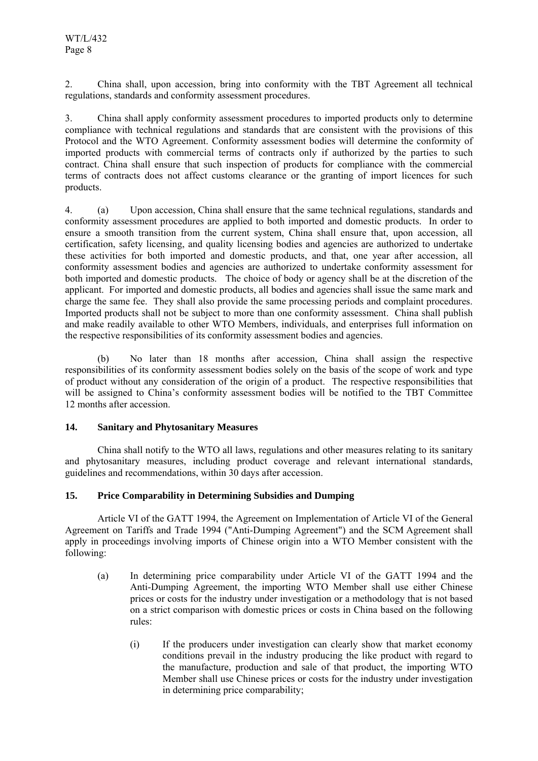2. China shall, upon accession, bring into conformity with the TBT Agreement all technical regulations, standards and conformity assessment procedures.

3. China shall apply conformity assessment procedures to imported products only to determine compliance with technical regulations and standards that are consistent with the provisions of this Protocol and the WTO Agreement. Conformity assessment bodies will determine the conformity of imported products with commercial terms of contracts only if authorized by the parties to such contract. China shall ensure that such inspection of products for compliance with the commercial terms of contracts does not affect customs clearance or the granting of import licences for such products.

4. (a) Upon accession, China shall ensure that the same technical regulations, standards and conformity assessment procedures are applied to both imported and domestic products. In order to ensure a smooth transition from the current system, China shall ensure that, upon accession, all certification, safety licensing, and quality licensing bodies and agencies are authorized to undertake these activities for both imported and domestic products, and that, one year after accession, all conformity assessment bodies and agencies are authorized to undertake conformity assessment for both imported and domestic products. The choice of body or agency shall be at the discretion of the applicant. For imported and domestic products, all bodies and agencies shall issue the same mark and charge the same fee. They shall also provide the same processing periods and complaint procedures. Imported products shall not be subject to more than one conformity assessment. China shall publish and make readily available to other WTO Members, individuals, and enterprises full information on the respective responsibilities of its conformity assessment bodies and agencies.

(b) No later than 18 months after accession, China shall assign the respective responsibilities of its conformity assessment bodies solely on the basis of the scope of work and type of product without any consideration of the origin of a product. The respective responsibilities that will be assigned to China's conformity assessment bodies will be notified to the TBT Committee 12 months after accession.

## 14. Sanitary and Phytosanitary Measures

China shall notify to the WTO all laws, regulations and other measures relating to its sanitary and phytosanitary measures, including product coverage and relevant international standards, guidelines and recommendations, within 30 days after accession.

## 15. Price Comparability in Determining Subsidies and Dumping

Article VI of the GATT 1994, the Agreement on Implementation of Article VI of the General Agreement on Tariffs and Trade 1994 ("Anti-Dumping Agreement") and the SCM Agreement shall apply in proceedings involving imports of Chinese origin into a WTO Member consistent with the following:

(a) In determining price comparability under Article VI of the GATT 1994 and the Anti-Dumping Agreement, the importing WTO Member shall use either Chinese prices or costs for the industry under investigation or a methodology that is not based on a strict comparison with domestic prices or costs in China based on the following rules:

(i) If the producers under investigation can clearly show that market economy conditions prevail in the industry producing the like product with regard to the manufacture, production and sale of that product, the importing WTO Member shall use Chinese prices or costs for the industry under investigation in determining price comparability;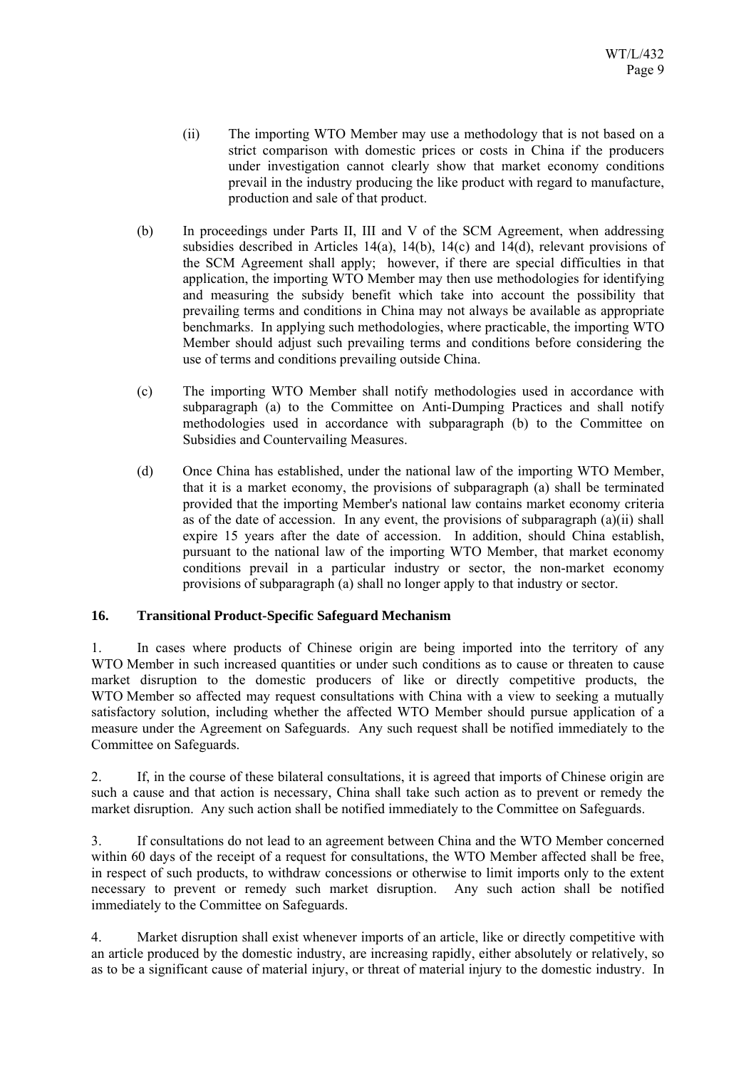(ii) The importing WTO Member may use a methodology that is not based on a strict comparison with domestic prices or costs in China if the producers under investigation cannot clearly show that market economy conditions prevail in the industry producing the like product with regard to manufacture, production and sale of that product.

(b) In proceedings under Parts II, III and V of the SCM Agreement, when addressing subsidies described in Articles 14(a), 14(b), 14(c) and 14(d), relevant provisions of the SCM Agreement shall apply; however, if there are special difficulties in that application, the importing WTO Member may then use methodologies for identifying and measuring the subsidy benefit which take into account the possibility that prevailing terms and conditions in China may not always be available as appropriate benchmarks. In applying such methodologies, where practicable, the importing WTO Member should adjust such prevailing terms and conditions before considering the use of terms and conditions prevailing outside China.

(c) The importing WTO Member shall notify methodologies used in accordance with subparagraph (a) to the Committee on Anti-Dumping Practices and shall notify methodologies used in accordance with subparagraph (b) to the Committee on Subsidies and Countervailing Measures.

(d) Once China has established, under the national law of the importing WTO Member, that it is a market economy, the provisions of subparagraph (a) shall be terminated provided that the importing Member's national law contains market economy criteria as of the date of accession. In any event, the provisions of subparagraph (a)(ii) shall expire 15 years after the date of accession. In addition, should China establish, pursuant to the national law of the importing WTO Member, that market economy conditions prevail in a particular industry or sector, the non-market economy provisions of subparagraph (a) shall no longer apply to that industry or sector.

## 16. Transitional Product-Specific Safeguard Mechanism

1. In cases where products of Chinese origin are being imported into the territory of any WTO Member in such increased quantities or under such conditions as to cause or threaten to cause market disruption to the domestic producers of like or directly competitive products, the WTO Member so affected may request consultations with China with a view to seeking a mutually satisfactory solution, including whether the affected WTO Member should pursue application of a measure under the Agreement on Safeguards. Any such request shall be notified immediately to the Committee on Safeguards.

2. If, in the course of these bilateral consultations, it is agreed that imports of Chinese origin are such a cause and that action is necessary, China shall take such action as to prevent or remedy the market disruption. Any such action shall be notified immediately to the Committee on Safeguards.

3. If consultations do not lead to an agreement between China and the WTO Member concerned within 60 days of the receipt of a request for consultations, the WTO Member affected shall be free, in respect of such products, to withdraw concessions or otherwise to limit imports only to the extent necessary to prevent or remedy such market disruption. Any such action shall be notified immediately to the Committee on Safeguards.

4. Market disruption shall exist whenever imports of an article, like or directly competitive with an article produced by the domestic industry, are increasing rapidly, either absolutely or relatively, so as to be a significant cause of material injury, or threat of material injury to the domestic industry. In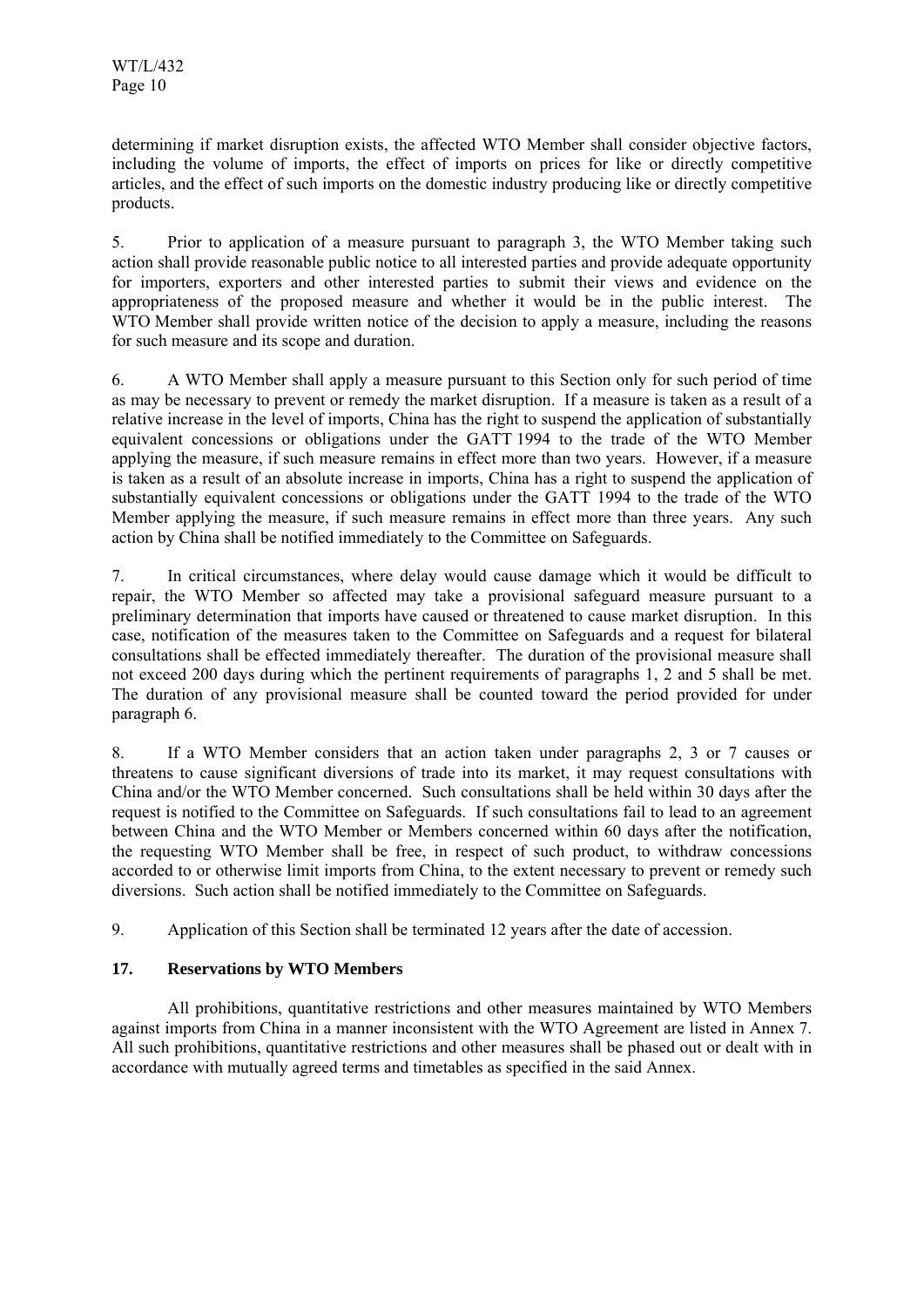determining if market disruption exists, the affected WTO Member shall consider objective factors, including the volume of imports, the effect of imports on prices for like or directly competitive articles, and the effect of such imports on the domestic industry producing like or directly competitive products.

5. Prior to application of a measure pursuant to paragraph 3, the WTO Member taking such action shall provide reasonable public notice to all interested parties and provide adequate opportunity for importers, exporters and other interested parties to submit their views and evidence on the appropriateness of the proposed measure and whether it would be in the public interest. The WTO Member shall provide written notice of the decision to apply a measure, including the reasons for such measure and its scope and duration.

6. A WTO Member shall apply a measure pursuant to this Section only for such period of time as may be necessary to prevent or remedy the market disruption. If a measure is taken as a result of a relative increase in the level of imports, China has the right to suspend the application of substantially equivalent concessions or obligations under the GATT 1994 to the trade of the WTO Member applying the measure, if such measure remains in effect more than two years. However, if a measure is taken as a result of an absolute increase in imports, China has a right to suspend the application of substantially equivalent concessions or obligations under the GATT 1994 to the trade of the WTO Member applying the measure, if such measure remains in effect more than three years. Any such action by China shall be notified immediately to the Committee on Safeguards.

7. In critical circumstances, where delay would cause damage which it would be difficult to repair, the WTO Member so affected may take a provisional safeguard measure pursuant to a preliminary determination that imports have caused or threatened to cause market disruption. In this case, notification of the measures taken to the Committee on Safeguards and a request for bilateral consultations shall be effected immediately thereafter. The duration of the provisional measure shall not exceed 200 days during which the pertinent requirements of paragraphs 1, 2 and 5 shall be met. The duration of any provisional measure shall be counted toward the period provided for under paragraph 6.

8. If a WTO Member considers that an action taken under paragraphs 2, 3 or 7 causes or threatens to cause significant diversions of trade into its market, it may request consultations with China and/or the WTO Member concerned. Such consultations shall be held within 30 days after the request is notified to the Committee on Safeguards. If such consultations fail to lead to an agreement between China and the WTO Member or Members concerned within 60 days after the notification, the requesting WTO Member shall be free, in respect of such product, to withdraw concessions accorded to or otherwise limit imports from China, to the extent necessary to prevent or remedy such diversions. Such action shall be notified immediately to the Committee on Safeguards.

9. Application of this Section shall be terminated 12 years after the date of accession.

## 17. Reservations by WTO Members

All prohibitions, quantitative restrictions and other measures maintained by WTO Members against imports from China in a manner inconsistent with the WTO Agreement are listed in Annex 7. All such prohibitions, quantitative restrictions and other measures shall be phased out or dealt with in accordance with mutually agreed terms and timetables as specified in the said Annex.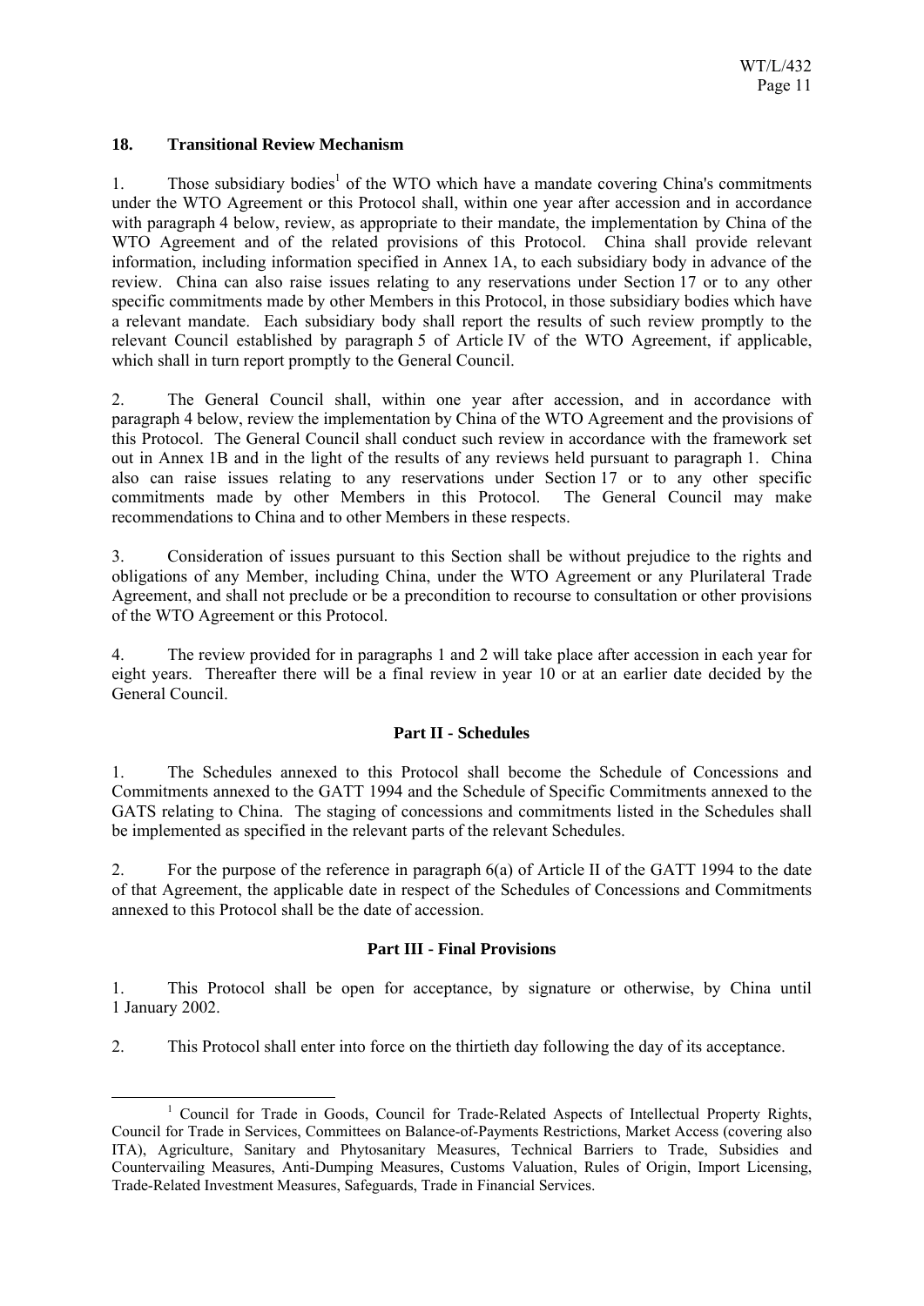### 18. Transitional Review Mechanism

1. Those subsidiary bodies[1] of the WTO which have a mandate covering China's commitments under the WTO Agreement or this Protocol shall, within one year after accession and in accordance with paragraph 4 below, review, as appropriate to their mandate, the implementation by China of the WTO Agreement and of the related provisions of this Protocol. China shall provide relevant information, including information specified in Annex 1A, to each subsidiary body in advance of the review. China can also raise issues relating to any reservations under Section 17 or to any other specific commitments made by other Members in this Protocol, in those subsidiary bodies which have a relevant mandate. Each subsidiary body shall report the results of such review promptly to the relevant Council established by paragraph 5 of Article IV of the WTO Agreement, if applicable, which shall in turn report promptly to the General Council.

2. The General Council shall, within one year after accession, and in accordance with paragraph 4 below, review the implementation by China of the WTO Agreement and the provisions of this Protocol. The General Council shall conduct such review in accordance with the framework set out in Annex 1B and in the light of the results of any reviews held pursuant to paragraph 1. China also can raise issues relating to any reservations under Section 17 or to any other specific commitments made by other Members in this Protocol. The General Council may make recommendations to China and to other Members in these respects.

3. Consideration of issues pursuant to this Section shall be without prejudice to the rights and obligations of any Member, including China, under the WTO Agreement or any Plurilateral Trade Agreement, and shall not preclude or be a precondition to recourse to consultation or other provisions of the WTO Agreement or this Protocol.

4. The review provided for in paragraphs 1 and 2 will take place after accession in each year for eight years. Thereafter there will be a final review in year 10 or at an earlier date decided by the General Council.

## Part II - Schedules

1. The Schedules annexed to this Protocol shall become the Schedule of Concessions and Commitments annexed to the GATT 1994 and the Schedule of Specific Commitments annexed to the GATS relating to China. The staging of concessions and commitments listed in the Schedules shall be implemented as specified in the relevant parts of the relevant Schedules.

2. For the purpose of the reference in paragraph 6(a) of Article II of the GATT 1994 to the date of that Agreement, the applicable date in respect of the Schedules of Concessions and Commitments annexed to this Protocol shall be the date of accession.

## Part III - Final Provisions

1. This Protocol shall be open for acceptance, by signature or otherwise, by China until 1 January 2002.

2. This Protocol shall enter into force on the thirtieth day following the day of its acceptance.

---

[1] Council for Trade in Goods, Council for Trade-Related Aspects of Intellectual Property Rights, Council for Trade in Services, Committees on Balance-of-Payments Restrictions, Market Access (covering also ITA), Agriculture, Sanitary and Phytosanitary Measures, Technical Barriers to Trade, Subsidies and Countervailing Measures, Anti-Dumping Measures, Customs Valuation, Rules of Origin, Import Licensing, Trade-Related Investment Measures, Safeguards, Trade in Financial Services.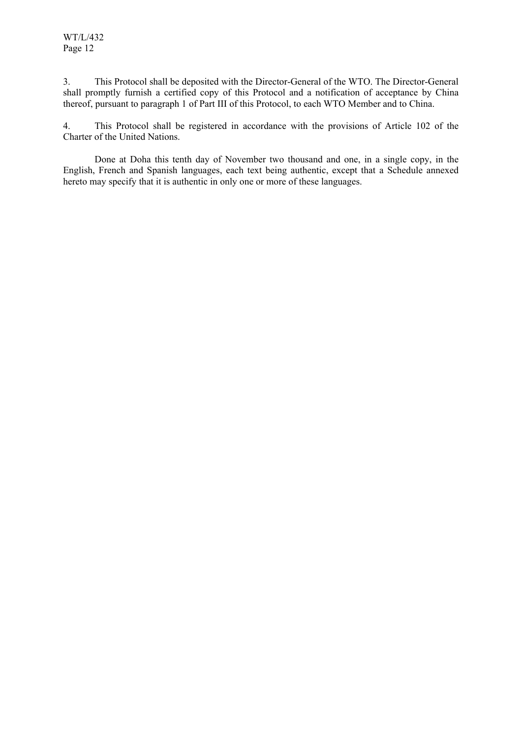3. This Protocol shall be deposited with the Director-General of the WTO. The Director-General shall promptly furnish a certified copy of this Protocol and a notification of acceptance by China thereof, pursuant to paragraph 1 of Part III of this Protocol, to each WTO Member and to China.

4. This Protocol shall be registered in accordance with the provisions of Article 102 of the Charter of the United Nations.

Done at Doha this tenth day of November two thousand and one, in a single copy, in the English, French and Spanish languages, each text being authentic, except that a Schedule annexed hereto may specify that it is authentic in only one or more of these languages.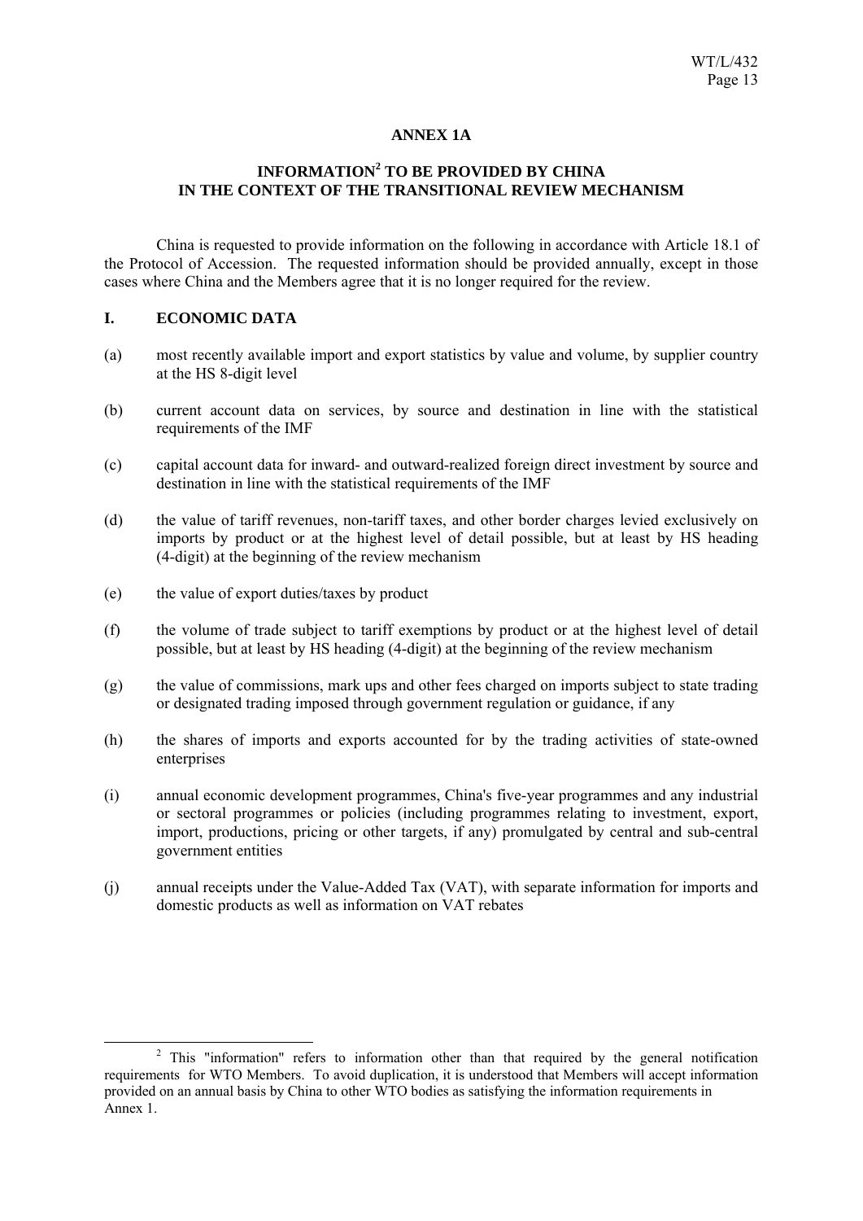## ANNEX 1A

## INFORMATION[2] TO BE PROVIDED BY CHINA IN THE CONTEXT OF THE TRANSITIONAL REVIEW MECHANISM

China is requested to provide information on the following in accordance with Article 18.1 of the Protocol of Accession. The requested information should be provided annually, except in those cases where China and the Members agree that it is no longer required for the review.

### I. ECONOMIC DATA

(a) most recently available import and export statistics by value and volume, by supplier country at the HS 8-digit level

(b) current account data on services, by source and destination in line with the statistical requirements of the IMF

(c) capital account data for inward- and outward-realized foreign direct investment by source and destination in line with the statistical requirements of the IMF

(d) the value of tariff revenues, non-tariff taxes, and other border charges levied exclusively on imports by product or at the highest level of detail possible, but at least by HS heading (4-digit) at the beginning of the review mechanism

(e) the value of export duties/taxes by product

(f) the volume of trade subject to tariff exemptions by product or at the highest level of detail possible, but at least by HS heading (4-digit) at the beginning of the review mechanism

(g) the value of commissions, mark ups and other fees charged on imports subject to state trading or designated trading imposed through government regulation or guidance, if any

(h) the shares of imports and exports accounted for by the trading activities of state-owned enterprises

(i) annual economic development programmes, China's five-year programmes and any industrial or sectoral programmes or policies (including programmes relating to investment, export, import, productions, pricing or other targets, if any) promulgated by central and sub-central government entities

(j) annual receipts under the Value-Added Tax (VAT), with separate information for imports and domestic products as well as information on VAT rebates

---

[2] This "information" refers to information other than that required by the general notification requirements for WTO Members. To avoid duplication, it is understood that Members will accept information provided on an annual basis by China to other WTO bodies as satisfying the information requirements in Annex 1.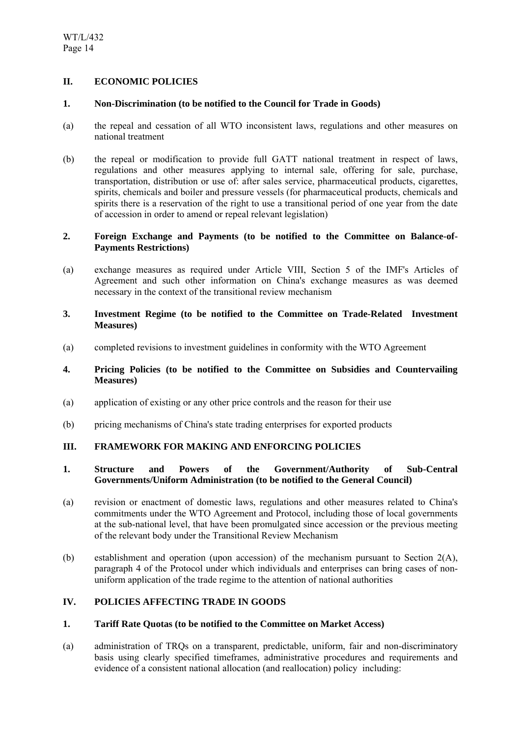## II. ECONOMIC POLICIES

### 1. Non-Discrimination (to be notified to the Council for Trade in Goods)

(a) the repeal and cessation of all WTO inconsistent laws, regulations and other measures on national treatment

(b) the repeal or modification to provide full GATT national treatment in respect of laws, regulations and other measures applying to internal sale, offering for sale, purchase, transportation, distribution or use of: after sales service, pharmaceutical products, cigarettes, spirits, chemicals and boiler and pressure vessels (for pharmaceutical products, chemicals and spirits there is a reservation of the right to use a transitional period of one year from the date of accession in order to amend or repeal relevant legislation)

### 2. Foreign Exchange and Payments (to be notified to the Committee on Balance-of-Payments Restrictions)

(a) exchange measures as required under Article VIII, Section 5 of the IMF's Articles of Agreement and such other information on China's exchange measures as was deemed necessary in the context of the transitional review mechanism

### 3. Investment Regime (to be notified to the Committee on Trade-Related Investment Measures)

(a) completed revisions to investment guidelines in conformity with the WTO Agreement

### 4. Pricing Policies (to be notified to the Committee on Subsidies and Countervailing Measures)

(a) application of existing or any other price controls and the reason for their use

(b) pricing mechanisms of China's state trading enterprises for exported products

## III. FRAMEWORK FOR MAKING AND ENFORCING POLICIES

### 1. Structure and Powers of the Government/Authority of Sub-Central Governments/Uniform Administration (to be notified to the General Council)

(a) revision or enactment of domestic laws, regulations and other measures related to China's commitments under the WTO Agreement and Protocol, including those of local governments at the sub-national level, that have been promulgated since accession or the previous meeting of the relevant body under the Transitional Review Mechanism

(b) establishment and operation (upon accession) of the mechanism pursuant to Section 2(A), paragraph 4 of the Protocol under which individuals and enterprises can bring cases of non-uniform application of the trade regime to the attention of national authorities

## IV. POLICIES AFFECTING TRADE IN GOODS

### 1. Tariff Rate Quotas (to be notified to the Committee on Market Access)

(a) administration of TRQs on a transparent, predictable, uniform, fair and non-discriminatory basis using clearly specified timeframes, administrative procedures and requirements and evidence of a consistent national allocation (and reallocation) policy including: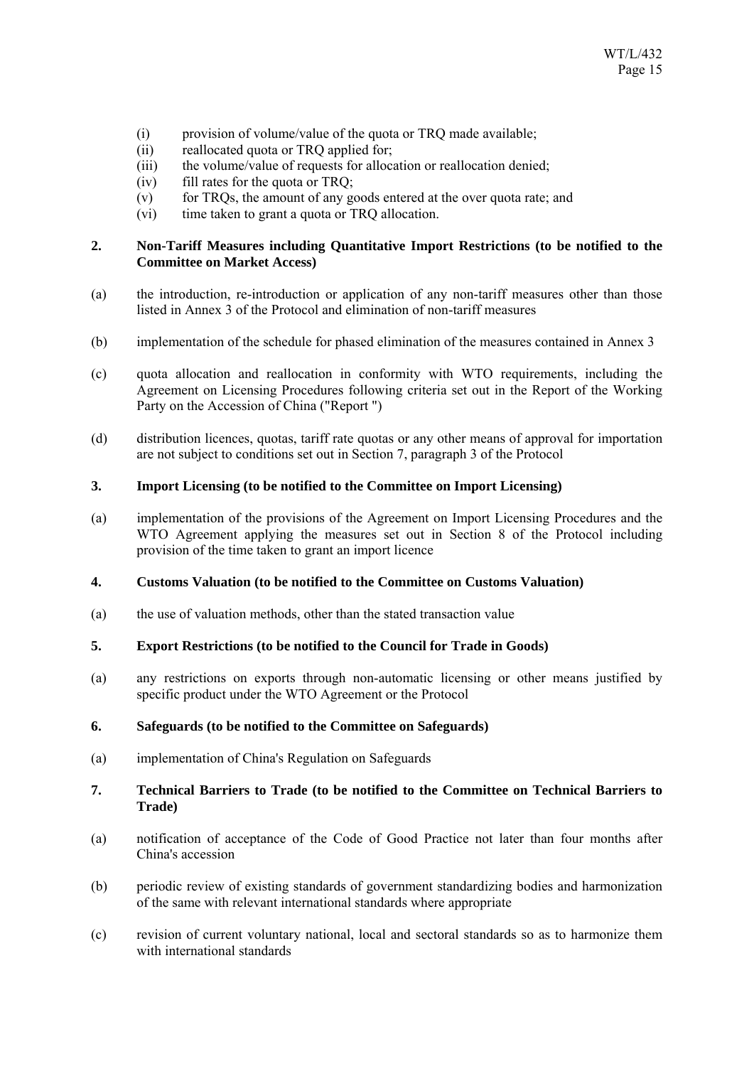(i) provision of volume/value of the quota or TRQ made available;
(ii) reallocated quota or TRQ applied for;
(iii) the volume/value of requests for allocation or reallocation denied;
(iv) fill rates for the quota or TRQ;
(v) for TRQs, the amount of any goods entered at the over quota rate; and
(vi) time taken to grant a quota or TRQ allocation.

**2. Non-Tariff Measures including Quantitative Import Restrictions (to be notified to the Committee on Market Access)**

(a) the introduction, re-introduction or application of any non-tariff measures other than those listed in Annex 3 of the Protocol and elimination of non-tariff measures

(b) implementation of the schedule for phased elimination of the measures contained in Annex 3

(c) quota allocation and reallocation in conformity with WTO requirements, including the Agreement on Licensing Procedures following criteria set out in the Report of the Working Party on the Accession of China ("Report ")

(d) distribution licences, quotas, tariff rate quotas or any other means of approval for importation are not subject to conditions set out in Section 7, paragraph 3 of the Protocol

**3. Import Licensing (to be notified to the Committee on Import Licensing)**

(a) implementation of the provisions of the Agreement on Import Licensing Procedures and the WTO Agreement applying the measures set out in Section 8 of the Protocol including provision of the time taken to grant an import licence

**4. Customs Valuation (to be notified to the Committee on Customs Valuation)**

(a) the use of valuation methods, other than the stated transaction value

**5. Export Restrictions (to be notified to the Council for Trade in Goods)**

(a) any restrictions on exports through non-automatic licensing or other means justified by specific product under the WTO Agreement or the Protocol

**6. Safeguards (to be notified to the Committee on Safeguards)**

(a) implementation of China's Regulation on Safeguards

**7. Technical Barriers to Trade (to be notified to the Committee on Technical Barriers to Trade)**

(a) notification of acceptance of the Code of Good Practice not later than four months after China's accession

(b) periodic review of existing standards of government standardizing bodies and harmonization of the same with relevant international standards where appropriate

(c) revision of current voluntary national, local and sectoral standards so as to harmonize them with international standards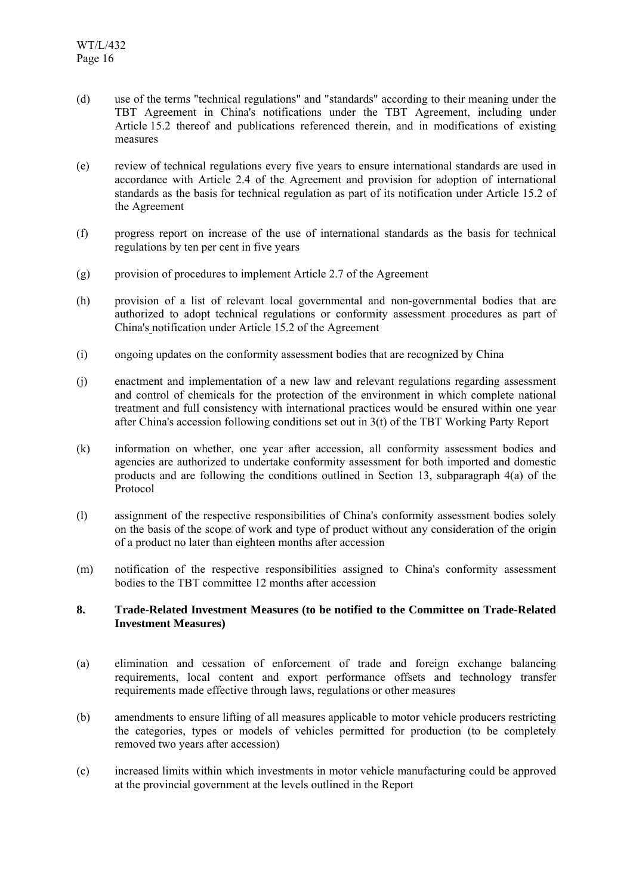(d) use of the terms "technical regulations" and "standards" according to their meaning under the TBT Agreement in China's notifications under the TBT Agreement, including under Article 15.2 thereof and publications referenced therein, and in modifications of existing measures

(e) review of technical regulations every five years to ensure international standards are used in accordance with Article 2.4 of the Agreement and provision for adoption of international standards as the basis for technical regulation as part of its notification under Article 15.2 of the Agreement

(f) progress report on increase of the use of international standards as the basis for technical regulations by ten per cent in five years

(g) provision of procedures to implement Article 2.7 of the Agreement

(h) provision of a list of relevant local governmental and non-governmental bodies that are authorized to adopt technical regulations or conformity assessment procedures as part of China's notification under Article 15.2 of the Agreement

(i) ongoing updates on the conformity assessment bodies that are recognized by China

(j) enactment and implementation of a new law and relevant regulations regarding assessment and control of chemicals for the protection of the environment in which complete national treatment and full consistency with international practices would be ensured within one year after China's accession following conditions set out in 3(t) of the TBT Working Party Report

(k) information on whether, one year after accession, all conformity assessment bodies and agencies are authorized to undertake conformity assessment for both imported and domestic products and are following the conditions outlined in Section 13, subparagraph 4(a) of the Protocol

(l) assignment of the respective responsibilities of China's conformity assessment bodies solely on the basis of the scope of work and type of product without any consideration of the origin of a product no later than eighteen months after accession

(m) notification of the respective responsibilities assigned to China's conformity assessment bodies to the TBT committee 12 months after accession

## 8. Trade-Related Investment Measures (to be notified to the Committee on Trade-Related Investment Measures)

(a) elimination and cessation of enforcement of trade and foreign exchange balancing requirements, local content and export performance offsets and technology transfer requirements made effective through laws, regulations or other measures

(b) amendments to ensure lifting of all measures applicable to motor vehicle producers restricting the categories, types or models of vehicles permitted for production (to be completely removed two years after accession)

(c) increased limits within which investments in motor vehicle manufacturing could be approved at the provincial government at the levels outlined in the Report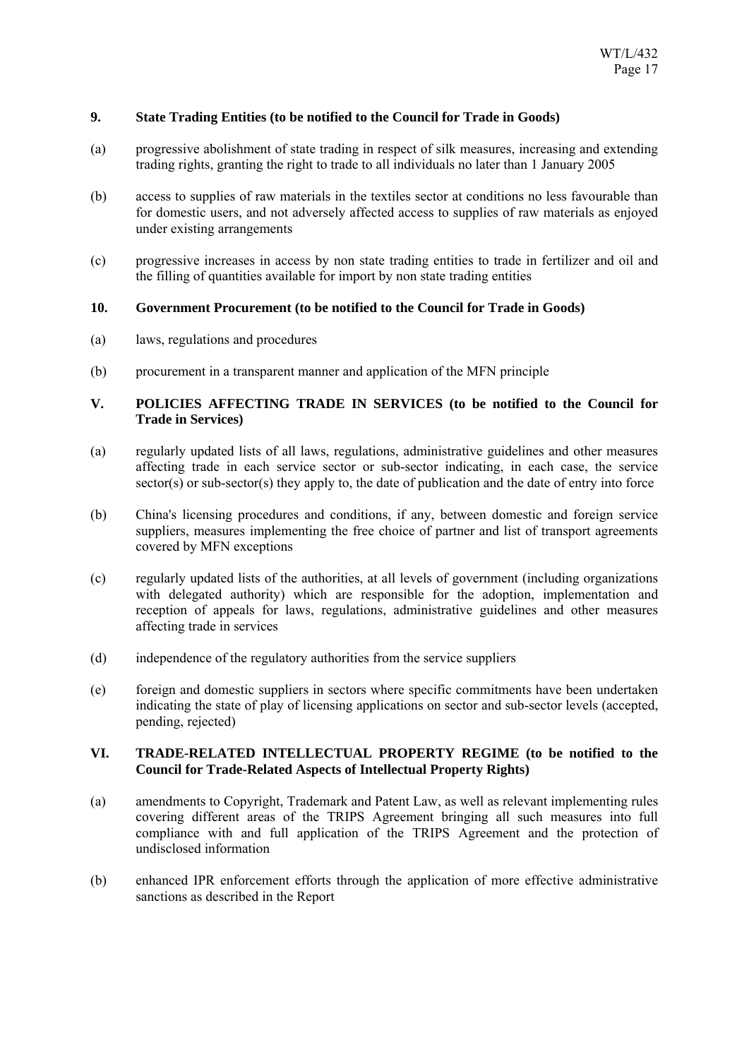**9. State Trading Entities (to be notified to the Council for Trade in Goods)**

(a) progressive abolishment of state trading in respect of silk measures, increasing and extending trading rights, granting the right to trade to all individuals no later than 1 January 2005

(b) access to supplies of raw materials in the textiles sector at conditions no less favourable than for domestic users, and not adversely affected access to supplies of raw materials as enjoyed under existing arrangements

(c) progressive increases in access by non state trading entities to trade in fertilizer and oil and the filling of quantities available for import by non state trading entities

**10. Government Procurement (to be notified to the Council for Trade in Goods)**

(a) laws, regulations and procedures

(b) procurement in a transparent manner and application of the MFN principle

## V. POLICIES AFFECTING TRADE IN SERVICES (to be notified to the Council for Trade in Services)

(a) regularly updated lists of all laws, regulations, administrative guidelines and other measures affecting trade in each service sector or sub-sector indicating, in each case, the service sector(s) or sub-sector(s) they apply to, the date of publication and the date of entry into force

(b) China's licensing procedures and conditions, if any, between domestic and foreign service suppliers, measures implementing the free choice of partner and list of transport agreements covered by MFN exceptions

(c) regularly updated lists of the authorities, at all levels of government (including organizations with delegated authority) which are responsible for the adoption, implementation and reception of appeals for laws, regulations, administrative guidelines and other measures affecting trade in services

(d) independence of the regulatory authorities from the service suppliers

(e) foreign and domestic suppliers in sectors where specific commitments have been undertaken indicating the state of play of licensing applications on sector and sub-sector levels (accepted, pending, rejected)

## VI. TRADE-RELATED INTELLECTUAL PROPERTY REGIME (to be notified to the Council for Trade-Related Aspects of Intellectual Property Rights)

(a) amendments to Copyright, Trademark and Patent Law, as well as relevant implementing rules covering different areas of the TRIPS Agreement bringing all such measures into full compliance with and full application of the TRIPS Agreement and the protection of undisclosed information

(b) enhanced IPR enforcement efforts through the application of more effective administrative sanctions as described in the Report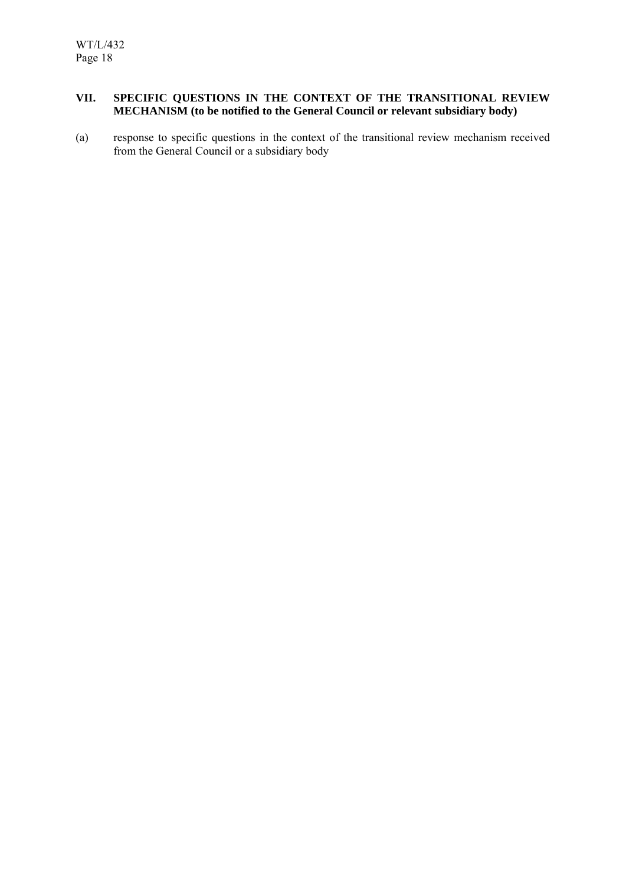## VII. SPECIFIC QUESTIONS IN THE CONTEXT OF THE TRANSITIONAL REVIEW MECHANISM (to be notified to the General Council or relevant subsidiary body)

(a) response to specific questions in the context of the transitional review mechanism received from the General Council or a subsidiary body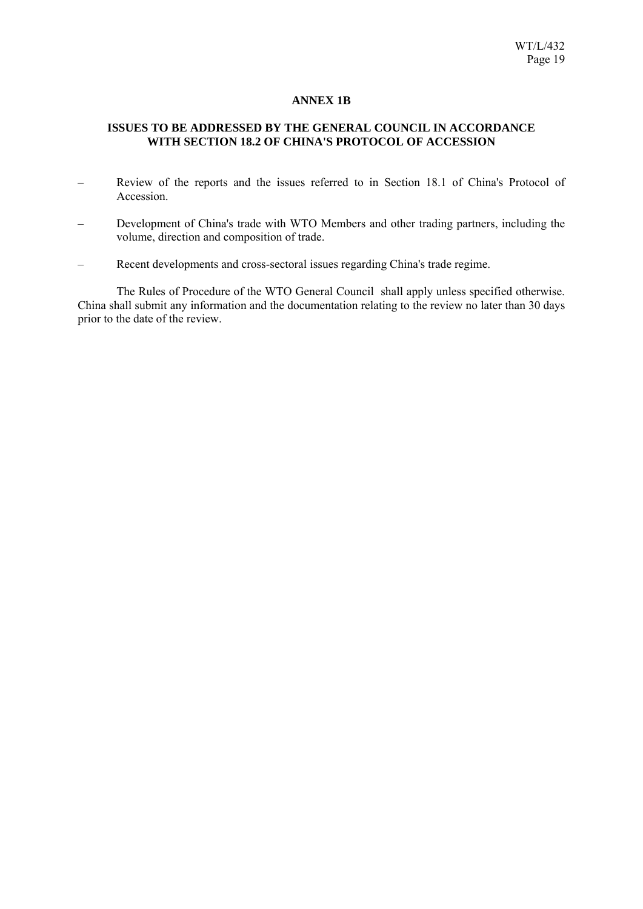## ANNEX 1B

### ISSUES TO BE ADDRESSED BY THE GENERAL COUNCIL IN ACCORDANCE WITH SECTION 18.2 OF CHINA'S PROTOCOL OF ACCESSION

– Review of the reports and the issues referred to in Section 18.1 of China's Protocol of Accession.

– Development of China's trade with WTO Members and other trading partners, including the volume, direction and composition of trade.

– Recent developments and cross-sectoral issues regarding China's trade regime.

The Rules of Procedure of the WTO General Council shall apply unless specified otherwise. China shall submit any information and the documentation relating to the review no later than 30 days prior to the date of the review.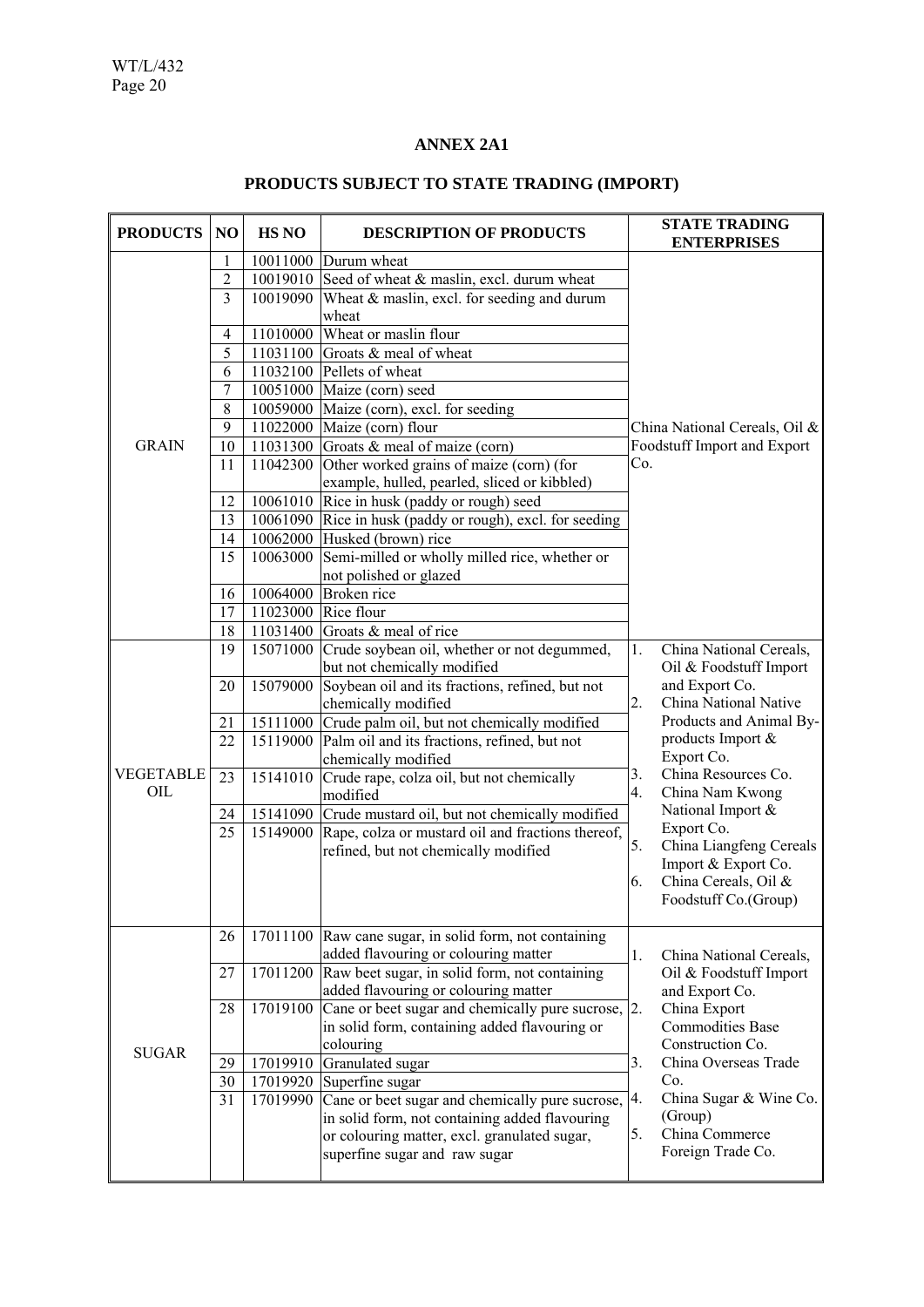## ANNEX 2A1

## PRODUCTS SUBJECT TO STATE TRADING (IMPORT)

| PRODUCTS | NO | HS NO | DESCRIPTION OF PRODUCTS | STATE TRADING ENTERPRISES |
|---|---|---|---|---|
| GRAIN | 1 | 10011000 | Durum wheat | China National Cereals, Oil & Foodstuff Import and Export Co. |
| | 2 | 10019010 | Seed of wheat & maslin, excl. durum wheat | |
| | 3 | 10019090 | Wheat & maslin, excl. for seeding and durum wheat | |
| | 4 | 11010000 | Wheat or maslin flour | |
| | 5 | 11031100 | Groats & meal of wheat | |
| | 6 | 11032100 | Pellets of wheat | |
| | 7 | 10051000 | Maize (corn) seed | |
| | 8 | 10059000 | Maize (corn), excl. for seeding | |
| | 9 | 11022000 | Maize (corn) flour | |
| | 10 | 11031300 | Groats & meal of maize (corn) | |
| | 11 | 11042300 | Other worked grains of maize (corn) (for example, hulled, pearled, sliced or kibbled) | |
| | 12 | 10061010 | Rice in husk (paddy or rough) seed | |
| | 13 | 10061090 | Rice in husk (paddy or rough), excl. for seeding | |
| | 14 | 10062000 | Husked (brown) rice | |
| | 15 | 10063000 | Semi-milled or wholly milled rice, whether or not polished or glazed | |
| | 16 | 10064000 | Broken rice | |
| | 17 | 11023000 | Rice flour | |
| | 18 | 11031400 | Groats & meal of rice | |
| VEGETABLE OIL | 19 | 15071000 | Crude soybean oil, whether or not degummed, but not chemically modified | 1. China National Cereals, Oil & Foodstuff Import and Export Co.<br>2. China National Native Products and Animal By-products Import & Export Co.<br>3. China Resources Co.<br>4. China Nam Kwong National Import & Export Co.<br>5. China Liangfeng Cereals Import & Export Co.<br>6. China Cereals, Oil & Foodstuff Co.(Group) |
| | 20 | 15079000 | Soybean oil and its fractions, refined, but not chemically modified | |
| | 21 | 15111000 | Crude palm oil, but not chemically modified | |
| | 22 | 15119000 | Palm oil and its fractions, refined, but not chemically modified | |
| | 23 | 15141010 | Crude rape, colza oil, but not chemically modified | |
| | 24 | 15141090 | Crude mustard oil, but not chemically modified | |
| | 25 | 15149000 | Rape, colza or mustard oil and fractions thereof, refined, but not chemically modified | |
| SUGAR | 26 | 17011100 | Raw cane sugar, in solid form, not containing added flavouring or colouring matter | 1. China National Cereals, Oil & Foodstuff Import and Export Co.<br>2. China Export Commodities Base Construction Co.<br>3. China Overseas Trade Co.<br>4. China Sugar & Wine Co. (Group)<br>5. China Commerce Foreign Trade Co. |
| | 27 | 17011200 | Raw beet sugar, in solid form, not containing added flavouring or colouring matter | |
| | 28 | 17019100 | Cane or beet sugar and chemically pure sucrose, in solid form, containing added flavouring or colouring | |
| | 29 | 17019910 | Granulated sugar | |
| | 30 | 17019920 | Superfine sugar | |
| | 31 | 17019990 | Cane or beet sugar and chemically pure sucrose, in solid form, not containing added flavouring or colouring matter, excl. granulated sugar, superfine sugar and raw sugar | |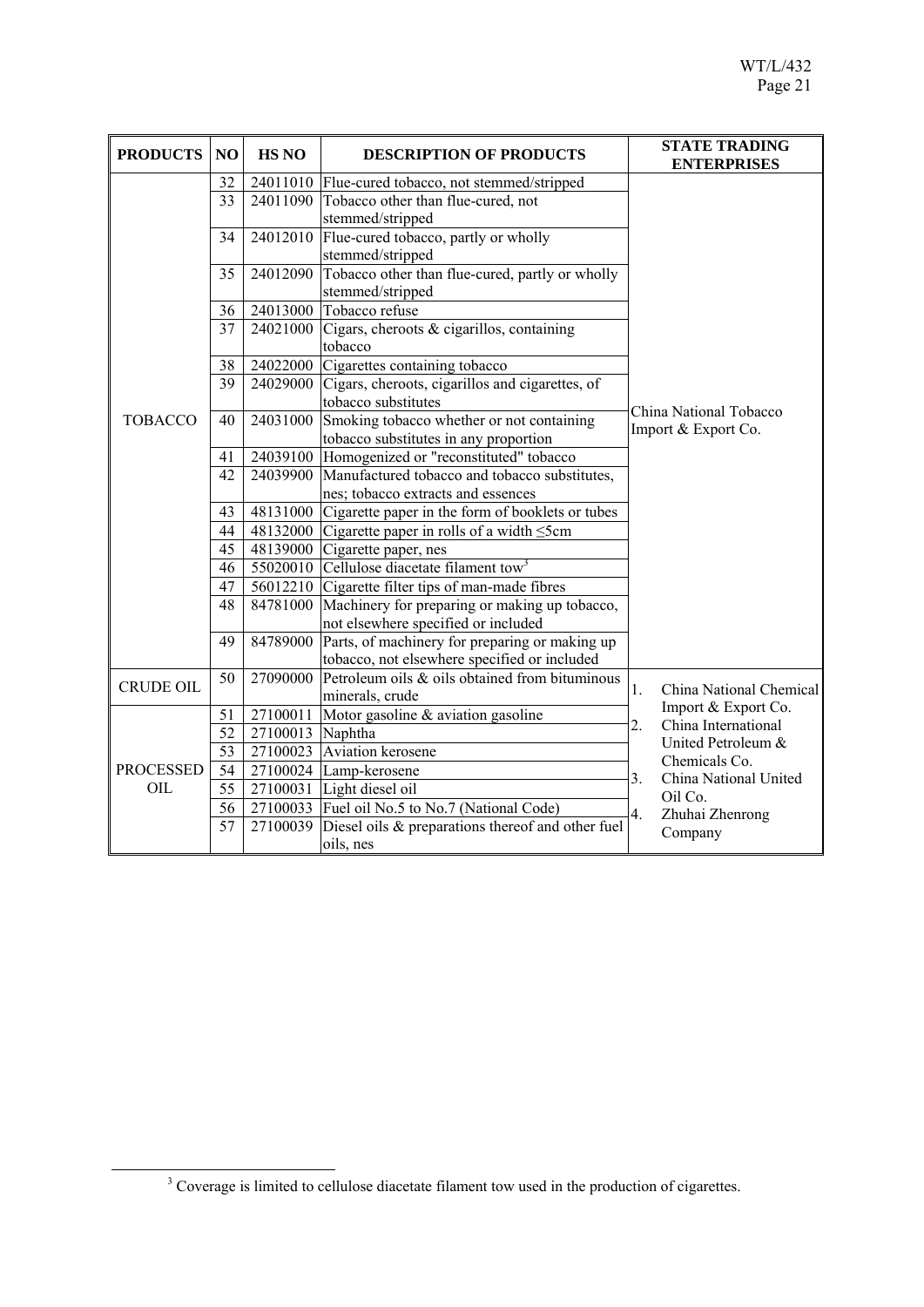| PRODUCTS | NO | HS NO | DESCRIPTION OF PRODUCTS | STATE TRADING ENTERPRISES |
|---|---|---|---|---|
| TOBACCO | 32 | 24011010 | Flue-cured tobacco, not stemmed/stripped | China National Tobacco Import & Export Co. |
| | 33 | 24011090 | Tobacco other than flue-cured, not stemmed/stripped | |
| | 34 | 24012010 | Flue-cured tobacco, partly or wholly stemmed/stripped | |
| | 35 | 24012090 | Tobacco other than flue-cured, partly or wholly stemmed/stripped | |
| | 36 | 24013000 | Tobacco refuse | |
| | 37 | 24021000 | Cigars, cheroots & cigarillos, containing tobacco | |
| | 38 | 24022000 | Cigarettes containing tobacco | |
| | 39 | 24029000 | Cigars, cheroots, cigarillos and cigarettes, of tobacco substitutes | |
| | 40 | 24031000 | Smoking tobacco whether or not containing tobacco substitutes in any proportion | |
| | 41 | 24039100 | Homogenized or "reconstituted" tobacco | |
| | 42 | 24039900 | Manufactured tobacco and tobacco substitutes, nes; tobacco extracts and essences | |
| | 43 | 48131000 | Cigarette paper in the form of booklets or tubes | |
| | 44 | 48132000 | Cigarette paper in rolls of a width ≤5cm | |
| | 45 | 48139000 | Cigarette paper, nes | |
| | 46 | 55020010 | Cellulose diacetate filament tow[3] | |
| | 47 | 56012210 | Cigarette filter tips of man-made fibres | |
| | 48 | 84781000 | Machinery for preparing or making up tobacco, not elsewhere specified or included | |
| | 49 | 84789000 | Parts, of machinery for preparing or making up tobacco, not elsewhere specified or included | |
| CRUDE OIL | 50 | 27090000 | Petroleum oils & oils obtained from bituminous minerals, crude | 1. China National Chemical Import & Export Co.<br>2. China International United Petroleum & Chemicals Co.<br>3. China National United Oil Co.<br>4. Zhuhai Zhenrong Company |
| PROCESSED OIL | 51 | 27100011 | Motor gasoline & aviation gasoline | |
| | 52 | 27100013 | Naphtha | |
| | 53 | 27100023 | Aviation kerosene | |
| | 54 | 27100024 | Lamp-kerosene | |
| | 55 | 27100031 | Light diesel oil | |
| | 56 | 27100033 | Fuel oil No.5 to No.7 (National Code) | |
| | 57 | 27100039 | Diesel oils & preparations thereof and other fuel oils, nes | |

[3] Coverage is limited to cellulose diacetate filament tow used in the production of cigarettes.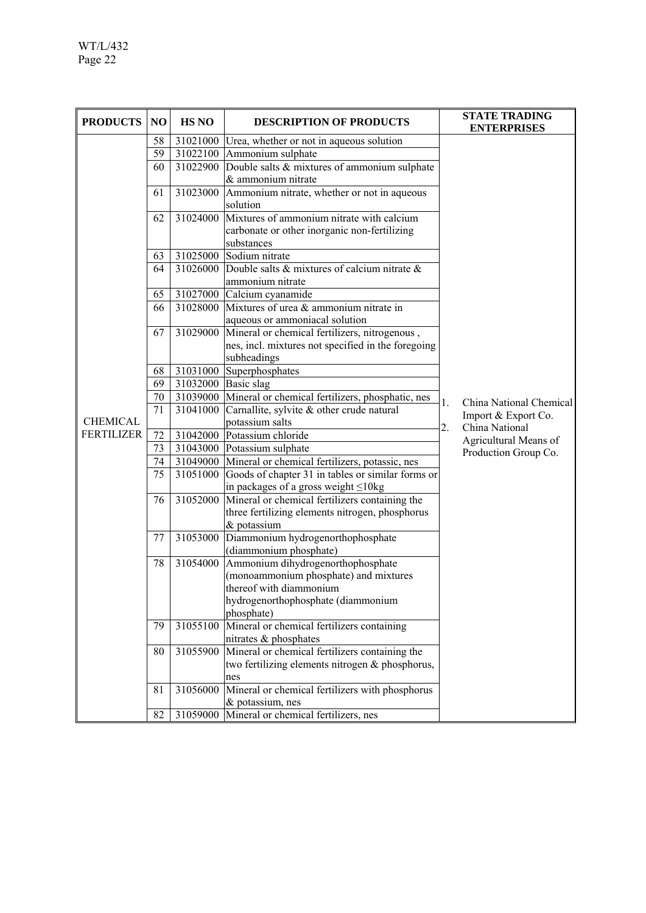| PRODUCTS | NO | HS NO | DESCRIPTION OF PRODUCTS | STATE TRADING ENTERPRISES |
|---|---|---|---|---|
| CHEMICAL FERTILIZER | 58 | 31021000 | Urea, whether or not in aqueous solution | 1. China National Chemical Import & Export Co. 2. China National Agricultural Means of Production Group Co. |
| | 59 | 31022100 | Ammonium sulphate | |
| | 60 | 31022900 | Double salts & mixtures of ammonium sulphate & ammonium nitrate | |
| | 61 | 31023000 | Ammonium nitrate, whether or not in aqueous solution | |
| | 62 | 31024000 | Mixtures of ammonium nitrate with calcium carbonate or other inorganic non-fertilizing substances | |
| | 63 | 31025000 | Sodium nitrate | |
| | 64 | 31026000 | Double salts & mixtures of calcium nitrate & ammonium nitrate | |
| | 65 | 31027000 | Calcium cyanamide | |
| | 66 | 31028000 | Mixtures of urea & ammonium nitrate in aqueous or ammoniacal solution | |
| | 67 | 31029000 | Mineral or chemical fertilizers, nitrogenous , nes, incl. mixtures not specified in the foregoing subheadings | |
| | 68 | 31031000 | Superphosphates | |
| | 69 | 31032000 | Basic slag | |
| | 70 | 31039000 | Mineral or chemical fertilizers, phosphatic, nes | |
| | 71 | 31041000 | Carnallite, sylvite & other crude natural potassium salts | |
| | 72 | 31042000 | Potassium chloride | |
| | 73 | 31043000 | Potassium sulphate | |
| | 74 | 31049000 | Mineral or chemical fertilizers, potassic, nes | |
| | 75 | 31051000 | Goods of chapter 31 in tables or similar forms or in packages of a gross weight ≤10kg | |
| | 76 | 31052000 | Mineral or chemical fertilizers containing the three fertilizing elements nitrogen, phosphorus & potassium | |
| | 77 | 31053000 | Diammonium hydrogenorthophosphate (diammonium phosphate) | |
| | 78 | 31054000 | Ammonium dihydrogenorthophosphate (monoammonium phosphate) and mixtures thereof with diammonium hydrogenorthophosphate (diammonium phosphate) | |
| | 79 | 31055100 | Mineral or chemical fertilizers containing nitrates & phosphates | |
| | 80 | 31055900 | Mineral or chemical fertilizers containing the two fertilizing elements nitrogen & phosphorus, nes | |
| | 81 | 31056000 | Mineral or chemical fertilizers with phosphorus & potassium, nes | |
| | 82 | 31059000 | Mineral or chemical fertilizers, nes | |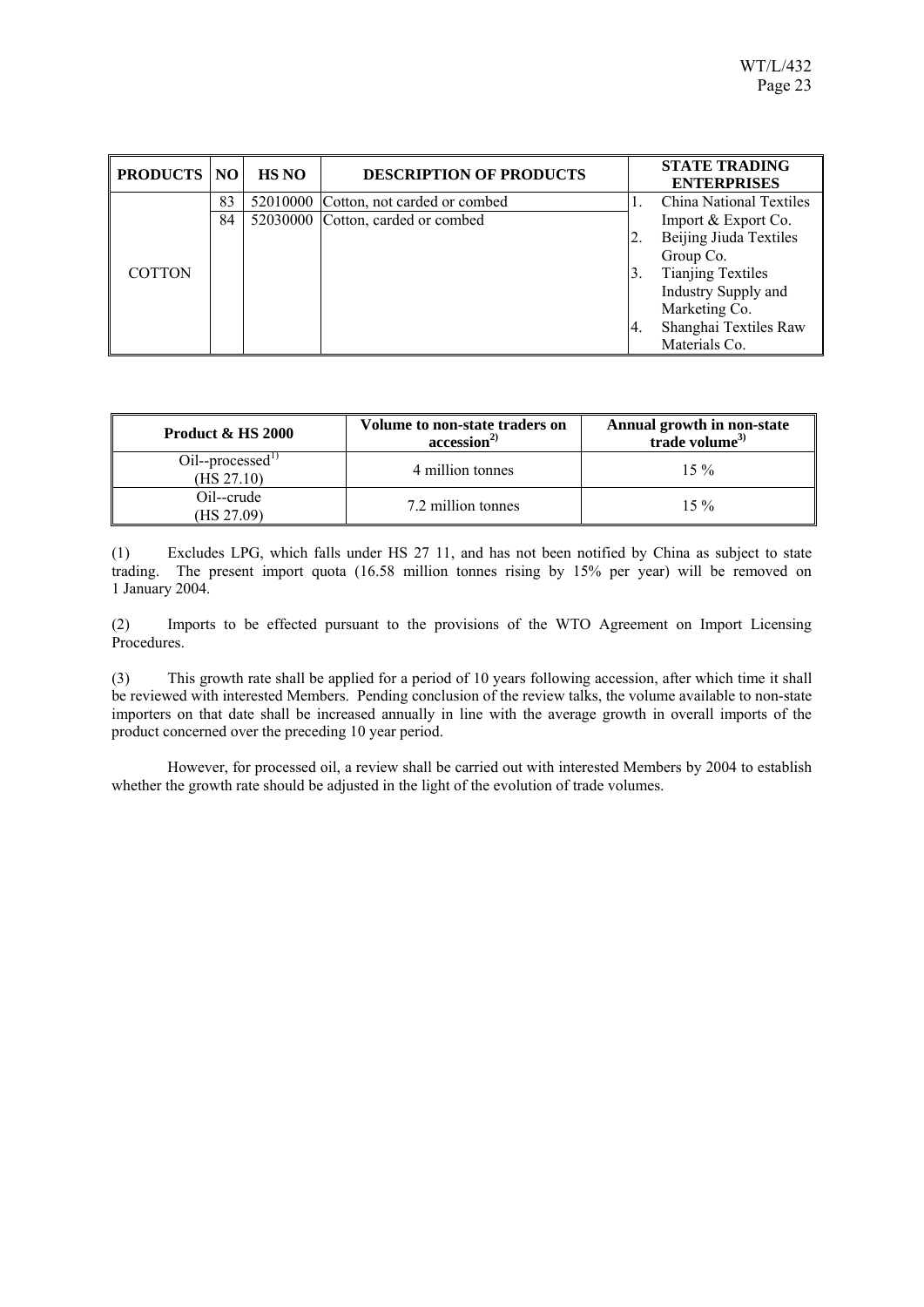| PRODUCTS | NO | HS NO | DESCRIPTION OF PRODUCTS | STATE TRADING ENTERPRISES |
|---|---|---|---|---|
| COTTON | 83 | 52010000 | Cotton, not carded or combed | 1. China National Textiles Import & Export Co.<br>2. Beijing Jiuda Textiles Group Co.<br>3. Tianjing Textiles Industry Supply and Marketing Co.<br>4. Shanghai Textiles Raw Materials Co. |
| | 84 | 52030000 | Cotton, carded or combed | |

| Product & HS 2000 | Volume to non-state traders on accession[2)] | Annual growth in non-state trade volume[3)] |
|---|---|---|
| Oil--processed[1)] (HS 27.10) | 4 million tonnes | 15 % |
| Oil--crude (HS 27.09) | 7.2 million tonnes | 15 % |

(1) Excludes LPG, which falls under HS 27 11, and has not been notified by China as subject to state trading. The present import quota (16.58 million tonnes rising by 15% per year) will be removed on 1 January 2004.

(2) Imports to be effected pursuant to the provisions of the WTO Agreement on Import Licensing Procedures.

(3) This growth rate shall be applied for a period of 10 years following accession, after which time it shall be reviewed with interested Members. Pending conclusion of the review talks, the volume available to non-state importers on that date shall be increased annually in line with the average growth in overall imports of the product concerned over the preceding 10 year period.

However, for processed oil, a review shall be carried out with interested Members by 2004 to establish whether the growth rate should be adjusted in the light of the evolution of trade volumes.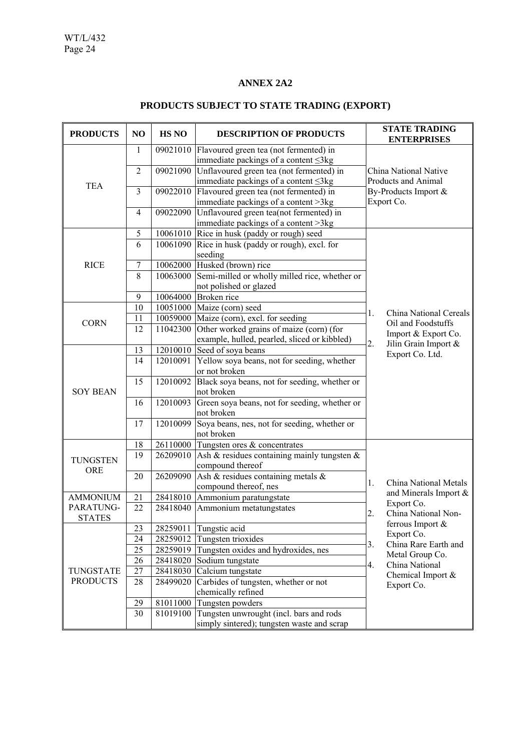## ANNEX 2A2

## PRODUCTS SUBJECT TO STATE TRADING (EXPORT)

| PRODUCTS | NO | HS NO | DESCRIPTION OF PRODUCTS | STATE TRADING ENTERPRISES |
|---|---|---|---|---|
| TEA | 1 | 09021010 | Flavoured green tea (not fermented) in immediate packings of a content ≤3kg | China National Native Products and Animal By-Products Import & Export Co. |
| | 2 | 09021090 | Unflavoured green tea (not fermented) in immediate packings of a content ≤3kg | |
| | 3 | 09022010 | Flavoured green tea (not fermented) in immediate packings of a content >3kg | |
| | 4 | 09022090 | Unflavoured green tea(not fermented) in immediate packings of a content >3kg | |
| RICE | 5 | 10061010 | Rice in husk (paddy or rough) seed | 1. China National Cereals Oil and Foodstuffs Import & Export Co. 2. Jilin Grain Import & Export Co. Ltd. |
| | 6 | 10061090 | Rice in husk (paddy or rough), excl. for seeding | |
| | 7 | 10062000 | Husked (brown) rice | |
| | 8 | 10063000 | Semi-milled or wholly milled rice, whether or not polished or glazed | |
| | 9 | 10064000 | Broken rice | |
| CORN | 10 | 10051000 | Maize (corn) seed | |
| | 11 | 10059000 | Maize (corn), excl. for seeding | |
| | 12 | 11042300 | Other worked grains of maize (corn) (for example, hulled, pearled, sliced or kibbled) | |
| SOY BEAN | 13 | 12010010 | Seed of soya beans | |
| | 14 | 12010091 | Yellow soya beans, not for seeding, whether or not broken | |
| | 15 | 12010092 | Black soya beans, not for seeding, whether or not broken | |
| | 16 | 12010093 | Green soya beans, not for seeding, whether or not broken | |
| | 17 | 12010099 | Soya beans, nes, not for seeding, whether or not broken | |
| TUNGSTEN ORE | 18 | 26110000 | Tungsten ores & concentrates | 1. China National Metals and Minerals Import & Export Co. 2. China National Non-ferrous Import & Export Co. 3. China Rare Earth and Metal Group Co. 4. China National Chemical Import & Export Co. |
| | 19 | 26209010 | Ash & residues containing mainly tungsten & compound thereof | |
| | 20 | 26209090 | Ash & residues containing metals & compound thereof, nes | |
| AMMONIUM PARATUNG-STATES | 21 | 28418010 | Ammonium paratungstate | |
| | 22 | 28418040 | Ammonium metatungstates | |
| TUNGSTATE PRODUCTS | 23 | 28259011 | Tungstic acid | |
| | 24 | 28259012 | Tungsten trioxides | |
| | 25 | 28259019 | Tungsten oxides and hydroxides, nes | |
| | 26 | 28418020 | Sodium tungstate | |
| | 27 | 28418030 | Calcium tungstate | |
| | 28 | 28499020 | Carbides of tungsten, whether or not chemically refined | |
| | 29 | 81011000 | Tungsten powders | |
| | 30 | 81019100 | Tungsten unwrought (incl. bars and rods simply sintered); tungsten waste and scrap | |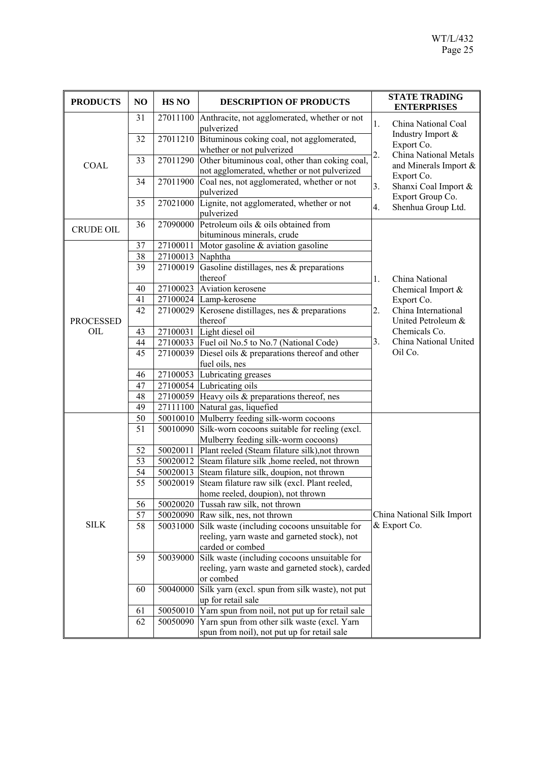| PRODUCTS | NO | HS NO | DESCRIPTION OF PRODUCTS | STATE TRADING ENTERPRISES |
|---|---|---|---|---|
| COAL | 31 | 27011100 | Anthracite, not agglomerated, whether or not pulverized | 1. China National Coal Industry Import & Export Co.<br>2. China National Metals and Minerals Import & Export Co.<br>3. Shanxi Coal Import & Export Group Co.<br>4. Shenhua Group Ltd. |
| | 32 | 27011210 | Bituminous coking coal, not agglomerated, whether or not pulverized | |
| | 33 | 27011290 | Other bituminous coal, other than coking coal, not agglomerated, whether or not pulverized | |
| | 34 | 27011900 | Coal nes, not agglomerated, whether or not pulverized | |
| | 35 | 27021000 | Lignite, not agglomerated, whether or not pulverized | |
| CRUDE OIL | 36 | 27090000 | Petroleum oils & oils obtained from bituminous minerals, crude | 1. China National Chemical Import & Export Co.<br>2. China International United Petroleum & Chemicals Co.<br>3. China National United Oil Co. |
| PROCESSED OIL | 37 | 27100011 | Motor gasoline & aviation gasoline | |
| | 38 | 27100013 | Naphtha | |
| | 39 | 27100019 | Gasoline distillages, nes & preparations thereof | |
| | 40 | 27100023 | Aviation kerosene | |
| | 41 | 27100024 | Lamp-kerosene | |
| | 42 | 27100029 | Kerosene distillages, nes & preparations thereof | |
| | 43 | 27100031 | Light diesel oil | |
| | 44 | 27100033 | Fuel oil No.5 to No.7 (National Code) | |
| | 45 | 27100039 | Diesel oils & preparations thereof and other fuel oils, nes | |
| | 46 | 27100053 | Lubricating greases | |
| | 47 | 27100054 | Lubricating oils | |
| | 48 | 27100059 | Heavy oils & preparations thereof, nes | |
| | 49 | 27111100 | Natural gas, liquefied | |
| SILK | 50 | 50010010 | Mulberry feeding silk-worm cocoons | China National Silk Import & Export Co. |
| | 51 | 50010090 | Silk-worn cocoons suitable for reeling (excl. Mulberry feeding silk-worm cocoons) | |
| | 52 | 50020011 | Plant reeled (Steam filature silk),not thrown | |
| | 53 | 50020012 | Steam filature silk ,home reeled, not thrown | |
| | 54 | 50020013 | Steam filature silk, doupion, not thrown | |
| | 55 | 50020019 | Steam filature raw silk (excl. Plant reeled, home reeled, doupion), not thrown | |
| | 56 | 50020020 | Tussah raw silk, not thrown | |
| | 57 | 50020090 | Raw silk, nes, not thrown | |
| | 58 | 50031000 | Silk waste (including cocoons unsuitable for reeling, yarn waste and garneted stock), not carded or combed | |
| | 59 | 50039000 | Silk waste (including cocoons unsuitable for reeling, yarn waste and garneted stock), carded or combed | |
| | 60 | 50040000 | Silk yarn (excl. spun from silk waste), not put up for retail sale | |
| | 61 | 50050010 | Yarn spun from noil, not put up for retail sale | |
| | 62 | 50050090 | Yarn spun from other silk waste (excl. Yarn spun from noil), not put up for retail sale | |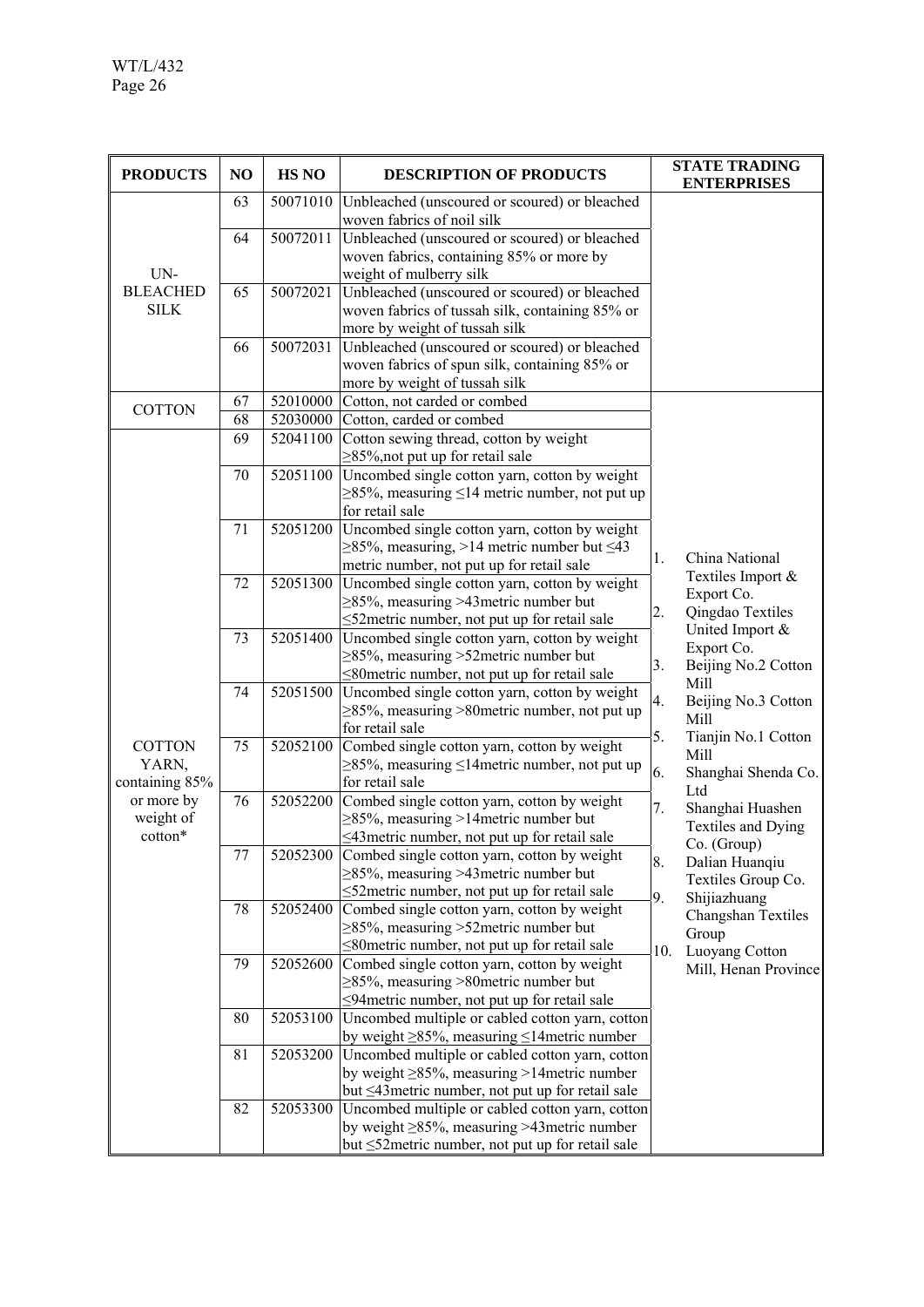| PRODUCTS | NO | HS NO | DESCRIPTION OF PRODUCTS | STATE TRADING ENTERPRISES |
|---|---|---|---|---|
| UN-BLEACHED SILK | 63 | 50071010 | Unbleached (unscoured or scoured) or bleached woven fabrics of noil silk | |
| | 64 | 50072011 | Unbleached (unscoured or scoured) or bleached woven fabrics, containing 85% or more by weight of mulberry silk | |
| | 65 | 50072021 | Unbleached (unscoured or scoured) or bleached woven fabrics of tussah silk, containing 85% or more by weight of tussah silk | |
| | 66 | 50072031 | Unbleached (unscoured or scoured) or bleached woven fabrics of spun silk, containing 85% or more by weight of tussah silk | |
| COTTON | 67 | 52010000 | Cotton, not carded or combed | 1. China National Textiles Import & Export Co.<br>2. Qingdao Textiles United Import & Export Co.<br>3. Beijing No.2 Cotton Mill<br>4. Beijing No.3 Cotton Mill<br>5. Tianjin No.1 Cotton Mill<br>6. Shanghai Shenda Co. Ltd<br>7. Shanghai Huashen Textiles and Dying Co. (Group)<br>8. Dalian Huanqiu Textiles Group Co.<br>9. Shijiazhuang Changshan Textiles Group<br>10. Luoyang Cotton Mill, Henan Province |
| | 68 | 52030000 | Cotton, carded or combed | |
| COTTON YARN, containing 85% or more by weight of cotton* | 69 | 52041100 | Cotton sewing thread, cotton by weight ≥85%,not put up for retail sale | |
| | 70 | 52051100 | Uncombed single cotton yarn, cotton by weight ≥85%, measuring ≤14 metric number, not put up for retail sale | |
| | 71 | 52051200 | Uncombed single cotton yarn, cotton by weight ≥85%, measuring, >14 metric number but ≤43 metric number, not put up for retail sale | |
| | 72 | 52051300 | Uncombed single cotton yarn, cotton by weight ≥85%, measuring >43metric number but ≤52metric number, not put up for retail sale | |
| | 73 | 52051400 | Uncombed single cotton yarn, cotton by weight ≥85%, measuring >52metric number but ≤80metric number, not put up for retail sale | |
| | 74 | 52051500 | Uncombed single cotton yarn, cotton by weight ≥85%, measuring >80metric number, not put up for retail sale | |
| | 75 | 52052100 | Combed single cotton yarn, cotton by weight ≥85%, measuring ≤14metric number, not put up for retail sale | |
| | 76 | 52052200 | Combed single cotton yarn, cotton by weight ≥85%, measuring >14metric number but ≤43metric number, not put up for retail sale | |
| | 77 | 52052300 | Combed single cotton yarn, cotton by weight ≥85%, measuring >43metric number but ≤52metric number, not put up for retail sale | |
| | 78 | 52052400 | Combed single cotton yarn, cotton by weight ≥85%, measuring >52metric number but ≤80metric number, not put up for retail sale | |
| | 79 | 52052600 | Combed single cotton yarn, cotton by weight ≥85%, measuring >80metric number but ≤94metric number, not put up for retail sale | |
| | 80 | 52053100 | Uncombed multiple or cabled cotton yarn, cotton by weight ≥85%, measuring ≤14metric number | |
| | 81 | 52053200 | Uncombed multiple or cabled cotton yarn, cotton by weight ≥85%, measuring >14metric number but ≤43metric number, not put up for retail sale | |
| | 82 | 52053300 | Uncombed multiple or cabled cotton yarn, cotton by weight ≥85%, measuring >43metric number but ≤52metric number, not put up for retail sale | |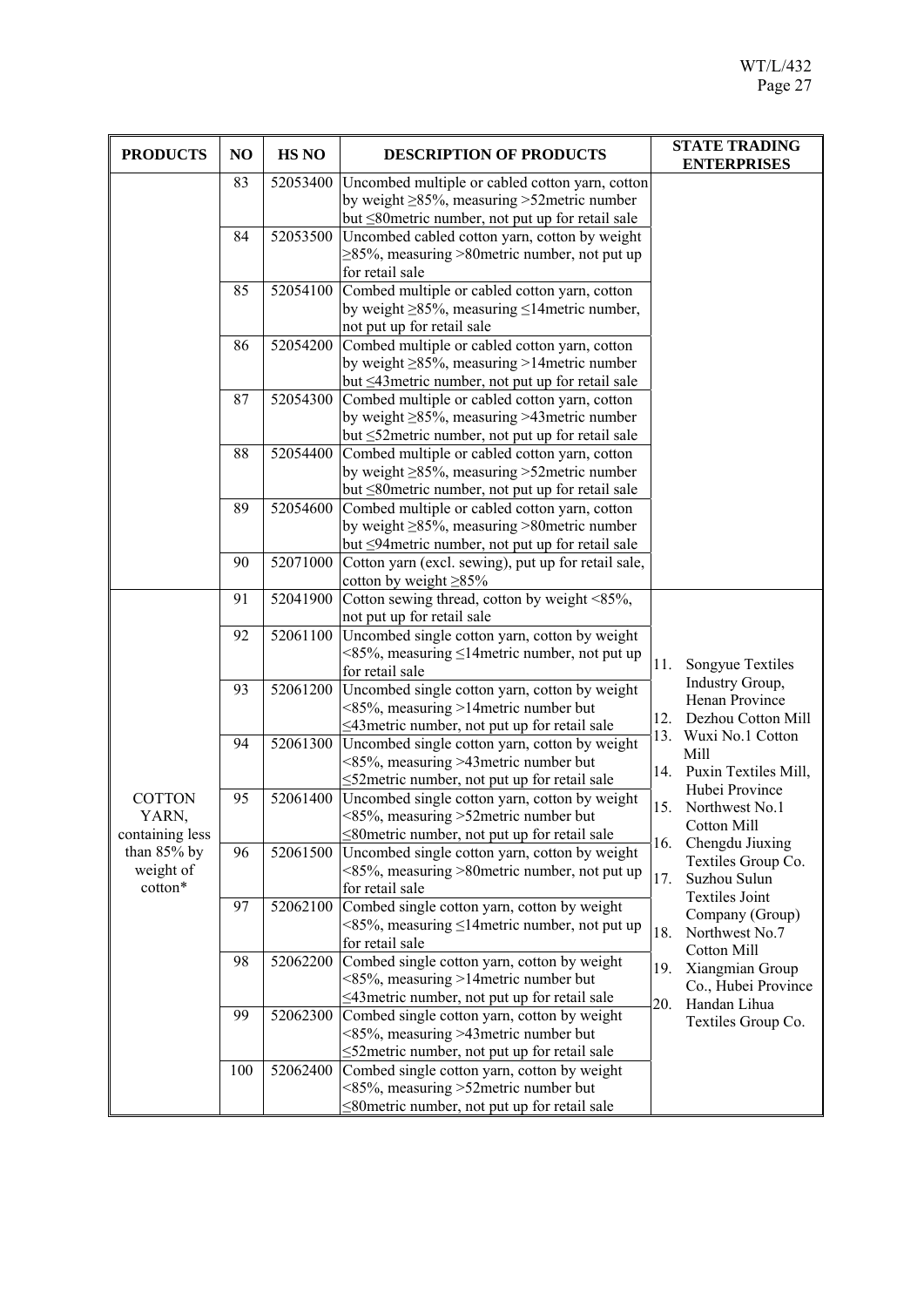| PRODUCTS | NO | HS NO | DESCRIPTION OF PRODUCTS | STATE TRADING ENTERPRISES |
|---|---|---|---|---|
| | 83 | 52053400 | Uncombed multiple or cabled cotton yarn, cotton by weight ≥85%, measuring >52metric number but ≤80metric number, not put up for retail sale | |
| | 84 | 52053500 | Uncombed cabled cotton yarn, cotton by weight ≥85%, measuring >80metric number, not put up for retail sale | |
| | 85 | 52054100 | Combed multiple or cabled cotton yarn, cotton by weight ≥85%, measuring ≤14metric number, not put up for retail sale | |
| | 86 | 52054200 | Combed multiple or cabled cotton yarn, cotton by weight ≥85%, measuring >14metric number but ≤43metric number, not put up for retail sale | |
| | 87 | 52054300 | Combed multiple or cabled cotton yarn, cotton by weight ≥85%, measuring >43metric number but ≤52metric number, not put up for retail sale | |
| | 88 | 52054400 | Combed multiple or cabled cotton yarn, cotton by weight ≥85%, measuring >52metric number but ≤80metric number, not put up for retail sale | |
| | 89 | 52054600 | Combed multiple or cabled cotton yarn, cotton by weight ≥85%, measuring >80metric number but ≤94metric number, not put up for retail sale | |
| | 90 | 52071000 | Cotton yarn (excl. sewing), put up for retail sale, cotton by weight ≥85% | |
| COTTON YARN, containing less than 85% by weight of cotton* | 91 | 52041900 | Cotton sewing thread, cotton by weight <85%, not put up for retail sale | 11. Songyue Textiles Industry Group, Henan Province<br>12. Dezhou Cotton Mill<br>13. Wuxi No.1 Cotton Mill<br>14. Puxin Textiles Mill, Hubei Province<br>15. Northwest No.1 Cotton Mill<br>16. Chengdu Jiuxing Textiles Group Co.<br>17. Suzhou Sulun Textiles Joint Company (Group)<br>18. Northwest No.7 Cotton Mill<br>19. Xiangmian Group Co., Hubei Province<br>20. Handan Lihua Textiles Group Co. |
| | 92 | 52061100 | Uncombed single cotton yarn, cotton by weight <85%, measuring ≤14metric number, not put up for retail sale | |
| | 93 | 52061200 | Uncombed single cotton yarn, cotton by weight <85%, measuring >14metric number but ≤43metric number, not put up for retail sale | |
| | 94 | 52061300 | Uncombed single cotton yarn, cotton by weight <85%, measuring >43metric number but ≤52metric number, not put up for retail sale | |
| | 95 | 52061400 | Uncombed single cotton yarn, cotton by weight <85%, measuring >52metric number but ≤80metric number, not put up for retail sale | |
| | 96 | 52061500 | Uncombed single cotton yarn, cotton by weight <85%, measuring >80metric number, not put up for retail sale | |
| | 97 | 52062100 | Combed single cotton yarn, cotton by weight <85%, measuring ≤14metric number, not put up for retail sale | |
| | 98 | 52062200 | Combed single cotton yarn, cotton by weight <85%, measuring >14metric number but ≤43metric number, not put up for retail sale | |
| | 99 | 52062300 | Combed single cotton yarn, cotton by weight <85%, measuring >43metric number but ≤52metric number, not put up for retail sale | |
| | 100 | 52062400 | Combed single cotton yarn, cotton by weight <85%, measuring >52metric number but ≤80metric number, not put up for retail sale | |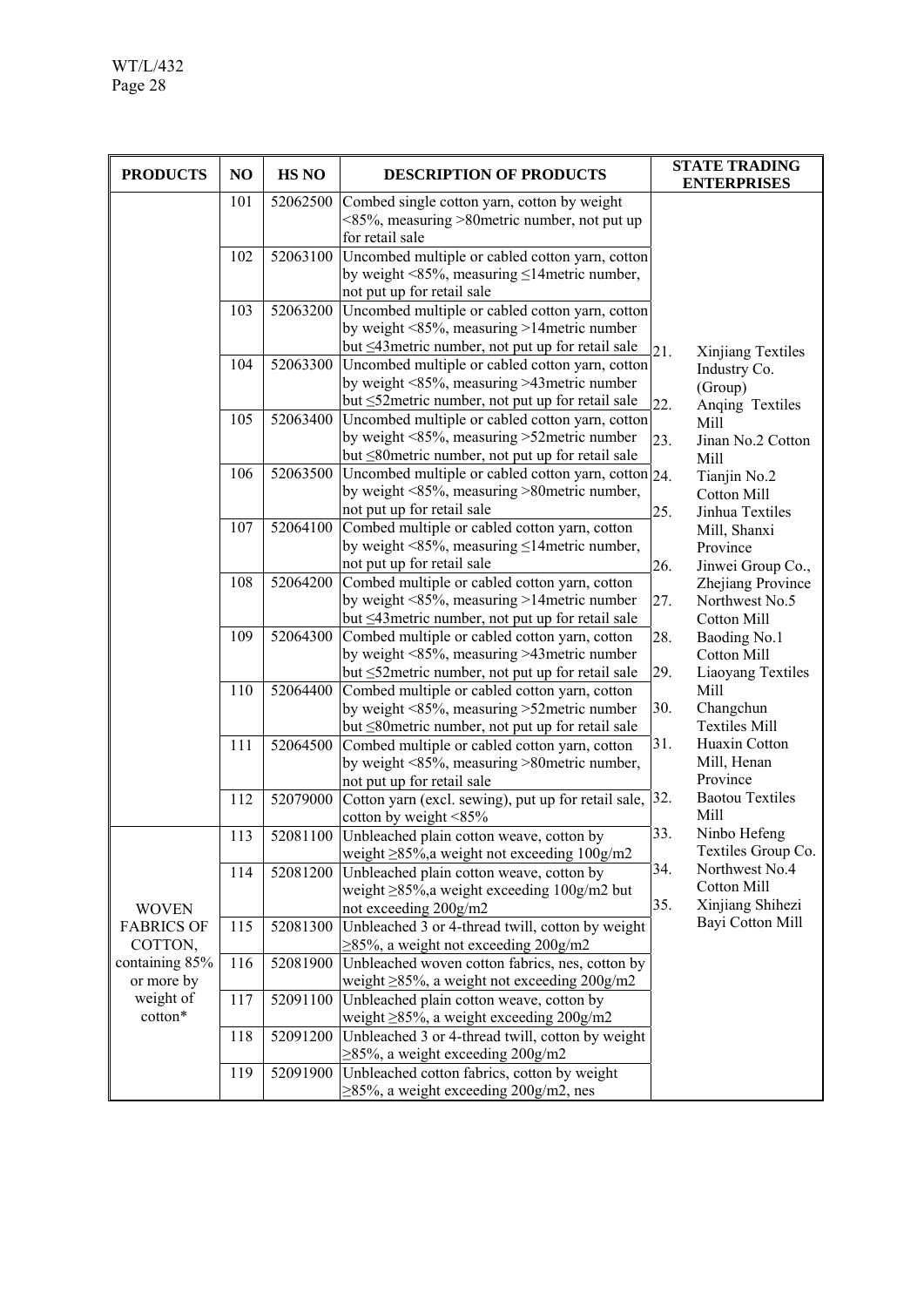| PRODUCTS | NO | HS NO | DESCRIPTION OF PRODUCTS | STATE TRADING ENTERPRISES |
|---|---|---|---|---|
| | 101 | 52062500 | Combed single cotton yarn, cotton by weight <85%, measuring >80metric number, not put up for retail sale | 21. Xinjiang Textiles Industry Co. (Group)<br>22. Anqing Textiles Mill<br>23. Jinan No.2 Cotton Mill<br>24. Tianjin No.2 Cotton Mill<br>25. Jinhua Textiles Mill, Shanxi Province<br>26. Jinwei Group Co., Zhejiang Province<br>27. Northwest No.5 Cotton Mill<br>28. Baoding No.1 Cotton Mill<br>29. Liaoyang Textiles Mill<br>30. Changchun Textiles Mill<br>31. Huaxin Cotton Mill, Henan Province<br>32. Baotou Textiles Mill<br>33. Ninbo Hefeng Textiles Group Co.<br>34. Northwest No.4 Cotton Mill<br>35. Xinjiang Shihezi Bayi Cotton Mill |
| | 102 | 52063100 | Uncombed multiple or cabled cotton yarn, cotton by weight <85%, measuring ≤14metric number, not put up for retail sale | |
| | 103 | 52063200 | Uncombed multiple or cabled cotton yarn, cotton by weight <85%, measuring >14metric number but ≤43metric number, not put up for retail sale | |
| | 104 | 52063300 | Uncombed multiple or cabled cotton yarn, cotton by weight <85%, measuring >43metric number but ≤52metric number, not put up for retail sale | |
| | 105 | 52063400 | Uncombed multiple or cabled cotton yarn, cotton by weight <85%, measuring >52metric number but ≤80metric number, not put up for retail sale | |
| | 106 | 52063500 | Uncombed multiple or cabled cotton yarn, cotton by weight <85%, measuring >80metric number, not put up for retail sale | |
| | 107 | 52064100 | Combed multiple or cabled cotton yarn, cotton by weight <85%, measuring ≤14metric number, not put up for retail sale | |
| | 108 | 52064200 | Combed multiple or cabled cotton yarn, cotton by weight <85%, measuring >14metric number but ≤43metric number, not put up for retail sale | |
| | 109 | 52064300 | Combed multiple or cabled cotton yarn, cotton by weight <85%, measuring >43metric number but ≤52metric number, not put up for retail sale | |
| | 110 | 52064400 | Combed multiple or cabled cotton yarn, cotton by weight <85%, measuring >52metric number but ≤80metric number, not put up for retail sale | |
| | 111 | 52064500 | Combed multiple or cabled cotton yarn, cotton by weight <85%, measuring >80metric number, not put up for retail sale | |
| | 112 | 52079000 | Cotton yarn (excl. sewing), put up for retail sale, cotton by weight <85% | |
| WOVEN FABRICS OF COTTON, containing 85% or more by weight of cotton* | 113 | 52081100 | Unbleached plain cotton weave, cotton by weight ≥85%,a weight not exceeding 100g/m2 | |
| | 114 | 52081200 | Unbleached plain cotton weave, cotton by weight ≥85%,a weight exceeding 100g/m2 but not exceeding 200g/m2 | |
| | 115 | 52081300 | Unbleached 3 or 4-thread twill, cotton by weight ≥85%, a weight not exceeding 200g/m2 | |
| | 116 | 52081900 | Unbleached woven cotton fabrics, nes, cotton by weight ≥85%, a weight not exceeding 200g/m2 | |
| | 117 | 52091100 | Unbleached plain cotton weave, cotton by weight ≥85%, a weight exceeding 200g/m2 | |
| | 118 | 52091200 | Unbleached 3 or 4-thread twill, cotton by weight ≥85%, a weight exceeding 200g/m2 | |
| | 119 | 52091900 | Unbleached cotton fabrics, cotton by weight ≥85%, a weight exceeding 200g/m2, nes | |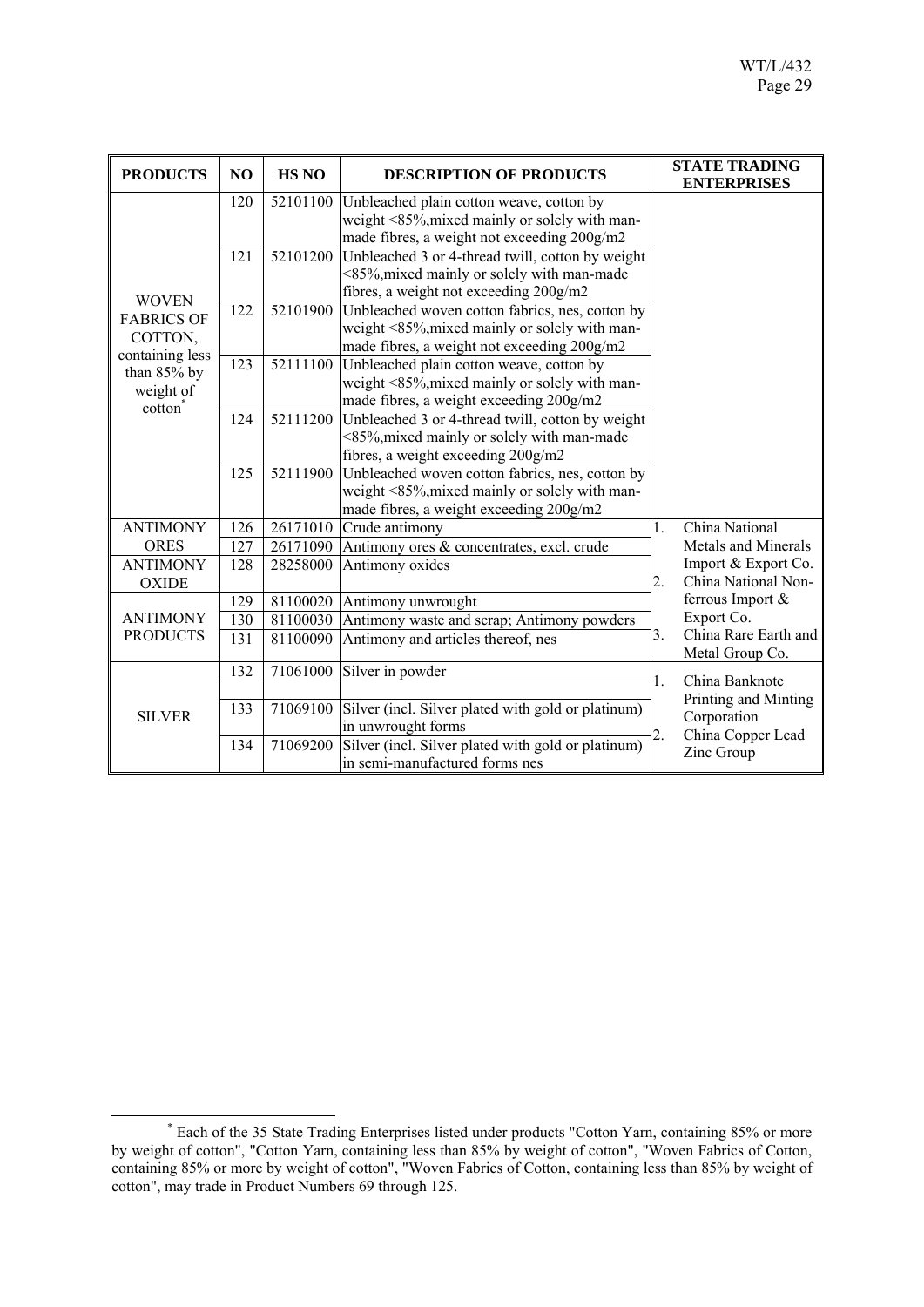| PRODUCTS | NO | HS NO | DESCRIPTION OF PRODUCTS | STATE TRADING ENTERPRISES |
|---|---|---|---|---|
| WOVEN FABRICS OF COTTON, containing less than 85% by weight of cotton[*] | 120 | 52101100 | Unbleached plain cotton weave, cotton by weight <85%,mixed mainly or solely with man-made fibres, a weight not exceeding 200g/m2 | |
| | 121 | 52101200 | Unbleached 3 or 4-thread twill, cotton by weight <85%,mixed mainly or solely with man-made fibres, a weight not exceeding 200g/m2 | |
| | 122 | 52101900 | Unbleached woven cotton fabrics, nes, cotton by weight <85%,mixed mainly or solely with man-made fibres, a weight not exceeding 200g/m2 | |
| | 123 | 52111100 | Unbleached plain cotton weave, cotton by weight <85%,mixed mainly or solely with man-made fibres, a weight exceeding 200g/m2 | |
| | 124 | 52111200 | Unbleached 3 or 4-thread twill, cotton by weight <85%,mixed mainly or solely with man-made fibres, a weight exceeding 200g/m2 | |
| | 125 | 52111900 | Unbleached woven cotton fabrics, nes, cotton by weight <85%,mixed mainly or solely with man-made fibres, a weight exceeding 200g/m2 | |
| ANTIMONY ORES | 126 | 26171010 | Crude antimony | 1. China National Metals and Minerals Import & Export Co. 2. China National Non-ferrous Import & Export Co. 3. China Rare Earth and Metal Group Co. |
| | 127 | 26171090 | Antimony ores & concentrates, excl. crude | |
| ANTIMONY OXIDE | 128 | 28258000 | Antimony oxides | |
| ANTIMONY PRODUCTS | 129 | 81100020 | Antimony unwrought | |
| | 130 | 81100030 | Antimony waste and scrap; Antimony powders | |
| | 131 | 81100090 | Antimony and articles thereof, nes | |
| SILVER | 132 | 71061000 | Silver in powder | 1. China Banknote Printing and Minting Corporation 2. China Copper Lead Zinc Group |
| | 133 | 71069100 | Silver (incl. Silver plated with gold or platinum) in unwrought forms | |
| | 134 | 71069200 | Silver (incl. Silver plated with gold or platinum) in semi-manufactured forms nes | |

[*] Each of the 35 State Trading Enterprises listed under products "Cotton Yarn, containing 85% or more by weight of cotton", "Cotton Yarn, containing less than 85% by weight of cotton", "Woven Fabrics of Cotton, containing 85% or more by weight of cotton", "Woven Fabrics of Cotton, containing less than 85% by weight of cotton", may trade in Product Numbers 69 through 125.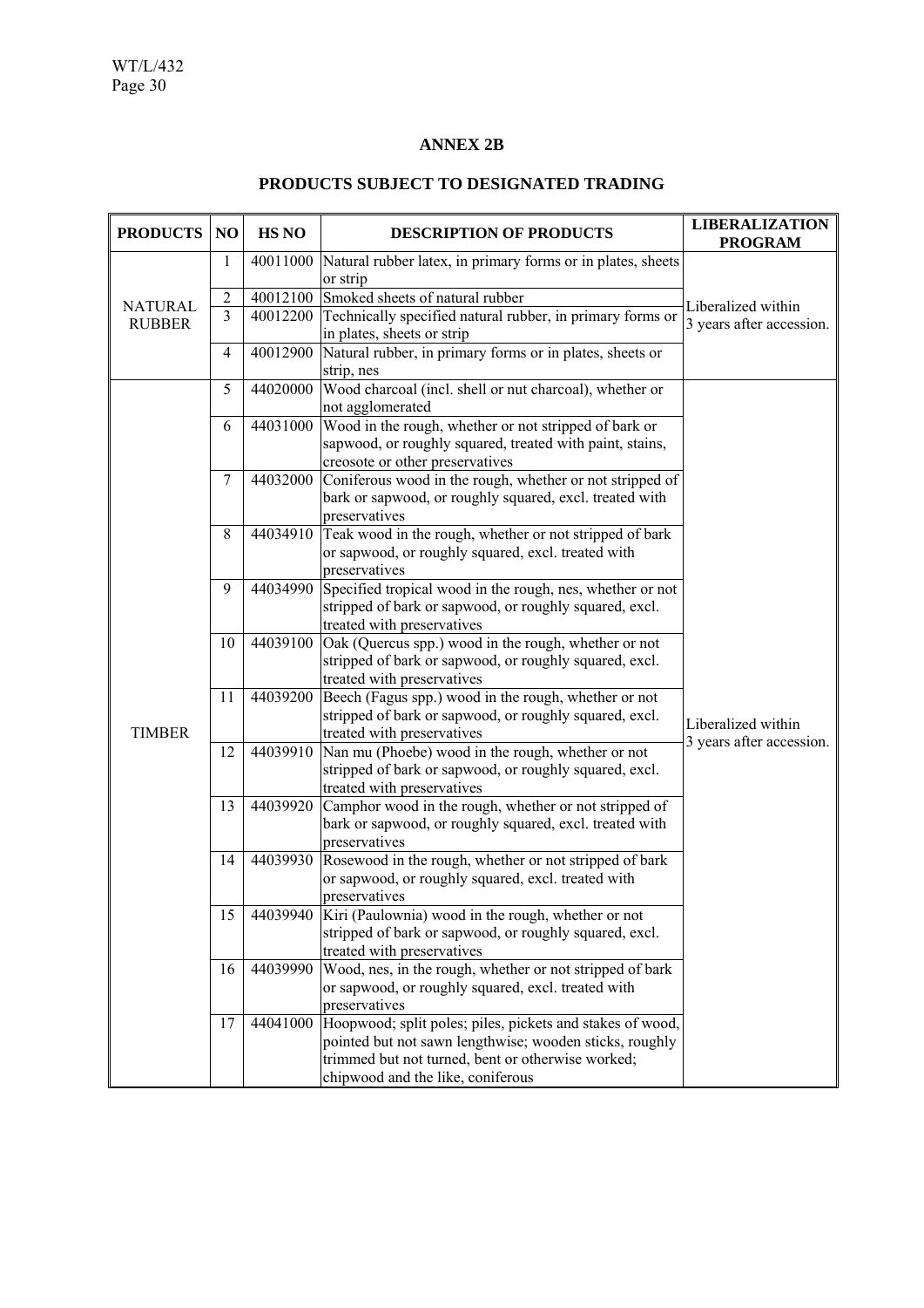## ANNEX 2B

## PRODUCTS SUBJECT TO DESIGNATED TRADING

| PRODUCTS | NO | HS NO | DESCRIPTION OF PRODUCTS | LIBERALIZATION PROGRAM |
|---|---|---|---|---|
| NATURAL RUBBER | 1 | 40011000 | Natural rubber latex, in primary forms or in plates, sheets or strip | Liberalized within 3 years after accession. |
| | 2 | 40012100 | Smoked sheets of natural rubber | |
| | 3 | 40012200 | Technically specified natural rubber, in primary forms or in plates, sheets or strip | |
| | 4 | 40012900 | Natural rubber, in primary forms or in plates, sheets or strip, nes | |
| TIMBER | 5 | 44020000 | Wood charcoal (incl. shell or nut charcoal), whether or not agglomerated | Liberalized within 3 years after accession. |
| | 6 | 44031000 | Wood in the rough, whether or not stripped of bark or sapwood, or roughly squared, treated with paint, stains, creosote or other preservatives | |
| | 7 | 44032000 | Coniferous wood in the rough, whether or not stripped of bark or sapwood, or roughly squared, excl. treated with preservatives | |
| | 8 | 44034910 | Teak wood in the rough, whether or not stripped of bark or sapwood, or roughly squared, excl. treated with preservatives | |
| | 9 | 44034990 | Specified tropical wood in the rough, nes, whether or not stripped of bark or sapwood, or roughly squared, excl. treated with preservatives | |
| | 10 | 44039100 | Oak (Quercus spp.) wood in the rough, whether or not stripped of bark or sapwood, or roughly squared, excl. treated with preservatives | |
| | 11 | 44039200 | Beech (Fagus spp.) wood in the rough, whether or not stripped of bark or sapwood, or roughly squared, excl. treated with preservatives | |
| | 12 | 44039910 | Nan mu (Phoebe) wood in the rough, whether or not stripped of bark or sapwood, or roughly squared, excl. treated with preservatives | |
| | 13 | 44039920 | Camphor wood in the rough, whether or not stripped of bark or sapwood, or roughly squared, excl. treated with preservatives | |
| | 14 | 44039930 | Rosewood in the rough, whether or not stripped of bark or sapwood, or roughly squared, excl. treated with preservatives | |
| | 15 | 44039940 | Kiri (Paulownia) wood in the rough, whether or not stripped of bark or sapwood, or roughly squared, excl. treated with preservatives | |
| | 16 | 44039990 | Wood, nes, in the rough, whether or not stripped of bark or sapwood, or roughly squared, excl. treated with preservatives | |
| | 17 | 44041000 | Hoopwood; split poles; piles, pickets and stakes of wood, pointed but not sawn lengthwise; wooden sticks, roughly trimmed but not turned, bent or otherwise worked; chipwood and the like, coniferous | |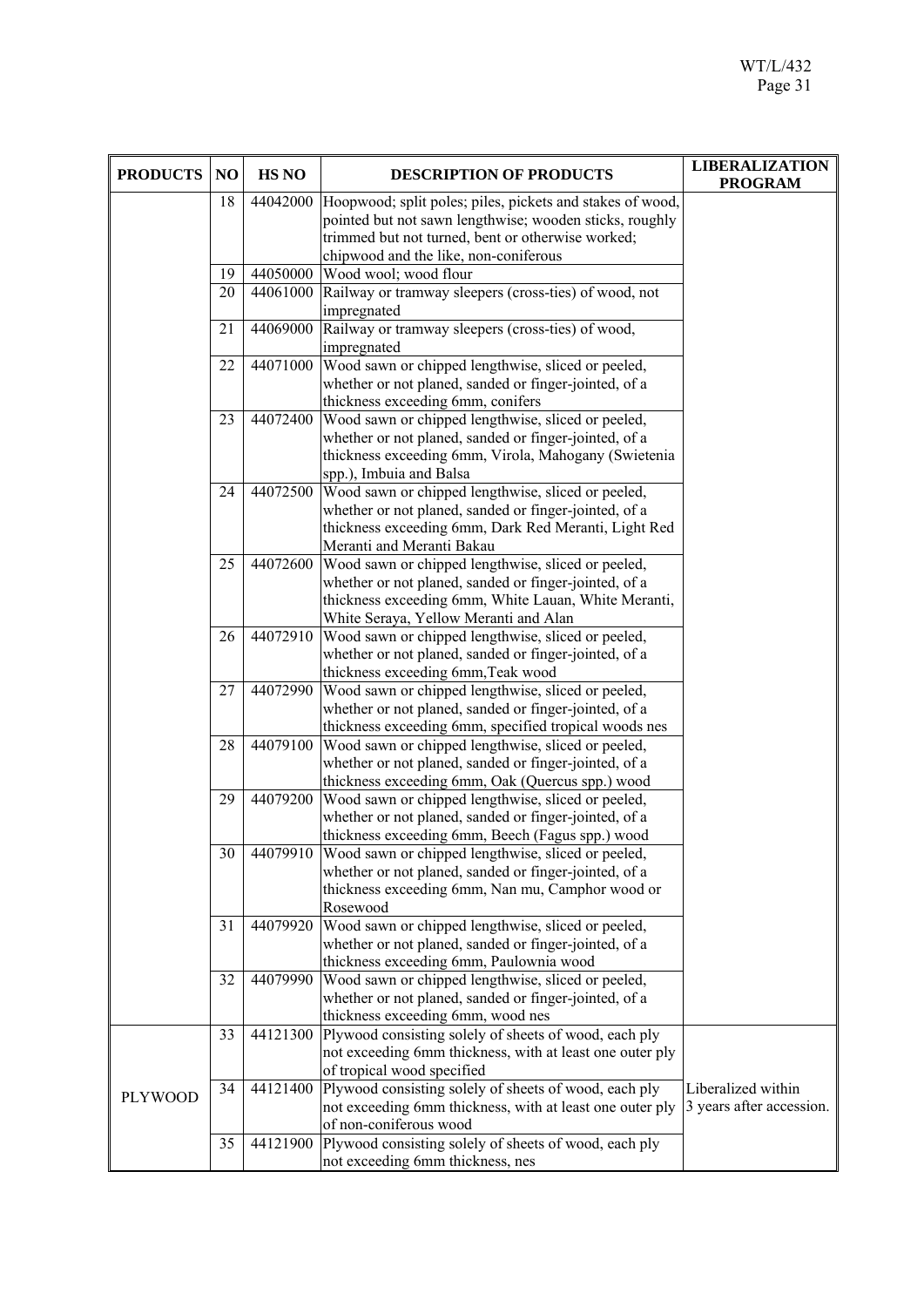| PRODUCTS | NO | HS NO | DESCRIPTION OF PRODUCTS | LIBERALIZATION PROGRAM |
|---|---|---|---|---|
| | 18 | 44042000 | Hoopwood; split poles; piles, pickets and stakes of wood, pointed but not sawn lengthwise; wooden sticks, roughly trimmed but not turned, bent or otherwise worked; chipwood and the like, non-coniferous | |
| | 19 | 44050000 | Wood wool; wood flour | |
| | 20 | 44061000 | Railway or tramway sleepers (cross-ties) of wood, not impregnated | |
| | 21 | 44069000 | Railway or tramway sleepers (cross-ties) of wood, impregnated | |
| | 22 | 44071000 | Wood sawn or chipped lengthwise, sliced or peeled, whether or not planed, sanded or finger-jointed, of a thickness exceeding 6mm, conifers | |
| | 23 | 44072400 | Wood sawn or chipped lengthwise, sliced or peeled, whether or not planed, sanded or finger-jointed, of a thickness exceeding 6mm, Virola, Mahogany (Swietenia spp.), Imbuia and Balsa | |
| | 24 | 44072500 | Wood sawn or chipped lengthwise, sliced or peeled, whether or not planed, sanded or finger-jointed, of a thickness exceeding 6mm, Dark Red Meranti, Light Red Meranti and Meranti Bakau | |
| | 25 | 44072600 | Wood sawn or chipped lengthwise, sliced or peeled, whether or not planed, sanded or finger-jointed, of a thickness exceeding 6mm, White Lauan, White Meranti, White Seraya, Yellow Meranti and Alan | |
| | 26 | 44072910 | Wood sawn or chipped lengthwise, sliced or peeled, whether or not planed, sanded or finger-jointed, of a thickness exceeding 6mm,Teak wood | |
| | 27 | 44072990 | Wood sawn or chipped lengthwise, sliced or peeled, whether or not planed, sanded or finger-jointed, of a thickness exceeding 6mm, specified tropical woods nes | |
| | 28 | 44079100 | Wood sawn or chipped lengthwise, sliced or peeled, whether or not planed, sanded or finger-jointed, of a thickness exceeding 6mm, Oak (Quercus spp.) wood | |
| | 29 | 44079200 | Wood sawn or chipped lengthwise, sliced or peeled, whether or not planed, sanded or finger-jointed, of a thickness exceeding 6mm, Beech (Fagus spp.) wood | |
| | 30 | 44079910 | Wood sawn or chipped lengthwise, sliced or peeled, whether or not planed, sanded or finger-jointed, of a thickness exceeding 6mm, Nan mu, Camphor wood or Rosewood | |
| | 31 | 44079920 | Wood sawn or chipped lengthwise, sliced or peeled, whether or not planed, sanded or finger-jointed, of a thickness exceeding 6mm, Paulownia wood | |
| | 32 | 44079990 | Wood sawn or chipped lengthwise, sliced or peeled, whether or not planed, sanded or finger-jointed, of a thickness exceeding 6mm, wood nes | |
| PLYWOOD | 33 | 44121300 | Plywood consisting solely of sheets of wood, each ply not exceeding 6mm thickness, with at least one outer ply of tropical wood specified | Liberalized within 3 years after accession. |
| | 34 | 44121400 | Plywood consisting solely of sheets of wood, each ply not exceeding 6mm thickness, with at least one outer ply of non-coniferous wood | |
| | 35 | 44121900 | Plywood consisting solely of sheets of wood, each ply not exceeding 6mm thickness, nes | |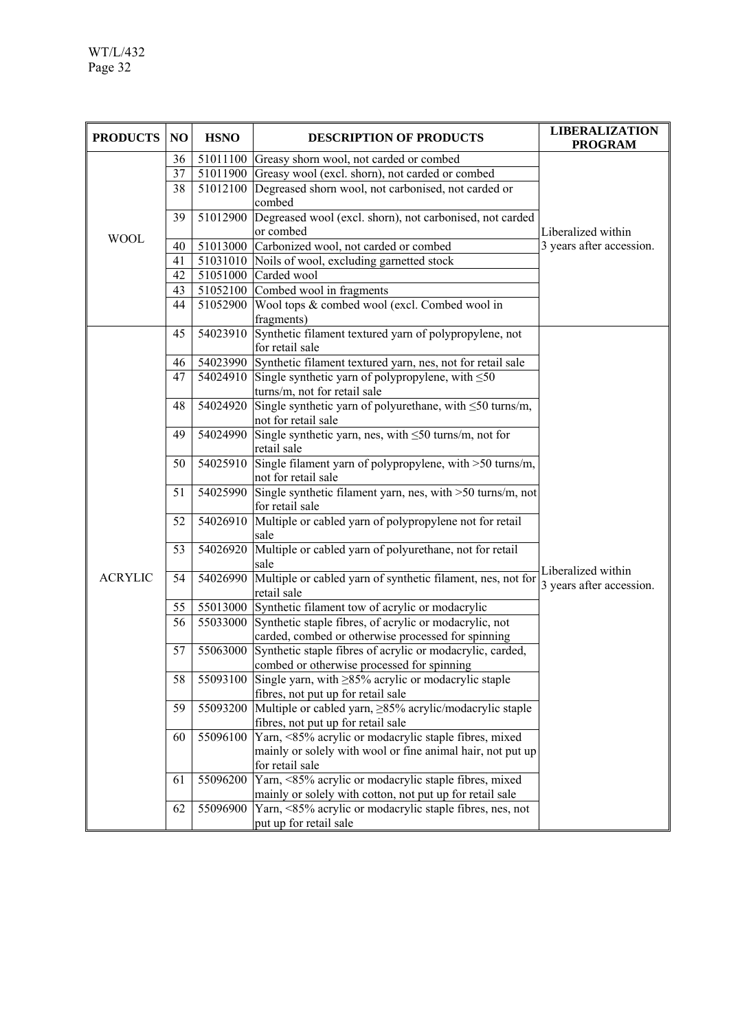| PRODUCTS | NO | HSNO | DESCRIPTION OF PRODUCTS | LIBERALIZATION PROGRAM |
|---|---|---|---|---|
| WOOL | 36 | 51011100 | Greasy shorn wool, not carded or combed | Liberalized within 3 years after accession. |
| | 37 | 51011900 | Greasy wool (excl. shorn), not carded or combed | |
| | 38 | 51012100 | Degreased shorn wool, not carbonised, not carded or combed | |
| | 39 | 51012900 | Degreased wool (excl. shorn), not carbonised, not carded or combed | |
| | 40 | 51013000 | Carbonized wool, not carded or combed | |
| | 41 | 51031010 | Noils of wool, excluding garnetted stock | |
| | 42 | 51051000 | Carded wool | |
| | 43 | 51052100 | Combed wool in fragments | |
| | 44 | 51052900 | Wool tops & combed wool (excl. Combed wool in fragments) | |
| ACRYLIC | 45 | 54023910 | Synthetic filament textured yarn of polypropylene, not for retail sale | Liberalized within 3 years after accession. |
| | 46 | 54023990 | Synthetic filament textured yarn, nes, not for retail sale | |
| | 47 | 54024910 | Single synthetic yarn of polypropylene, with ≤50 turns/m, not for retail sale | |
| | 48 | 54024920 | Single synthetic yarn of polyurethane, with ≤50 turns/m, not for retail sale | |
| | 49 | 54024990 | Single synthetic yarn, nes, with ≤50 turns/m, not for retail sale | |
| | 50 | 54025910 | Single filament yarn of polypropylene, with >50 turns/m, not for retail sale | |
| | 51 | 54025990 | Single synthetic filament yarn, nes, with >50 turns/m, not for retail sale | |
| | 52 | 54026910 | Multiple or cabled yarn of polypropylene not for retail sale | |
| | 53 | 54026920 | Multiple or cabled yarn of polyurethane, not for retail sale | |
| | 54 | 54026990 | Multiple or cabled yarn of synthetic filament, nes, not for retail sale | |
| | 55 | 55013000 | Synthetic filament tow of acrylic or modacrylic | |
| | 56 | 55033000 | Synthetic staple fibres, of acrylic or modacrylic, not carded, combed or otherwise processed for spinning | |
| | 57 | 55063000 | Synthetic staple fibres of acrylic or modacrylic, carded, combed or otherwise processed for spinning | |
| | 58 | 55093100 | Single yarn, with ≥85% acrylic or modacrylic staple fibres, not put up for retail sale | |
| | 59 | 55093200 | Multiple or cabled yarn, ≥85% acrylic/modacrylic staple fibres, not put up for retail sale | |
| | 60 | 55096100 | Yarn, <85% acrylic or modacrylic staple fibres, mixed mainly or solely with wool or fine animal hair, not put up for retail sale | |
| | 61 | 55096200 | Yarn, <85% acrylic or modacrylic staple fibres, mixed mainly or solely with cotton, not put up for retail sale | |
| | 62 | 55096900 | Yarn, <85% acrylic or modacrylic staple fibres, nes, not put up for retail sale | |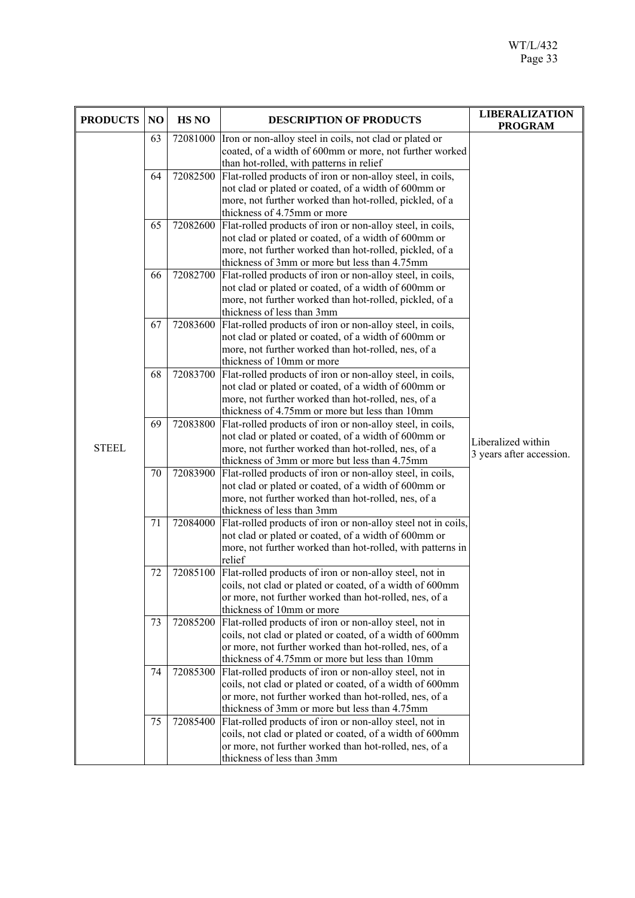| PRODUCTS | NO | HS NO | DESCRIPTION OF PRODUCTS | LIBERALIZATION PROGRAM |
|---|---|---|---|---|
| STEEL | 63 | 72081000 | Iron or non-alloy steel in coils, not clad or plated or coated, of a width of 600mm or more, not further worked than hot-rolled, with patterns in relief | Liberalized within 3 years after accession. |
| | 64 | 72082500 | Flat-rolled products of iron or non-alloy steel, in coils, not clad or plated or coated, of a width of 600mm or more, not further worked than hot-rolled, pickled, of a thickness of 4.75mm or more | |
| | 65 | 72082600 | Flat-rolled products of iron or non-alloy steel, in coils, not clad or plated or coated, of a width of 600mm or more, not further worked than hot-rolled, pickled, of a thickness of 3mm or more but less than 4.75mm | |
| | 66 | 72082700 | Flat-rolled products of iron or non-alloy steel, in coils, not clad or plated or coated, of a width of 600mm or more, not further worked than hot-rolled, pickled, of a thickness of less than 3mm | |
| | 67 | 72083600 | Flat-rolled products of iron or non-alloy steel, in coils, not clad or plated or coated, of a width of 600mm or more, not further worked than hot-rolled, nes, of a thickness of 10mm or more | |
| | 68 | 72083700 | Flat-rolled products of iron or non-alloy steel, in coils, not clad or plated or coated, of a width of 600mm or more, not further worked than hot-rolled, nes, of a thickness of 4.75mm or more but less than 10mm | |
| | 69 | 72083800 | Flat-rolled products of iron or non-alloy steel, in coils, not clad or plated or coated, of a width of 600mm or more, not further worked than hot-rolled, nes, of a thickness of 3mm or more but less than 4.75mm | |
| | 70 | 72083900 | Flat-rolled products of iron or non-alloy steel, in coils, not clad or plated or coated, of a width of 600mm or more, not further worked than hot-rolled, nes, of a thickness of less than 3mm | |
| | 71 | 72084000 | Flat-rolled products of iron or non-alloy steel not in coils, not clad or plated or coated, of a width of 600mm or more, not further worked than hot-rolled, with patterns in relief | |
| | 72 | 72085100 | Flat-rolled products of iron or non-alloy steel, not in coils, not clad or plated or coated, of a width of 600mm or more, not further worked than hot-rolled, nes, of a thickness of 10mm or more | |
| | 73 | 72085200 | Flat-rolled products of iron or non-alloy steel, not in coils, not clad or plated or coated, of a width of 600mm or more, not further worked than hot-rolled, nes, of a thickness of 4.75mm or more but less than 10mm | |
| | 74 | 72085300 | Flat-rolled products of iron or non-alloy steel, not in coils, not clad or plated or coated, of a width of 600mm or more, not further worked than hot-rolled, nes, of a thickness of 3mm or more but less than 4.75mm | |
| | 75 | 72085400 | Flat-rolled products of iron or non-alloy steel, not in coils, not clad or plated or coated, of a width of 600mm or more, not further worked than hot-rolled, nes, of a thickness of less than 3mm | |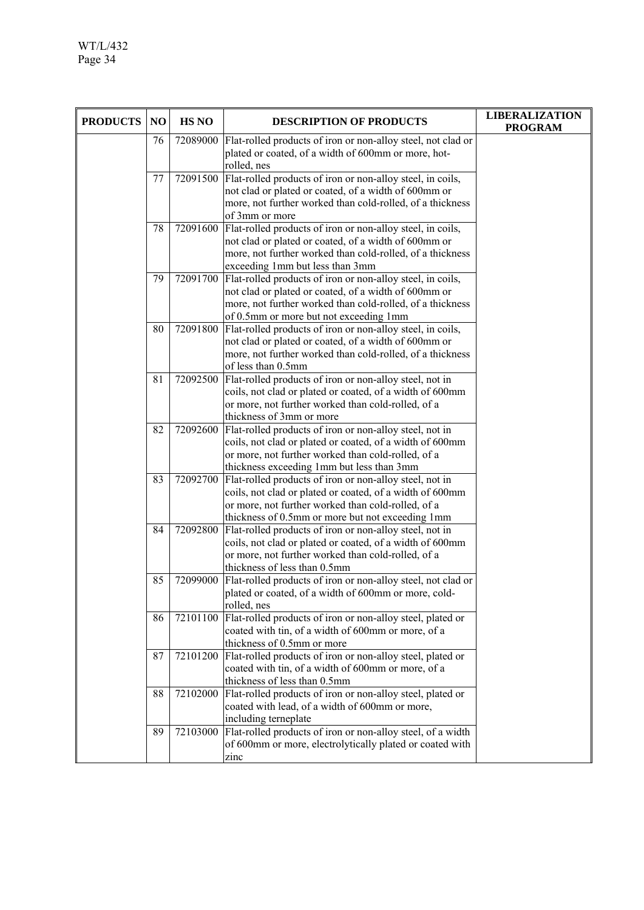| PRODUCTS | NO | HS NO | DESCRIPTION OF PRODUCTS | LIBERALIZATION PROGRAM |
|---|---|---|---|---|
| | 76 | 72089000 | Flat-rolled products of iron or non-alloy steel, not clad or plated or coated, of a width of 600mm or more, hot-rolled, nes | |
| | 77 | 72091500 | Flat-rolled products of iron or non-alloy steel, in coils, not clad or plated or coated, of a width of 600mm or more, not further worked than cold-rolled, of a thickness of 3mm or more | |
| | 78 | 72091600 | Flat-rolled products of iron or non-alloy steel, in coils, not clad or plated or coated, of a width of 600mm or more, not further worked than cold-rolled, of a thickness exceeding 1mm but less than 3mm | |
| | 79 | 72091700 | Flat-rolled products of iron or non-alloy steel, in coils, not clad or plated or coated, of a width of 600mm or more, not further worked than cold-rolled, of a thickness of 0.5mm or more but not exceeding 1mm | |
| | 80 | 72091800 | Flat-rolled products of iron or non-alloy steel, in coils, not clad or plated or coated, of a width of 600mm or more, not further worked than cold-rolled, of a thickness of less than 0.5mm | |
| | 81 | 72092500 | Flat-rolled products of iron or non-alloy steel, not in coils, not clad or plated or coated, of a width of 600mm or more, not further worked than cold-rolled, of a thickness of 3mm or more | |
| | 82 | 72092600 | Flat-rolled products of iron or non-alloy steel, not in coils, not clad or plated or coated, of a width of 600mm or more, not further worked than cold-rolled, of a thickness exceeding 1mm but less than 3mm | |
| | 83 | 72092700 | Flat-rolled products of iron or non-alloy steel, not in coils, not clad or plated or coated, of a width of 600mm or more, not further worked than cold-rolled, of a thickness of 0.5mm or more but not exceeding 1mm | |
| | 84 | 72092800 | Flat-rolled products of iron or non-alloy steel, not in coils, not clad or plated or coated, of a width of 600mm or more, not further worked than cold-rolled, of a thickness of less than 0.5mm | |
| | 85 | 72099000 | Flat-rolled products of iron or non-alloy steel, not clad or plated or coated, of a width of 600mm or more, cold-rolled, nes | |
| | 86 | 72101100 | Flat-rolled products of iron or non-alloy steel, plated or coated with tin, of a width of 600mm or more, of a thickness of 0.5mm or more | |
| | 87 | 72101200 | Flat-rolled products of iron or non-alloy steel, plated or coated with tin, of a width of 600mm or more, of a thickness of less than 0.5mm | |
| | 88 | 72102000 | Flat-rolled products of iron or non-alloy steel, plated or coated with lead, of a width of 600mm or more, including terneplate | |
| | 89 | 72103000 | Flat-rolled products of iron or non-alloy steel, of a width of 600mm or more, electrolytically plated or coated with zinc | |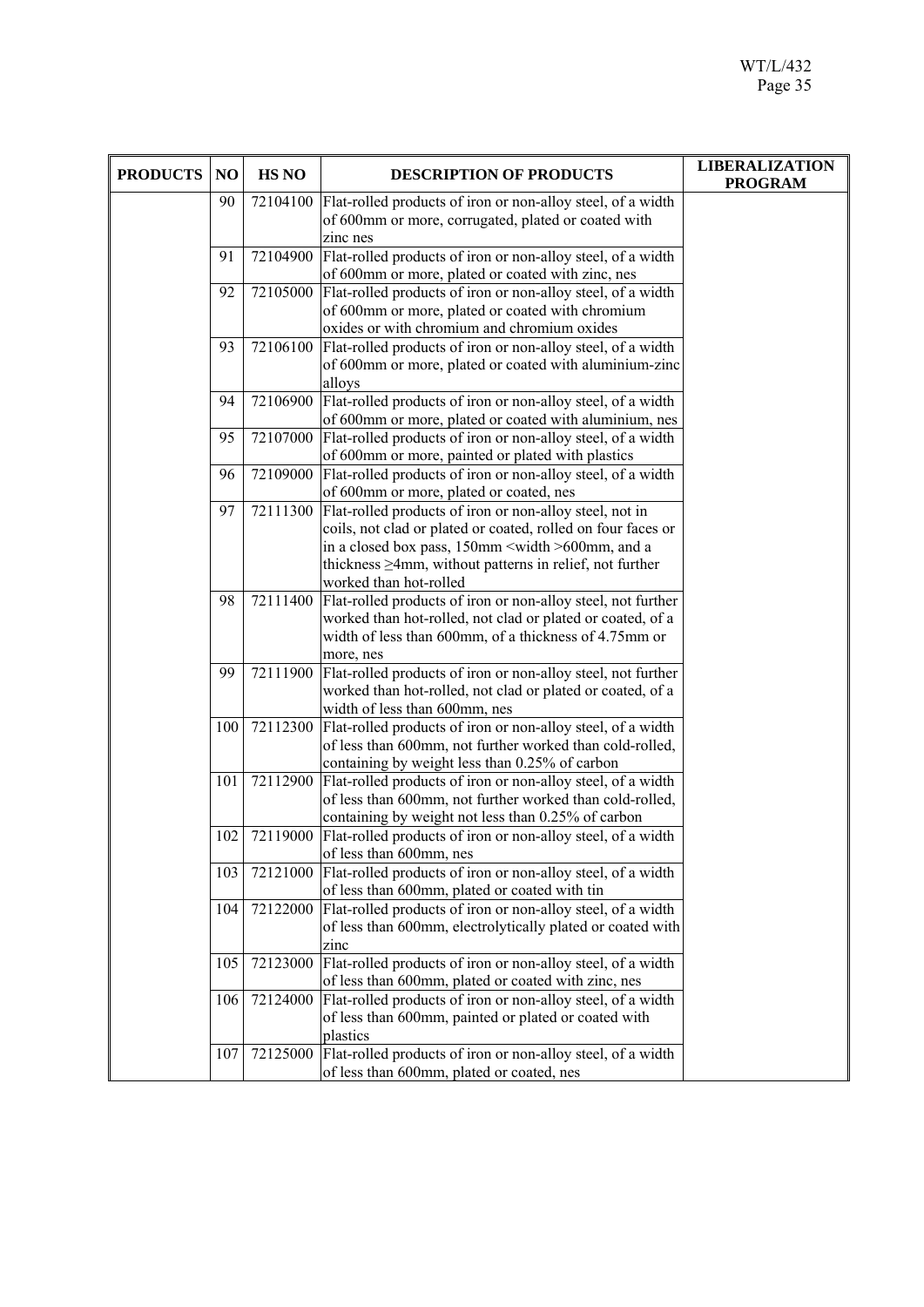| PRODUCTS | NO | HS NO | DESCRIPTION OF PRODUCTS | LIBERALIZATION PROGRAM |
|---|---|---|---|---|
| | 90 | 72104100 | Flat-rolled products of iron or non-alloy steel, of a width of 600mm or more, corrugated, plated or coated with zinc nes | |
| | 91 | 72104900 | Flat-rolled products of iron or non-alloy steel, of a width of 600mm or more, plated or coated with zinc, nes | |
| | 92 | 72105000 | Flat-rolled products of iron or non-alloy steel, of a width of 600mm or more, plated or coated with chromium oxides or with chromium and chromium oxides | |
| | 93 | 72106100 | Flat-rolled products of iron or non-alloy steel, of a width of 600mm or more, plated or coated with aluminium-zinc alloys | |
| | 94 | 72106900 | Flat-rolled products of iron or non-alloy steel, of a width of 600mm or more, plated or coated with aluminium, nes | |
| | 95 | 72107000 | Flat-rolled products of iron or non-alloy steel, of a width of 600mm or more, painted or plated with plastics | |
| | 96 | 72109000 | Flat-rolled products of iron or non-alloy steel, of a width of 600mm or more, plated or coated, nes | |
| | 97 | 72111300 | Flat-rolled products of iron or non-alloy steel, not in coils, not clad or plated or coated, rolled on four faces or in a closed box pass, 150mm <width >600mm, and a thickness ≥4mm, without patterns in relief, not further worked than hot-rolled | |
| | 98 | 72111400 | Flat-rolled products of iron or non-alloy steel, not further worked than hot-rolled, not clad or plated or coated, of a width of less than 600mm, of a thickness of 4.75mm or more, nes | |
| | 99 | 72111900 | Flat-rolled products of iron or non-alloy steel, not further worked than hot-rolled, not clad or plated or coated, of a width of less than 600mm, nes | |
| | 100 | 72112300 | Flat-rolled products of iron or non-alloy steel, of a width of less than 600mm, not further worked than cold-rolled, containing by weight less than 0.25% of carbon | |
| | 101 | 72112900 | Flat-rolled products of iron or non-alloy steel, of a width of less than 600mm, not further worked than cold-rolled, containing by weight not less than 0.25% of carbon | |
| | 102 | 72119000 | Flat-rolled products of iron or non-alloy steel, of a width of less than 600mm, nes | |
| | 103 | 72121000 | Flat-rolled products of iron or non-alloy steel, of a width of less than 600mm, plated or coated with tin | |
| | 104 | 72122000 | Flat-rolled products of iron or non-alloy steel, of a width of less than 600mm, electrolytically plated or coated with zinc | |
| | 105 | 72123000 | Flat-rolled products of iron or non-alloy steel, of a width of less than 600mm, plated or coated with zinc, nes | |
| | 106 | 72124000 | Flat-rolled products of iron or non-alloy steel, of a width of less than 600mm, painted or plated or coated with plastics | |
| | 107 | 72125000 | Flat-rolled products of iron or non-alloy steel, of a width of less than 600mm, plated or coated, nes | |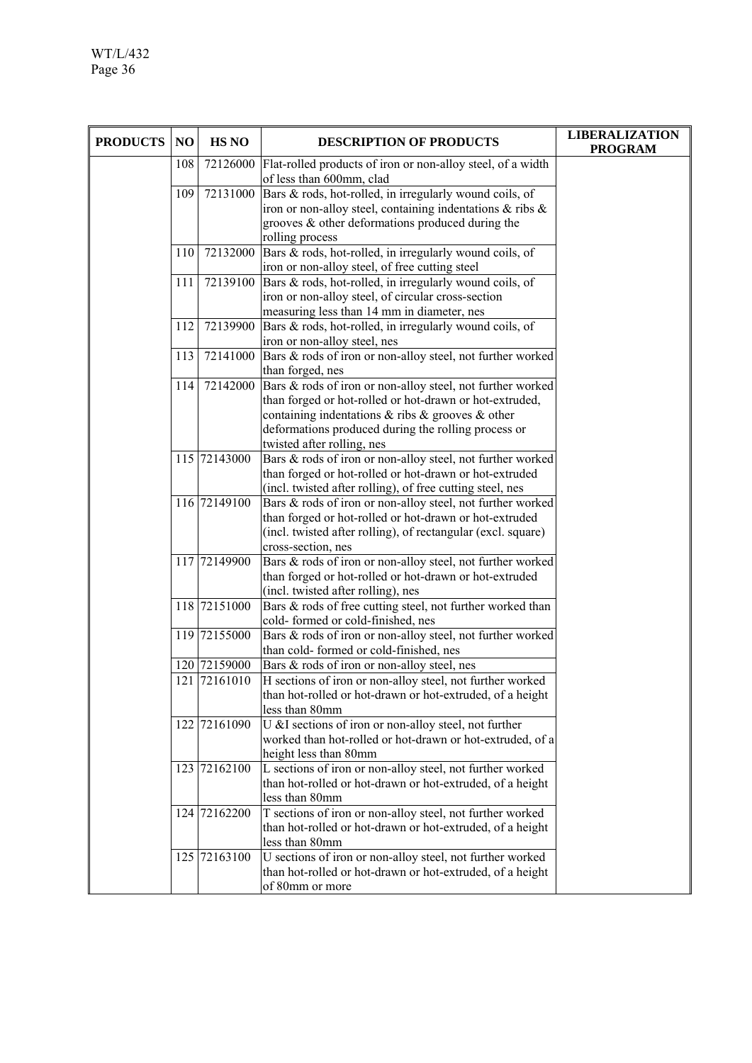| PRODUCTS | NO | HS NO | DESCRIPTION OF PRODUCTS | LIBERALIZATION PROGRAM |
|---|---|---|---|---|
| | 108 | 72126000 | Flat-rolled products of iron or non-alloy steel, of a width of less than 600mm, clad | |
| | 109 | 72131000 | Bars & rods, hot-rolled, in irregularly wound coils, of iron or non-alloy steel, containing indentations & ribs & grooves & other deformations produced during the rolling process | |
| | 110 | 72132000 | Bars & rods, hot-rolled, in irregularly wound coils, of iron or non-alloy steel, of free cutting steel | |
| | 111 | 72139100 | Bars & rods, hot-rolled, in irregularly wound coils, of iron or non-alloy steel, of circular cross-section measuring less than 14 mm in diameter, nes | |
| | 112 | 72139900 | Bars & rods, hot-rolled, in irregularly wound coils, of iron or non-alloy steel, nes | |
| | 113 | 72141000 | Bars & rods of iron or non-alloy steel, not further worked than forged, nes | |
| | 114 | 72142000 | Bars & rods of iron or non-alloy steel, not further worked than forged or hot-rolled or hot-drawn or hot-extruded, containing indentations & ribs & grooves & other deformations produced during the rolling process or twisted after rolling, nes | |
| | 115 | 72143000 | Bars & rods of iron or non-alloy steel, not further worked than forged or hot-rolled or hot-drawn or hot-extruded (incl. twisted after rolling), of free cutting steel, nes | |
| | 116 | 72149100 | Bars & rods of iron or non-alloy steel, not further worked than forged or hot-rolled or hot-drawn or hot-extruded (incl. twisted after rolling), of rectangular (excl. square) cross-section, nes | |
| | 117 | 72149900 | Bars & rods of iron or non-alloy steel, not further worked than forged or hot-rolled or hot-drawn or hot-extruded (incl. twisted after rolling), nes | |
| | 118 | 72151000 | Bars & rods of free cutting steel, not further worked than cold- formed or cold-finished, nes | |
| | 119 | 72155000 | Bars & rods of iron or non-alloy steel, not further worked than cold- formed or cold-finished, nes | |
| | 120 | 72159000 | Bars & rods of iron or non-alloy steel, nes | |
| | 121 | 72161010 | H sections of iron or non-alloy steel, not further worked than hot-rolled or hot-drawn or hot-extruded, of a height less than 80mm | |
| | 122 | 72161090 | U &I sections of iron or non-alloy steel, not further worked than hot-rolled or hot-drawn or hot-extruded, of a height less than 80mm | |
| | 123 | 72162100 | L sections of iron or non-alloy steel, not further worked than hot-rolled or hot-drawn or hot-extruded, of a height less than 80mm | |
| | 124 | 72162200 | T sections of iron or non-alloy steel, not further worked than hot-rolled or hot-drawn or hot-extruded, of a height less than 80mm | |
| | 125 | 72163100 | U sections of iron or non-alloy steel, not further worked than hot-rolled or hot-drawn or hot-extruded, of a height of 80mm or more | |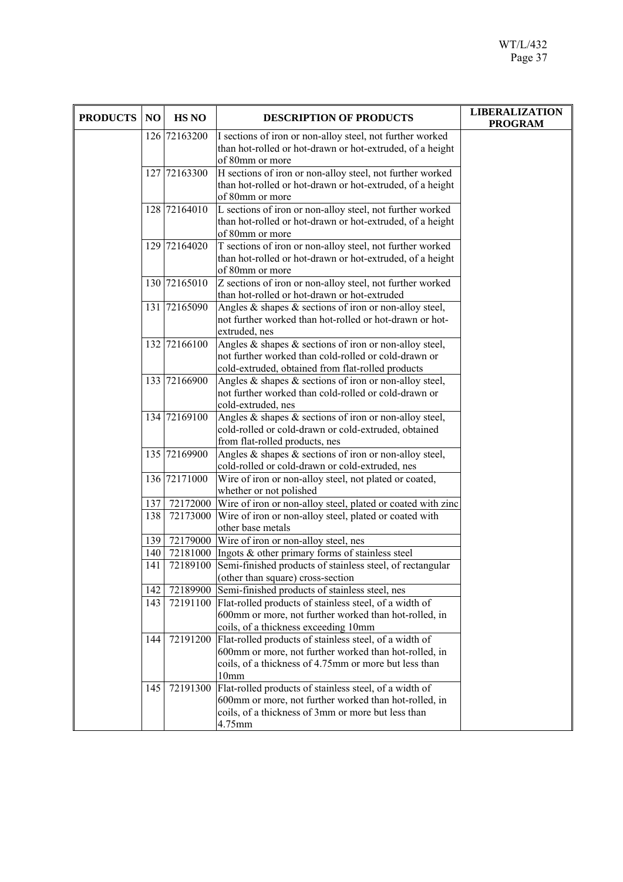| PRODUCTS | NO | HS NO | DESCRIPTION OF PRODUCTS | LIBERALIZATION PROGRAM |
|---|---|---|---|---|
| | 126 | 72163200 | I sections of iron or non-alloy steel, not further worked than hot-rolled or hot-drawn or hot-extruded, of a height of 80mm or more | |
| | 127 | 72163300 | H sections of iron or non-alloy steel, not further worked than hot-rolled or hot-drawn or hot-extruded, of a height of 80mm or more | |
| | 128 | 72164010 | L sections of iron or non-alloy steel, not further worked than hot-rolled or hot-drawn or hot-extruded, of a height of 80mm or more | |
| | 129 | 72164020 | T sections of iron or non-alloy steel, not further worked than hot-rolled or hot-drawn or hot-extruded, of a height of 80mm or more | |
| | 130 | 72165010 | Z sections of iron or non-alloy steel, not further worked than hot-rolled or hot-drawn or hot-extruded | |
| | 131 | 72165090 | Angles & shapes & sections of iron or non-alloy steel, not further worked than hot-rolled or hot-drawn or hot-extruded, nes | |
| | 132 | 72166100 | Angles & shapes & sections of iron or non-alloy steel, not further worked than cold-rolled or cold-drawn or cold-extruded, obtained from flat-rolled products | |
| | 133 | 72166900 | Angles & shapes & sections of iron or non-alloy steel, not further worked than cold-rolled or cold-drawn or cold-extruded, nes | |
| | 134 | 72169100 | Angles & shapes & sections of iron or non-alloy steel, cold-rolled or cold-drawn or cold-extruded, obtained from flat-rolled products, nes | |
| | 135 | 72169900 | Angles & shapes & sections of iron or non-alloy steel, cold-rolled or cold-drawn or cold-extruded, nes | |
| | 136 | 72171000 | Wire of iron or non-alloy steel, not plated or coated, whether or not polished | |
| | 137 | 72172000 | Wire of iron or non-alloy steel, plated or coated with zinc | |
| | 138 | 72173000 | Wire of iron or non-alloy steel, plated or coated with other base metals | |
| | 139 | 72179000 | Wire of iron or non-alloy steel, nes | |
| | 140 | 72181000 | Ingots & other primary forms of stainless steel | |
| | 141 | 72189100 | Semi-finished products of stainless steel, of rectangular (other than square) cross-section | |
| | 142 | 72189900 | Semi-finished products of stainless steel, nes | |
| | 143 | 72191100 | Flat-rolled products of stainless steel, of a width of 600mm or more, not further worked than hot-rolled, in coils, of a thickness exceeding 10mm | |
| | 144 | 72191200 | Flat-rolled products of stainless steel, of a width of 600mm or more, not further worked than hot-rolled, in coils, of a thickness of 4.75mm or more but less than 10mm | |
| | 145 | 72191300 | Flat-rolled products of stainless steel, of a width of 600mm or more, not further worked than hot-rolled, in coils, of a thickness of 3mm or more but less than 4.75mm | |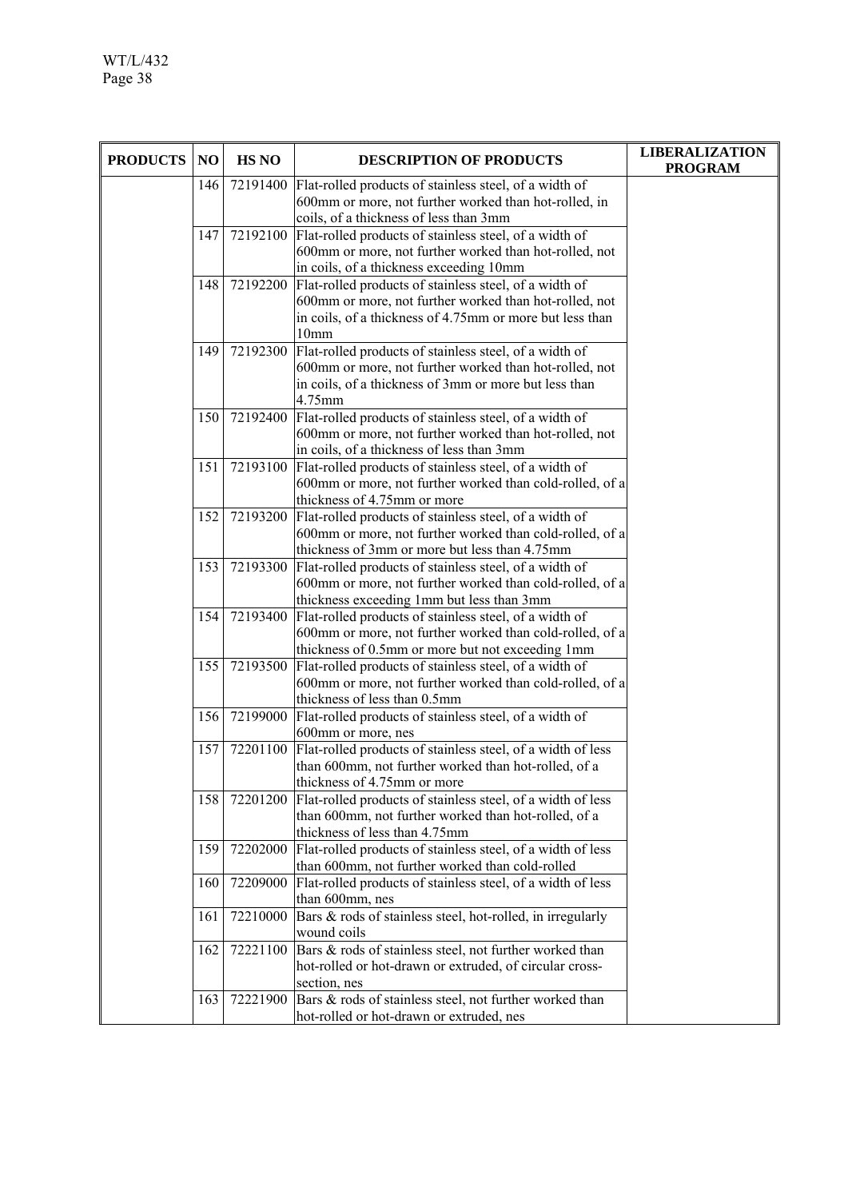| PRODUCTS | NO | HS NO | DESCRIPTION OF PRODUCTS | LIBERALIZATION PROGRAM |
|---|---|---|---|---|
| | 146 | 72191400 | Flat-rolled products of stainless steel, of a width of 600mm or more, not further worked than hot-rolled, in coils, of a thickness of less than 3mm | |
| | 147 | 72192100 | Flat-rolled products of stainless steel, of a width of 600mm or more, not further worked than hot-rolled, not in coils, of a thickness exceeding 10mm | |
| | 148 | 72192200 | Flat-rolled products of stainless steel, of a width of 600mm or more, not further worked than hot-rolled, not in coils, of a thickness of 4.75mm or more but less than 10mm | |
| | 149 | 72192300 | Flat-rolled products of stainless steel, of a width of 600mm or more, not further worked than hot-rolled, not in coils, of a thickness of 3mm or more but less than 4.75mm | |
| | 150 | 72192400 | Flat-rolled products of stainless steel, of a width of 600mm or more, not further worked than hot-rolled, not in coils, of a thickness of less than 3mm | |
| | 151 | 72193100 | Flat-rolled products of stainless steel, of a width of 600mm or more, not further worked than cold-rolled, of a thickness of 4.75mm or more | |
| | 152 | 72193200 | Flat-rolled products of stainless steel, of a width of 600mm or more, not further worked than cold-rolled, of a thickness of 3mm or more but less than 4.75mm | |
| | 153 | 72193300 | Flat-rolled products of stainless steel, of a width of 600mm or more, not further worked than cold-rolled, of a thickness exceeding 1mm but less than 3mm | |
| | 154 | 72193400 | Flat-rolled products of stainless steel, of a width of 600mm or more, not further worked than cold-rolled, of a thickness of 0.5mm or more but not exceeding 1mm | |
| | 155 | 72193500 | Flat-rolled products of stainless steel, of a width of 600mm or more, not further worked than cold-rolled, of a thickness of less than 0.5mm | |
| | 156 | 72199000 | Flat-rolled products of stainless steel, of a width of 600mm or more, nes | |
| | 157 | 72201100 | Flat-rolled products of stainless steel, of a width of less than 600mm, not further worked than hot-rolled, of a thickness of 4.75mm or more | |
| | 158 | 72201200 | Flat-rolled products of stainless steel, of a width of less than 600mm, not further worked than hot-rolled, of a thickness of less than 4.75mm | |
| | 159 | 72202000 | Flat-rolled products of stainless steel, of a width of less than 600mm, not further worked than cold-rolled | |
| | 160 | 72209000 | Flat-rolled products of stainless steel, of a width of less than 600mm, nes | |
| | 161 | 72210000 | Bars & rods of stainless steel, hot-rolled, in irregularly wound coils | |
| | 162 | 72221100 | Bars & rods of stainless steel, not further worked than hot-rolled or hot-drawn or extruded, of circular cross-section, nes | |
| | 163 | 72221900 | Bars & rods of stainless steel, not further worked than hot-rolled or hot-drawn or extruded, nes | |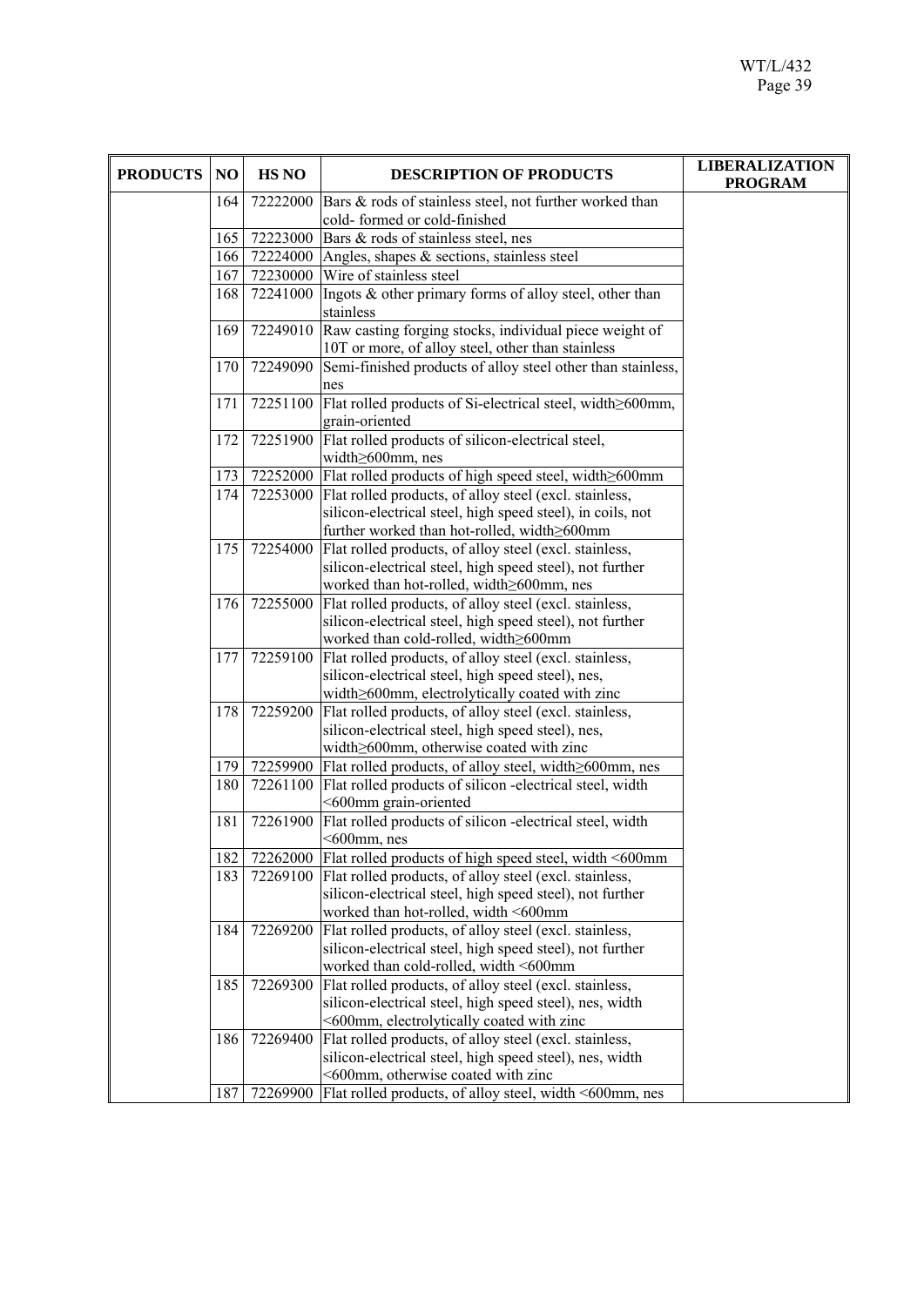| PRODUCTS | NO | HS NO | DESCRIPTION OF PRODUCTS | LIBERALIZATION PROGRAM |
|---|---|---|---|---|
| | 164 | 72222000 | Bars & rods of stainless steel, not further worked than cold- formed or cold-finished | |
| | 165 | 72223000 | Bars & rods of stainless steel, nes | |
| | 166 | 72224000 | Angles, shapes & sections, stainless steel | |
| | 167 | 72230000 | Wire of stainless steel | |
| | 168 | 72241000 | Ingots & other primary forms of alloy steel, other than stainless | |
| | 169 | 72249010 | Raw casting forging stocks, individual piece weight of 10T or more, of alloy steel, other than stainless | |
| | 170 | 72249090 | Semi-finished products of alloy steel other than stainless, nes | |
| | 171 | 72251100 | Flat rolled products of Si-electrical steel, width≥600mm, grain-oriented | |
| | 172 | 72251900 | Flat rolled products of silicon-electrical steel, width≥600mm, nes | |
| | 173 | 72252000 | Flat rolled products of high speed steel, width≥600mm | |
| | 174 | 72253000 | Flat rolled products, of alloy steel (excl. stainless, silicon-electrical steel, high speed steel), in coils, not further worked than hot-rolled, width≥600mm | |
| | 175 | 72254000 | Flat rolled products, of alloy steel (excl. stainless, silicon-electrical steel, high speed steel), not further worked than hot-rolled, width≥600mm, nes | |
| | 176 | 72255000 | Flat rolled products, of alloy steel (excl. stainless, silicon-electrical steel, high speed steel), not further worked than cold-rolled, width≥600mm | |
| | 177 | 72259100 | Flat rolled products, of alloy steel (excl. stainless, silicon-electrical steel, high speed steel), nes, width≥600mm, electrolytically coated with zinc | |
| | 178 | 72259200 | Flat rolled products, of alloy steel (excl. stainless, silicon-electrical steel, high speed steel), nes, width≥600mm, otherwise coated with zinc | |
| | 179 | 72259900 | Flat rolled products, of alloy steel, width≥600mm, nes | |
| | 180 | 72261100 | Flat rolled products of silicon -electrical steel, width <600mm grain-oriented | |
| | 181 | 72261900 | Flat rolled products of silicon -electrical steel, width <600mm, nes | |
| | 182 | 72262000 | Flat rolled products of high speed steel, width <600mm | |
| | 183 | 72269100 | Flat rolled products, of alloy steel (excl. stainless, silicon-electrical steel, high speed steel), not further worked than hot-rolled, width <600mm | |
| | 184 | 72269200 | Flat rolled products, of alloy steel (excl. stainless, silicon-electrical steel, high speed steel), not further worked than cold-rolled, width <600mm | |
| | 185 | 72269300 | Flat rolled products, of alloy steel (excl. stainless, silicon-electrical steel, high speed steel), nes, width <600mm, electrolytically coated with zinc | |
| | 186 | 72269400 | Flat rolled products, of alloy steel (excl. stainless, silicon-electrical steel, high speed steel), nes, width <600mm, otherwise coated with zinc | |
| | 187 | 72269900 | Flat rolled products, of alloy steel, width <600mm, nes | |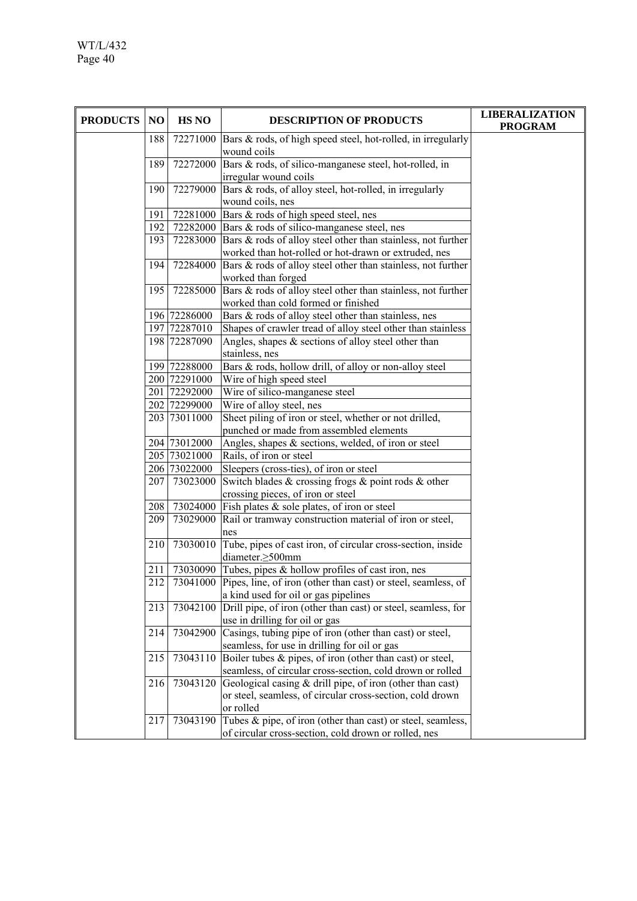| PRODUCTS | NO | HS NO | DESCRIPTION OF PRODUCTS | LIBERALIZATION PROGRAM |
|---|---|---|---|---|
| | 188 | 72271000 | Bars & rods, of high speed steel, hot-rolled, in irregularly wound coils | |
| | 189 | 72272000 | Bars & rods, of silico-manganese steel, hot-rolled, in irregular wound coils | |
| | 190 | 72279000 | Bars & rods, of alloy steel, hot-rolled, in irregularly wound coils, nes | |
| | 191 | 72281000 | Bars & rods of high speed steel, nes | |
| | 192 | 72282000 | Bars & rods of silico-manganese steel, nes | |
| | 193 | 72283000 | Bars & rods of alloy steel other than stainless, not further worked than hot-rolled or hot-drawn or extruded, nes | |
| | 194 | 72284000 | Bars & rods of alloy steel other than stainless, not further worked than forged | |
| | 195 | 72285000 | Bars & rods of alloy steel other than stainless, not further worked than cold formed or finished | |
| | 196 | 72286000 | Bars & rods of alloy steel other than stainless, nes | |
| | 197 | 72287010 | Shapes of crawler tread of alloy steel other than stainless | |
| | 198 | 72287090 | Angles, shapes & sections of alloy steel other than stainless, nes | |
| | 199 | 72288000 | Bars & rods, hollow drill, of alloy or non-alloy steel | |
| | 200 | 72291000 | Wire of high speed steel | |
| | 201 | 72292000 | Wire of silico-manganese steel | |
| | 202 | 72299000 | Wire of alloy steel, nes | |
| | 203 | 73011000 | Sheet piling of iron or steel, whether or not drilled, punched or made from assembled elements | |
| | 204 | 73012000 | Angles, shapes & sections, welded, of iron or steel | |
| | 205 | 73021000 | Rails, of iron or steel | |
| | 206 | 73022000 | Sleepers (cross-ties), of iron or steel | |
| | 207 | 73023000 | Switch blades & crossing frogs & point rods & other crossing pieces, of iron or steel | |
| | 208 | 73024000 | Fish plates & sole plates, of iron or steel | |
| | 209 | 73029000 | Rail or tramway construction material of iron or steel, nes | |
| | 210 | 73030010 | Tube, pipes of cast iron, of circular cross-section, inside diameter.≥500mm | |
| | 211 | 73030090 | Tubes, pipes & hollow profiles of cast iron, nes | |
| | 212 | 73041000 | Pipes, line, of iron (other than cast) or steel, seamless, of a kind used for oil or gas pipelines | |
| | 213 | 73042100 | Drill pipe, of iron (other than cast) or steel, seamless, for use in drilling for oil or gas | |
| | 214 | 73042900 | Casings, tubing pipe of iron (other than cast) or steel, seamless, for use in drilling for oil or gas | |
| | 215 | 73043110 | Boiler tubes & pipes, of iron (other than cast) or steel, seamless, of circular cross-section, cold drown or rolled | |
| | 216 | 73043120 | Geological casing & drill pipe, of iron (other than cast) or steel, seamless, of circular cross-section, cold drown or rolled | |
| | 217 | 73043190 | Tubes & pipe, of iron (other than cast) or steel, seamless, of circular cross-section, cold drown or rolled, nes | |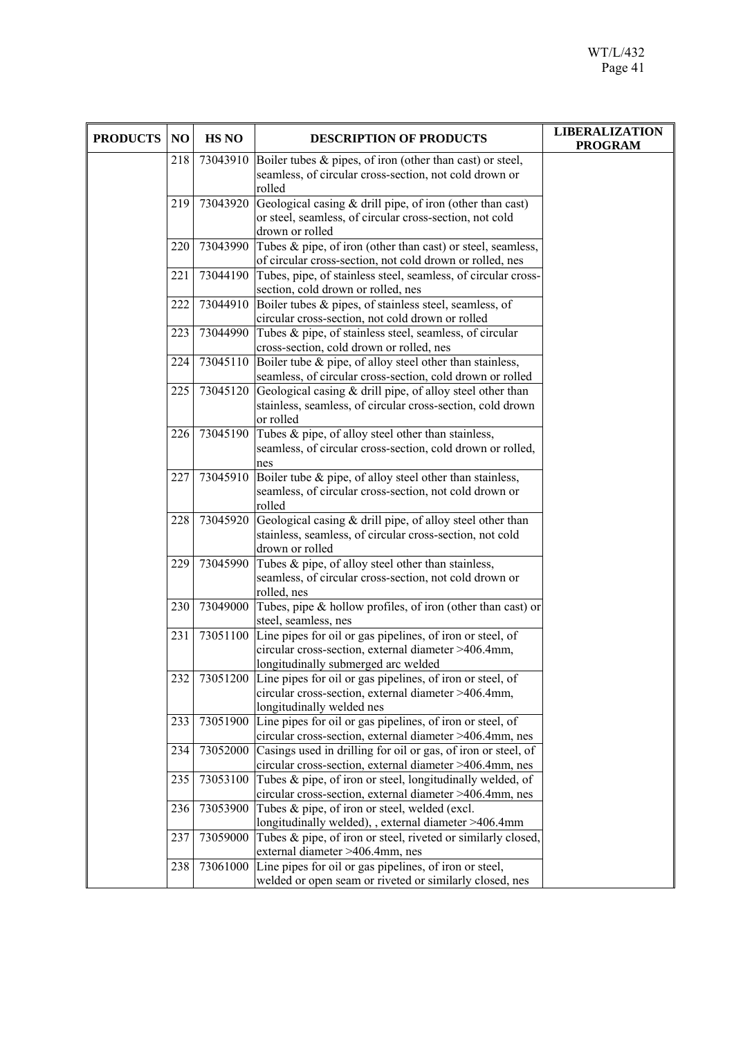| PRODUCTS | NO | HS NO | DESCRIPTION OF PRODUCTS | LIBERALIZATION PROGRAM |
|---|---|---|---|---|
| | 218 | 73043910 | Boiler tubes & pipes, of iron (other than cast) or steel, seamless, of circular cross-section, not cold drown or rolled | |
| | 219 | 73043920 | Geological casing & drill pipe, of iron (other than cast) or steel, seamless, of circular cross-section, not cold drown or rolled | |
| | 220 | 73043990 | Tubes & pipe, of iron (other than cast) or steel, seamless, of circular cross-section, not cold drown or rolled, nes | |
| | 221 | 73044190 | Tubes, pipe, of stainless steel, seamless, of circular cross-section, cold drown or rolled, nes | |
| | 222 | 73044910 | Boiler tubes & pipes, of stainless steel, seamless, of circular cross-section, not cold drown or rolled | |
| | 223 | 73044990 | Tubes & pipe, of stainless steel, seamless, of circular cross-section, cold drown or rolled, nes | |
| | 224 | 73045110 | Boiler tube & pipe, of alloy steel other than stainless, seamless, of circular cross-section, cold drown or rolled | |
| | 225 | 73045120 | Geological casing & drill pipe, of alloy steel other than stainless, seamless, of circular cross-section, cold drown or rolled | |
| | 226 | 73045190 | Tubes & pipe, of alloy steel other than stainless, seamless, of circular cross-section, cold drown or rolled, nes | |
| | 227 | 73045910 | Boiler tube & pipe, of alloy steel other than stainless, seamless, of circular cross-section, not cold drown or rolled | |
| | 228 | 73045920 | Geological casing & drill pipe, of alloy steel other than stainless, seamless, of circular cross-section, not cold drown or rolled | |
| | 229 | 73045990 | Tubes & pipe, of alloy steel other than stainless, seamless, of circular cross-section, not cold drown or rolled, nes | |
| | 230 | 73049000 | Tubes, pipe & hollow profiles, of iron (other than cast) or steel, seamless, nes | |
| | 231 | 73051100 | Line pipes for oil or gas pipelines, of iron or steel, of circular cross-section, external diameter >406.4mm, longitudinally submerged arc welded | |
| | 232 | 73051200 | Line pipes for oil or gas pipelines, of iron or steel, of circular cross-section, external diameter >406.4mm, longitudinally welded nes | |
| | 233 | 73051900 | Line pipes for oil or gas pipelines, of iron or steel, of circular cross-section, external diameter >406.4mm, nes | |
| | 234 | 73052000 | Casings used in drilling for oil or gas, of iron or steel, of circular cross-section, external diameter >406.4mm, nes | |
| | 235 | 73053100 | Tubes & pipe, of iron or steel, longitudinally welded, of circular cross-section, external diameter >406.4mm, nes | |
| | 236 | 73053900 | Tubes & pipe, of iron or steel, welded (excl. longitudinally welded), , external diameter >406.4mm | |
| | 237 | 73059000 | Tubes & pipe, of iron or steel, riveted or similarly closed, external diameter >406.4mm, nes | |
| | 238 | 73061000 | Line pipes for oil or gas pipelines, of iron or steel, welded or open seam or riveted or similarly closed, nes | |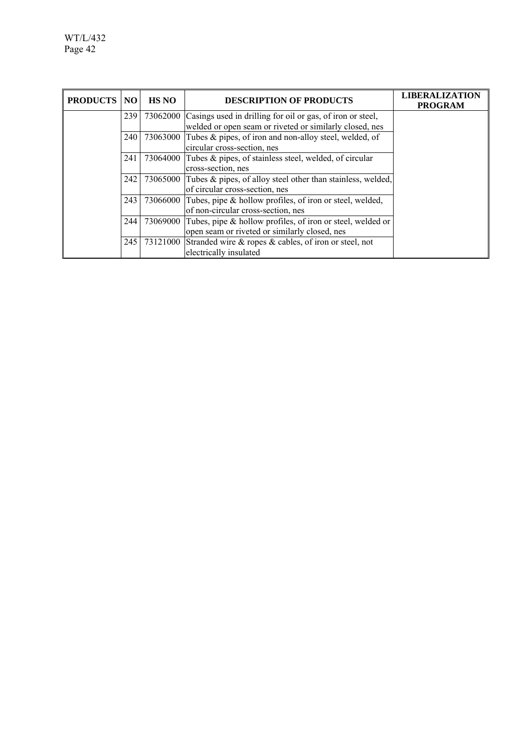| PRODUCTS | NO | HS NO | DESCRIPTION OF PRODUCTS | LIBERALIZATION PROGRAM |
|---|---|---|---|---|
| | 239 | 73062000 | Casings used in drilling for oil or gas, of iron or steel, welded or open seam or riveted or similarly closed, nes | |
| | 240 | 73063000 | Tubes & pipes, of iron and non-alloy steel, welded, of circular cross-section, nes | |
| | 241 | 73064000 | Tubes & pipes, of stainless steel, welded, of circular cross-section, nes | |
| | 242 | 73065000 | Tubes & pipes, of alloy steel other than stainless, welded, of circular cross-section, nes | |
| | 243 | 73066000 | Tubes, pipe & hollow profiles, of iron or steel, welded, of non-circular cross-section, nes | |
| | 244 | 73069000 | Tubes, pipe & hollow profiles, of iron or steel, welded or open seam or riveted or similarly closed, nes | |
| | 245 | 73121000 | Stranded wire & ropes & cables, of iron or steel, not electrically insulated | |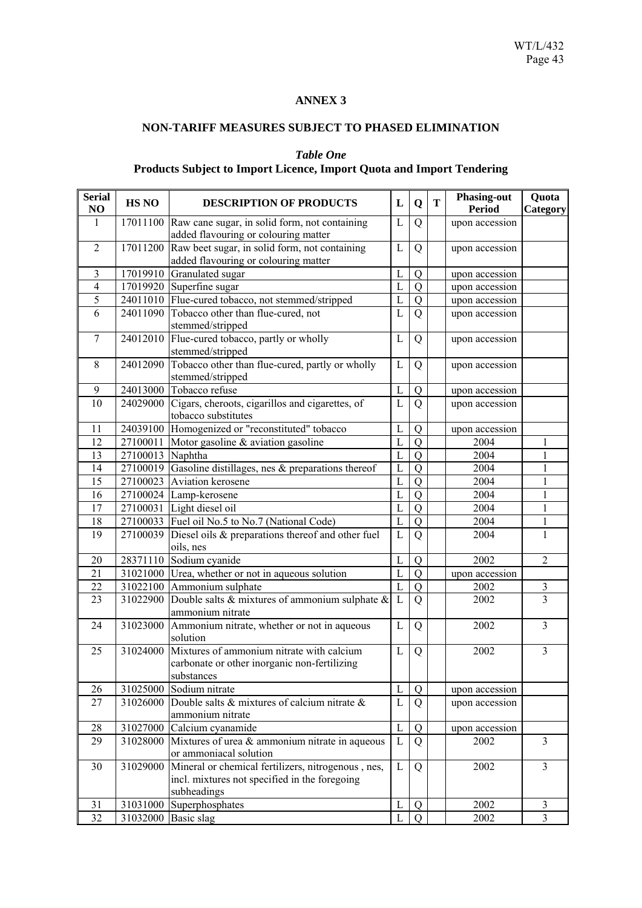# ANNEX 3

## NON-TARIFF MEASURES SUBJECT TO PHASED ELIMINATION

### *Table One*
### Products Subject to Import Licence, Import Quota and Import Tendering

| Serial NO | HS NO | DESCRIPTION OF PRODUCTS | L | Q | T | Phasing-out Period | Quota Category |
|---|---|---|---|---|---|---|---|
| 1 | 17011100 | Raw cane sugar, in solid form, not containing added flavouring or colouring matter | L | Q | | upon accession | |
| 2 | 17011200 | Raw beet sugar, in solid form, not containing added flavouring or colouring matter | L | Q | | upon accession | |
| 3 | 17019910 | Granulated sugar | L | Q | | upon accession | |
| 4 | 17019920 | Superfine sugar | L | Q | | upon accession | |
| 5 | 24011010 | Flue-cured tobacco, not stemmed/stripped | L | Q | | upon accession | |
| 6 | 24011090 | Tobacco other than flue-cured, not stemmed/stripped | L | Q | | upon accession | |
| 7 | 24012010 | Flue-cured tobacco, partly or wholly stemmed/stripped | L | Q | | upon accession | |
| 8 | 24012090 | Tobacco other than flue-cured, partly or wholly stemmed/stripped | L | Q | | upon accession | |
| 9 | 24013000 | Tobacco refuse | L | Q | | upon accession | |
| 10 | 24029000 | Cigars, cheroots, cigarillos and cigarettes, of tobacco substitutes | L | Q | | upon accession | |
| 11 | 24039100 | Homogenized or "reconstituted" tobacco | L | Q | | upon accession | |
| 12 | 27100011 | Motor gasoline & aviation gasoline | L | Q | | 2004 | 1 |
| 13 | 27100013 | Naphtha | L | Q | | 2004 | 1 |
| 14 | 27100019 | Gasoline distillages, nes & preparations thereof | L | Q | | 2004 | 1 |
| 15 | 27100023 | Aviation kerosene | L | Q | | 2004 | 1 |
| 16 | 27100024 | Lamp-kerosene | L | Q | | 2004 | 1 |
| 17 | 27100031 | Light diesel oil | L | Q | | 2004 | 1 |
| 18 | 27100033 | Fuel oil No.5 to No.7 (National Code) | L | Q | | 2004 | 1 |
| 19 | 27100039 | Diesel oils & preparations thereof and other fuel oils, nes | L | Q | | 2004 | 1 |
| 20 | 28371110 | Sodium cyanide | L | Q | | 2002 | 2 |
| 21 | 31021000 | Urea, whether or not in aqueous solution | L | Q | | upon accession | |
| 22 | 31022100 | Ammonium sulphate | L | Q | | 2002 | 3 |
| 23 | 31022900 | Double salts & mixtures of ammonium sulphate & ammonium nitrate | L | Q | | 2002 | 3 |
| 24 | 31023000 | Ammonium nitrate, whether or not in aqueous solution | L | Q | | 2002 | 3 |
| 25 | 31024000 | Mixtures of ammonium nitrate with calcium carbonate or other inorganic non-fertilizing substances | L | Q | | 2002 | 3 |
| 26 | 31025000 | Sodium nitrate | L | Q | | upon accession | |
| 27 | 31026000 | Double salts & mixtures of calcium nitrate & ammonium nitrate | L | Q | | upon accession | |
| 28 | 31027000 | Calcium cyanamide | L | Q | | upon accession | |
| 29 | 31028000 | Mixtures of urea & ammonium nitrate in aqueous or ammoniacal solution | L | Q | | 2002 | 3 |
| 30 | 31029000 | Mineral or chemical fertilizers, nitrogenous , nes, incl. mixtures not specified in the foregoing subheadings | L | Q | | 2002 | 3 |
| 31 | 31031000 | Superphosphates | L | Q | | 2002 | 3 |
| 32 | 31032000 | Basic slag | L | Q | | 2002 | 3 |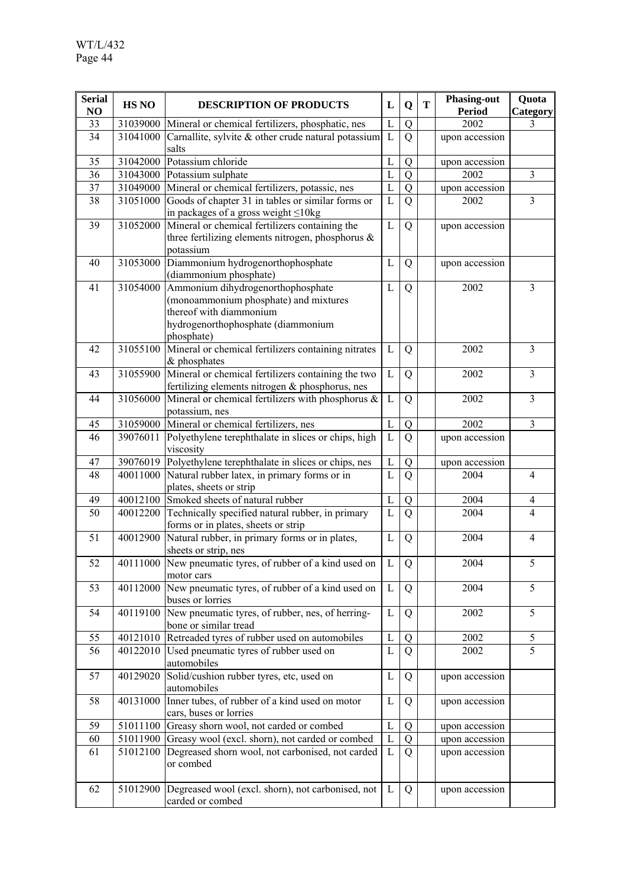| Serial NO | HS NO | DESCRIPTION OF PRODUCTS | L | Q | T | Phasing-out Period | Quota Category |
|---|---|---|---|---|---|---|---|
| 33 | 31039000 | Mineral or chemical fertilizers, phosphatic, nes | L | Q | | 2002 | 3 |
| 34 | 31041000 | Carnallite, sylvite & other crude natural potassium salts | L | Q | | upon accession | |
| 35 | 31042000 | Potassium chloride | L | Q | | upon accession | |
| 36 | 31043000 | Potassium sulphate | L | Q | | 2002 | 3 |
| 37 | 31049000 | Mineral or chemical fertilizers, potassic, nes | L | Q | | upon accession | |
| 38 | 31051000 | Goods of chapter 31 in tables or similar forms or in packages of a gross weight ≤10kg | L | Q | | 2002 | 3 |
| 39 | 31052000 | Mineral or chemical fertilizers containing the three fertilizing elements nitrogen, phosphorus & potassium | L | Q | | upon accession | |
| 40 | 31053000 | Diammonium hydrogenorthophosphate (diammonium phosphate) | L | Q | | upon accession | |
| 41 | 31054000 | Ammonium dihydrogenorthophosphate (monoammonium phosphate) and mixtures thereof with diammonium hydrogenorthophosphate (diammonium phosphate) | L | Q | | 2002 | 3 |
| 42 | 31055100 | Mineral or chemical fertilizers containing nitrates & phosphates | L | Q | | 2002 | 3 |
| 43 | 31055900 | Mineral or chemical fertilizers containing the two fertilizing elements nitrogen & phosphorus, nes | L | Q | | 2002 | 3 |
| 44 | 31056000 | Mineral or chemical fertilizers with phosphorus & potassium, nes | L | Q | | 2002 | 3 |
| 45 | 31059000 | Mineral or chemical fertilizers, nes | L | Q | | 2002 | 3 |
| 46 | 39076011 | Polyethylene terephthalate in slices or chips, high viscosity | L | Q | | upon accession | |
| 47 | 39076019 | Polyethylene terephthalate in slices or chips, nes | L | Q | | upon accession | |
| 48 | 40011000 | Natural rubber latex, in primary forms or in plates, sheets or strip | L | Q | | 2004 | 4 |
| 49 | 40012100 | Smoked sheets of natural rubber | L | Q | | 2004 | 4 |
| 50 | 40012200 | Technically specified natural rubber, in primary forms or in plates, sheets or strip | L | Q | | 2004 | 4 |
| 51 | 40012900 | Natural rubber, in primary forms or in plates, sheets or strip, nes | L | Q | | 2004 | 4 |
| 52 | 40111000 | New pneumatic tyres, of rubber of a kind used on motor cars | L | Q | | 2004 | 5 |
| 53 | 40112000 | New pneumatic tyres, of rubber of a kind used on buses or lorries | L | Q | | 2004 | 5 |
| 54 | 40119100 | New pneumatic tyres, of rubber, nes, of herring-bone or similar tread | L | Q | | 2002 | 5 |
| 55 | 40121010 | Retreaded tyres of rubber used on automobiles | L | Q | | 2002 | 5 |
| 56 | 40122010 | Used pneumatic tyres of rubber used on automobiles | L | Q | | 2002 | 5 |
| 57 | 40129020 | Solid/cushion rubber tyres, etc, used on automobiles | L | Q | | upon accession | |
| 58 | 40131000 | Inner tubes, of rubber of a kind used on motor cars, buses or lorries | L | Q | | upon accession | |
| 59 | 51011100 | Greasy shorn wool, not carded or combed | L | Q | | upon accession | |
| 60 | 51011900 | Greasy wool (excl. shorn), not carded or combed | L | Q | | upon accession | |
| 61 | 51012100 | Degreased shorn wool, not carbonised, not carded or combed | L | Q | | upon accession | |
| 62 | 51012900 | Degreased wool (excl. shorn), not carbonised, not carded or combed | L | Q | | upon accession | |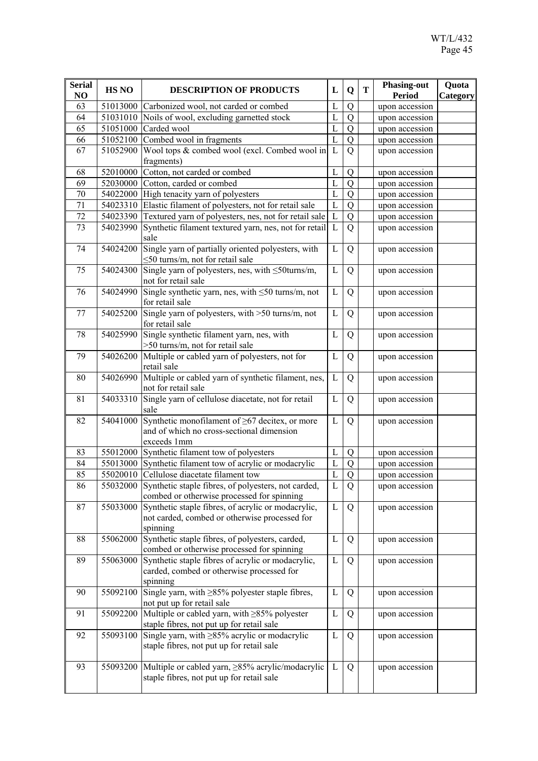| Serial NO | HS NO | DESCRIPTION OF PRODUCTS | L | Q | T | Phasing-out Period | Quota Category |
|---|---|---|---|---|---|---|---|
| 63 | 51013000 | Carbonized wool, not carded or combed | L | Q | | upon accession | |
| 64 | 51031010 | Noils of wool, excluding garnetted stock | L | Q | | upon accession | |
| 65 | 51051000 | Carded wool | L | Q | | upon accession | |
| 66 | 51052100 | Combed wool in fragments | L | Q | | upon accession | |
| 67 | 51052900 | Wool tops & combed wool (excl. Combed wool in fragments) | L | Q | | upon accession | |
| 68 | 52010000 | Cotton, not carded or combed | L | Q | | upon accession | |
| 69 | 52030000 | Cotton, carded or combed | L | Q | | upon accession | |
| 70 | 54022000 | High tenacity yarn of polyesters | L | Q | | upon accession | |
| 71 | 54023310 | Elastic filament of polyesters, not for retail sale | L | Q | | upon accession | |
| 72 | 54023390 | Textured yarn of polyesters, nes, not for retail sale | L | Q | | upon accession | |
| 73 | 54023990 | Synthetic filament textured yarn, nes, not for retail sale | L | Q | | upon accession | |
| 74 | 54024200 | Single yarn of partially oriented polyesters, with ≤50 turns/m, not for retail sale | L | Q | | upon accession | |
| 75 | 54024300 | Single yarn of polyesters, nes, with ≤50turns/m, not for retail sale | L | Q | | upon accession | |
| 76 | 54024990 | Single synthetic yarn, nes, with ≤50 turns/m, not for retail sale | L | Q | | upon accession | |
| 77 | 54025200 | Single yarn of polyesters, with >50 turns/m, not for retail sale | L | Q | | upon accession | |
| 78 | 54025990 | Single synthetic filament yarn, nes, with >50 turns/m, not for retail sale | L | Q | | upon accession | |
| 79 | 54026200 | Multiple or cabled yarn of polyesters, not for retail sale | L | Q | | upon accession | |
| 80 | 54026990 | Multiple or cabled yarn of synthetic filament, nes, not for retail sale | L | Q | | upon accession | |
| 81 | 54033310 | Single yarn of cellulose diacetate, not for retail sale | L | Q | | upon accession | |
| 82 | 54041000 | Synthetic monofilament of ≥67 decitex, or more and of which no cross-sectional dimension exceeds 1mm | L | Q | | upon accession | |
| 83 | 55012000 | Synthetic filament tow of polyesters | L | Q | | upon accession | |
| 84 | 55013000 | Synthetic filament tow of acrylic or modacrylic | L | Q | | upon accession | |
| 85 | 55020010 | Cellulose diacetate filament tow | L | Q | | upon accession | |
| 86 | 55032000 | Synthetic staple fibres, of polyesters, not carded, combed or otherwise processed for spinning | L | Q | | upon accession | |
| 87 | 55033000 | Synthetic staple fibres, of acrylic or modacrylic, not carded, combed or otherwise processed for spinning | L | Q | | upon accession | |
| 88 | 55062000 | Synthetic staple fibres, of polyesters, carded, combed or otherwise processed for spinning | L | Q | | upon accession | |
| 89 | 55063000 | Synthetic staple fibres of acrylic or modacrylic, carded, combed or otherwise processed for spinning | L | Q | | upon accession | |
| 90 | 55092100 | Single yarn, with ≥85% polyester staple fibres, not put up for retail sale | L | Q | | upon accession | |
| 91 | 55092200 | Multiple or cabled yarn, with ≥85% polyester staple fibres, not put up for retail sale | L | Q | | upon accession | |
| 92 | 55093100 | Single yarn, with ≥85% acrylic or modacrylic staple fibres, not put up for retail sale | L | Q | | upon accession | |
| 93 | 55093200 | Multiple or cabled yarn, ≥85% acrylic/modacrylic staple fibres, not put up for retail sale | L | Q | | upon accession | |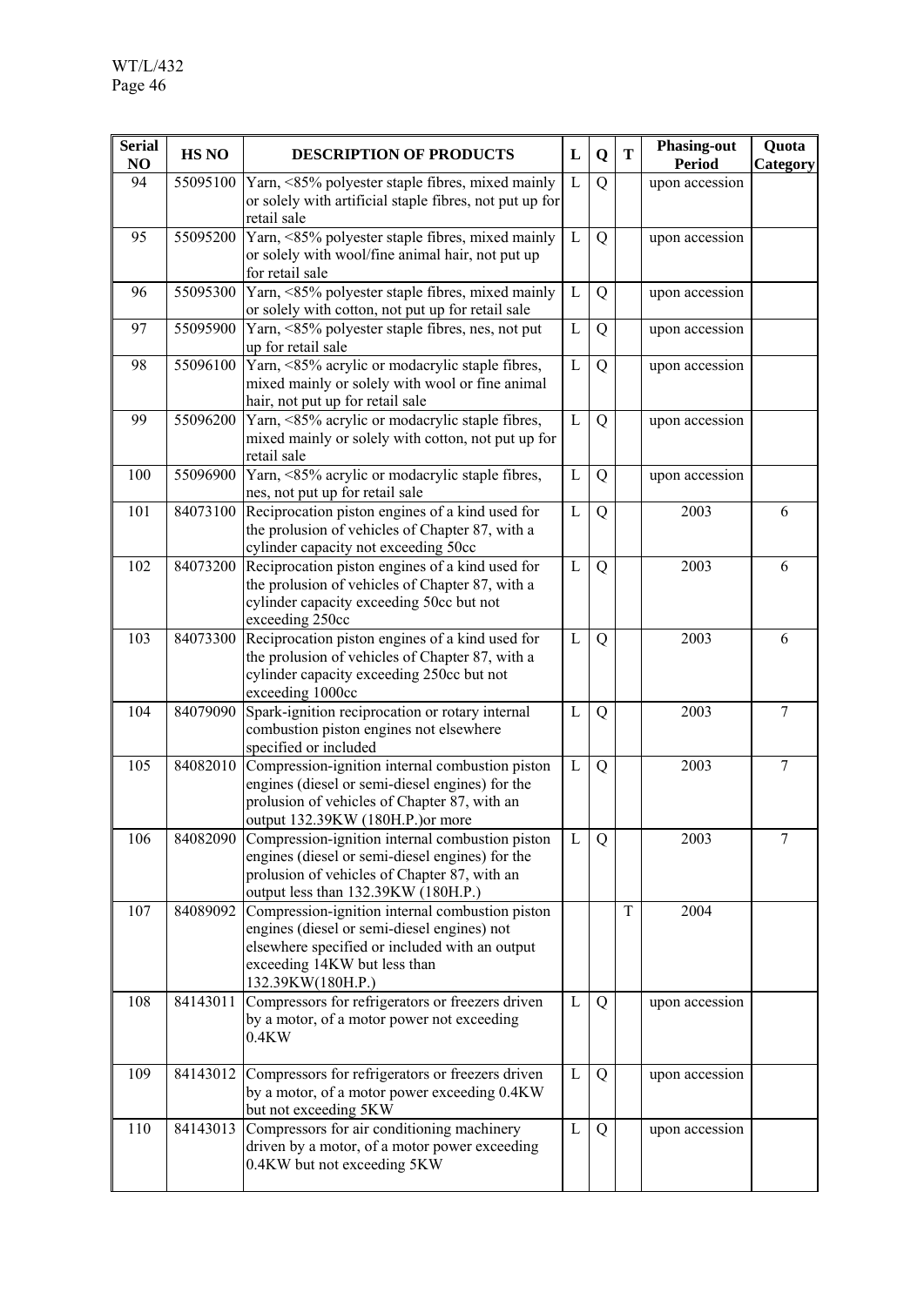| Serial NO | HS NO | DESCRIPTION OF PRODUCTS | L | Q | T | Phasing-out Period | Quota Category |
|---|---|---|---|---|---|---|---|
| 94 | 55095100 | Yarn, <85% polyester staple fibres, mixed mainly or solely with artificial staple fibres, not put up for retail sale | L | Q | | upon accession | |
| 95 | 55095200 | Yarn, <85% polyester staple fibres, mixed mainly or solely with wool/fine animal hair, not put up for retail sale | L | Q | | upon accession | |
| 96 | 55095300 | Yarn, <85% polyester staple fibres, mixed mainly or solely with cotton, not put up for retail sale | L | Q | | upon accession | |
| 97 | 55095900 | Yarn, <85% polyester staple fibres, nes, not put up for retail sale | L | Q | | upon accession | |
| 98 | 55096100 | Yarn, <85% acrylic or modacrylic staple fibres, mixed mainly or solely with wool or fine animal hair, not put up for retail sale | L | Q | | upon accession | |
| 99 | 55096200 | Yarn, <85% acrylic or modacrylic staple fibres, mixed mainly or solely with cotton, not put up for retail sale | L | Q | | upon accession | |
| 100 | 55096900 | Yarn, <85% acrylic or modacrylic staple fibres, nes, not put up for retail sale | L | Q | | upon accession | |
| 101 | 84073100 | Reciprocation piston engines of a kind used for the prolusion of vehicles of Chapter 87, with a cylinder capacity not exceeding 50cc | L | Q | | 2003 | 6 |
| 102 | 84073200 | Reciprocation piston engines of a kind used for the prolusion of vehicles of Chapter 87, with a cylinder capacity exceeding 50cc but not exceeding 250cc | L | Q | | 2003 | 6 |
| 103 | 84073300 | Reciprocation piston engines of a kind used for the prolusion of vehicles of Chapter 87, with a cylinder capacity exceeding 250cc but not exceeding 1000cc | L | Q | | 2003 | 6 |
| 104 | 84079090 | Spark-ignition reciprocation or rotary internal combustion piston engines not elsewhere specified or included | L | Q | | 2003 | 7 |
| 105 | 84082010 | Compression-ignition internal combustion piston engines (diesel or semi-diesel engines) for the prolusion of vehicles of Chapter 87, with an output 132.39KW (180H.P.)or more | L | Q | | 2003 | 7 |
| 106 | 84082090 | Compression-ignition internal combustion piston engines (diesel or semi-diesel engines) for the prolusion of vehicles of Chapter 87, with an output less than 132.39KW (180H.P.) | L | Q | | 2003 | 7 |
| 107 | 84089092 | Compression-ignition internal combustion piston engines (diesel or semi-diesel engines) not elsewhere specified or included with an output exceeding 14KW but less than 132.39KW(180H.P.) | | | T | 2004 | |
| 108 | 84143011 | Compressors for refrigerators or freezers driven by a motor, of a motor power not exceeding 0.4KW | L | Q | | upon accession | |
| 109 | 84143012 | Compressors for refrigerators or freezers driven by a motor, of a motor power exceeding 0.4KW but not exceeding 5KW | L | Q | | upon accession | |
| 110 | 84143013 | Compressors for air conditioning machinery driven by a motor, of a motor power exceeding 0.4KW but not exceeding 5KW | L | Q | | upon accession | |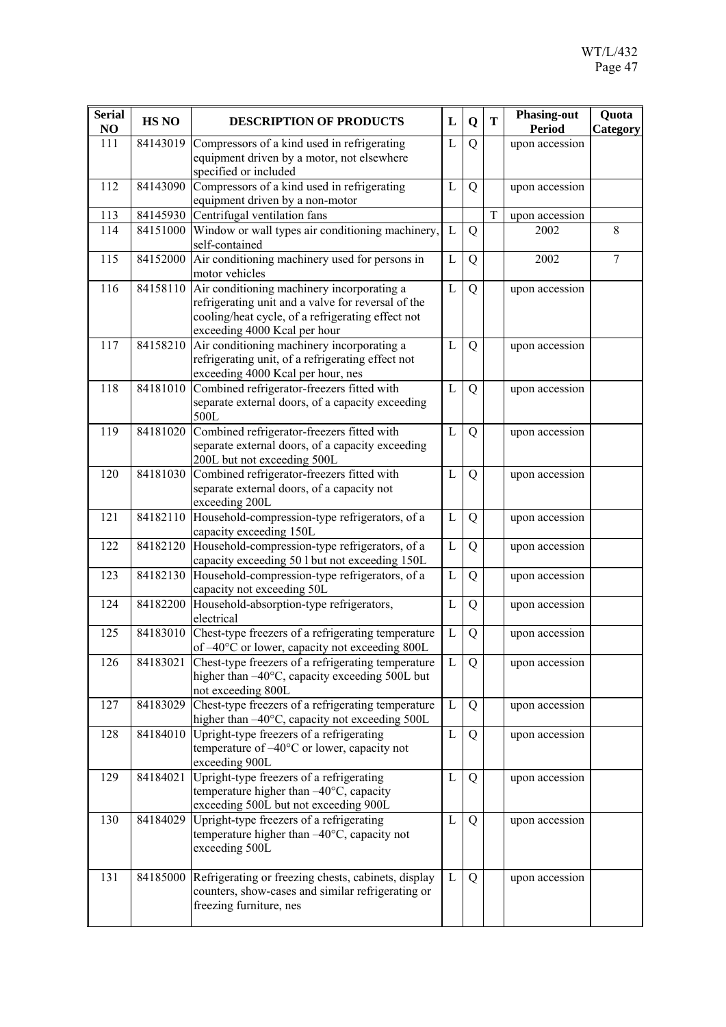| Serial NO | HS NO | DESCRIPTION OF PRODUCTS | L | Q | T | Phasing-out Period | Quota Category |
|---|---|---|---|---|---|---|---|
| 111 | 84143019 | Compressors of a kind used in refrigerating equipment driven by a motor, not elsewhere specified or included | L | Q | | upon accession | |
| 112 | 84143090 | Compressors of a kind used in refrigerating equipment driven by a non-motor | L | Q | | upon accession | |
| 113 | 84145930 | Centrifugal ventilation fans | | | T | upon accession | |
| 114 | 84151000 | Window or wall types air conditioning machinery, self-contained | L | Q | | 2002 | 8 |
| 115 | 84152000 | Air conditioning machinery used for persons in motor vehicles | L | Q | | 2002 | 7 |
| 116 | 84158110 | Air conditioning machinery incorporating a refrigerating unit and a valve for reversal of the cooling/heat cycle, of a refrigerating effect not exceeding 4000 Kcal per hour | L | Q | | upon accession | |
| 117 | 84158210 | Air conditioning machinery incorporating a refrigerating unit, of a refrigerating effect not exceeding 4000 Kcal per hour, nes | L | Q | | upon accession | |
| 118 | 84181010 | Combined refrigerator-freezers fitted with separate external doors, of a capacity exceeding 500L | L | Q | | upon accession | |
| 119 | 84181020 | Combined refrigerator-freezers fitted with separate external doors, of a capacity exceeding 200L but not exceeding 500L | L | Q | | upon accession | |
| 120 | 84181030 | Combined refrigerator-freezers fitted with separate external doors, of a capacity not exceeding 200L | L | Q | | upon accession | |
| 121 | 84182110 | Household-compression-type refrigerators, of a capacity exceeding 150L | L | Q | | upon accession | |
| 122 | 84182120 | Household-compression-type refrigerators, of a capacity exceeding 50 l but not exceeding 150L | L | Q | | upon accession | |
| 123 | 84182130 | Household-compression-type refrigerators, of a capacity not exceeding 50L | L | Q | | upon accession | |
| 124 | 84182200 | Household-absorption-type refrigerators, electrical | L | Q | | upon accession | |
| 125 | 84183010 | Chest-type freezers of a refrigerating temperature of –40°C or lower, capacity not exceeding 800L | L | Q | | upon accession | |
| 126 | 84183021 | Chest-type freezers of a refrigerating temperature higher than –40°C, capacity exceeding 500L but not exceeding 800L | L | Q | | upon accession | |
| 127 | 84183029 | Chest-type freezers of a refrigerating temperature higher than –40°C, capacity not exceeding 500L | L | Q | | upon accession | |
| 128 | 84184010 | Upright-type freezers of a refrigerating temperature of –40°C or lower, capacity not exceeding 900L | L | Q | | upon accession | |
| 129 | 84184021 | Upright-type freezers of a refrigerating temperature higher than –40°C, capacity exceeding 500L but not exceeding 900L | L | Q | | upon accession | |
| 130 | 84184029 | Upright-type freezers of a refrigerating temperature higher than –40°C, capacity not exceeding 500L | L | Q | | upon accession | |
| 131 | 84185000 | Refrigerating or freezing chests, cabinets, display counters, show-cases and similar refrigerating or freezing furniture, nes | L | Q | | upon accession | |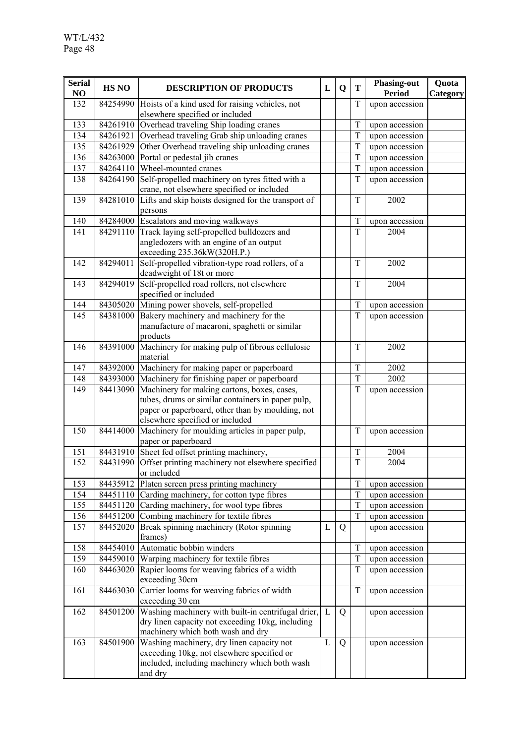| Serial NO | HS NO | DESCRIPTION OF PRODUCTS | L | Q | T | Phasing-out Period | Quota Category |
|---|---|---|---|---|---|---|---|
| 132 | 84254990 | Hoists of a kind used for raising vehicles, not elsewhere specified or included | | | T | upon accession | |
| 133 | 84261910 | Overhead traveling Ship loading cranes | | | T | upon accession | |
| 134 | 84261921 | Overhead traveling Grab ship unloading cranes | | | T | upon accession | |
| 135 | 84261929 | Other Overhead traveling ship unloading cranes | | | T | upon accession | |
| 136 | 84263000 | Portal or pedestal jib cranes | | | T | upon accession | |
| 137 | 84264110 | Wheel-mounted cranes | | | T | upon accession | |
| 138 | 84264190 | Self-propelled machinery on tyres fitted with a crane, not elsewhere specified or included | | | T | upon accession | |
| 139 | 84281010 | Lifts and skip hoists designed for the transport of persons | | | T | 2002 | |
| 140 | 84284000 | Escalators and moving walkways | | | T | upon accession | |
| 141 | 84291110 | Track laying self-propelled bulldozers and angledozers with an engine of an output exceeding 235.36kW(320H.P.) | | | T | 2004 | |
| 142 | 84294011 | Self-propelled vibration-type road rollers, of a deadweight of 18t or more | | | T | 2002 | |
| 143 | 84294019 | Self-propelled road rollers, not elsewhere specified or included | | | T | 2004 | |
| 144 | 84305020 | Mining power shovels, self-propelled | | | T | upon accession | |
| 145 | 84381000 | Bakery machinery and machinery for the manufacture of macaroni, spaghetti or similar products | | | T | upon accession | |
| 146 | 84391000 | Machinery for making pulp of fibrous cellulosic material | | | T | 2002 | |
| 147 | 84392000 | Machinery for making paper or paperboard | | | T | 2002 | |
| 148 | 84393000 | Machinery for finishing paper or paperboard | | | T | 2002 | |
| 149 | 84413090 | Machinery for making cartons, boxes, cases, tubes, drums or similar containers in paper pulp, paper or paperboard, other than by moulding, not elsewhere specified or included | | | T | upon accession | |
| 150 | 84414000 | Machinery for moulding articles in paper pulp, paper or paperboard | | | T | upon accession | |
| 151 | 84431910 | Sheet fed offset printing machinery, | | | T | 2004 | |
| 152 | 84431990 | Offset printing machinery not elsewhere specified or included | | | T | 2004 | |
| 153 | 84435912 | Platen screen press printing machinery | | | T | upon accession | |
| 154 | 84451110 | Carding machinery, for cotton type fibres | | | T | upon accession | |
| 155 | 84451120 | Carding machinery, for wool type fibres | | | T | upon accession | |
| 156 | 84451200 | Combing machinery for textile fibres | | | T | upon accession | |
| 157 | 84452020 | Break spinning machinery (Rotor spinning frames) | L | Q | | upon accession | |
| 158 | 84454010 | Automatic bobbin winders | | | T | upon accession | |
| 159 | 84459010 | Warping machinery for textile fibres | | | T | upon accession | |
| 160 | 84463020 | Rapier looms for weaving fabrics of a width exceeding 30cm | | | T | upon accession | |
| 161 | 84463030 | Carrier looms for weaving fabrics of width exceeding 30 cm | | | T | upon accession | |
| 162 | 84501200 | Washing machinery with built-in centrifugal drier, dry linen capacity not exceeding 10kg, including machinery which both wash and dry | L | Q | | upon accession | |
| 163 | 84501900 | Washing machinery, dry linen capacity not exceeding 10kg, not elsewhere specified or included, including machinery which both wash and dry | L | Q | | upon accession | |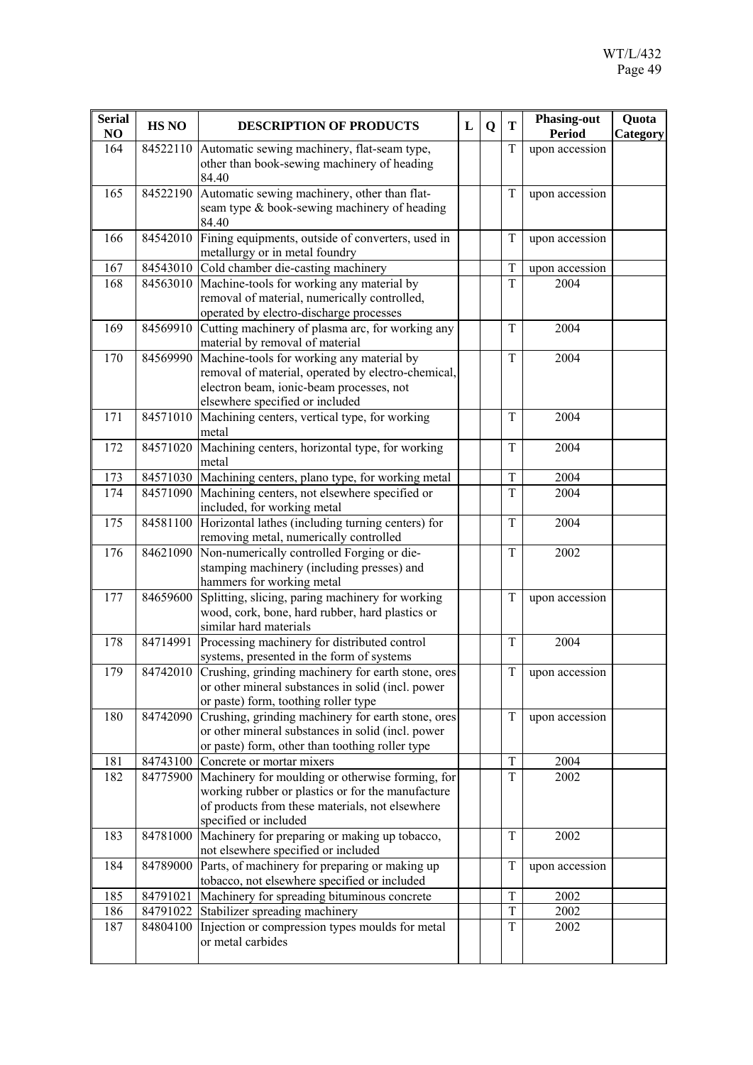| Serial NO | HS NO | DESCRIPTION OF PRODUCTS | L | Q | T | Phasing-out Period | Quota Category |
|---|---|---|---|---|---|---|---|
| 164 | 84522110 | Automatic sewing machinery, flat-seam type, other than book-sewing machinery of heading 84.40 | | | T | upon accession | |
| 165 | 84522190 | Automatic sewing machinery, other than flat-seam type & book-sewing machinery of heading 84.40 | | | T | upon accession | |
| 166 | 84542010 | Fining equipments, outside of converters, used in metallurgy or in metal foundry | | | T | upon accession | |
| 167 | 84543010 | Cold chamber die-casting machinery | | | T | upon accession | |
| 168 | 84563010 | Machine-tools for working any material by removal of material, numerically controlled, operated by electro-discharge processes | | | T | 2004 | |
| 169 | 84569910 | Cutting machinery of plasma arc, for working any material by removal of material | | | T | 2004 | |
| 170 | 84569990 | Machine-tools for working any material by removal of material, operated by electro-chemical, electron beam, ionic-beam processes, not elsewhere specified or included | | | T | 2004 | |
| 171 | 84571010 | Machining centers, vertical type, for working metal | | | T | 2004 | |
| 172 | 84571020 | Machining centers, horizontal type, for working metal | | | T | 2004 | |
| 173 | 84571030 | Machining centers, plano type, for working metal | | | T | 2004 | |
| 174 | 84571090 | Machining centers, not elsewhere specified or included, for working metal | | | T | 2004 | |
| 175 | 84581100 | Horizontal lathes (including turning centers) for removing metal, numerically controlled | | | T | 2004 | |
| 176 | 84621090 | Non-numerically controlled Forging or die-stamping machinery (including presses) and hammers for working metal | | | T | 2002 | |
| 177 | 84659600 | Splitting, slicing, paring machinery for working wood, cork, bone, hard rubber, hard plastics or similar hard materials | | | T | upon accession | |
| 178 | 84714991 | Processing machinery for distributed control systems, presented in the form of systems | | | T | 2004 | |
| 179 | 84742010 | Crushing, grinding machinery for earth stone, ores or other mineral substances in solid (incl. power or paste) form, toothing roller type | | | T | upon accession | |
| 180 | 84742090 | Crushing, grinding machinery for earth stone, ores or other mineral substances in solid (incl. power or paste) form, other than toothing roller type | | | T | upon accession | |
| 181 | 84743100 | Concrete or mortar mixers | | | T | 2004 | |
| 182 | 84775900 | Machinery for moulding or otherwise forming, for working rubber or plastics or for the manufacture of products from these materials, not elsewhere specified or included | | | T | 2002 | |
| 183 | 84781000 | Machinery for preparing or making up tobacco, not elsewhere specified or included | | | T | 2002 | |
| 184 | 84789000 | Parts, of machinery for preparing or making up tobacco, not elsewhere specified or included | | | T | upon accession | |
| 185 | 84791021 | Machinery for spreading bituminous concrete | | | T | 2002 | |
| 186 | 84791022 | Stabilizer spreading machinery | | | T | 2002 | |
| 187 | 84804100 | Injection or compression types moulds for metal or metal carbides | | | T | 2002 | |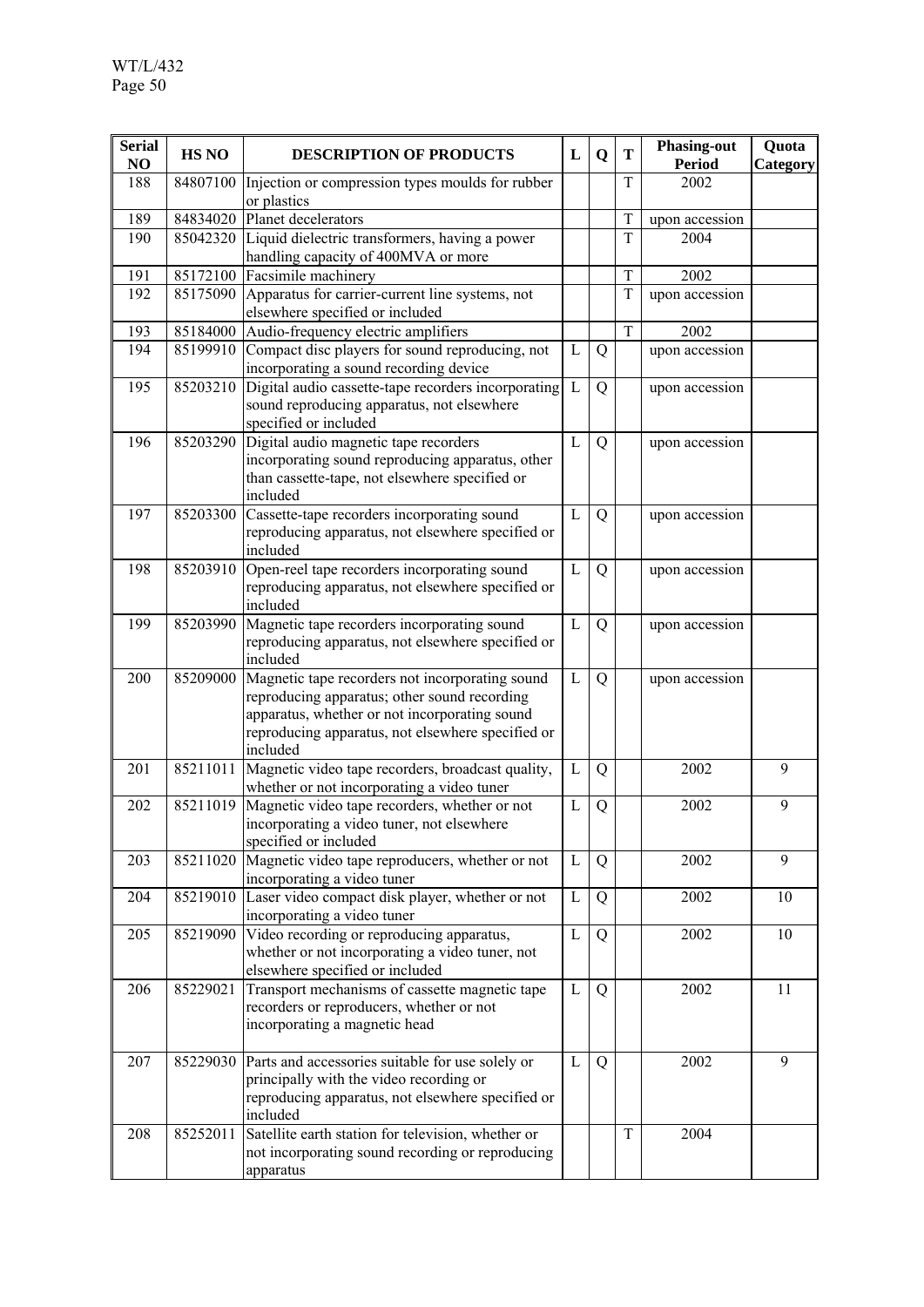| Serial NO | HS NO | DESCRIPTION OF PRODUCTS | L | Q | T | Phasing-out Period | Quota Category |
|---|---|---|---|---|---|---|---|
| 188 | 84807100 | Injection or compression types moulds for rubber or plastics | | | T | 2002 | |
| 189 | 84834020 | Planet decelerators | | | T | upon accession | |
| 190 | 85042320 | Liquid dielectric transformers, having a power handling capacity of 400MVA or more | | | T | 2004 | |
| 191 | 85172100 | Facsimile machinery | | | T | 2002 | |
| 192 | 85175090 | Apparatus for carrier-current line systems, not elsewhere specified or included | | | T | upon accession | |
| 193 | 85184000 | Audio-frequency electric amplifiers | | | T | 2002 | |
| 194 | 85199910 | Compact disc players for sound reproducing, not incorporating a sound recording device | L | Q | | upon accession | |
| 195 | 85203210 | Digital audio cassette-tape recorders incorporating sound reproducing apparatus, not elsewhere specified or included | L | Q | | upon accession | |
| 196 | 85203290 | Digital audio magnetic tape recorders incorporating sound reproducing apparatus, other than cassette-tape, not elsewhere specified or included | L | Q | | upon accession | |
| 197 | 85203300 | Cassette-tape recorders incorporating sound reproducing apparatus, not elsewhere specified or included | L | Q | | upon accession | |
| 198 | 85203910 | Open-reel tape recorders incorporating sound reproducing apparatus, not elsewhere specified or included | L | Q | | upon accession | |
| 199 | 85203990 | Magnetic tape recorders incorporating sound reproducing apparatus, not elsewhere specified or included | L | Q | | upon accession | |
| 200 | 85209000 | Magnetic tape recorders not incorporating sound reproducing apparatus; other sound recording apparatus, whether or not incorporating sound reproducing apparatus, not elsewhere specified or included | L | Q | | upon accession | |
| 201 | 85211011 | Magnetic video tape recorders, broadcast quality, whether or not incorporating a video tuner | L | Q | | 2002 | 9 |
| 202 | 85211019 | Magnetic video tape recorders, whether or not incorporating a video tuner, not elsewhere specified or included | L | Q | | 2002 | 9 |
| 203 | 85211020 | Magnetic video tape reproducers, whether or not incorporating a video tuner | L | Q | | 2002 | 9 |
| 204 | 85219010 | Laser video compact disk player, whether or not incorporating a video tuner | L | Q | | 2002 | 10 |
| 205 | 85219090 | Video recording or reproducing apparatus, whether or not incorporating a video tuner, not elsewhere specified or included | L | Q | | 2002 | 10 |
| 206 | 85229021 | Transport mechanisms of cassette magnetic tape recorders or reproducers, whether or not incorporating a magnetic head | L | Q | | 2002 | 11 |
| 207 | 85229030 | Parts and accessories suitable for use solely or principally with the video recording or reproducing apparatus, not elsewhere specified or included | L | Q | | 2002 | 9 |
| 208 | 85252011 | Satellite earth station for television, whether or not incorporating sound recording or reproducing apparatus | | | T | 2004 | |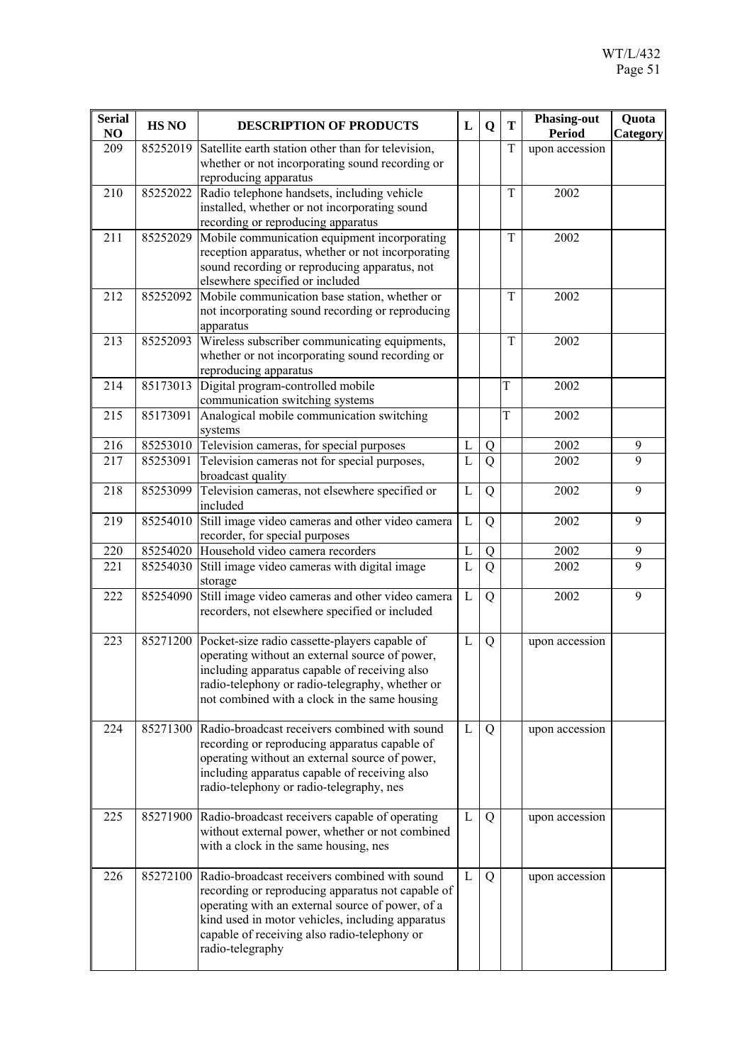| Serial NO | HS NO | DESCRIPTION OF PRODUCTS | L | Q | T | Phasing-out Period | Quota Category |
|---|---|---|---|---|---|---|---|
| 209 | 85252019 | Satellite earth station other than for television, whether or not incorporating sound recording or reproducing apparatus | | | T | upon accession | |
| 210 | 85252022 | Radio telephone handsets, including vehicle installed, whether or not incorporating sound recording or reproducing apparatus | | | T | 2002 | |
| 211 | 85252029 | Mobile communication equipment incorporating reception apparatus, whether or not incorporating sound recording or reproducing apparatus, not elsewhere specified or included | | | T | 2002 | |
| 212 | 85252092 | Mobile communication base station, whether or not incorporating sound recording or reproducing apparatus | | | T | 2002 | |
| 213 | 85252093 | Wireless subscriber communicating equipments, whether or not incorporating sound recording or reproducing apparatus | | | T | 2002 | |
| 214 | 85173013 | Digital program-controlled mobile communication switching systems | | | T | 2002 | |
| 215 | 85173091 | Analogical mobile communication switching systems | | | T | 2002 | |
| 216 | 85253010 | Television cameras, for special purposes | L | Q | | 2002 | 9 |
| 217 | 85253091 | Television cameras not for special purposes, broadcast quality | L | Q | | 2002 | 9 |
| 218 | 85253099 | Television cameras, not elsewhere specified or included | L | Q | | 2002 | 9 |
| 219 | 85254010 | Still image video cameras and other video camera recorder, for special purposes | L | Q | | 2002 | 9 |
| 220 | 85254020 | Household video camera recorders | L | Q | | 2002 | 9 |
| 221 | 85254030 | Still image video cameras with digital image storage | L | Q | | 2002 | 9 |
| 222 | 85254090 | Still image video cameras and other video camera recorders, not elsewhere specified or included | L | Q | | 2002 | 9 |
| 223 | 85271200 | Pocket-size radio cassette-players capable of operating without an external source of power, including apparatus capable of receiving also radio-telephony or radio-telegraphy, whether or not combined with a clock in the same housing | L | Q | | upon accession | |
| 224 | 85271300 | Radio-broadcast receivers combined with sound recording or reproducing apparatus capable of operating without an external source of power, including apparatus capable of receiving also radio-telephony or radio-telegraphy, nes | L | Q | | upon accession | |
| 225 | 85271900 | Radio-broadcast receivers capable of operating without external power, whether or not combined with a clock in the same housing, nes | L | Q | | upon accession | |
| 226 | 85272100 | Radio-broadcast receivers combined with sound recording or reproducing apparatus not capable of operating with an external source of power, of a kind used in motor vehicles, including apparatus capable of receiving also radio-telephony or radio-telegraphy | L | Q | | upon accession | |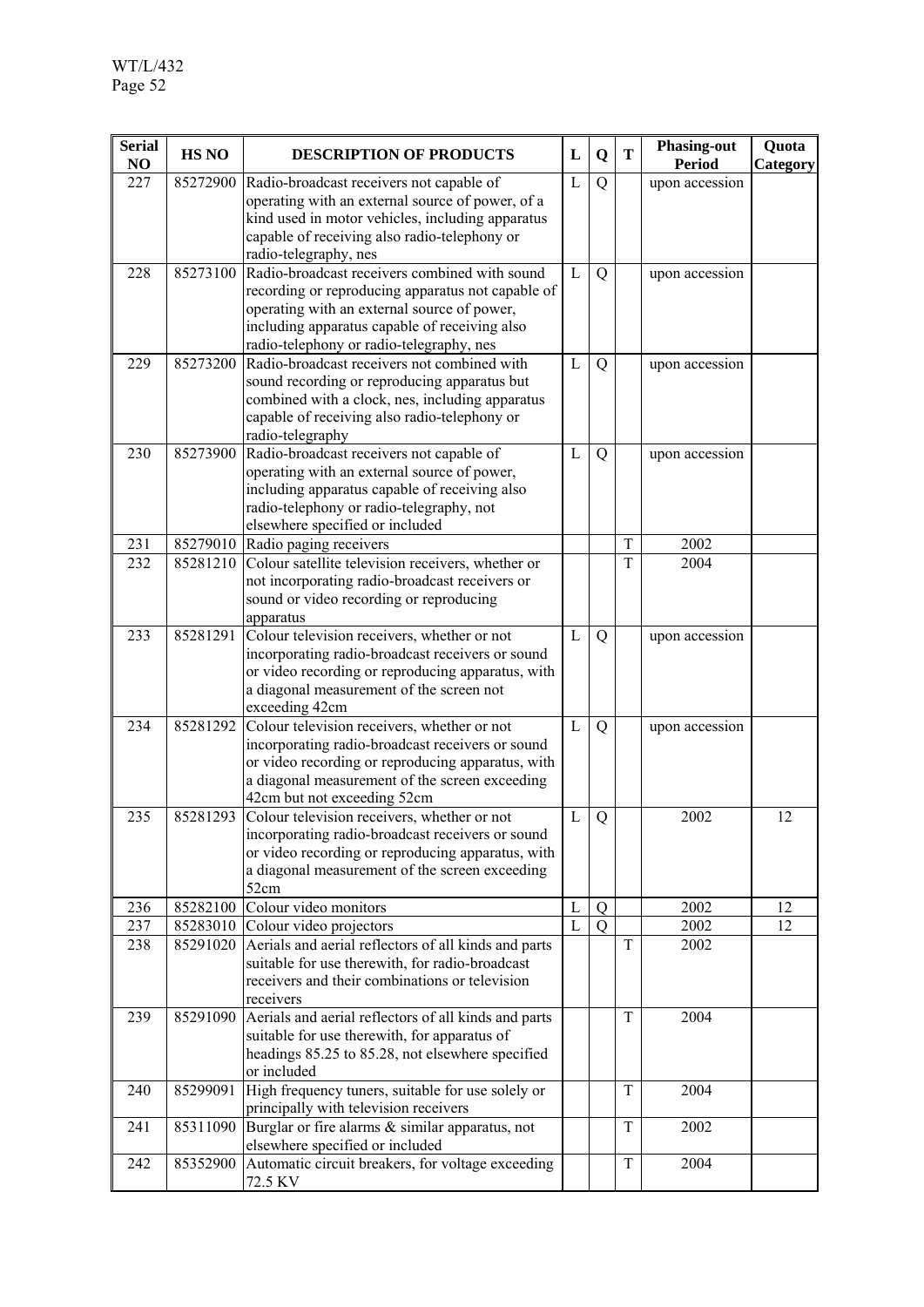| Serial NO | HS NO | DESCRIPTION OF PRODUCTS | L | Q | T | Phasing-out Period | Quota Category |
|---|---|---|---|---|---|---|---|
| 227 | 85272900 | Radio-broadcast receivers not capable of operating with an external source of power, of a kind used in motor vehicles, including apparatus capable of receiving also radio-telephony or radio-telegraphy, nes | L | Q | | upon accession | |
| 228 | 85273100 | Radio-broadcast receivers combined with sound recording or reproducing apparatus not capable of operating with an external source of power, including apparatus capable of receiving also radio-telephony or radio-telegraphy, nes | L | Q | | upon accession | |
| 229 | 85273200 | Radio-broadcast receivers not combined with sound recording or reproducing apparatus but combined with a clock, nes, including apparatus capable of receiving also radio-telephony or radio-telegraphy | L | Q | | upon accession | |
| 230 | 85273900 | Radio-broadcast receivers not capable of operating with an external source of power, including apparatus capable of receiving also radio-telephony or radio-telegraphy, not elsewhere specified or included | L | Q | | upon accession | |
| 231 | 85279010 | Radio paging receivers | | | T | 2002 | |
| 232 | 85281210 | Colour satellite television receivers, whether or not incorporating radio-broadcast receivers or sound or video recording or reproducing apparatus | | | T | 2004 | |
| 233 | 85281291 | Colour television receivers, whether or not incorporating radio-broadcast receivers or sound or video recording or reproducing apparatus, with a diagonal measurement of the screen not exceeding 42cm | L | Q | | upon accession | |
| 234 | 85281292 | Colour television receivers, whether or not incorporating radio-broadcast receivers or sound or video recording or reproducing apparatus, with a diagonal measurement of the screen exceeding 42cm but not exceeding 52cm | L | Q | | upon accession | |
| 235 | 85281293 | Colour television receivers, whether or not incorporating radio-broadcast receivers or sound or video recording or reproducing apparatus, with a diagonal measurement of the screen exceeding 52cm | L | Q | | 2002 | 12 |
| 236 | 85282100 | Colour video monitors | L | Q | | 2002 | 12 |
| 237 | 85283010 | Colour video projectors | L | Q | | 2002 | 12 |
| 238 | 85291020 | Aerials and aerial reflectors of all kinds and parts suitable for use therewith, for radio-broadcast receivers and their combinations or television receivers | | | T | 2002 | |
| 239 | 85291090 | Aerials and aerial reflectors of all kinds and parts suitable for use therewith, for apparatus of headings 85.25 to 85.28, not elsewhere specified or included | | | T | 2004 | |
| 240 | 85299091 | High frequency tuners, suitable for use solely or principally with television receivers | | | T | 2004 | |
| 241 | 85311090 | Burglar or fire alarms & similar apparatus, not elsewhere specified or included | | | T | 2002 | |
| 242 | 85352900 | Automatic circuit breakers, for voltage exceeding 72.5 KV | | | T | 2004 | |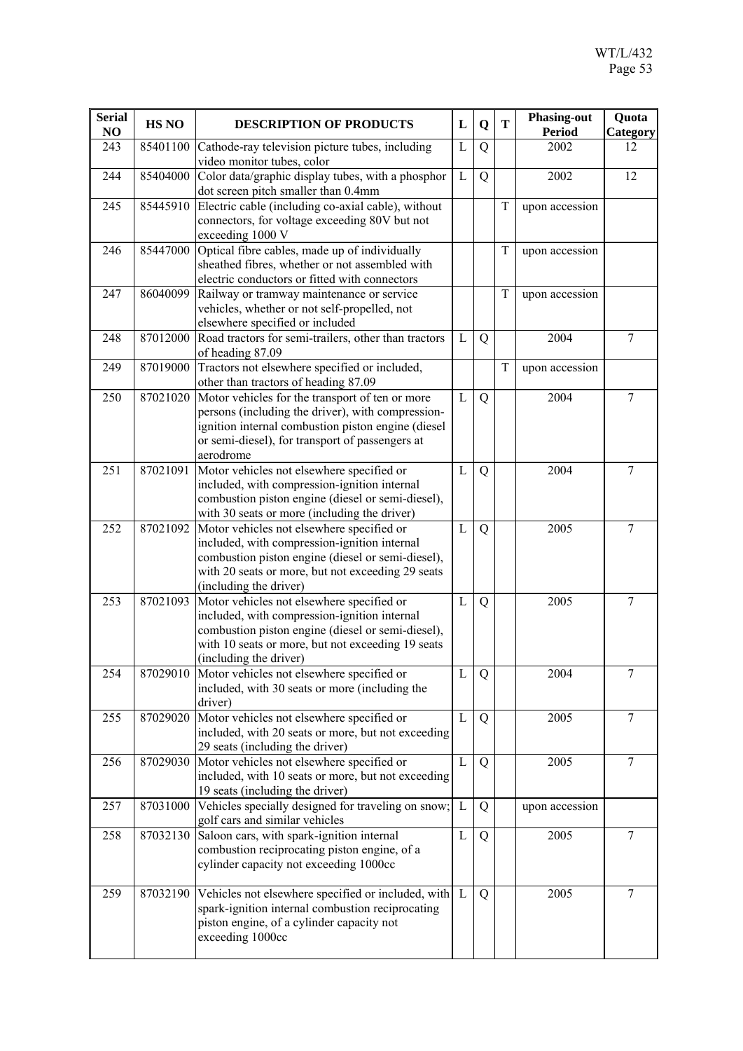| Serial NO | HS NO | DESCRIPTION OF PRODUCTS | L | Q | T | Phasing-out Period | Quota Category |
|---|---|---|---|---|---|---|---|
| 243 | 85401100 | Cathode-ray television picture tubes, including video monitor tubes, color | L | Q | | 2002 | 12 |
| 244 | 85404000 | Color data/graphic display tubes, with a phosphor dot screen pitch smaller than 0.4mm | L | Q | | 2002 | 12 |
| 245 | 85445910 | Electric cable (including co-axial cable), without connectors, for voltage exceeding 80V but not exceeding 1000 V | | | T | upon accession | |
| 246 | 85447000 | Optical fibre cables, made up of individually sheathed fibres, whether or not assembled with electric conductors or fitted with connectors | | | T | upon accession | |
| 247 | 86040099 | Railway or tramway maintenance or service vehicles, whether or not self-propelled, not elsewhere specified or included | | | T | upon accession | |
| 248 | 87012000 | Road tractors for semi-trailers, other than tractors of heading 87.09 | L | Q | | 2004 | 7 |
| 249 | 87019000 | Tractors not elsewhere specified or included, other than tractors of heading 87.09 | | | T | upon accession | |
| 250 | 87021020 | Motor vehicles for the transport of ten or more persons (including the driver), with compression-ignition internal combustion piston engine (diesel or semi-diesel), for transport of passengers at aerodrome | L | Q | | 2004 | 7 |
| 251 | 87021091 | Motor vehicles not elsewhere specified or included, with compression-ignition internal combustion piston engine (diesel or semi-diesel), with 30 seats or more (including the driver) | L | Q | | 2004 | 7 |
| 252 | 87021092 | Motor vehicles not elsewhere specified or included, with compression-ignition internal combustion piston engine (diesel or semi-diesel), with 20 seats or more, but not exceeding 29 seats (including the driver) | L | Q | | 2005 | 7 |
| 253 | 87021093 | Motor vehicles not elsewhere specified or included, with compression-ignition internal combustion piston engine (diesel or semi-diesel), with 10 seats or more, but not exceeding 19 seats (including the driver) | L | Q | | 2005 | 7 |
| 254 | 87029010 | Motor vehicles not elsewhere specified or included, with 30 seats or more (including the driver) | L | Q | | 2004 | 7 |
| 255 | 87029020 | Motor vehicles not elsewhere specified or included, with 20 seats or more, but not exceeding 29 seats (including the driver) | L | Q | | 2005 | 7 |
| 256 | 87029030 | Motor vehicles not elsewhere specified or included, with 10 seats or more, but not exceeding 19 seats (including the driver) | L | Q | | 2005 | 7 |
| 257 | 87031000 | Vehicles specially designed for traveling on snow; golf cars and similar vehicles | L | Q | | upon accession | |
| 258 | 87032130 | Saloon cars, with spark-ignition internal combustion reciprocating piston engine, of a cylinder capacity not exceeding 1000cc | L | Q | | 2005 | 7 |
| 259 | 87032190 | Vehicles not elsewhere specified or included, with spark-ignition internal combustion reciprocating piston engine, of a cylinder capacity not exceeding 1000cc | L | Q | | 2005 | 7 |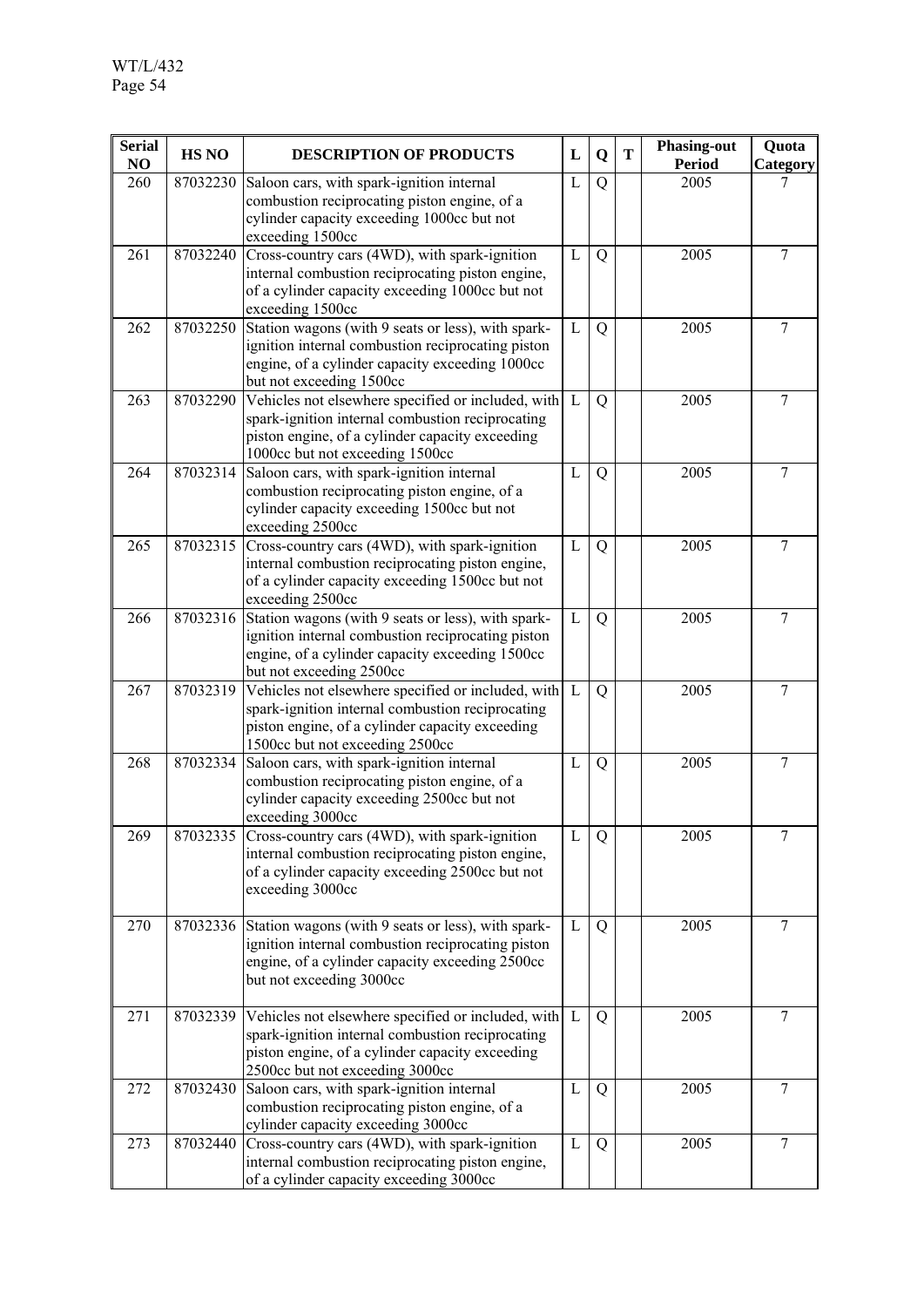| Serial NO | HS NO | DESCRIPTION OF PRODUCTS | L | Q | T | Phasing-out Period | Quota Category |
|---|---|---|---|---|---|---|---|
| 260 | 87032230 | Saloon cars, with spark-ignition internal combustion reciprocating piston engine, of a cylinder capacity exceeding 1000cc but not exceeding 1500cc | L | Q | | 2005 | 7 |
| 261 | 87032240 | Cross-country cars (4WD), with spark-ignition internal combustion reciprocating piston engine, of a cylinder capacity exceeding 1000cc but not exceeding 1500cc | L | Q | | 2005 | 7 |
| 262 | 87032250 | Station wagons (with 9 seats or less), with spark-ignition internal combustion reciprocating piston engine, of a cylinder capacity exceeding 1000cc but not exceeding 1500cc | L | Q | | 2005 | 7 |
| 263 | 87032290 | Vehicles not elsewhere specified or included, with spark-ignition internal combustion reciprocating piston engine, of a cylinder capacity exceeding 1000cc but not exceeding 1500cc | L | Q | | 2005 | 7 |
| 264 | 87032314 | Saloon cars, with spark-ignition internal combustion reciprocating piston engine, of a cylinder capacity exceeding 1500cc but not exceeding 2500cc | L | Q | | 2005 | 7 |
| 265 | 87032315 | Cross-country cars (4WD), with spark-ignition internal combustion reciprocating piston engine, of a cylinder capacity exceeding 1500cc but not exceeding 2500cc | L | Q | | 2005 | 7 |
| 266 | 87032316 | Station wagons (with 9 seats or less), with spark-ignition internal combustion reciprocating piston engine, of a cylinder capacity exceeding 1500cc but not exceeding 2500cc | L | Q | | 2005 | 7 |
| 267 | 87032319 | Vehicles not elsewhere specified or included, with spark-ignition internal combustion reciprocating piston engine, of a cylinder capacity exceeding 1500cc but not exceeding 2500cc | L | Q | | 2005 | 7 |
| 268 | 87032334 | Saloon cars, with spark-ignition internal combustion reciprocating piston engine, of a cylinder capacity exceeding 2500cc but not exceeding 3000cc | L | Q | | 2005 | 7 |
| 269 | 87032335 | Cross-country cars (4WD), with spark-ignition internal combustion reciprocating piston engine, of a cylinder capacity exceeding 2500cc but not exceeding 3000cc | L | Q | | 2005 | 7 |
| 270 | 87032336 | Station wagons (with 9 seats or less), with spark-ignition internal combustion reciprocating piston engine, of a cylinder capacity exceeding 2500cc but not exceeding 3000cc | L | Q | | 2005 | 7 |
| 271 | 87032339 | Vehicles not elsewhere specified or included, with spark-ignition internal combustion reciprocating piston engine, of a cylinder capacity exceeding 2500cc but not exceeding 3000cc | L | Q | | 2005 | 7 |
| 272 | 87032430 | Saloon cars, with spark-ignition internal combustion reciprocating piston engine, of a cylinder capacity exceeding 3000cc | L | Q | | 2005 | 7 |
| 273 | 87032440 | Cross-country cars (4WD), with spark-ignition internal combustion reciprocating piston engine, of a cylinder capacity exceeding 3000cc | L | Q | | 2005 | 7 |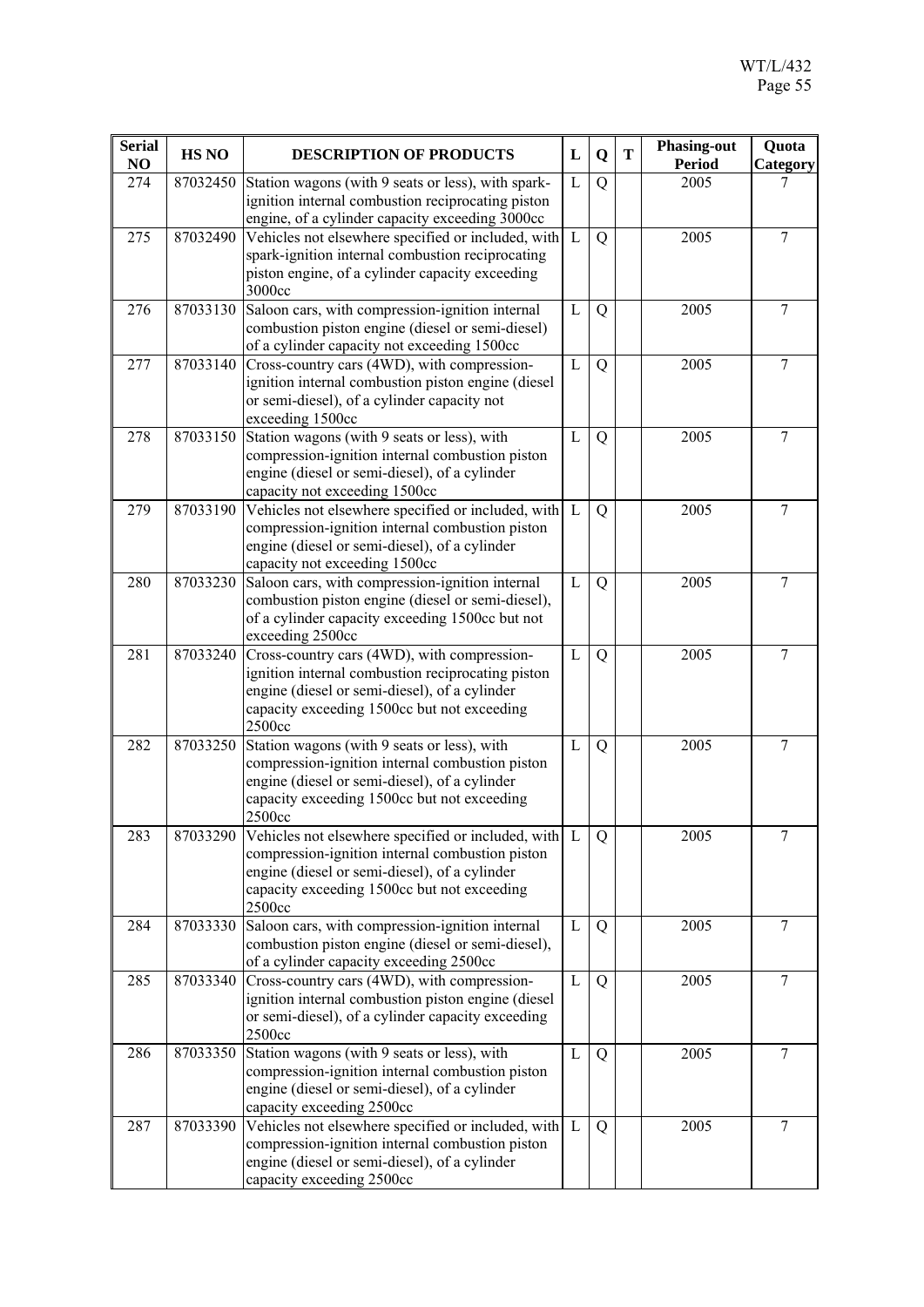| Serial NO | HS NO | DESCRIPTION OF PRODUCTS | L | Q | T | Phasing-out Period | Quota Category |
|---|---|---|---|---|---|---|---|
| 274 | 87032450 | Station wagons (with 9 seats or less), with spark-ignition internal combustion reciprocating piston engine, of a cylinder capacity exceeding 3000cc | L | Q | | 2005 | 7 |
| 275 | 87032490 | Vehicles not elsewhere specified or included, with spark-ignition internal combustion reciprocating piston engine, of a cylinder capacity exceeding 3000cc | L | Q | | 2005 | 7 |
| 276 | 87033130 | Saloon cars, with compression-ignition internal combustion piston engine (diesel or semi-diesel) of a cylinder capacity not exceeding 1500cc | L | Q | | 2005 | 7 |
| 277 | 87033140 | Cross-country cars (4WD), with compression-ignition internal combustion piston engine (diesel or semi-diesel), of a cylinder capacity not exceeding 1500cc | L | Q | | 2005 | 7 |
| 278 | 87033150 | Station wagons (with 9 seats or less), with compression-ignition internal combustion piston engine (diesel or semi-diesel), of a cylinder capacity not exceeding 1500cc | L | Q | | 2005 | 7 |
| 279 | 87033190 | Vehicles not elsewhere specified or included, with compression-ignition internal combustion piston engine (diesel or semi-diesel), of a cylinder capacity not exceeding 1500cc | L | Q | | 2005 | 7 |
| 280 | 87033230 | Saloon cars, with compression-ignition internal combustion piston engine (diesel or semi-diesel), of a cylinder capacity exceeding 1500cc but not exceeding 2500cc | L | Q | | 2005 | 7 |
| 281 | 87033240 | Cross-country cars (4WD), with compression-ignition internal combustion reciprocating piston engine (diesel or semi-diesel), of a cylinder capacity exceeding 1500cc but not exceeding 2500cc | L | Q | | 2005 | 7 |
| 282 | 87033250 | Station wagons (with 9 seats or less), with compression-ignition internal combustion piston engine (diesel or semi-diesel), of a cylinder capacity exceeding 1500cc but not exceeding 2500cc | L | Q | | 2005 | 7 |
| 283 | 87033290 | Vehicles not elsewhere specified or included, with compression-ignition internal combustion piston engine (diesel or semi-diesel), of a cylinder capacity exceeding 1500cc but not exceeding 2500cc | L | Q | | 2005 | 7 |
| 284 | 87033330 | Saloon cars, with compression-ignition internal combustion piston engine (diesel or semi-diesel), of a cylinder capacity exceeding 2500cc | L | Q | | 2005 | 7 |
| 285 | 87033340 | Cross-country cars (4WD), with compression-ignition internal combustion piston engine (diesel or semi-diesel), of a cylinder capacity exceeding 2500cc | L | Q | | 2005 | 7 |
| 286 | 87033350 | Station wagons (with 9 seats or less), with compression-ignition internal combustion piston engine (diesel or semi-diesel), of a cylinder capacity exceeding 2500cc | L | Q | | 2005 | 7 |
| 287 | 87033390 | Vehicles not elsewhere specified or included, with compression-ignition internal combustion piston engine (diesel or semi-diesel), of a cylinder capacity exceeding 2500cc | L | Q | | 2005 | 7 |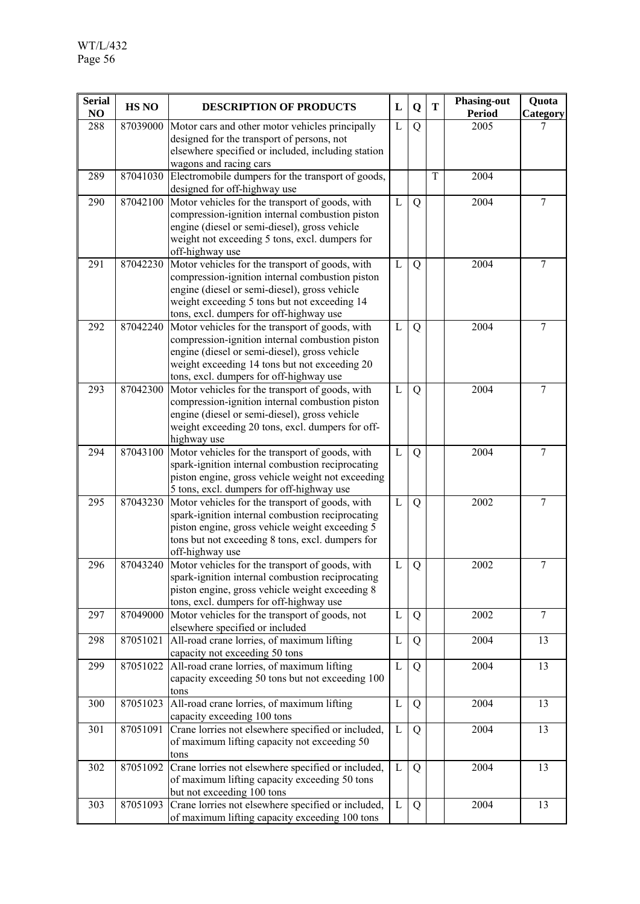| Serial NO | HS NO | DESCRIPTION OF PRODUCTS | L | Q | T | Phasing-out Period | Quota Category |
|---|---|---|---|---|---|---|---|
| 288 | 87039000 | Motor cars and other motor vehicles principally designed for the transport of persons, not elsewhere specified or included, including station wagons and racing cars | L | Q | | 2005 | 7 |
| 289 | 87041030 | Electromobile dumpers for the transport of goods, designed for off-highway use | | | T | 2004 | |
| 290 | 87042100 | Motor vehicles for the transport of goods, with compression-ignition internal combustion piston engine (diesel or semi-diesel), gross vehicle weight not exceeding 5 tons, excl. dumpers for off-highway use | L | Q | | 2004 | 7 |
| 291 | 87042230 | Motor vehicles for the transport of goods, with compression-ignition internal combustion piston engine (diesel or semi-diesel), gross vehicle weight exceeding 5 tons but not exceeding 14 tons, excl. dumpers for off-highway use | L | Q | | 2004 | 7 |
| 292 | 87042240 | Motor vehicles for the transport of goods, with compression-ignition internal combustion piston engine (diesel or semi-diesel), gross vehicle weight exceeding 14 tons but not exceeding 20 tons, excl. dumpers for off-highway use | L | Q | | 2004 | 7 |
| 293 | 87042300 | Motor vehicles for the transport of goods, with compression-ignition internal combustion piston engine (diesel or semi-diesel), gross vehicle weight exceeding 20 tons, excl. dumpers for off-highway use | L | Q | | 2004 | 7 |
| 294 | 87043100 | Motor vehicles for the transport of goods, with spark-ignition internal combustion reciprocating piston engine, gross vehicle weight not exceeding 5 tons, excl. dumpers for off-highway use | L | Q | | 2004 | 7 |
| 295 | 87043230 | Motor vehicles for the transport of goods, with spark-ignition internal combustion reciprocating piston engine, gross vehicle weight exceeding 5 tons but not exceeding 8 tons, excl. dumpers for off-highway use | L | Q | | 2002 | 7 |
| 296 | 87043240 | Motor vehicles for the transport of goods, with spark-ignition internal combustion reciprocating piston engine, gross vehicle weight exceeding 8 tons, excl. dumpers for off-highway use | L | Q | | 2002 | 7 |
| 297 | 87049000 | Motor vehicles for the transport of goods, not elsewhere specified or included | L | Q | | 2002 | 7 |
| 298 | 87051021 | All-road crane lorries, of maximum lifting capacity not exceeding 50 tons | L | Q | | 2004 | 13 |
| 299 | 87051022 | All-road crane lorries, of maximum lifting capacity exceeding 50 tons but not exceeding 100 tons | L | Q | | 2004 | 13 |
| 300 | 87051023 | All-road crane lorries, of maximum lifting capacity exceeding 100 tons | L | Q | | 2004 | 13 |
| 301 | 87051091 | Crane lorries not elsewhere specified or included, of maximum lifting capacity not exceeding 50 tons | L | Q | | 2004 | 13 |
| 302 | 87051092 | Crane lorries not elsewhere specified or included, of maximum lifting capacity exceeding 50 tons but not exceeding 100 tons | L | Q | | 2004 | 13 |
| 303 | 87051093 | Crane lorries not elsewhere specified or included, of maximum lifting capacity exceeding 100 tons | L | Q | | 2004 | 13 |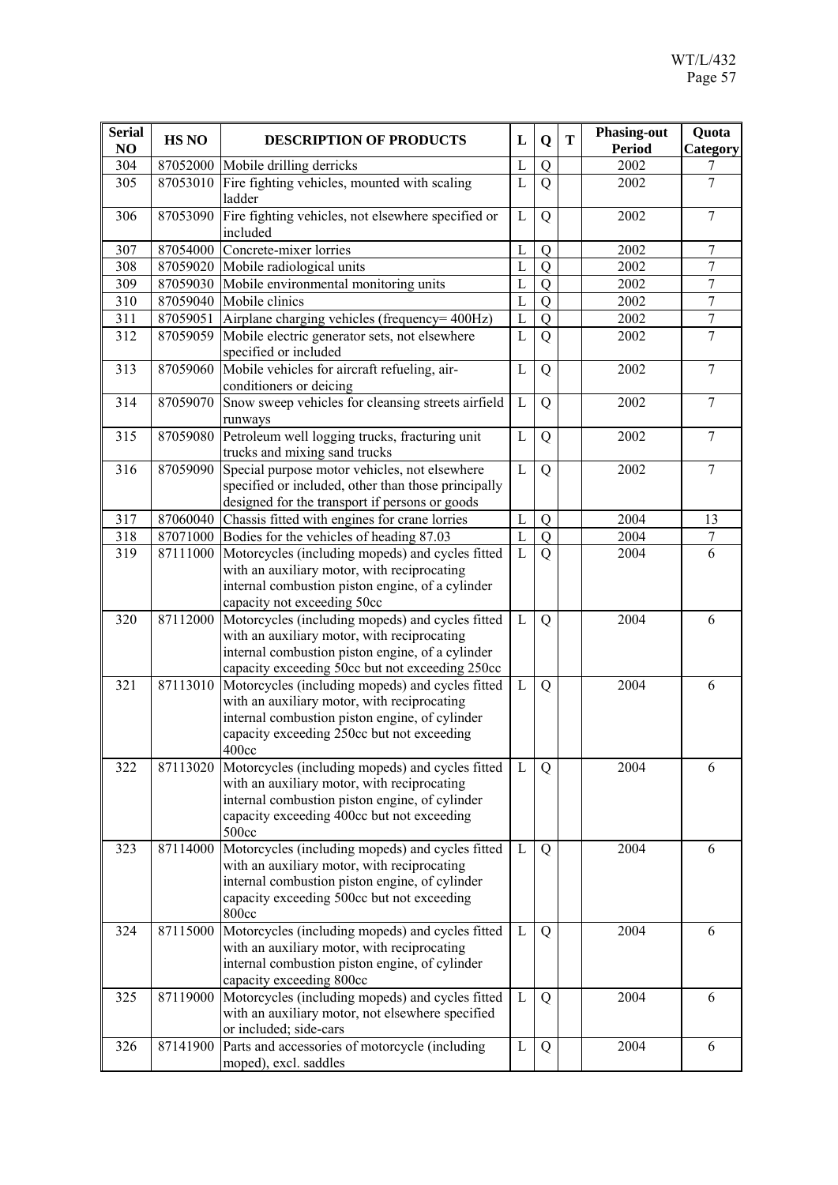| Serial NO | HS NO | DESCRIPTION OF PRODUCTS | L | Q | T | Phasing-out Period | Quota Category |
|---|---|---|---|---|---|---|---|
| 304 | 87052000 | Mobile drilling derricks | L | Q | | 2002 | 7 |
| 305 | 87053010 | Fire fighting vehicles, mounted with scaling ladder | L | Q | | 2002 | 7 |
| 306 | 87053090 | Fire fighting vehicles, not elsewhere specified or included | L | Q | | 2002 | 7 |
| 307 | 87054000 | Concrete-mixer lorries | L | Q | | 2002 | 7 |
| 308 | 87059020 | Mobile radiological units | L | Q | | 2002 | 7 |
| 309 | 87059030 | Mobile environmental monitoring units | L | Q | | 2002 | 7 |
| 310 | 87059040 | Mobile clinics | L | Q | | 2002 | 7 |
| 311 | 87059051 | Airplane charging vehicles (frequency= 400Hz) | L | Q | | 2002 | 7 |
| 312 | 87059059 | Mobile electric generator sets, not elsewhere specified or included | L | Q | | 2002 | 7 |
| 313 | 87059060 | Mobile vehicles for aircraft refueling, air-conditioners or deicing | L | Q | | 2002 | 7 |
| 314 | 87059070 | Snow sweep vehicles for cleansing streets airfield runways | L | Q | | 2002 | 7 |
| 315 | 87059080 | Petroleum well logging trucks, fracturing unit trucks and mixing sand trucks | L | Q | | 2002 | 7 |
| 316 | 87059090 | Special purpose motor vehicles, not elsewhere specified or included, other than those principally designed for the transport if persons or goods | L | Q | | 2002 | 7 |
| 317 | 87060040 | Chassis fitted with engines for crane lorries | L | Q | | 2004 | 13 |
| 318 | 87071000 | Bodies for the vehicles of heading 87.03 | L | Q | | 2004 | 7 |
| 319 | 87111000 | Motorcycles (including mopeds) and cycles fitted with an auxiliary motor, with reciprocating internal combustion piston engine, of a cylinder capacity not exceeding 50cc | L | Q | | 2004 | 6 |
| 320 | 87112000 | Motorcycles (including mopeds) and cycles fitted with an auxiliary motor, with reciprocating internal combustion piston engine, of a cylinder capacity exceeding 50cc but not exceeding 250cc | L | Q | | 2004 | 6 |
| 321 | 87113010 | Motorcycles (including mopeds) and cycles fitted with an auxiliary motor, with reciprocating internal combustion piston engine, of cylinder capacity exceeding 250cc but not exceeding 400cc | L | Q | | 2004 | 6 |
| 322 | 87113020 | Motorcycles (including mopeds) and cycles fitted with an auxiliary motor, with reciprocating internal combustion piston engine, of cylinder capacity exceeding 400cc but not exceeding 500cc | L | Q | | 2004 | 6 |
| 323 | 87114000 | Motorcycles (including mopeds) and cycles fitted with an auxiliary motor, with reciprocating internal combustion piston engine, of cylinder capacity exceeding 500cc but not exceeding 800cc | L | Q | | 2004 | 6 |
| 324 | 87115000 | Motorcycles (including mopeds) and cycles fitted with an auxiliary motor, with reciprocating internal combustion piston engine, of cylinder capacity exceeding 800cc | L | Q | | 2004 | 6 |
| 325 | 87119000 | Motorcycles (including mopeds) and cycles fitted with an auxiliary motor, not elsewhere specified or included; side-cars | L | Q | | 2004 | 6 |
| 326 | 87141900 | Parts and accessories of motorcycle (including moped), excl. saddles | L | Q | | 2004 | 6 |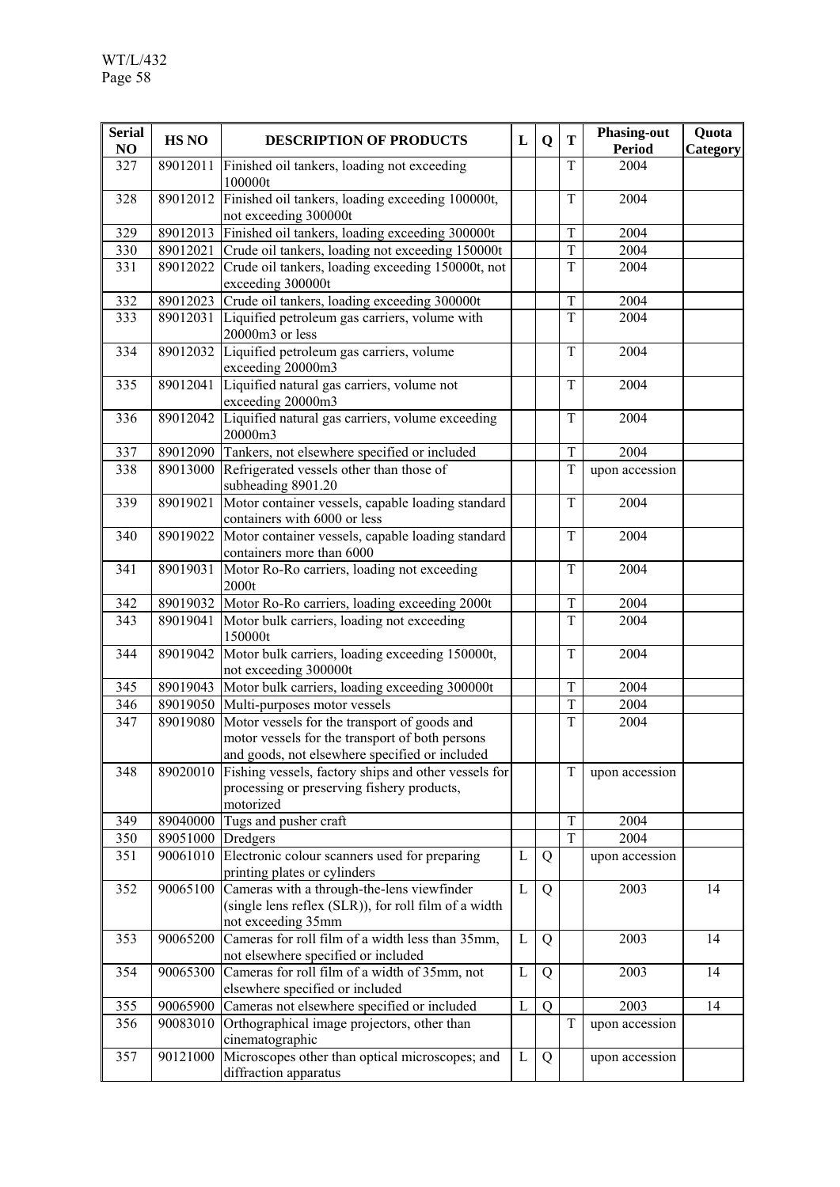| Serial NO | HS NO | DESCRIPTION OF PRODUCTS | L | Q | T | Phasing-out Period | Quota Category |
|---|---|---|---|---|---|---|---|
| 327 | 89012011 | Finished oil tankers, loading not exceeding 100000t | | | T | 2004 | |
| 328 | 89012012 | Finished oil tankers, loading exceeding 100000t, not exceeding 300000t | | | T | 2004 | |
| 329 | 89012013 | Finished oil tankers, loading exceeding 300000t | | | T | 2004 | |
| 330 | 89012021 | Crude oil tankers, loading not exceeding 150000t | | | T | 2004 | |
| 331 | 89012022 | Crude oil tankers, loading exceeding 150000t, not exceeding 300000t | | | T | 2004 | |
| 332 | 89012023 | Crude oil tankers, loading exceeding 300000t | | | T | 2004 | |
| 333 | 89012031 | Liquified petroleum gas carriers, volume with 20000m3 or less | | | T | 2004 | |
| 334 | 89012032 | Liquified petroleum gas carriers, volume exceeding 20000m3 | | | T | 2004 | |
| 335 | 89012041 | Liquified natural gas carriers, volume not exceeding 20000m3 | | | T | 2004 | |
| 336 | 89012042 | Liquified natural gas carriers, volume exceeding 20000m3 | | | T | 2004 | |
| 337 | 89012090 | Tankers, not elsewhere specified or included | | | T | 2004 | |
| 338 | 89013000 | Refrigerated vessels other than those of subheading 8901.20 | | | T | upon accession | |
| 339 | 89019021 | Motor container vessels, capable loading standard containers with 6000 or less | | | T | 2004 | |
| 340 | 89019022 | Motor container vessels, capable loading standard containers more than 6000 | | | T | 2004 | |
| 341 | 89019031 | Motor Ro-Ro carriers, loading not exceeding 2000t | | | T | 2004 | |
| 342 | 89019032 | Motor Ro-Ro carriers, loading exceeding 2000t | | | T | 2004 | |
| 343 | 89019041 | Motor bulk carriers, loading not exceeding 150000t | | | T | 2004 | |
| 344 | 89019042 | Motor bulk carriers, loading exceeding 150000t, not exceeding 300000t | | | T | 2004 | |
| 345 | 89019043 | Motor bulk carriers, loading exceeding 300000t | | | T | 2004 | |
| 346 | 89019050 | Multi-purposes motor vessels | | | T | 2004 | |
| 347 | 89019080 | Motor vessels for the transport of goods and motor vessels for the transport of both persons and goods, not elsewhere specified or included | | | T | 2004 | |
| 348 | 89020010 | Fishing vessels, factory ships and other vessels for processing or preserving fishery products, motorized | | | T | upon accession | |
| 349 | 89040000 | Tugs and pusher craft | | | T | 2004 | |
| 350 | 89051000 | Dredgers | | | T | 2004 | |
| 351 | 90061010 | Electronic colour scanners used for preparing printing plates or cylinders | L | Q | | upon accession | |
| 352 | 90065100 | Cameras with a through-the-lens viewfinder (single lens reflex (SLR)), for roll film of a width not exceeding 35mm | L | Q | | 2003 | 14 |
| 353 | 90065200 | Cameras for roll film of a width less than 35mm, not elsewhere specified or included | L | Q | | 2003 | 14 |
| 354 | 90065300 | Cameras for roll film of a width of 35mm, not elsewhere specified or included | L | Q | | 2003 | 14 |
| 355 | 90065900 | Cameras not elsewhere specified or included | L | Q | | 2003 | 14 |
| 356 | 90083010 | Orthographical image projectors, other than cinematographic | | | T | upon accession | |
| 357 | 90121000 | Microscopes other than optical microscopes; and diffraction apparatus | L | Q | | upon accession | |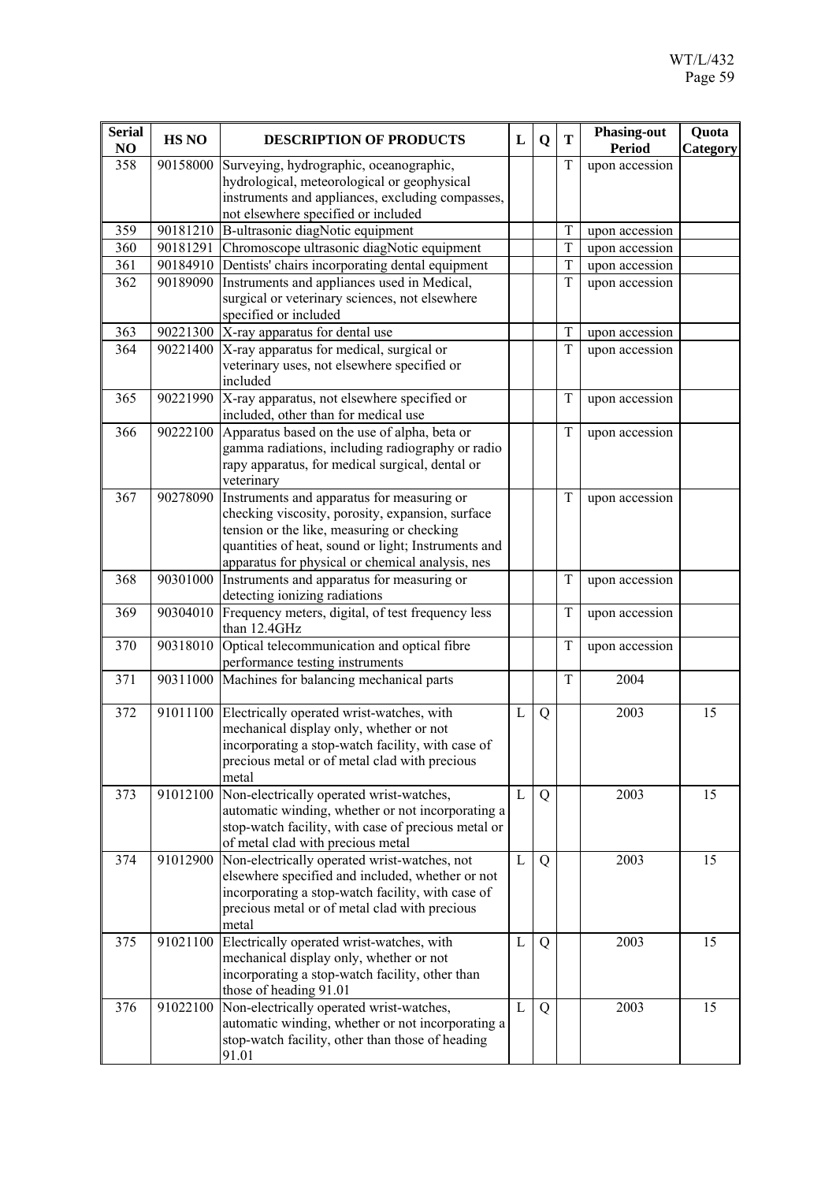| Serial NO | HS NO | DESCRIPTION OF PRODUCTS | L | Q | T | Phasing-out Period | Quota Category |
|---|---|---|---|---|---|---|---|
| 358 | 90158000 | Surveying, hydrographic, oceanographic, hydrological, meteorological or geophysical instruments and appliances, excluding compasses, not elsewhere specified or included | | | T | upon accession | |
| 359 | 90181210 | B-ultrasonic diagNotic equipment | | | T | upon accession | |
| 360 | 90181291 | Chromoscope ultrasonic diagNotic equipment | | | T | upon accession | |
| 361 | 90184910 | Dentists' chairs incorporating dental equipment | | | T | upon accession | |
| 362 | 90189090 | Instruments and appliances used in Medical, surgical or veterinary sciences, not elsewhere specified or included | | | T | upon accession | |
| 363 | 90221300 | X-ray apparatus for dental use | | | T | upon accession | |
| 364 | 90221400 | X-ray apparatus for medical, surgical or veterinary uses, not elsewhere specified or included | | | T | upon accession | |
| 365 | 90221990 | X-ray apparatus, not elsewhere specified or included, other than for medical use | | | T | upon accession | |
| 366 | 90222100 | Apparatus based on the use of alpha, beta or gamma radiations, including radiography or radio rapy apparatus, for medical surgical, dental or veterinary | | | T | upon accession | |
| 367 | 90278090 | Instruments and apparatus for measuring or checking viscosity, porosity, expansion, surface tension or the like, measuring or checking quantities of heat, sound or light; Instruments and apparatus for physical or chemical analysis, nes | | | T | upon accession | |
| 368 | 90301000 | Instruments and apparatus for measuring or detecting ionizing radiations | | | T | upon accession | |
| 369 | 90304010 | Frequency meters, digital, of test frequency less than 12.4GHz | | | T | upon accession | |
| 370 | 90318010 | Optical telecommunication and optical fibre performance testing instruments | | | T | upon accession | |
| 371 | 90311000 | Machines for balancing mechanical parts | | | T | 2004 | |
| 372 | 91011100 | Electrically operated wrist-watches, with mechanical display only, whether or not incorporating a stop-watch facility, with case of precious metal or of metal clad with precious metal | L | Q | | 2003 | 15 |
| 373 | 91012100 | Non-electrically operated wrist-watches, automatic winding, whether or not incorporating a stop-watch facility, with case of precious metal or of metal clad with precious metal | L | Q | | 2003 | 15 |
| 374 | 91012900 | Non-electrically operated wrist-watches, not elsewhere specified and included, whether or not incorporating a stop-watch facility, with case of precious metal or of metal clad with precious metal | L | Q | | 2003 | 15 |
| 375 | 91021100 | Electrically operated wrist-watches, with mechanical display only, whether or not incorporating a stop-watch facility, other than those of heading 91.01 | L | Q | | 2003 | 15 |
| 376 | 91022100 | Non-electrically operated wrist-watches, automatic winding, whether or not incorporating a stop-watch facility, other than those of heading 91.01 | L | Q | | 2003 | 15 |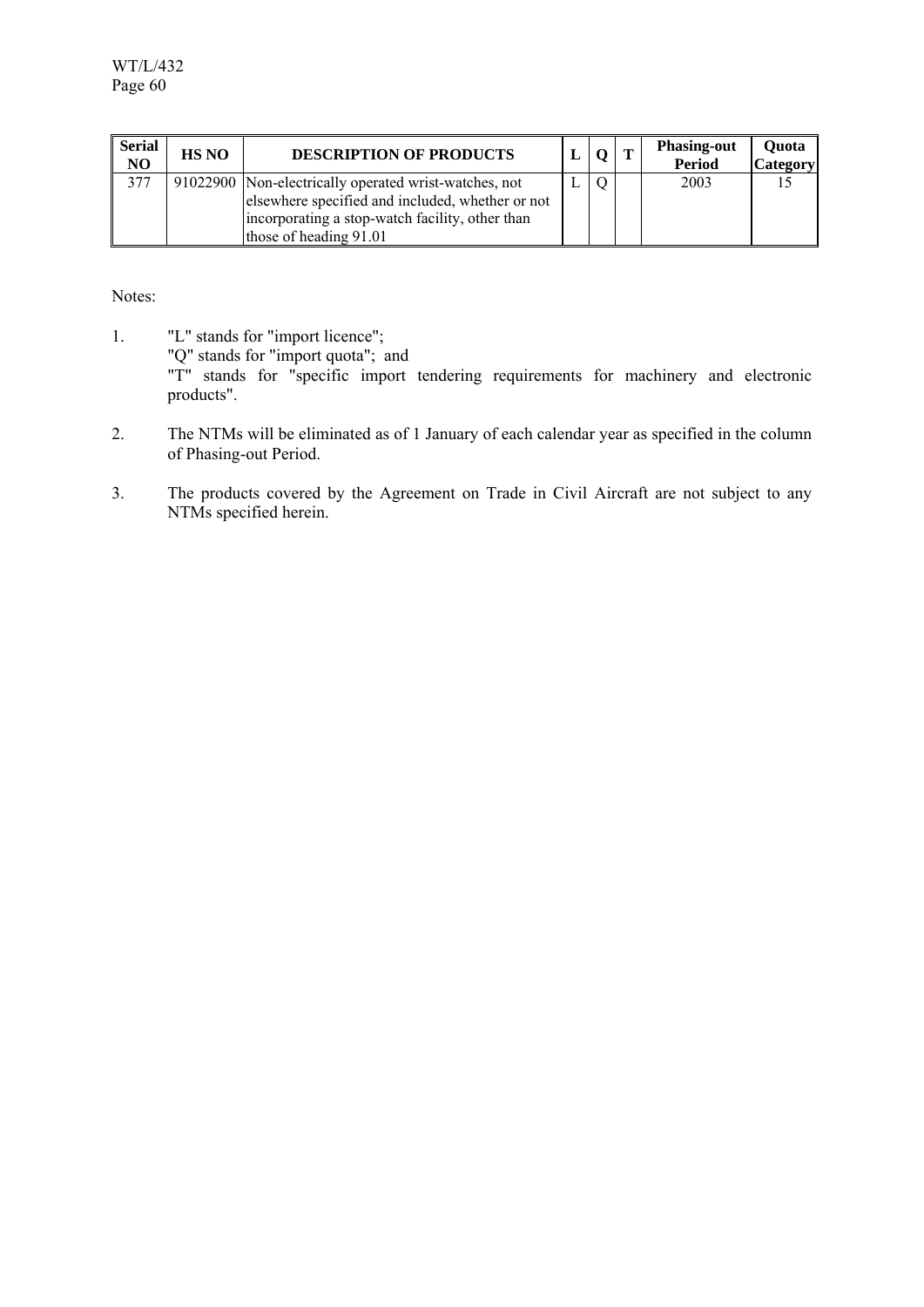| Serial NO | HS NO | DESCRIPTION OF PRODUCTS | L | Q | T | Phasing-out Period | Quota Category |
|---|---|---|---|---|---|---|---|
| 377 | 91022900 | Non-electrically operated wrist-watches, not elsewhere specified and included, whether or not incorporating a stop-watch facility, other than those of heading 91.01 | L | Q | | 2003 | 15 |

Notes:

1. "L" stands for "import licence";
   "Q" stands for "import quota"; and
   "T" stands for "specific import tendering requirements for machinery and electronic products".

2. The NTMs will be eliminated as of 1 January of each calendar year as specified in the column of Phasing-out Period.

3. The products covered by the Agreement on Trade in Civil Aircraft are not subject to any NTMs specified herein.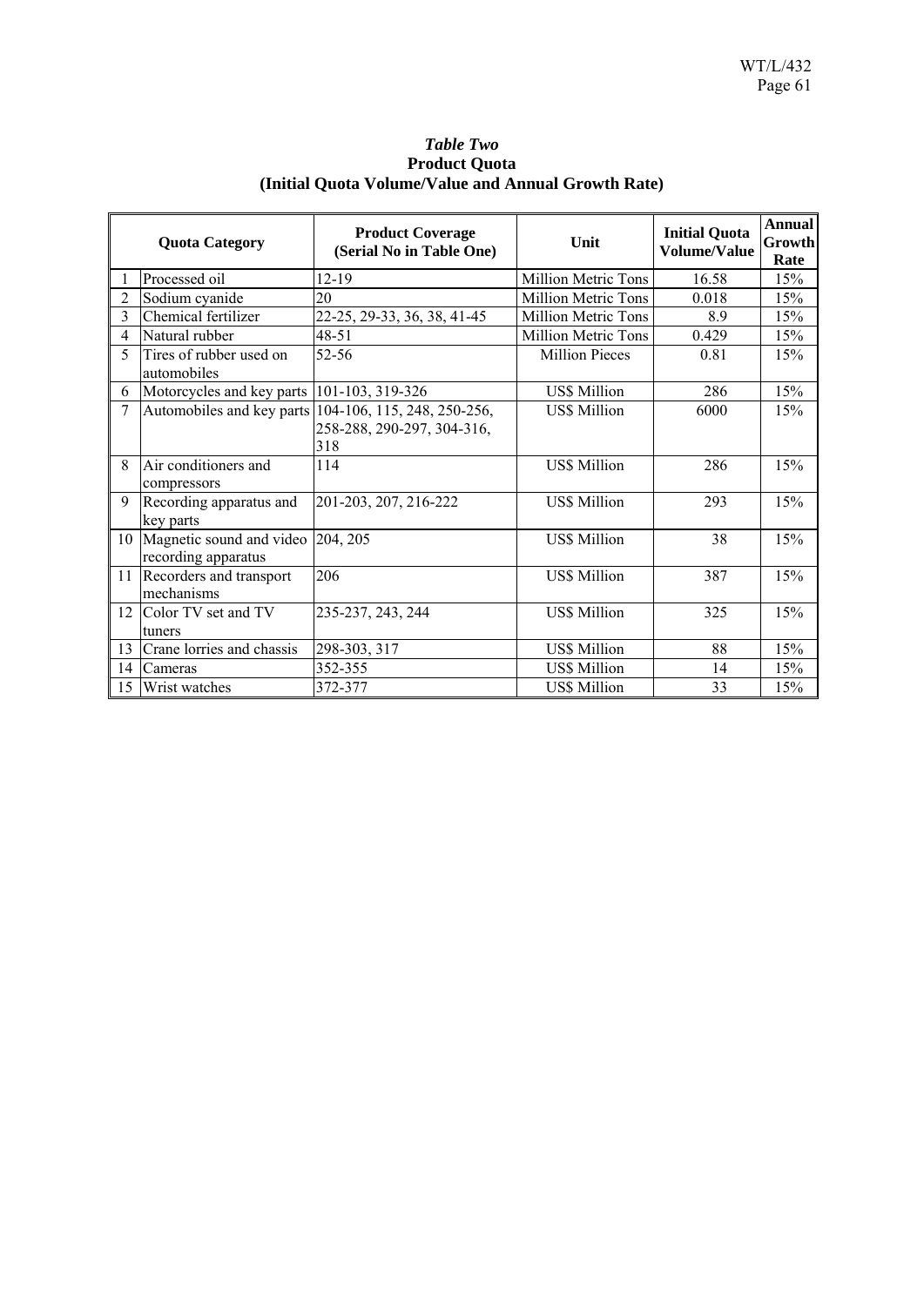*Table Two*
**Product Quota**
**(Initial Quota Volume/Value and Annual Growth Rate)**

| | Quota Category | Product Coverage (Serial No in Table One) | Unit | Initial Quota Volume/Value | Annual Growth Rate |
|---|---|---|---|---|---|
| 1 | Processed oil | 12-19 | Million Metric Tons | 16.58 | 15% |
| 2 | Sodium cyanide | 20 | Million Metric Tons | 0.018 | 15% |
| 3 | Chemical fertilizer | 22-25, 29-33, 36, 38, 41-45 | Million Metric Tons | 8.9 | 15% |
| 4 | Natural rubber | 48-51 | Million Metric Tons | 0.429 | 15% |
| 5 | Tires of rubber used on automobiles | 52-56 | Million Pieces | 0.81 | 15% |
| 6 | Motorcycles and key parts | 101-103, 319-326 | US$ Million | 286 | 15% |
| 7 | Automobiles and key parts | 104-106, 115, 248, 250-256, 258-288, 290-297, 304-316, 318 | US$ Million | 6000 | 15% |
| 8 | Air conditioners and compressors | 114 | US$ Million | 286 | 15% |
| 9 | Recording apparatus and key parts | 201-203, 207, 216-222 | US$ Million | 293 | 15% |
| 10 | Magnetic sound and video recording apparatus | 204, 205 | US$ Million | 38 | 15% |
| 11 | Recorders and transport mechanisms | 206 | US$ Million | 387 | 15% |
| 12 | Color TV set and TV tuners | 235-237, 243, 244 | US$ Million | 325 | 15% |
| 13 | Crane lorries and chassis | 298-303, 317 | US$ Million | 88 | 15% |
| 14 | Cameras | 352-355 | US$ Million | 14 | 15% |
| 15 | Wrist watches | 372-377 | US$ Million | 33 | 15% |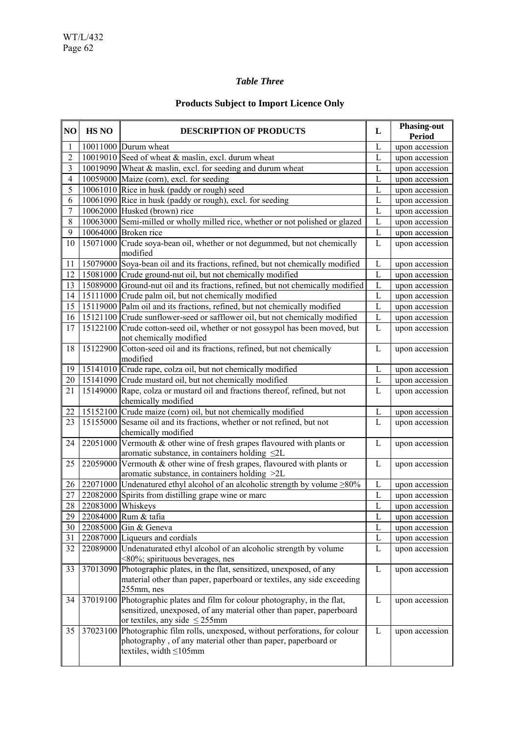*Table Three*

**Products Subject to Import Licence Only**

| NO | HS NO | DESCRIPTION OF PRODUCTS | L | Phasing-out Period |
|---|---|---|---|---|
| 1 | 10011000 | Durum wheat | L | upon accession |
| 2 | 10019010 | Seed of wheat & maslin, excl. durum wheat | L | upon accession |
| 3 | 10019090 | Wheat & maslin, excl. for seeding and durum wheat | L | upon accession |
| 4 | 10059000 | Maize (corn), excl. for seeding | L | upon accession |
| 5 | 10061010 | Rice in husk (paddy or rough) seed | L | upon accession |
| 6 | 10061090 | Rice in husk (paddy or rough), excl. for seeding | L | upon accession |
| 7 | 10062000 | Husked (brown) rice | L | upon accession |
| 8 | 10063000 | Semi-milled or wholly milled rice, whether or not polished or glazed | L | upon accession |
| 9 | 10064000 | Broken rice | L | upon accession |
| 10 | 15071000 | Crude soya-bean oil, whether or not degummed, but not chemically modified | L | upon accession |
| 11 | 15079000 | Soya-bean oil and its fractions, refined, but not chemically modified | L | upon accession |
| 12 | 15081000 | Crude ground-nut oil, but not chemically modified | L | upon accession |
| 13 | 15089000 | Ground-nut oil and its fractions, refined, but not chemically modified | L | upon accession |
| 14 | 15111000 | Crude palm oil, but not chemically modified | L | upon accession |
| 15 | 15119000 | Palm oil and its fractions, refined, but not chemically modified | L | upon accession |
| 16 | 15121100 | Crude sunflower-seed or safflower oil, but not chemically modified | L | upon accession |
| 17 | 15122100 | Crude cotton-seed oil, whether or not gossypol has been moved, but not chemically modified | L | upon accession |
| 18 | 15122900 | Cotton-seed oil and its fractions, refined, but not chemically modified | L | upon accession |
| 19 | 15141010 | Crude rape, colza oil, but not chemically modified | L | upon accession |
| 20 | 15141090 | Crude mustard oil, but not chemically modified | L | upon accession |
| 21 | 15149000 | Rape, colza or mustard oil and fractions thereof, refined, but not chemically modified | L | upon accession |
| 22 | 15152100 | Crude maize (corn) oil, but not chemically modified | L | upon accession |
| 23 | 15155000 | Sesame oil and its fractions, whether or not refined, but not chemically modified | L | upon accession |
| 24 | 22051000 | Vermouth & other wine of fresh grapes flavoured with plants or aromatic substance, in containers holding ≤2L | L | upon accession |
| 25 | 22059000 | Vermouth & other wine of fresh grapes, flavoured with plants or aromatic substance, in containers holding >2L | L | upon accession |
| 26 | 22071000 | Undenatured ethyl alcohol of an alcoholic strength by volume ≥80% | L | upon accession |
| 27 | 22082000 | Spirits from distilling grape wine or marc | L | upon accession |
| 28 | 22083000 | Whiskeys | L | upon accession |
| 29 | 22084000 | Rum & tafia | L | upon accession |
| 30 | 22085000 | Gin & Geneva | L | upon accession |
| 31 | 22087000 | Liqueurs and cordials | L | upon accession |
| 32 | 22089000 | Undenaturated ethyl alcohol of an alcoholic strength by volume <80%; spirituous beverages, nes | L | upon accession |
| 33 | 37013090 | Photographic plates, in the flat, sensitized, unexposed, of any material other than paper, paperboard or textiles, any side exceeding 255mm, nes | L | upon accession |
| 34 | 37019100 | Photographic plates and film for colour photography, in the flat, sensitized, unexposed, of any material other than paper, paperboard or textiles, any side ≤ 255mm | L | upon accession |
| 35 | 37023100 | Photographic film rolls, unexposed, without perforations, for colour photography , of any material other than paper, paperboard or textiles, width ≤105mm | L | upon accession |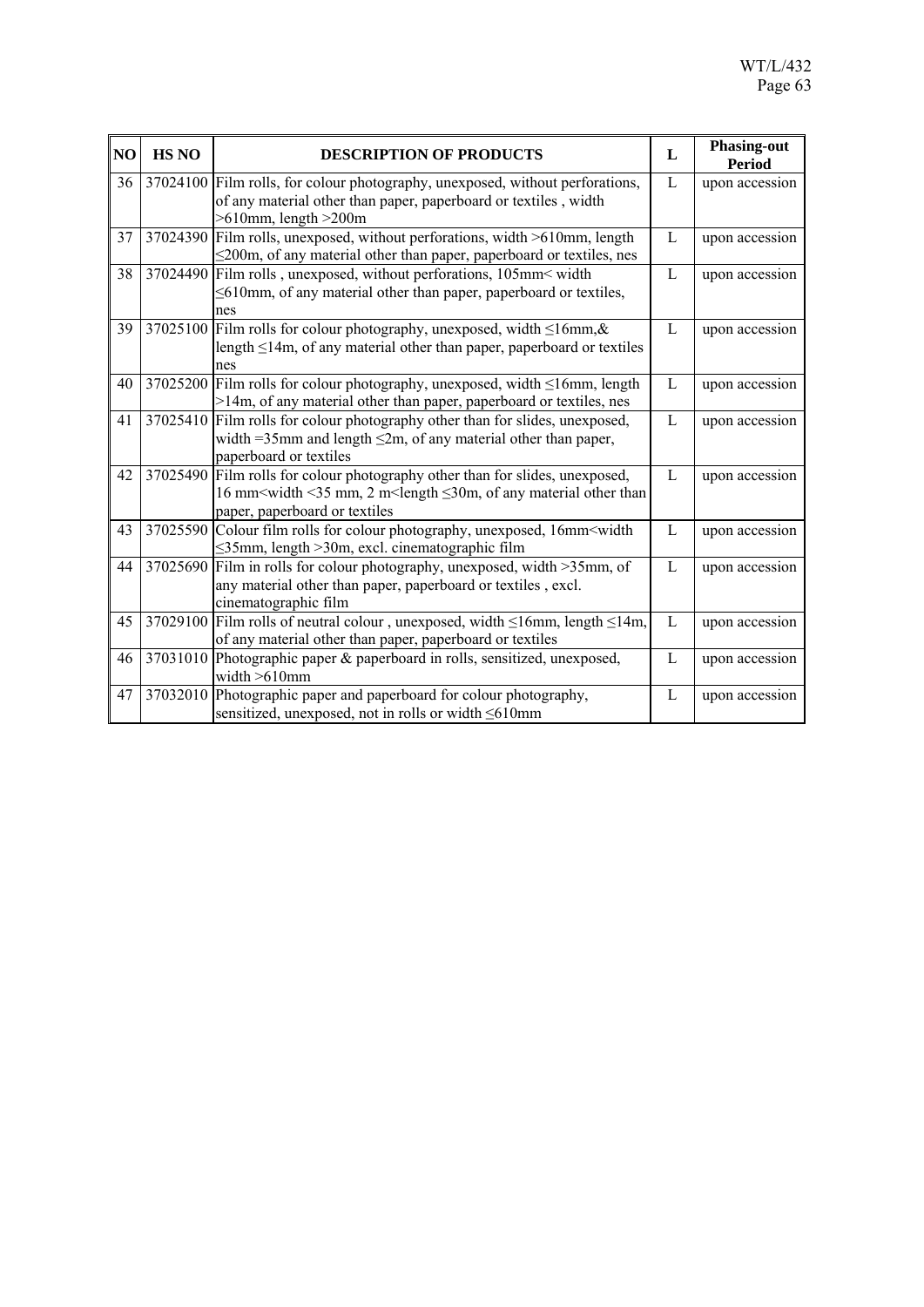| NO | HS NO | DESCRIPTION OF PRODUCTS | L | Phasing-out Period |
|---|---|---|---|---|
| 36 | 37024100 | Film rolls, for colour photography, unexposed, without perforations, of any material other than paper, paperboard or textiles , width >610mm, length >200m | L | upon accession |
| 37 | 37024390 | Film rolls, unexposed, without perforations, width >610mm, length ≤200m, of any material other than paper, paperboard or textiles, nes | L | upon accession |
| 38 | 37024490 | Film rolls , unexposed, without perforations, 105mm< width ≤610mm, of any material other than paper, paperboard or textiles, nes | L | upon accession |
| 39 | 37025100 | Film rolls for colour photography, unexposed, width ≤16mm,& length ≤14m, of any material other than paper, paperboard or textiles nes | L | upon accession |
| 40 | 37025200 | Film rolls for colour photography, unexposed, width ≤16mm, length >14m, of any material other than paper, paperboard or textiles, nes | L | upon accession |
| 41 | 37025410 | Film rolls for colour photography other than for slides, unexposed, width =35mm and length ≤2m, of any material other than paper, paperboard or textiles | L | upon accession |
| 42 | 37025490 | Film rolls for colour photography other than for slides, unexposed, 16 mm<width <35 mm, 2 m<length ≤30m, of any material other than paper, paperboard or textiles | L | upon accession |
| 43 | 37025590 | Colour film rolls for colour photography, unexposed, 16mm<width ≤35mm, length >30m, excl. cinematographic film | L | upon accession |
| 44 | 37025690 | Film in rolls for colour photography, unexposed, width >35mm, of any material other than paper, paperboard or textiles , excl. cinematographic film | L | upon accession |
| 45 | 37029100 | Film rolls of neutral colour , unexposed, width ≤16mm, length ≤14m, of any material other than paper, paperboard or textiles | L | upon accession |
| 46 | 37031010 | Photographic paper & paperboard in rolls, sensitized, unexposed, width >610mm | L | upon accession |
| 47 | 37032010 | Photographic paper and paperboard for colour photography, sensitized, unexposed, not in rolls or width ≤610mm | L | upon accession |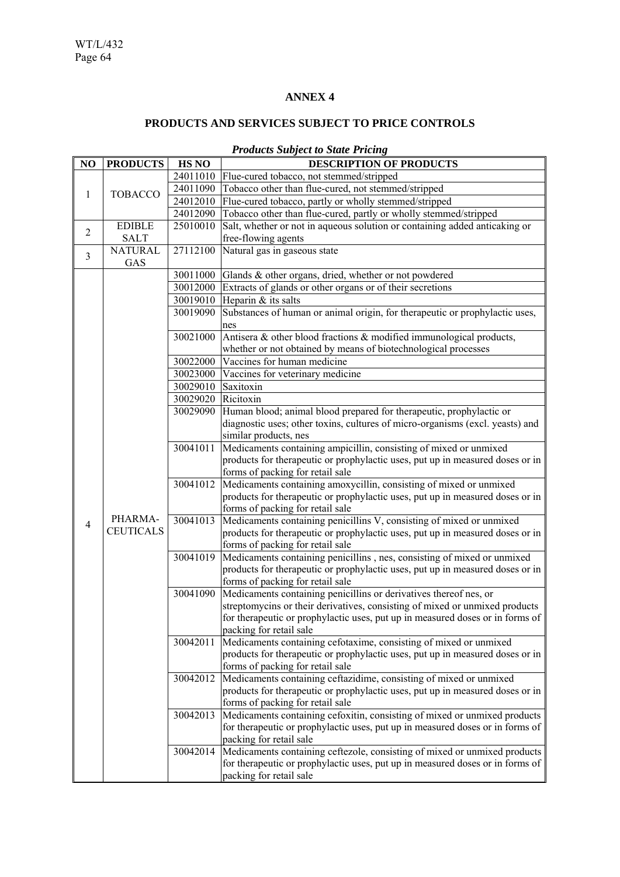## ANNEX 4

## PRODUCTS AND SERVICES SUBJECT TO PRICE CONTROLS

*Products Subject to State Pricing*

| NO | PRODUCTS | HS NO | DESCRIPTION OF PRODUCTS |
|---|---|---|---|
| 1 | TOBACCO | 24011010 | Flue-cured tobacco, not stemmed/stripped |
| | | 24011090 | Tobacco other than flue-cured, not stemmed/stripped |
| | | 24012010 | Flue-cured tobacco, partly or wholly stemmed/stripped |
| | | 24012090 | Tobacco other than flue-cured, partly or wholly stemmed/stripped |
| 2 | EDIBLE SALT | 25010010 | Salt, whether or not in aqueous solution or containing added anticaking or free-flowing agents |
| 3 | NATURAL GAS | 27112100 | Natural gas in gaseous state |
| 4 | PHARMA-CEUTICALS | 30011000 | Glands & other organs, dried, whether or not powdered |
| | | 30012000 | Extracts of glands or other organs or of their secretions |
| | | 30019010 | Heparin & its salts |
| | | 30019090 | Substances of human or animal origin, for therapeutic or prophylactic uses, nes |
| | | 30021000 | Antisera & other blood fractions & modified immunological products, whether or not obtained by means of biotechnological processes |
| | | 30022000 | Vaccines for human medicine |
| | | 30023000 | Vaccines for veterinary medicine |
| | | 30029010 | Saxitoxin |
| | | 30029020 | Ricitoxin |
| | | 30029090 | Human blood; animal blood prepared for therapeutic, prophylactic or diagnostic uses; other toxins, cultures of micro-organisms (excl. yeasts) and similar products, nes |
| | | 30041011 | Medicaments containing ampicillin, consisting of mixed or unmixed products for therapeutic or prophylactic uses, put up in measured doses or in forms of packing for retail sale |
| | | 30041012 | Medicaments containing amoxycillin, consisting of mixed or unmixed products for therapeutic or prophylactic uses, put up in measured doses or in forms of packing for retail sale |
| | | 30041013 | Medicaments containing penicillins V, consisting of mixed or unmixed products for therapeutic or prophylactic uses, put up in measured doses or in forms of packing for retail sale |
| | | 30041019 | Medicaments containing penicillins , nes, consisting of mixed or unmixed products for therapeutic or prophylactic uses, put up in measured doses or in forms of packing for retail sale |
| | | 30041090 | Medicaments containing penicillins or derivatives thereof nes, or streptomycins or their derivatives, consisting of mixed or unmixed products for therapeutic or prophylactic uses, put up in measured doses or in forms of packing for retail sale |
| | | 30042011 | Medicaments containing cefotaxime, consisting of mixed or unmixed products for therapeutic or prophylactic uses, put up in measured doses or in forms of packing for retail sale |
| | | 30042012 | Medicaments containing ceftazidime, consisting of mixed or unmixed products for therapeutic or prophylactic uses, put up in measured doses or in forms of packing for retail sale |
| | | 30042013 | Medicaments containing cefoxitin, consisting of mixed or unmixed products for therapeutic or prophylactic uses, put up in measured doses or in forms of packing for retail sale |
| | | 30042014 | Medicaments containing ceftezole, consisting of mixed or unmixed products for therapeutic or prophylactic uses, put up in measured doses or in forms of packing for retail sale |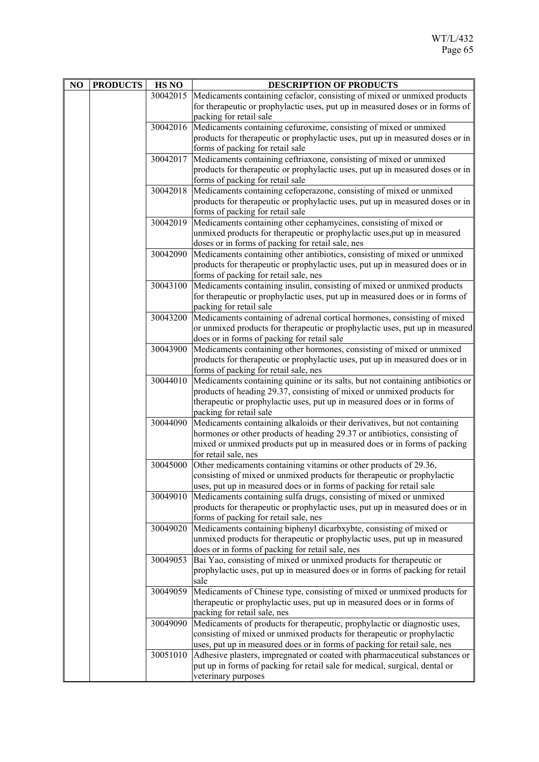| NO | PRODUCTS | HS NO | DESCRIPTION OF PRODUCTS |
|---|---|---|---|
| | | 30042015 | Medicaments containing cefaclor, consisting of mixed or unmixed products for therapeutic or prophylactic uses, put up in measured doses or in forms of packing for retail sale |
| | | 30042016 | Medicaments containing cefuroxime, consisting of mixed or unmixed products for therapeutic or prophylactic uses, put up in measured doses or in forms of packing for retail sale |
| | | 30042017 | Medicaments containing ceftriaxone, consisting of mixed or unmixed products for therapeutic or prophylactic uses, put up in measured doses or in forms of packing for retail sale |
| | | 30042018 | Medicaments containing cefoperazone, consisting of mixed or unmixed products for therapeutic or prophylactic uses, put up in measured doses or in forms of packing for retail sale |
| | | 30042019 | Medicaments containing other cephamycines, consisting of mixed or unmixed products for therapeutic or prophylactic uses,put up in measured doses or in forms of packing for retail sale, nes |
| | | 30042090 | Medicaments containing other antibiotics, consisting of mixed or unmixed products for therapeutic or prophylactic uses, put up in measured does or in forms of packing for retail sale, nes |
| | | 30043100 | Medicaments containing insulin, consisting of mixed or unmixed products for therapeutic or prophylactic uses, put up in measured does or in forms of packing for retail sale |
| | | 30043200 | Medicaments containing of adrenal cortical hormones, consisting of mixed or unmixed products for therapeutic or prophylactic uses, put up in measured does or in forms of packing for retail sale |
| | | 30043900 | Medicaments containing other hormones, consisting of mixed or unmixed products for therapeutic or prophylactic uses, put up in measured does or in forms of packing for retail sale, nes |
| | | 30044010 | Medicaments containing quinine or its salts, but not containing antibiotics or products of heading 29.37, consisting of mixed or unmixed products for therapeutic or prophylactic uses, put up in measured does or in forms of packing for retail sale |
| | | 30044090 | Medicaments containing alkaloids or their derivatives, but not containing hormones or other products of heading 29.37 or antibiotics, consisting of mixed or unmixed products put up in measured does or in forms of packing for retail sale, nes |
| | | 30045000 | Other medicaments containing vitamins or other products of 29.36, consisting of mixed or unmixed products for therapeutic or prophylactic uses, put up in measured does or in forms of packing for retail sale |
| | | 30049010 | Medicaments containing sulfa drugs, consisting of mixed or unmixed products for therapeutic or prophylactic uses, put up in measured does or in forms of packing for retail sale, nes |
| | | 30049020 | Medicaments containing biphenyl dicarbxybte, consisting of mixed or unmixed products for therapeutic or prophylactic uses, put up in measured does or in forms of packing for retail sale, nes |
| | | 30049053 | Bai Yao, consisting of mixed or unmixed products for therapeutic or prophylactic uses, put up in measured does or in forms of packing for retail sale |
| | | 30049059 | Medicaments of Chinese type, consisting of mixed or unmixed products for therapeutic or prophylactic uses, put up in measured does or in forms of packing for retail sale, nes |
| | | 30049090 | Medicaments of products for therapeutic, prophylactic or diagnostic uses, consisting of mixed or unmixed products for therapeutic or prophylactic uses, put up in measured does or in forms of packing for retail sale, nes |
| | | 30051010 | Adhesive plasters, impregnated or coated with pharmaceutical substances or put up in forms of packing for retail sale for medical, surgical, dental or veterinary purposes |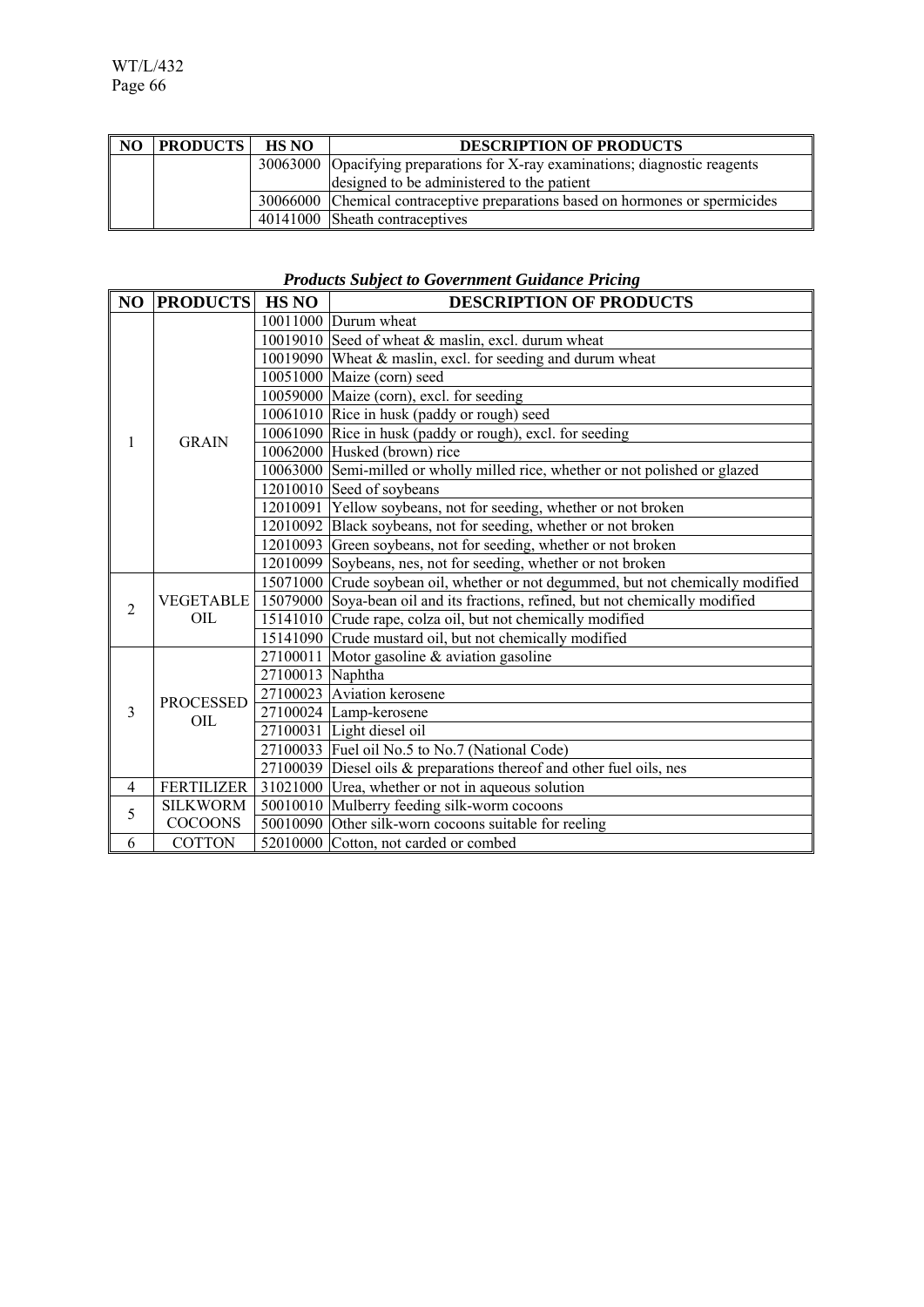| NO | PRODUCTS | HS NO | DESCRIPTION OF PRODUCTS |
|---|---|---|---|
| | | 30063000 | Opacifying preparations for X-ray examinations; diagnostic reagents designed to be administered to the patient |
| | | 30066000 | Chemical contraceptive preparations based on hormones or spermicides |
| | | 40141000 | Sheath contraceptives |

***Products Subject to Government Guidance Pricing***

| NO | PRODUCTS | HS NO | DESCRIPTION OF PRODUCTS |
|---|---|---|---|
| 1 | GRAIN | 10011000 | Durum wheat |
| | | 10019010 | Seed of wheat & maslin, excl. durum wheat |
| | | 10019090 | Wheat & maslin, excl. for seeding and durum wheat |
| | | 10051000 | Maize (corn) seed |
| | | 10059000 | Maize (corn), excl. for seeding |
| | | 10061010 | Rice in husk (paddy or rough) seed |
| | | 10061090 | Rice in husk (paddy or rough), excl. for seeding |
| | | 10062000 | Husked (brown) rice |
| | | 10063000 | Semi-milled or wholly milled rice, whether or not polished or glazed |
| | | 12010010 | Seed of soybeans |
| | | 12010091 | Yellow soybeans, not for seeding, whether or not broken |
| | | 12010092 | Black soybeans, not for seeding, whether or not broken |
| | | 12010093 | Green soybeans, not for seeding, whether or not broken |
| | | 12010099 | Soybeans, nes, not for seeding, whether or not broken |
| 2 | VEGETABLE OIL | 15071000 | Crude soybean oil, whether or not degummed, but not chemically modified |
| | | 15079000 | Soya-bean oil and its fractions, refined, but not chemically modified |
| | | 15141010 | Crude rape, colza oil, but not chemically modified |
| | | 15141090 | Crude mustard oil, but not chemically modified |
| 3 | PROCESSED OIL | 27100011 | Motor gasoline & aviation gasoline |
| | | 27100013 | Naphtha |
| | | 27100023 | Aviation kerosene |
| | | 27100024 | Lamp-kerosene |
| | | 27100031 | Light diesel oil |
| | | 27100033 | Fuel oil No.5 to No.7 (National Code) |
| | | 27100039 | Diesel oils & preparations thereof and other fuel oils, nes |
| 4 | FERTILIZER | 31021000 | Urea, whether or not in aqueous solution |
| 5 | SILKWORM COCOONS | 50010010 | Mulberry feeding silk-worm cocoons |
| | | 50010090 | Other silk-worn cocoons suitable for reeling |
| 6 | COTTON | 52010000 | Cotton, not carded or combed |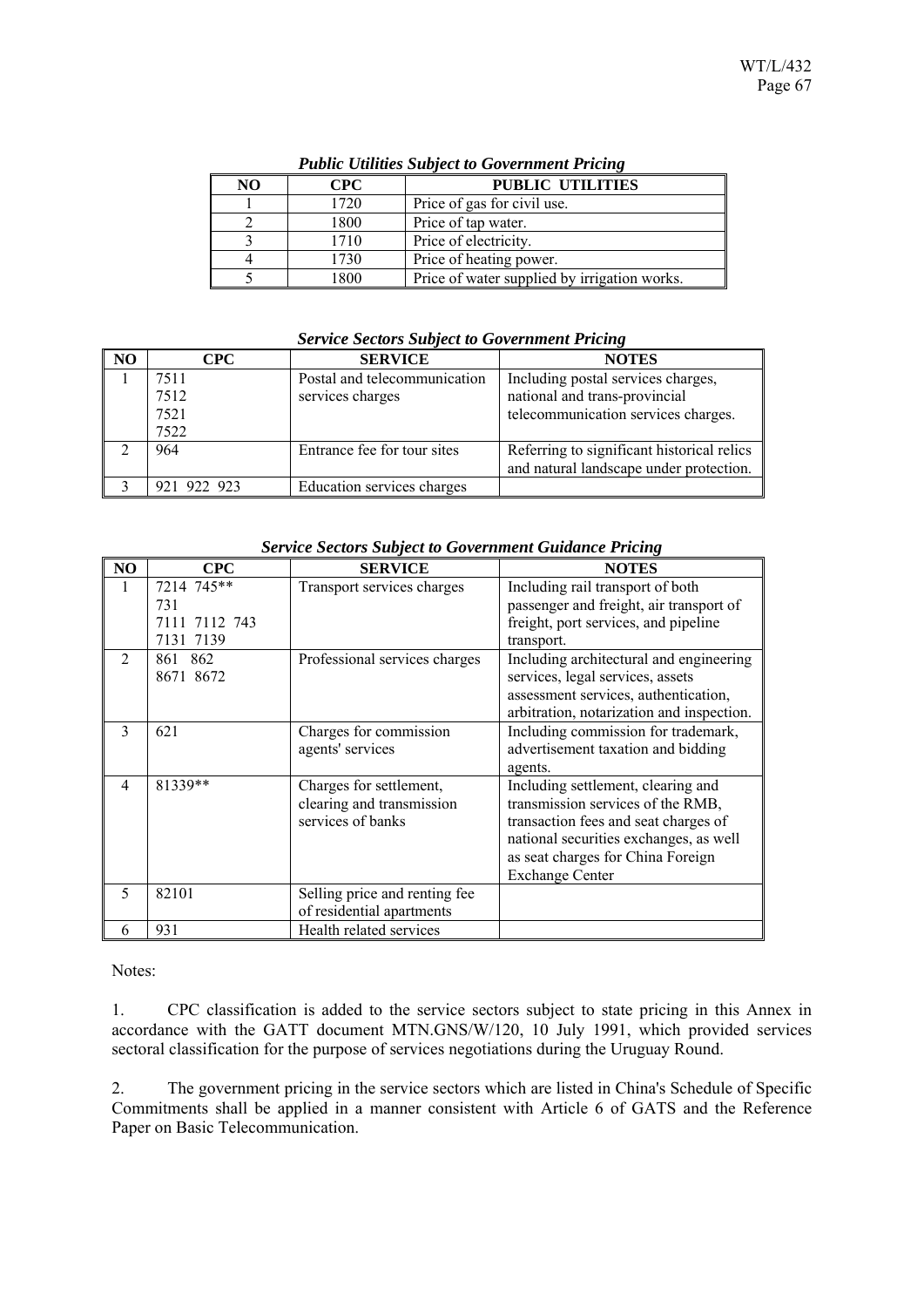***Public Utilities Subject to Government Pricing***

| NO | CPC | PUBLIC UTILITIES |
|---|---|---|
| 1 | 1720 | Price of gas for civil use. |
| 2 | 1800 | Price of tap water. |
| 3 | 1710 | Price of electricity. |
| 4 | 1730 | Price of heating power. |
| 5 | 1800 | Price of water supplied by irrigation works. |

***Service Sectors Subject to Government Pricing***

| NO | CPC | SERVICE | NOTES |
|---|---|---|---|
| 1 | 7511<br>7512<br>7521<br>7522 | Postal and telecommunication services charges | Including postal services charges, national and trans-provincial telecommunication services charges. |
| 2 | 964 | Entrance fee for tour sites | Referring to significant historical relics and natural landscape under protection. |
| 3 | 921 922 923 | Education services charges | |

***Service Sectors Subject to Government Guidance Pricing***

| NO | CPC | SERVICE | NOTES |
|---|---|---|---|
| 1 | 7214 745**<br>731<br>7111 7112 743<br>7131 7139 | Transport services charges | Including rail transport of both passenger and freight, air transport of freight, port services, and pipeline transport. |
| 2 | 861 862<br>8671 8672 | Professional services charges | Including architectural and engineering services, legal services, assets assessment services, authentication, arbitration, notarization and inspection. |
| 3 | 621 | Charges for commission agents' services | Including commission for trademark, advertisement taxation and bidding agents. |
| 4 | 81339** | Charges for settlement, clearing and transmission services of banks | Including settlement, clearing and transmission services of the RMB, transaction fees and seat charges of national securities exchanges, as well as seat charges for China Foreign Exchange Center |
| 5 | 82101 | Selling price and renting fee of residential apartments | |
| 6 | 931 | Health related services | |

Notes:

1. CPC classification is added to the service sectors subject to state pricing in this Annex in accordance with the GATT document MTN.GNS/W/120, 10 July 1991, which provided services sectoral classification for the purpose of services negotiations during the Uruguay Round.

2. The government pricing in the service sectors which are listed in China's Schedule of Specific Commitments shall be applied in a manner consistent with Article 6 of GATS and the Reference Paper on Basic Telecommunication.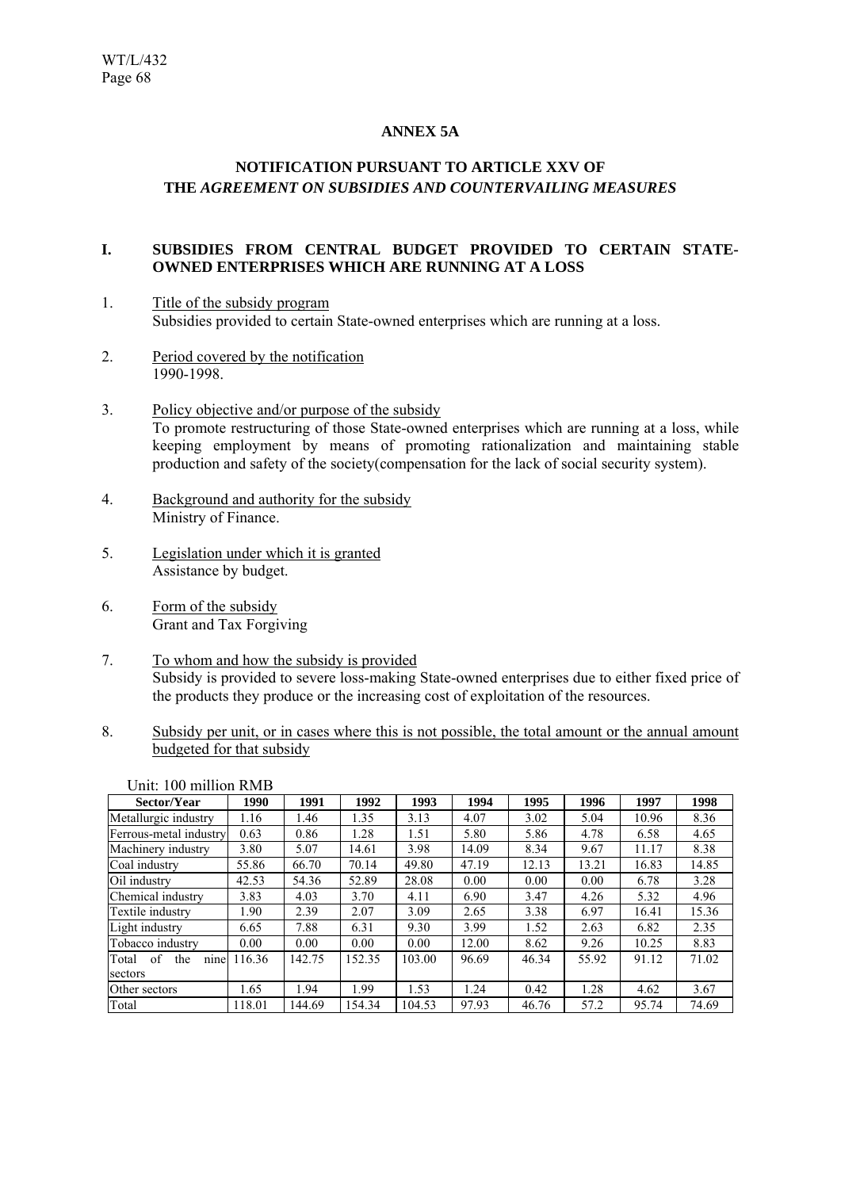## ANNEX 5A

## NOTIFICATION PURSUANT TO ARTICLE XXV OF THE *AGREEMENT ON SUBSIDIES AND COUNTERVAILING MEASURES*

### I. SUBSIDIES FROM CENTRAL BUDGET PROVIDED TO CERTAIN STATE-OWNED ENTERPRISES WHICH ARE RUNNING AT A LOSS

1. Title of the subsidy program
   Subsidies provided to certain State-owned enterprises which are running at a loss.

2. Period covered by the notification
   1990-1998.

3. Policy objective and/or purpose of the subsidy
   To promote restructuring of those State-owned enterprises which are running at a loss, while keeping employment by means of promoting rationalization and maintaining stable production and safety of the society(compensation for the lack of social security system).

4. Background and authority for the subsidy
   Ministry of Finance.

5. Legislation under which it is granted
   Assistance by budget.

6. Form of the subsidy
   Grant and Tax Forgiving

7. To whom and how the subsidy is provided
   Subsidy is provided to severe loss-making State-owned enterprises due to either fixed price of the products they produce or the increasing cost of exploitation of the resources.

8. Subsidy per unit, or in cases where this is not possible, the total amount or the annual amount budgeted for that subsidy

Unit: 100 million RMB

| Sector/Year | 1990 | 1991 | 1992 | 1993 | 1994 | 1995 | 1996 | 1997 | 1998 |
|---|---|---|---|---|---|---|---|---|---|
| Metallurgic industry | 1.16 | 1.46 | 1.35 | 3.13 | 4.07 | 3.02 | 5.04 | 10.96 | 8.36 |
| Ferrous-metal industry | 0.63 | 0.86 | 1.28 | 1.51 | 5.80 | 5.86 | 4.78 | 6.58 | 4.65 |
| Machinery industry | 3.80 | 5.07 | 14.61 | 3.98 | 14.09 | 8.34 | 9.67 | 11.17 | 8.38 |
| Coal industry | 55.86 | 66.70 | 70.14 | 49.80 | 47.19 | 12.13 | 13.21 | 16.83 | 14.85 |
| Oil industry | 42.53 | 54.36 | 52.89 | 28.08 | 0.00 | 0.00 | 0.00 | 6.78 | 3.28 |
| Chemical industry | 3.83 | 4.03 | 3.70 | 4.11 | 6.90 | 3.47 | 4.26 | 5.32 | 4.96 |
| Textile industry | 1.90 | 2.39 | 2.07 | 3.09 | 2.65 | 3.38 | 6.97 | 16.41 | 15.36 |
| Light industry | 6.65 | 7.88 | 6.31 | 9.30 | 3.99 | 1.52 | 2.63 | 6.82 | 2.35 |
| Tobacco industry | 0.00 | 0.00 | 0.00 | 0.00 | 12.00 | 8.62 | 9.26 | 10.25 | 8.83 |
| Total of the nine sectors | 116.36 | 142.75 | 152.35 | 103.00 | 96.69 | 46.34 | 55.92 | 91.12 | 71.02 |
| Other sectors | 1.65 | 1.94 | 1.99 | 1.53 | 1.24 | 0.42 | 1.28 | 4.62 | 3.67 |
| Total | 118.01 | 144.69 | 154.34 | 104.53 | 97.93 | 46.76 | 57.2 | 95.74 | 74.69 |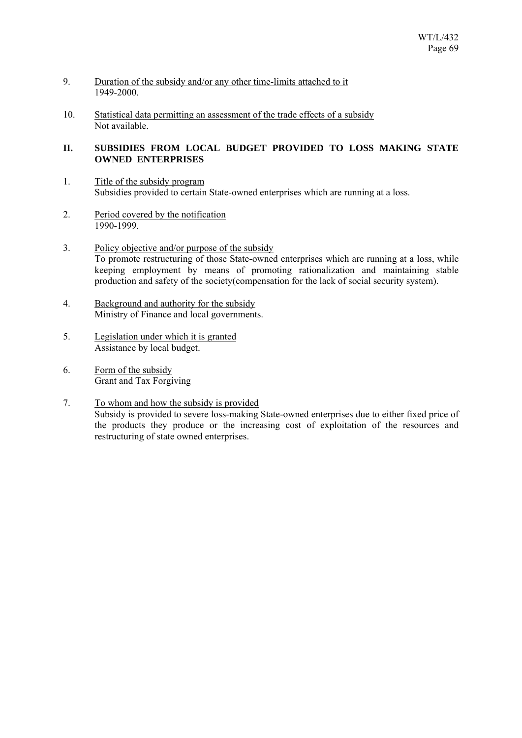9. Duration of the subsidy and/or any other time-limits attached to it
   1949-2000.

10. Statistical data permitting an assessment of the trade effects of a subsidy
    Not available.

## II. SUBSIDIES FROM LOCAL BUDGET PROVIDED TO LOSS MAKING STATE OWNED ENTERPRISES

1. Title of the subsidy program
   Subsidies provided to certain State-owned enterprises which are running at a loss.

2. Period covered by the notification
   1990-1999.

3. Policy objective and/or purpose of the subsidy
   To promote restructuring of those State-owned enterprises which are running at a loss, while keeping employment by means of promoting rationalization and maintaining stable production and safety of the society(compensation for the lack of social security system).

4. Background and authority for the subsidy
   Ministry of Finance and local governments.

5. Legislation under which it is granted
   Assistance by local budget.

6. Form of the subsidy
   Grant and Tax Forgiving

7. To whom and how the subsidy is provided
   Subsidy is provided to severe loss-making State-owned enterprises due to either fixed price of the products they produce or the increasing cost of exploitation of the resources and restructuring of state owned enterprises.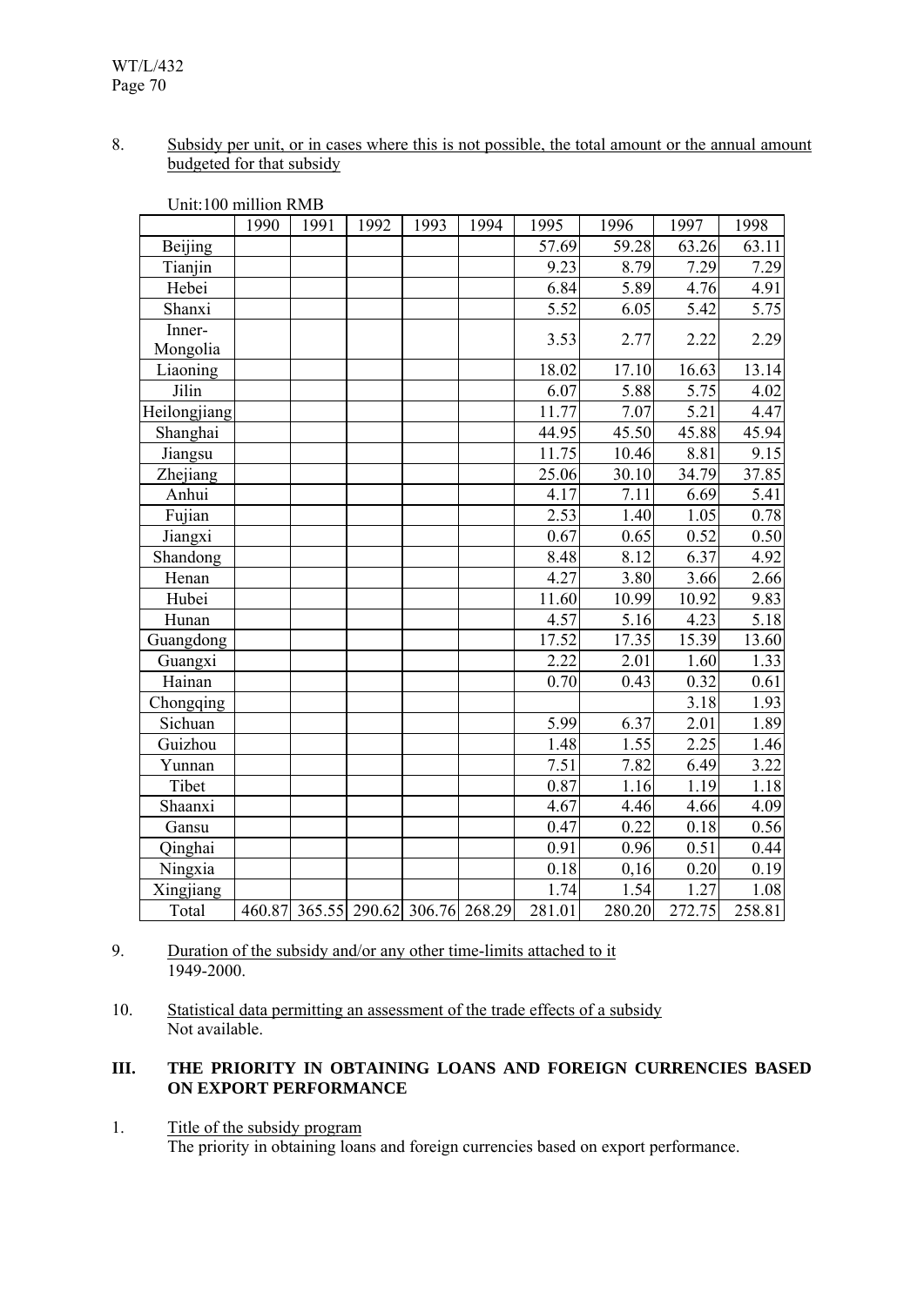8. Subsidy per unit, or in cases where this is not possible, the total amount or the annual amount budgeted for that subsidy

Unit:100 million RMB

| | 1990 | 1991 | 1992 | 1993 | 1994 | 1995 | 1996 | 1997 | 1998 |
|---|---|---|---|---|---|---|---|---|---|
| Beijing | | | | | | 57.69 | 59.28 | 63.26 | 63.11 |
| Tianjin | | | | | | 9.23 | 8.79 | 7.29 | 7.29 |
| Hebei | | | | | | 6.84 | 5.89 | 4.76 | 4.91 |
| Shanxi | | | | | | 5.52 | 6.05 | 5.42 | 5.75 |
| Inner-Mongolia | | | | | | 3.53 | 2.77 | 2.22 | 2.29 |
| Liaoning | | | | | | 18.02 | 17.10 | 16.63 | 13.14 |
| Jilin | | | | | | 6.07 | 5.88 | 5.75 | 4.02 |
| Heilongjiang | | | | | | 11.77 | 7.07 | 5.21 | 4.47 |
| Shanghai | | | | | | 44.95 | 45.50 | 45.88 | 45.94 |
| Jiangsu | | | | | | 11.75 | 10.46 | 8.81 | 9.15 |
| Zhejiang | | | | | | 25.06 | 30.10 | 34.79 | 37.85 |
| Anhui | | | | | | 4.17 | 7.11 | 6.69 | 5.41 |
| Fujian | | | | | | 2.53 | 1.40 | 1.05 | 0.78 |
| Jiangxi | | | | | | 0.67 | 0.65 | 0.52 | 0.50 |
| Shandong | | | | | | 8.48 | 8.12 | 6.37 | 4.92 |
| Henan | | | | | | 4.27 | 3.80 | 3.66 | 2.66 |
| Hubei | | | | | | 11.60 | 10.99 | 10.92 | 9.83 |
| Hunan | | | | | | 4.57 | 5.16 | 4.23 | 5.18 |
| Guangdong | | | | | | 17.52 | 17.35 | 15.39 | 13.60 |
| Guangxi | | | | | | 2.22 | 2.01 | 1.60 | 1.33 |
| Hainan | | | | | | 0.70 | 0.43 | 0.32 | 0.61 |
| Chongqing | | | | | | | | 3.18 | 1.93 |
| Sichuan | | | | | | 5.99 | 6.37 | 2.01 | 1.89 |
| Guizhou | | | | | | 1.48 | 1.55 | 2.25 | 1.46 |
| Yunnan | | | | | | 7.51 | 7.82 | 6.49 | 3.22 |
| Tibet | | | | | | 0.87 | 1.16 | 1.19 | 1.18 |
| Shaanxi | | | | | | 4.67 | 4.46 | 4.66 | 4.09 |
| Gansu | | | | | | 0.47 | 0.22 | 0.18 | 0.56 |
| Qinghai | | | | | | 0.91 | 0.96 | 0.51 | 0.44 |
| Ningxia | | | | | | 0.18 | 0,16 | 0.20 | 0.19 |
| Xingjiang | | | | | | 1.74 | 1.54 | 1.27 | 1.08 |
| Total | 460.87 | 365.55 | 290.62 | 306.76 | 268.29 | 281.01 | 280.20 | 272.75 | 258.81 |

9. Duration of the subsidy and/or any other time-limits attached to it
1949-2000.

10. Statistical data permitting an assessment of the trade effects of a subsidy
Not available.

## III. THE PRIORITY IN OBTAINING LOANS AND FOREIGN CURRENCIES BASED ON EXPORT PERFORMANCE

1. Title of the subsidy program
The priority in obtaining loans and foreign currencies based on export performance.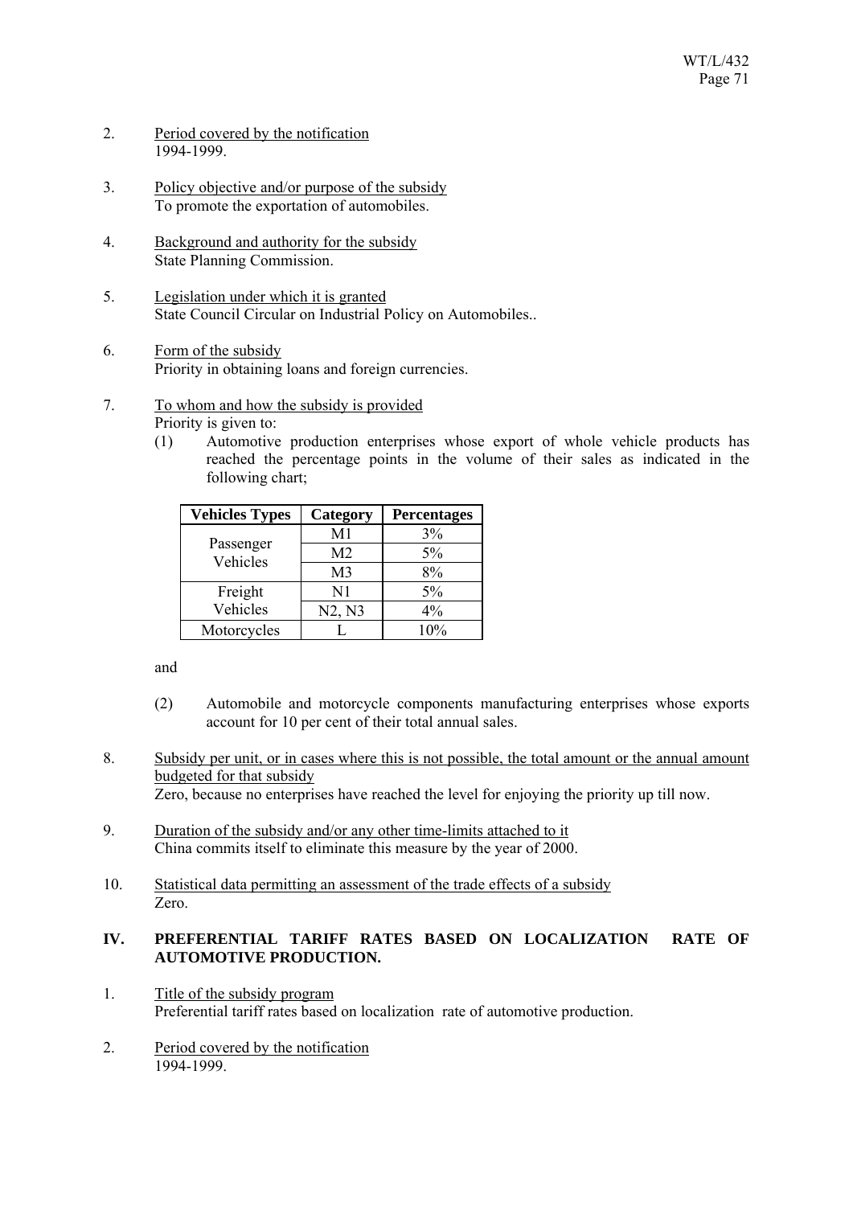2. Period covered by the notification
1994-1999.

3. Policy objective and/or purpose of the subsidy
To promote the exportation of automobiles.

4. Background and authority for the subsidy
State Planning Commission.

5. Legislation under which it is granted
State Council Circular on Industrial Policy on Automobiles..

6. Form of the subsidy
Priority in obtaining loans and foreign currencies.

7. To whom and how the subsidy is provided
Priority is given to:

(1) Automotive production enterprises whose export of whole vehicle products has reached the percentage points in the volume of their sales as indicated in the following chart;

| Vehicles Types | Category | Percentages |
|---|---|---|
| Passenger Vehicles | M1 | 3% |
| | M2 | 5% |
| | M3 | 8% |
| Freight Vehicles | N1 | 5% |
| | N2, N3 | 4% |
| Motorcycles | L | 10% |

and

(2) Automobile and motorcycle components manufacturing enterprises whose exports account for 10 per cent of their total annual sales.

8. Subsidy per unit, or in cases where this is not possible, the total amount or the annual amount budgeted for that subsidy
Zero, because no enterprises have reached the level for enjoying the priority up till now.

9. Duration of the subsidy and/or any other time-limits attached to it
China commits itself to eliminate this measure by the year of 2000.

10. Statistical data permitting an assessment of the trade effects of a subsidy
Zero.

## IV. PREFERENTIAL TARIFF RATES BASED ON LOCALIZATION RATE OF AUTOMOTIVE PRODUCTION.

1. Title of the subsidy program
Preferential tariff rates based on localization rate of automotive production.

2. Period covered by the notification
1994-1999.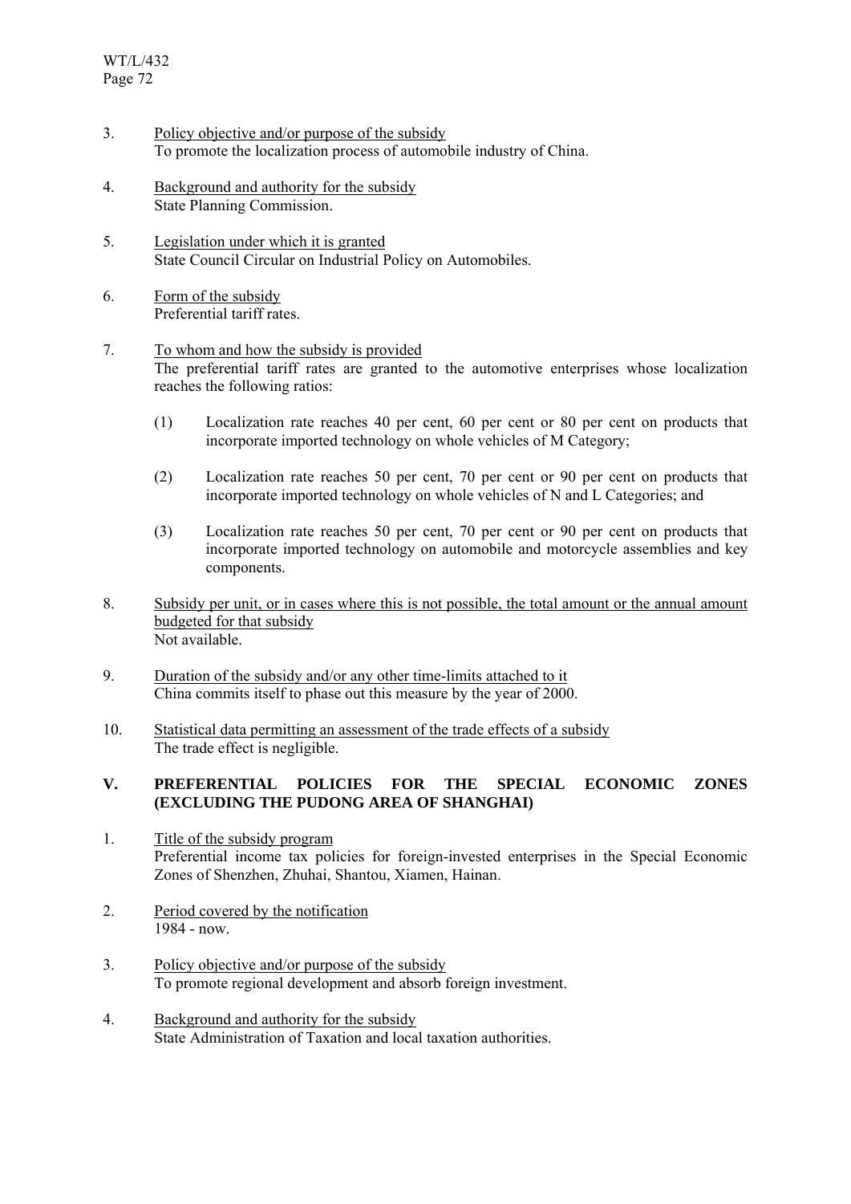3. Policy objective and/or purpose of the subsidy
   To promote the localization process of automobile industry of China.

4. Background and authority for the subsidy
   State Planning Commission.

5. Legislation under which it is granted
   State Council Circular on Industrial Policy on Automobiles.

6. Form of the subsidy
   Preferential tariff rates.

7. To whom and how the subsidy is provided
   The preferential tariff rates are granted to the automotive enterprises whose localization reaches the following ratios:

   (1) Localization rate reaches 40 per cent, 60 per cent or 80 per cent on products that incorporate imported technology on whole vehicles of M Category;

   (2) Localization rate reaches 50 per cent, 70 per cent or 90 per cent on products that incorporate imported technology on whole vehicles of N and L Categories; and

   (3) Localization rate reaches 50 per cent, 70 per cent or 90 per cent on products that incorporate imported technology on automobile and motorcycle assemblies and key components.

8. Subsidy per unit, or in cases where this is not possible, the total amount or the annual amount budgeted for that subsidy
   Not available.

9. Duration of the subsidy and/or any other time-limits attached to it
   China commits itself to phase out this measure by the year of 2000.

10. Statistical data permitting an assessment of the trade effects of a subsidy
    The trade effect is negligible.

## V. PREFERENTIAL POLICIES FOR THE SPECIAL ECONOMIC ZONES (EXCLUDING THE PUDONG AREA OF SHANGHAI)

1. Title of the subsidy program
   Preferential income tax policies for foreign-invested enterprises in the Special Economic Zones of Shenzhen, Zhuhai, Shantou, Xiamen, Hainan.

2. Period covered by the notification
   1984 - now.

3. Policy objective and/or purpose of the subsidy
   To promote regional development and absorb foreign investment.

4. Background and authority for the subsidy
   State Administration of Taxation and local taxation authorities.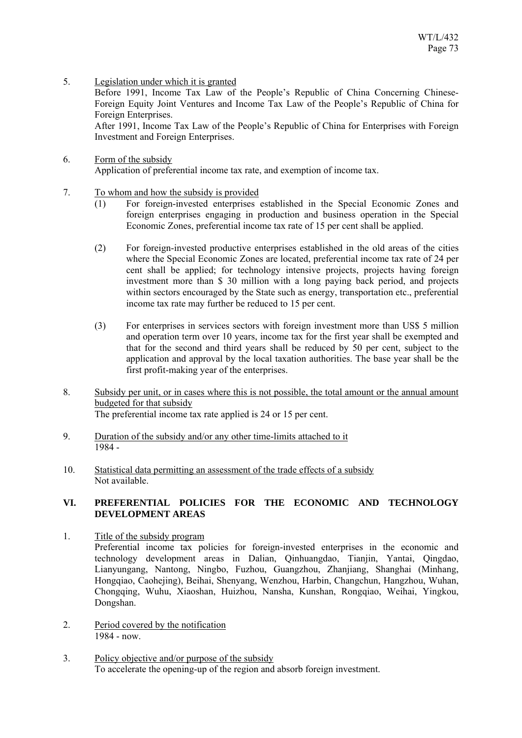5. Legislation under which it is granted

   Before 1991, Income Tax Law of the People's Republic of China Concerning Chinese-Foreign Equity Joint Ventures and Income Tax Law of the People's Republic of China for Foreign Enterprises.

   After 1991, Income Tax Law of the People's Republic of China for Enterprises with Foreign Investment and Foreign Enterprises.

6. Form of the subsidy

   Application of preferential income tax rate, and exemption of income tax.

7. To whom and how the subsidy is provided

   (1) For foreign-invested enterprises established in the Special Economic Zones and foreign enterprises engaging in production and business operation in the Special Economic Zones, preferential income tax rate of 15 per cent shall be applied.

   (2) For foreign-invested productive enterprises established in the old areas of the cities where the Special Economic Zones are located, preferential income tax rate of 24 per cent shall be applied; for technology intensive projects, projects having foreign investment more than $ 30 million with a long paying back period, and projects within sectors encouraged by the State such as energy, transportation etc., preferential income tax rate may further be reduced to 15 per cent.

   (3) For enterprises in services sectors with foreign investment more than US$ 5 million and operation term over 10 years, income tax for the first year shall be exempted and that for the second and third years shall be reduced by 50 per cent, subject to the application and approval by the local taxation authorities. The base year shall be the first profit-making year of the enterprises.

8. Subsidy per unit, or in cases where this is not possible, the total amount or the annual amount budgeted for that subsidy

   The preferential income tax rate applied is 24 or 15 per cent.

9. Duration of the subsidy and/or any other time-limits attached to it

   1984 -

10. Statistical data permitting an assessment of the trade effects of a subsidy

    Not available.

## VI. PREFERENTIAL POLICIES FOR THE ECONOMIC AND TECHNOLOGY DEVELOPMENT AREAS

1. Title of the subsidy program

   Preferential income tax policies for foreign-invested enterprises in the economic and technology development areas in Dalian, Qinhuangdao, Tianjin, Yantai, Qingdao, Lianyungang, Nantong, Ningbo, Fuzhou, Guangzhou, Zhanjiang, Shanghai (Minhang, Hongqiao, Caohejing), Beihai, Shenyang, Wenzhou, Harbin, Changchun, Hangzhou, Wuhan, Chongqing, Wuhu, Xiaoshan, Huizhou, Nansha, Kunshan, Rongqiao, Weihai, Yingkou, Dongshan.

2. Period covered by the notification

   1984 - now.

3. Policy objective and/or purpose of the subsidy

   To accelerate the opening-up of the region and absorb foreign investment.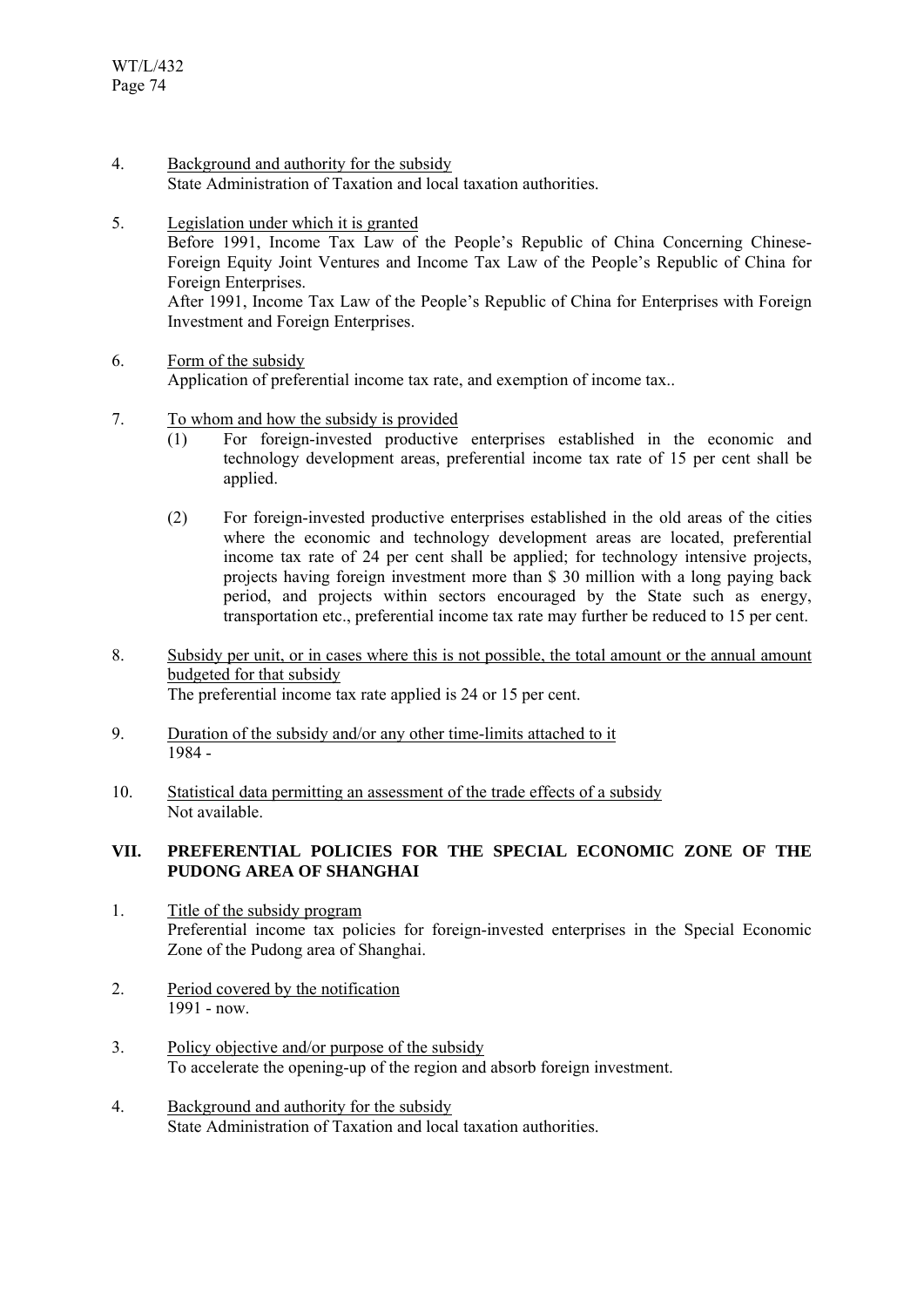4. Background and authority for the subsidy
   State Administration of Taxation and local taxation authorities.

5. Legislation under which it is granted
   Before 1991, Income Tax Law of the People's Republic of China Concerning Chinese-Foreign Equity Joint Ventures and Income Tax Law of the People's Republic of China for Foreign Enterprises.
   After 1991, Income Tax Law of the People's Republic of China for Enterprises with Foreign Investment and Foreign Enterprises.

6. Form of the subsidy
   Application of preferential income tax rate, and exemption of income tax..

7. To whom and how the subsidy is provided
   (1) For foreign-invested productive enterprises established in the economic and technology development areas, preferential income tax rate of 15 per cent shall be applied.

   (2) For foreign-invested productive enterprises established in the old areas of the cities where the economic and technology development areas are located, preferential income tax rate of 24 per cent shall be applied; for technology intensive projects, projects having foreign investment more than $ 30 million with a long paying back period, and projects within sectors encouraged by the State such as energy, transportation etc., preferential income tax rate may further be reduced to 15 per cent.

8. Subsidy per unit, or in cases where this is not possible, the total amount or the annual amount budgeted for that subsidy
   The preferential income tax rate applied is 24 or 15 per cent.

9. Duration of the subsidy and/or any other time-limits attached to it
   1984 -

10. Statistical data permitting an assessment of the trade effects of a subsidy
    Not available.

## VII. PREFERENTIAL POLICIES FOR THE SPECIAL ECONOMIC ZONE OF THE PUDONG AREA OF SHANGHAI

1. Title of the subsidy program
   Preferential income tax policies for foreign-invested enterprises in the Special Economic Zone of the Pudong area of Shanghai.

2. Period covered by the notification
   1991 - now.

3. Policy objective and/or purpose of the subsidy
   To accelerate the opening-up of the region and absorb foreign investment.

4. Background and authority for the subsidy
   State Administration of Taxation and local taxation authorities.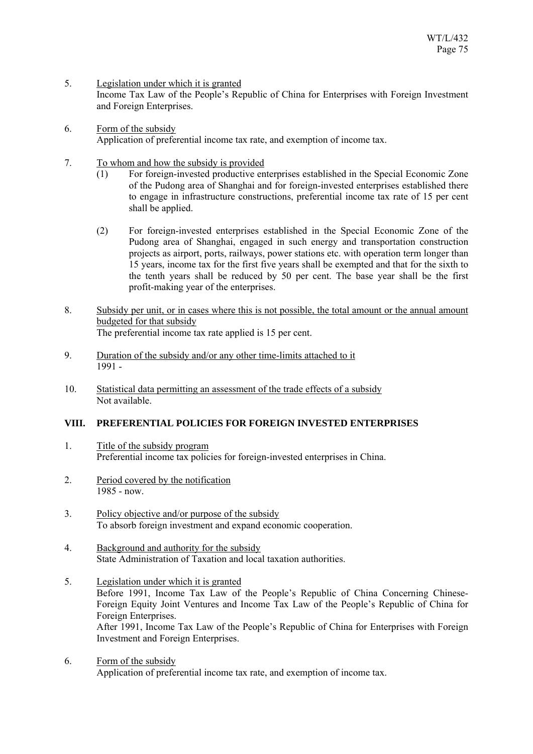5. Legislation under which it is granted
   Income Tax Law of the People's Republic of China for Enterprises with Foreign Investment and Foreign Enterprises.

6. Form of the subsidy
   Application of preferential income tax rate, and exemption of income tax.

7. To whom and how the subsidy is provided
   (1) For foreign-invested productive enterprises established in the Special Economic Zone of the Pudong area of Shanghai and for foreign-invested enterprises established there to engage in infrastructure constructions, preferential income tax rate of 15 per cent shall be applied.

   (2) For foreign-invested enterprises established in the Special Economic Zone of the Pudong area of Shanghai, engaged in such energy and transportation construction projects as airport, ports, railways, power stations etc. with operation term longer than 15 years, income tax for the first five years shall be exempted and that for the sixth to the tenth years shall be reduced by 50 per cent. The base year shall be the first profit-making year of the enterprises.

8. Subsidy per unit, or in cases where this is not possible, the total amount or the annual amount budgeted for that subsidy
   The preferential income tax rate applied is 15 per cent.

9. Duration of the subsidy and/or any other time-limits attached to it
   1991 -

10. Statistical data permitting an assessment of the trade effects of a subsidy
    Not available.

## VIII. PREFERENTIAL POLICIES FOR FOREIGN INVESTED ENTERPRISES

1. Title of the subsidy program
   Preferential income tax policies for foreign-invested enterprises in China.

2. Period covered by the notification
   1985 - now.

3. Policy objective and/or purpose of the subsidy
   To absorb foreign investment and expand economic cooperation.

4. Background and authority for the subsidy
   State Administration of Taxation and local taxation authorities.

5. Legislation under which it is granted
   Before 1991, Income Tax Law of the People's Republic of China Concerning Chinese-Foreign Equity Joint Ventures and Income Tax Law of the People's Republic of China for Foreign Enterprises.
   After 1991, Income Tax Law of the People's Republic of China for Enterprises with Foreign Investment and Foreign Enterprises.

6. Form of the subsidy
   Application of preferential income tax rate, and exemption of income tax.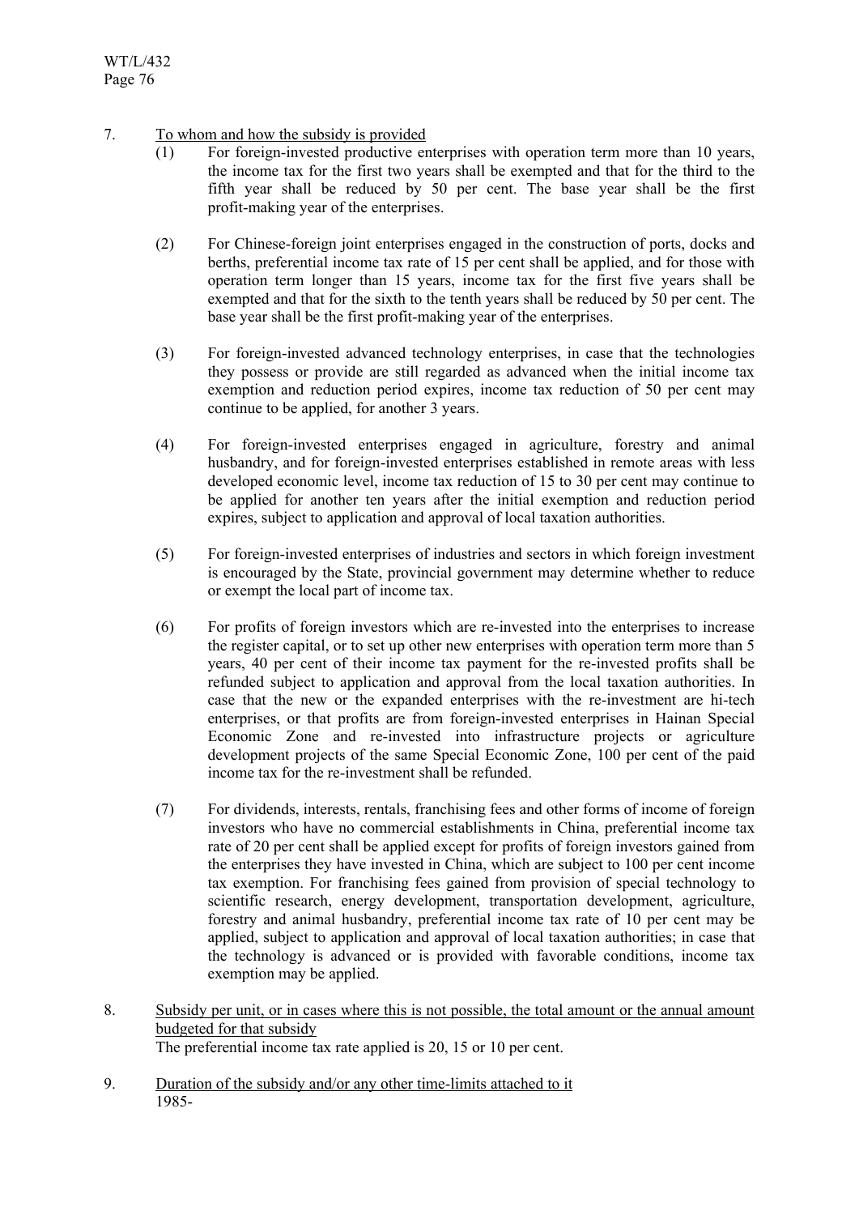7. <u>To whom and how the subsidy is provided</u>

   (1) For foreign-invested productive enterprises with operation term more than 10 years, the income tax for the first two years shall be exempted and that for the third to the fifth year shall be reduced by 50 per cent. The base year shall be the first profit-making year of the enterprises.

   (2) For Chinese-foreign joint enterprises engaged in the construction of ports, docks and berths, preferential income tax rate of 15 per cent shall be applied, and for those with operation term longer than 15 years, income tax for the first five years shall be exempted and that for the sixth to the tenth years shall be reduced by 50 per cent. The base year shall be the first profit-making year of the enterprises.

   (3) For foreign-invested advanced technology enterprises, in case that the technologies they possess or provide are still regarded as advanced when the initial income tax exemption and reduction period expires, income tax reduction of 50 per cent may continue to be applied, for another 3 years.

   (4) For foreign-invested enterprises engaged in agriculture, forestry and animal husbandry, and for foreign-invested enterprises established in remote areas with less developed economic level, income tax reduction of 15 to 30 per cent may continue to be applied for another ten years after the initial exemption and reduction period expires, subject to application and approval of local taxation authorities.

   (5) For foreign-invested enterprises of industries and sectors in which foreign investment is encouraged by the State, provincial government may determine whether to reduce or exempt the local part of income tax.

   (6) For profits of foreign investors which are re-invested into the enterprises to increase the register capital, or to set up other new enterprises with operation term more than 5 years, 40 per cent of their income tax payment for the re-invested profits shall be refunded subject to application and approval from the local taxation authorities. In case that the new or the expanded enterprises with the re-investment are hi-tech enterprises, or that profits are from foreign-invested enterprises in Hainan Special Economic Zone and re-invested into infrastructure projects or agriculture development projects of the same Special Economic Zone, 100 per cent of the paid income tax for the re-investment shall be refunded.

   (7) For dividends, interests, rentals, franchising fees and other forms of income of foreign investors who have no commercial establishments in China, preferential income tax rate of 20 per cent shall be applied except for profits of foreign investors gained from the enterprises they have invested in China, which are subject to 100 per cent income tax exemption. For franchising fees gained from provision of special technology to scientific research, energy development, transportation development, agriculture, forestry and animal husbandry, preferential income tax rate of 10 per cent may be applied, subject to application and approval of local taxation authorities; in case that the technology is advanced or is provided with favorable conditions, income tax exemption may be applied.

8. <u>Subsidy per unit, or in cases where this is not possible, the total amount or the annual amount budgeted for that subsidy</u>

   The preferential income tax rate applied is 20, 15 or 10 per cent.

9. <u>Duration of the subsidy and/or any other time-limits attached to it</u>

   1985-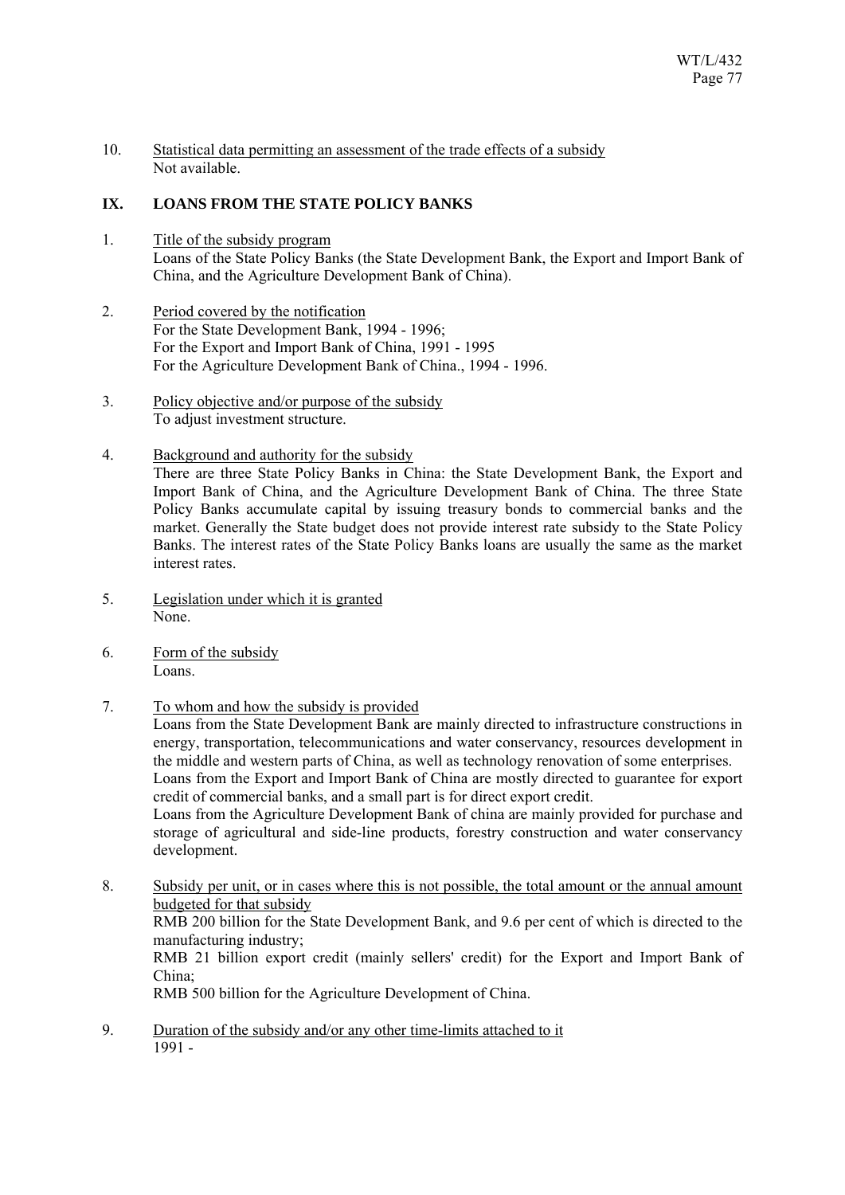10. Statistical data permitting an assessment of the trade effects of a subsidy
Not available.

## IX. LOANS FROM THE STATE POLICY BANKS

1. Title of the subsidy program
Loans of the State Policy Banks (the State Development Bank, the Export and Import Bank of China, and the Agriculture Development Bank of China).

2. Period covered by the notification
For the State Development Bank, 1994 - 1996;
For the Export and Import Bank of China, 1991 - 1995
For the Agriculture Development Bank of China., 1994 - 1996.

3. Policy objective and/or purpose of the subsidy
To adjust investment structure.

4. Background and authority for the subsidy
There are three State Policy Banks in China: the State Development Bank, the Export and Import Bank of China, and the Agriculture Development Bank of China. The three State Policy Banks accumulate capital by issuing treasury bonds to commercial banks and the market. Generally the State budget does not provide interest rate subsidy to the State Policy Banks. The interest rates of the State Policy Banks loans are usually the same as the market interest rates.

5. Legislation under which it is granted
None.

6. Form of the subsidy
Loans.

7. To whom and how the subsidy is provided
Loans from the State Development Bank are mainly directed to infrastructure constructions in energy, transportation, telecommunications and water conservancy, resources development in the middle and western parts of China, as well as technology renovation of some enterprises.
Loans from the Export and Import Bank of China are mostly directed to guarantee for export credit of commercial banks, and a small part is for direct export credit.
Loans from the Agriculture Development Bank of china are mainly provided for purchase and storage of agricultural and side-line products, forestry construction and water conservancy development.

8. Subsidy per unit, or in cases where this is not possible, the total amount or the annual amount budgeted for that subsidy
RMB 200 billion for the State Development Bank, and 9.6 per cent of which is directed to the manufacturing industry;
RMB 21 billion export credit (mainly sellers' credit) for the Export and Import Bank of China;
RMB 500 billion for the Agriculture Development of China.

9. Duration of the subsidy and/or any other time-limits attached to it
1991 -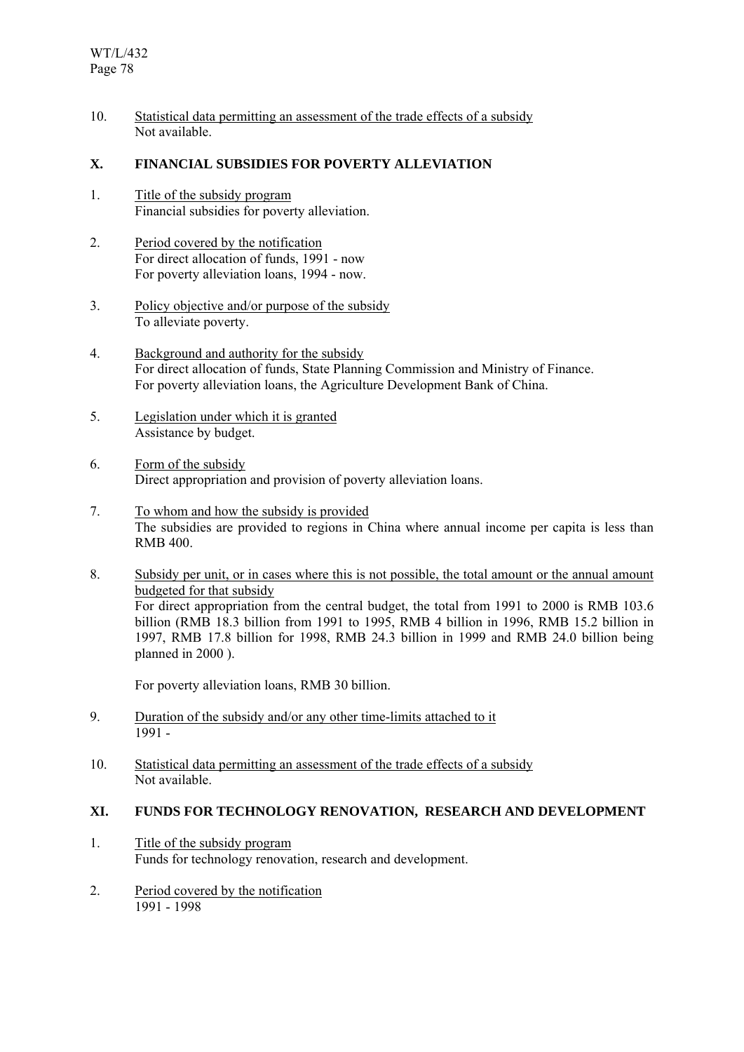10. Statistical data permitting an assessment of the trade effects of a subsidy
    Not available.

## X. FINANCIAL SUBSIDIES FOR POVERTY ALLEVIATION

1. Title of the subsidy program
   Financial subsidies for poverty alleviation.

2. Period covered by the notification
   For direct allocation of funds, 1991 - now
   For poverty alleviation loans, 1994 - now.

3. Policy objective and/or purpose of the subsidy
   To alleviate poverty.

4. Background and authority for the subsidy
   For direct allocation of funds, State Planning Commission and Ministry of Finance.
   For poverty alleviation loans, the Agriculture Development Bank of China.

5. Legislation under which it is granted
   Assistance by budget.

6. Form of the subsidy
   Direct appropriation and provision of poverty alleviation loans.

7. To whom and how the subsidy is provided
   The subsidies are provided to regions in China where annual income per capita is less than RMB 400.

8. Subsidy per unit, or in cases where this is not possible, the total amount or the annual amount budgeted for that subsidy
   For direct appropriation from the central budget, the total from 1991 to 2000 is RMB 103.6 billion (RMB 18.3 billion from 1991 to 1995, RMB 4 billion in 1996, RMB 15.2 billion in 1997, RMB 17.8 billion for 1998, RMB 24.3 billion in 1999 and RMB 24.0 billion being planned in 2000 ).

   For poverty alleviation loans, RMB 30 billion.

9. Duration of the subsidy and/or any other time-limits attached to it
   1991 -

10. Statistical data permitting an assessment of the trade effects of a subsidy
    Not available.

## XI. FUNDS FOR TECHNOLOGY RENOVATION, RESEARCH AND DEVELOPMENT

1. Title of the subsidy program
   Funds for technology renovation, research and development.

2. Period covered by the notification
   1991 - 1998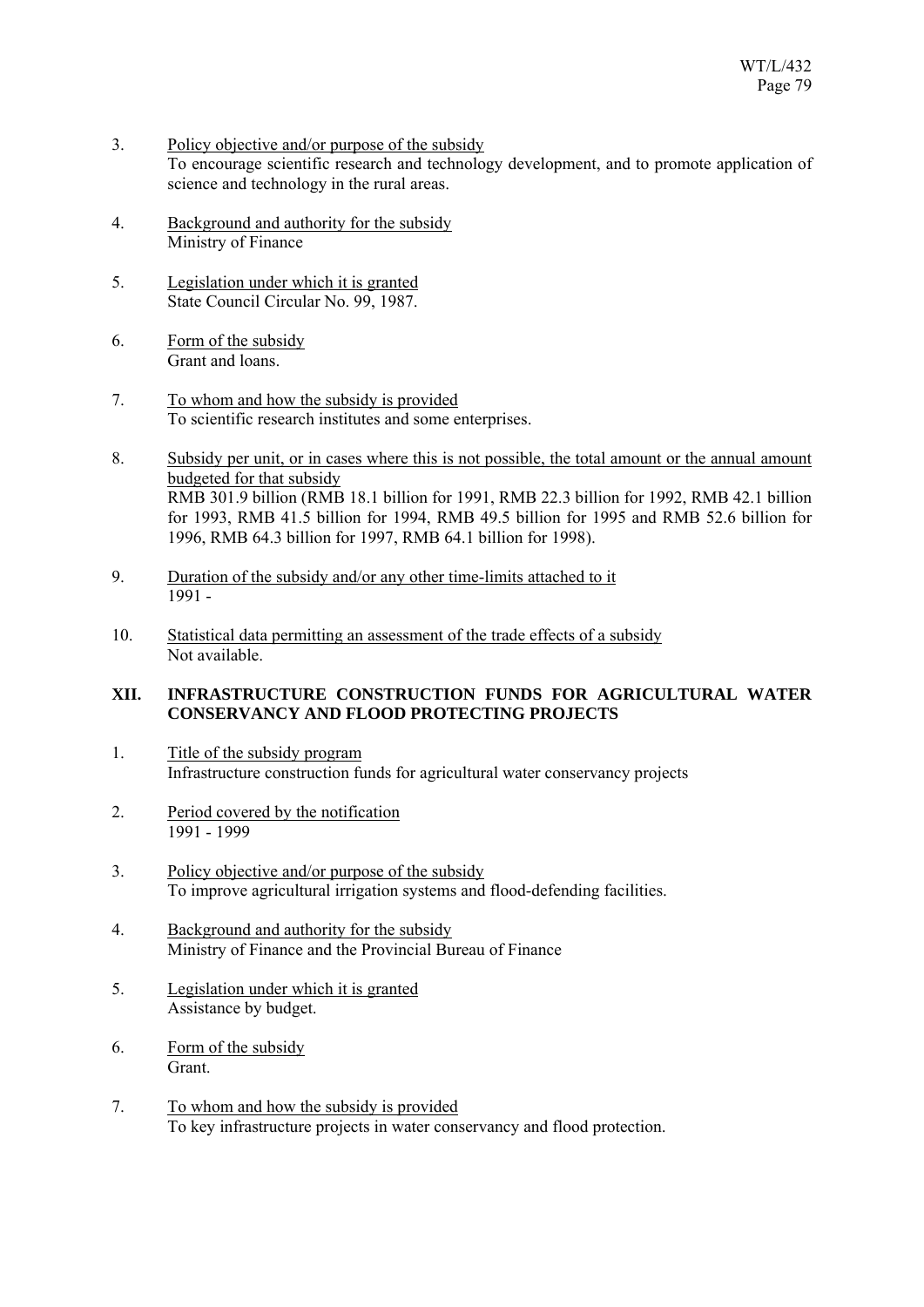3. Policy objective and/or purpose of the subsidy
   To encourage scientific research and technology development, and to promote application of science and technology in the rural areas.

4. Background and authority for the subsidy
   Ministry of Finance

5. Legislation under which it is granted
   State Council Circular No. 99, 1987.

6. Form of the subsidy
   Grant and loans.

7. To whom and how the subsidy is provided
   To scientific research institutes and some enterprises.

8. Subsidy per unit, or in cases where this is not possible, the total amount or the annual amount budgeted for that subsidy
   RMB 301.9 billion (RMB 18.1 billion for 1991, RMB 22.3 billion for 1992, RMB 42.1 billion for 1993, RMB 41.5 billion for 1994, RMB 49.5 billion for 1995 and RMB 52.6 billion for 1996, RMB 64.3 billion for 1997, RMB 64.1 billion for 1998).

9. Duration of the subsidy and/or any other time-limits attached to it
   1991 -

10. Statistical data permitting an assessment of the trade effects of a subsidy
    Not available.

## XII. INFRASTRUCTURE CONSTRUCTION FUNDS FOR AGRICULTURAL WATER CONSERVANCY AND FLOOD PROTECTING PROJECTS

1. Title of the subsidy program
   Infrastructure construction funds for agricultural water conservancy projects

2. Period covered by the notification
   1991 - 1999

3. Policy objective and/or purpose of the subsidy
   To improve agricultural irrigation systems and flood-defending facilities.

4. Background and authority for the subsidy
   Ministry of Finance and the Provincial Bureau of Finance

5. Legislation under which it is granted
   Assistance by budget.

6. Form of the subsidy
   Grant.

7. To whom and how the subsidy is provided
   To key infrastructure projects in water conservancy and flood protection.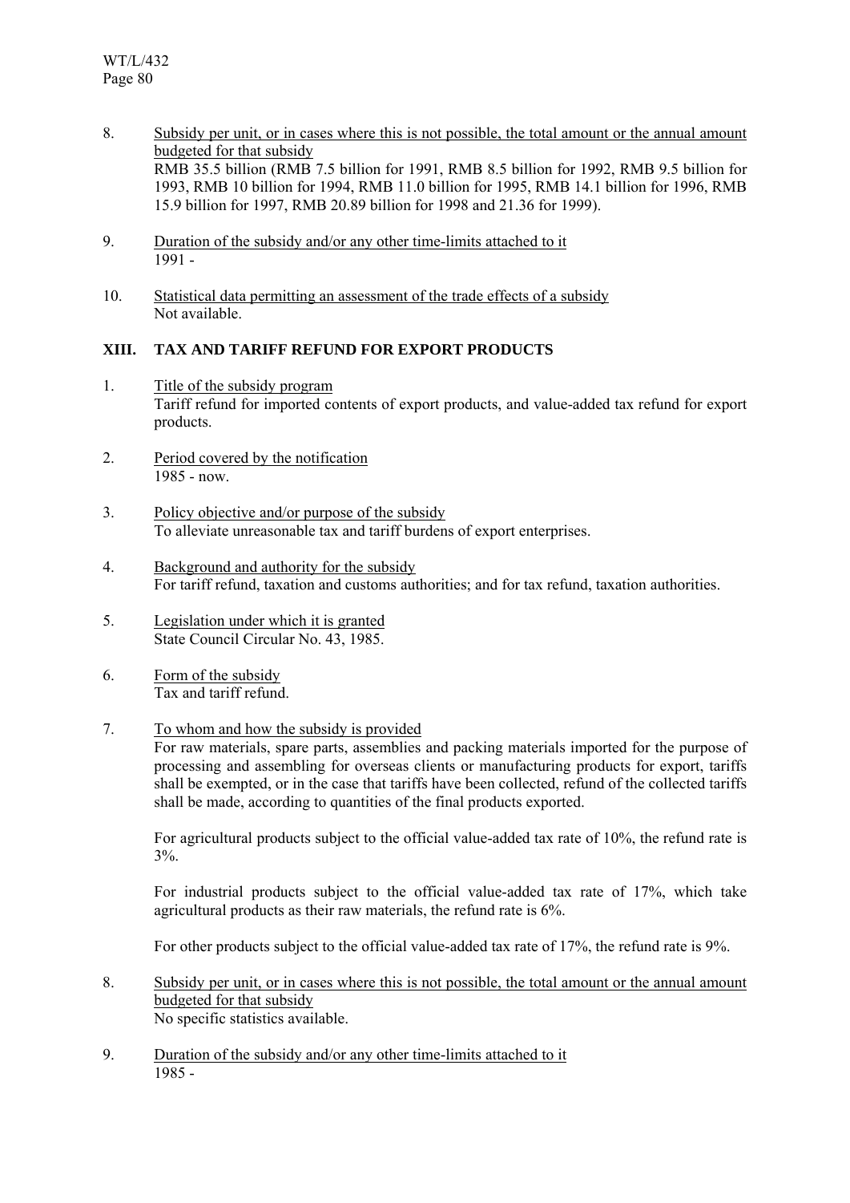8. <u>Subsidy per unit, or in cases where this is not possible, the total amount or the annual amount budgeted for that subsidy</u>
   RMB 35.5 billion (RMB 7.5 billion for 1991, RMB 8.5 billion for 1992, RMB 9.5 billion for 1993, RMB 10 billion for 1994, RMB 11.0 billion for 1995, RMB 14.1 billion for 1996, RMB 15.9 billion for 1997, RMB 20.89 billion for 1998 and 21.36 for 1999).

9. <u>Duration of the subsidy and/or any other time-limits attached to it</u>
   1991 -

10. <u>Statistical data permitting an assessment of the trade effects of a subsidy</u>
    Not available.

## XIII. TAX AND TARIFF REFUND FOR EXPORT PRODUCTS

1. <u>Title of the subsidy program</u>
   Tariff refund for imported contents of export products, and value-added tax refund for export products.

2. <u>Period covered by the notification</u>
   1985 - now.

3. <u>Policy objective and/or purpose of the subsidy</u>
   To alleviate unreasonable tax and tariff burdens of export enterprises.

4. <u>Background and authority for the subsidy</u>
   For tariff refund, taxation and customs authorities; and for tax refund, taxation authorities.

5. <u>Legislation under which it is granted</u>
   State Council Circular No. 43, 1985.

6. <u>Form of the subsidy</u>
   Tax and tariff refund.

7. <u>To whom and how the subsidy is provided</u>
   For raw materials, spare parts, assemblies and packing materials imported for the purpose of processing and assembling for overseas clients or manufacturing products for export, tariffs shall be exempted, or in the case that tariffs have been collected, refund of the collected tariffs shall be made, according to quantities of the final products exported.

   For agricultural products subject to the official value-added tax rate of 10%, the refund rate is 3%.

   For industrial products subject to the official value-added tax rate of 17%, which take agricultural products as their raw materials, the refund rate is 6%.

   For other products subject to the official value-added tax rate of 17%, the refund rate is 9%.

8. <u>Subsidy per unit, or in cases where this is not possible, the total amount or the annual amount budgeted for that subsidy</u>
   No specific statistics available.

9. <u>Duration of the subsidy and/or any other time-limits attached to it</u>
   1985 -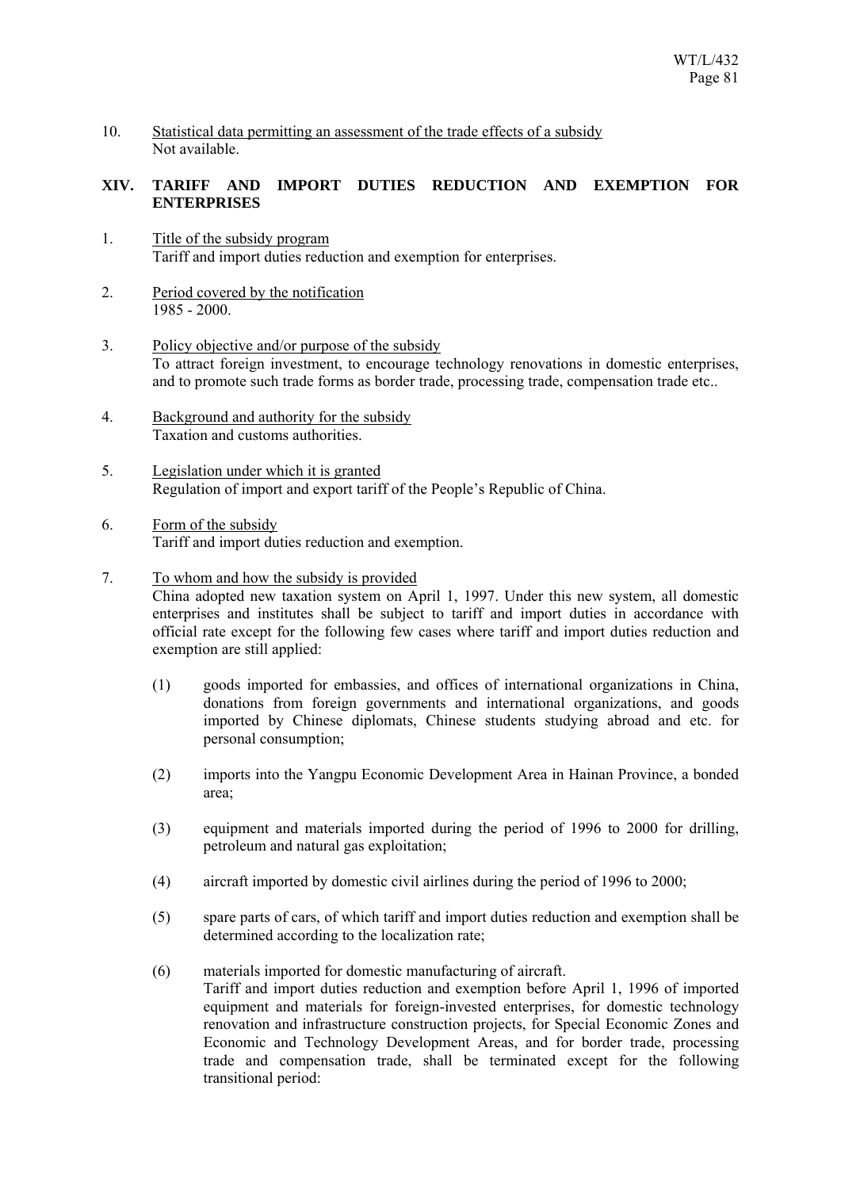10. Statistical data permitting an assessment of the trade effects of a subsidy
    Not available.

## XIV. TARIFF AND IMPORT DUTIES REDUCTION AND EXEMPTION FOR ENTERPRISES

1. Title of the subsidy program
   Tariff and import duties reduction and exemption for enterprises.

2. Period covered by the notification
   1985 - 2000.

3. Policy objective and/or purpose of the subsidy
   To attract foreign investment, to encourage technology renovations in domestic enterprises, and to promote such trade forms as border trade, processing trade, compensation trade etc..

4. Background and authority for the subsidy
   Taxation and customs authorities.

5. Legislation under which it is granted
   Regulation of import and export tariff of the People's Republic of China.

6. Form of the subsidy
   Tariff and import duties reduction and exemption.

7. To whom and how the subsidy is provided
   China adopted new taxation system on April 1, 1997. Under this new system, all domestic enterprises and institutes shall be subject to tariff and import duties in accordance with official rate except for the following few cases where tariff and import duties reduction and exemption are still applied:

   (1) goods imported for embassies, and offices of international organizations in China, donations from foreign governments and international organizations, and goods imported by Chinese diplomats, Chinese students studying abroad and etc. for personal consumption;

   (2) imports into the Yangpu Economic Development Area in Hainan Province, a bonded area;

   (3) equipment and materials imported during the period of 1996 to 2000 for drilling, petroleum and natural gas exploitation;

   (4) aircraft imported by domestic civil airlines during the period of 1996 to 2000;

   (5) spare parts of cars, of which tariff and import duties reduction and exemption shall be determined according to the localization rate;

   (6) materials imported for domestic manufacturing of aircraft.
   Tariff and import duties reduction and exemption before April 1, 1996 of imported equipment and materials for foreign-invested enterprises, for domestic technology renovation and infrastructure construction projects, for Special Economic Zones and Economic and Technology Development Areas, and for border trade, processing trade and compensation trade, shall be terminated except for the following transitional period: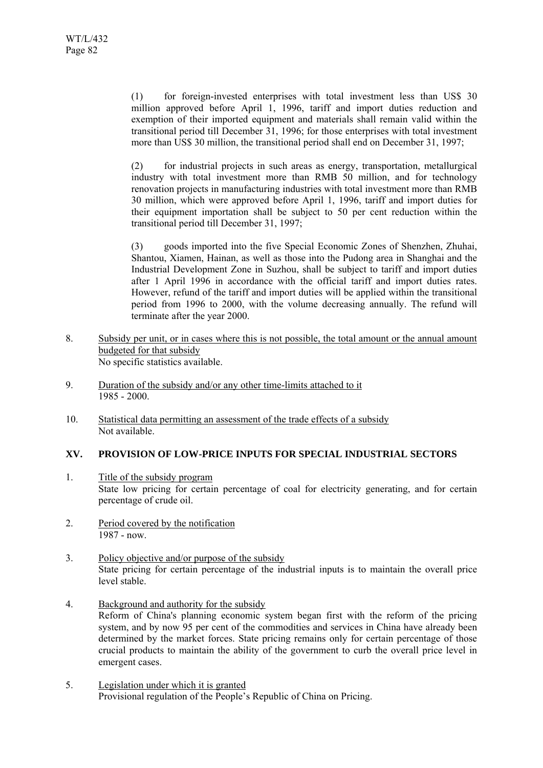(1) for foreign-invested enterprises with total investment less than US$ 30 million approved before April 1, 1996, tariff and import duties reduction and exemption of their imported equipment and materials shall remain valid within the transitional period till December 31, 1996; for those enterprises with total investment more than US$ 30 million, the transitional period shall end on December 31, 1997;

(2) for industrial projects in such areas as energy, transportation, metallurgical industry with total investment more than RMB 50 million, and for technology renovation projects in manufacturing industries with total investment more than RMB 30 million, which were approved before April 1, 1996, tariff and import duties for their equipment importation shall be subject to 50 per cent reduction within the transitional period till December 31, 1997;

(3) goods imported into the five Special Economic Zones of Shenzhen, Zhuhai, Shantou, Xiamen, Hainan, as well as those into the Pudong area in Shanghai and the Industrial Development Zone in Suzhou, shall be subject to tariff and import duties after 1 April 1996 in accordance with the official tariff and import duties rates. However, refund of the tariff and import duties will be applied within the transitional period from 1996 to 2000, with the volume decreasing annually. The refund will terminate after the year 2000.

8. Subsidy per unit, or in cases where this is not possible, the total amount or the annual amount budgeted for that subsidy
No specific statistics available.

9. Duration of the subsidy and/or any other time-limits attached to it
1985 - 2000.

10. Statistical data permitting an assessment of the trade effects of a subsidy
Not available.

## XV. PROVISION OF LOW-PRICE INPUTS FOR SPECIAL INDUSTRIAL SECTORS

1. Title of the subsidy program
State low pricing for certain percentage of coal for electricity generating, and for certain percentage of crude oil.

2. Period covered by the notification
1987 - now.

3. Policy objective and/or purpose of the subsidy
State pricing for certain percentage of the industrial inputs is to maintain the overall price level stable.

4. Background and authority for the subsidy
Reform of China's planning economic system began first with the reform of the pricing system, and by now 95 per cent of the commodities and services in China have already been determined by the market forces. State pricing remains only for certain percentage of those crucial products to maintain the ability of the government to curb the overall price level in emergent cases.

5. Legislation under which it is granted
Provisional regulation of the People's Republic of China on Pricing.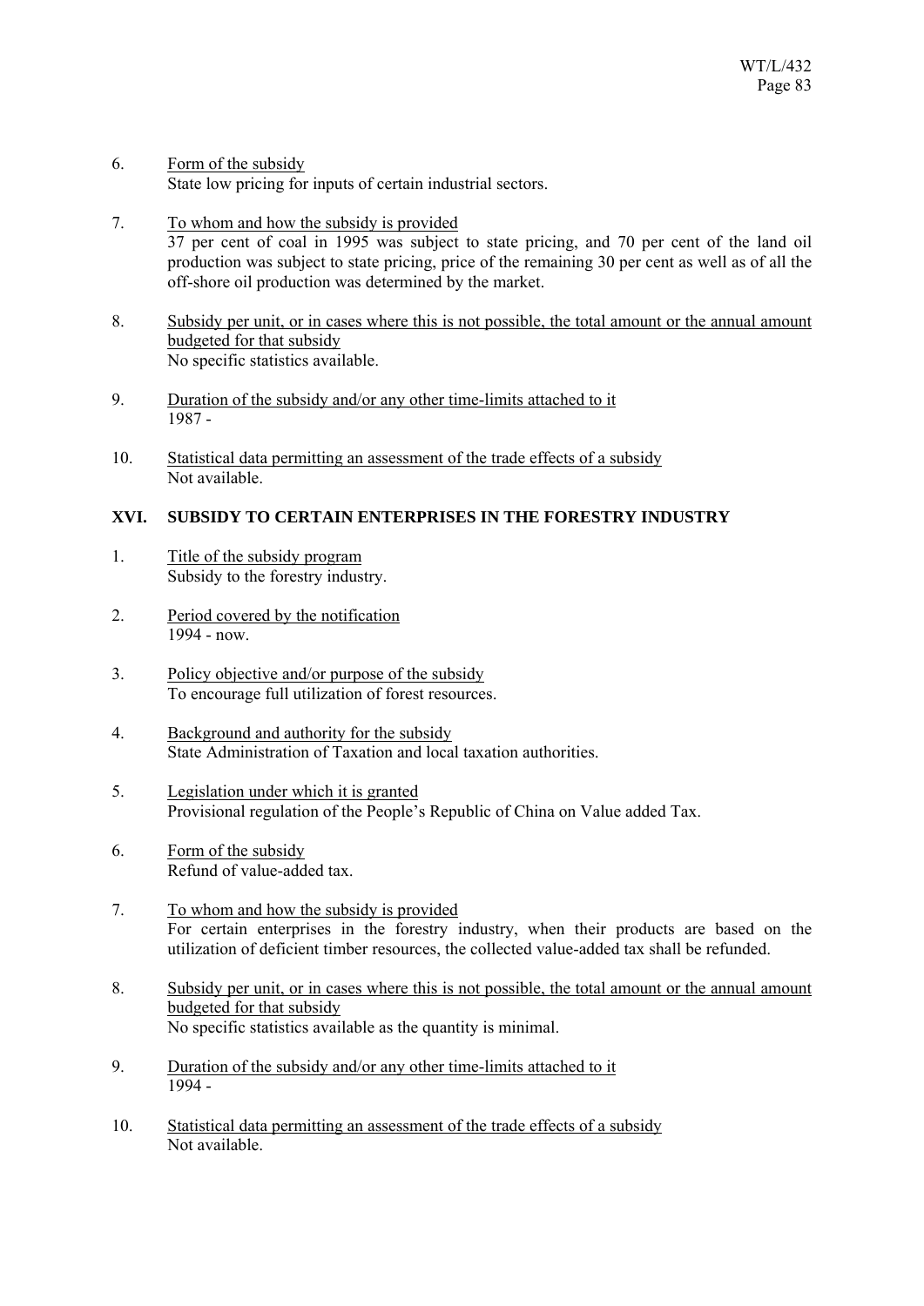6. Form of the subsidy
State low pricing for inputs of certain industrial sectors.

7. To whom and how the subsidy is provided
37 per cent of coal in 1995 was subject to state pricing, and 70 per cent of the land oil production was subject to state pricing, price of the remaining 30 per cent as well as of all the off-shore oil production was determined by the market.

8. Subsidy per unit, or in cases where this is not possible, the total amount or the annual amount budgeted for that subsidy
No specific statistics available.

9. Duration of the subsidy and/or any other time-limits attached to it
1987 -

10. Statistical data permitting an assessment of the trade effects of a subsidy
Not available.

## XVI. SUBSIDY TO CERTAIN ENTERPRISES IN THE FORESTRY INDUSTRY

1. Title of the subsidy program
Subsidy to the forestry industry.

2. Period covered by the notification
1994 - now.

3. Policy objective and/or purpose of the subsidy
To encourage full utilization of forest resources.

4. Background and authority for the subsidy
State Administration of Taxation and local taxation authorities.

5. Legislation under which it is granted
Provisional regulation of the People's Republic of China on Value added Tax.

6. Form of the subsidy
Refund of value-added tax.

7. To whom and how the subsidy is provided
For certain enterprises in the forestry industry, when their products are based on the utilization of deficient timber resources, the collected value-added tax shall be refunded.

8. Subsidy per unit, or in cases where this is not possible, the total amount or the annual amount budgeted for that subsidy
No specific statistics available as the quantity is minimal.

9. Duration of the subsidy and/or any other time-limits attached to it
1994 -

10. Statistical data permitting an assessment of the trade effects of a subsidy
Not available.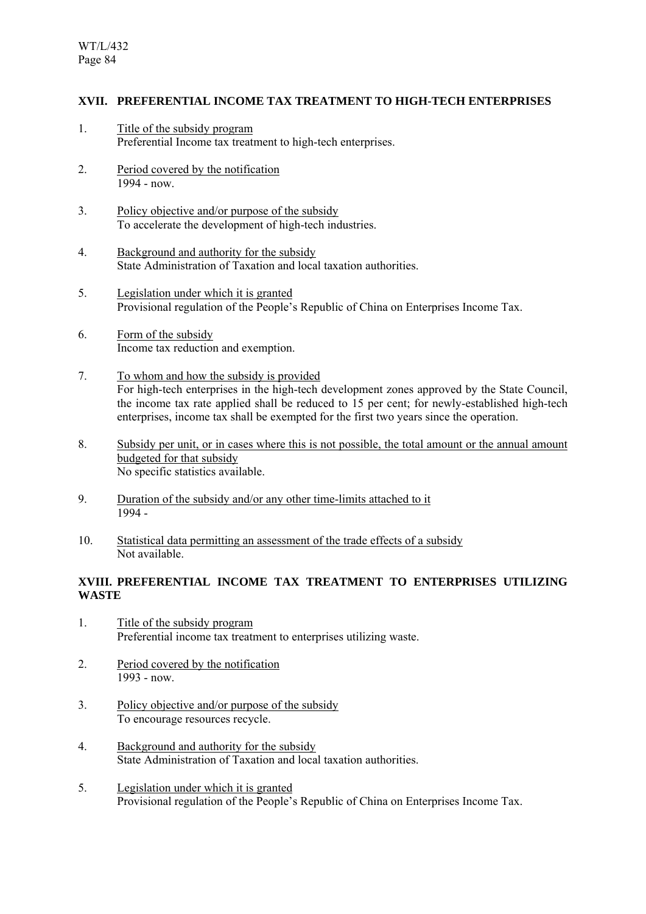## XVII. PREFERENTIAL INCOME TAX TREATMENT TO HIGH-TECH ENTERPRISES

1. Title of the subsidy program
   Preferential Income tax treatment to high-tech enterprises.

2. Period covered by the notification
   1994 - now.

3. Policy objective and/or purpose of the subsidy
   To accelerate the development of high-tech industries.

4. Background and authority for the subsidy
   State Administration of Taxation and local taxation authorities.

5. Legislation under which it is granted
   Provisional regulation of the People's Republic of China on Enterprises Income Tax.

6. Form of the subsidy
   Income tax reduction and exemption.

7. To whom and how the subsidy is provided
   For high-tech enterprises in the high-tech development zones approved by the State Council, the income tax rate applied shall be reduced to 15 per cent; for newly-established high-tech enterprises, income tax shall be exempted for the first two years since the operation.

8. Subsidy per unit, or in cases where this is not possible, the total amount or the annual amount budgeted for that subsidy
   No specific statistics available.

9. Duration of the subsidy and/or any other time-limits attached to it
   1994 -

10. Statistical data permitting an assessment of the trade effects of a subsidy
    Not available.

## XVIII. PREFERENTIAL INCOME TAX TREATMENT TO ENTERPRISES UTILIZING WASTE

1. Title of the subsidy program
   Preferential income tax treatment to enterprises utilizing waste.

2. Period covered by the notification
   1993 - now.

3. Policy objective and/or purpose of the subsidy
   To encourage resources recycle.

4. Background and authority for the subsidy
   State Administration of Taxation and local taxation authorities.

5. Legislation under which it is granted
   Provisional regulation of the People's Republic of China on Enterprises Income Tax.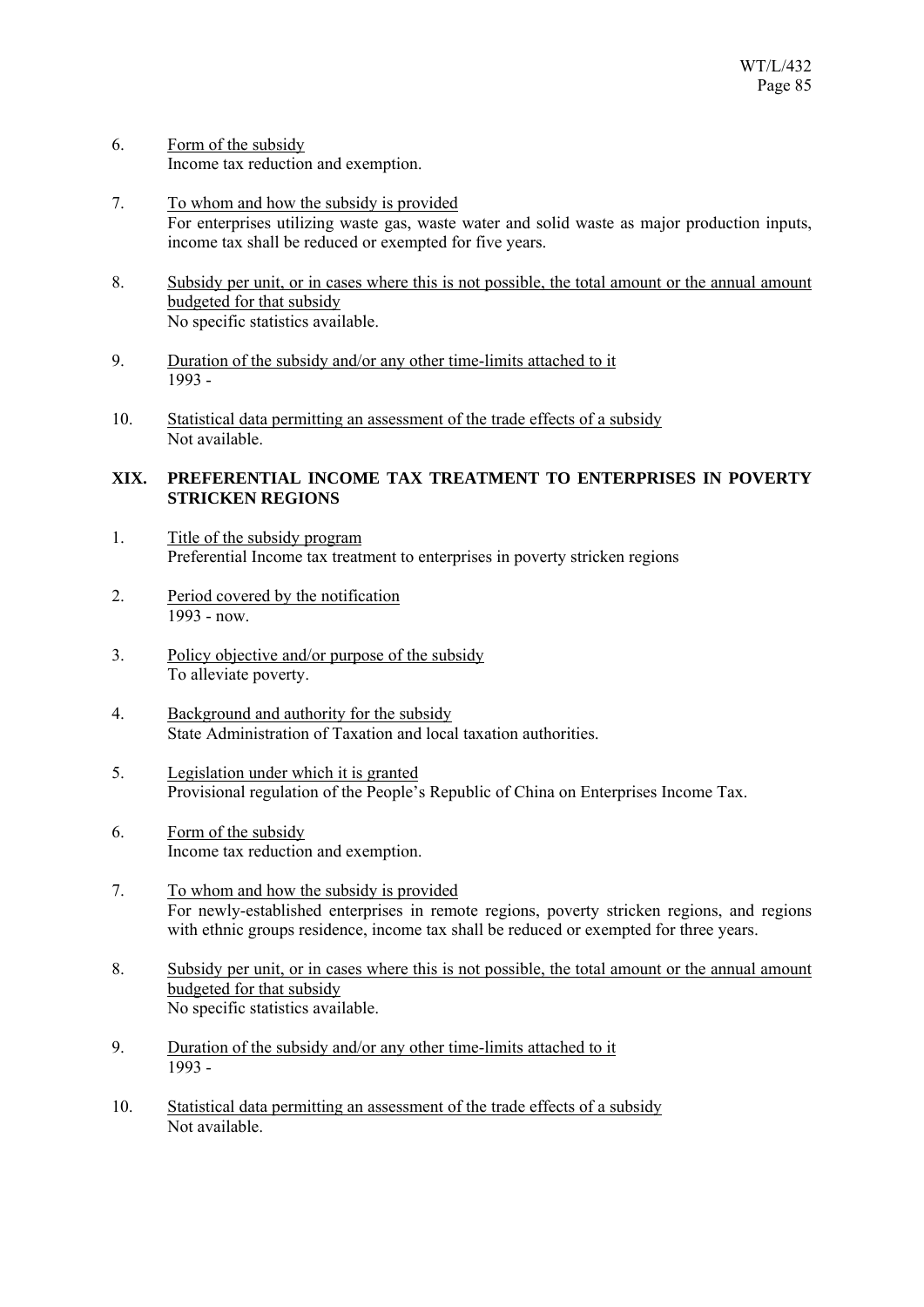6. Form of the subsidy
   Income tax reduction and exemption.

7. To whom and how the subsidy is provided
   For enterprises utilizing waste gas, waste water and solid waste as major production inputs, income tax shall be reduced or exempted for five years.

8. Subsidy per unit, or in cases where this is not possible, the total amount or the annual amount budgeted for that subsidy
   No specific statistics available.

9. Duration of the subsidy and/or any other time-limits attached to it
   1993 -

10. Statistical data permitting an assessment of the trade effects of a subsidy
    Not available.

## XIX. PREFERENTIAL INCOME TAX TREATMENT TO ENTERPRISES IN POVERTY STRICKEN REGIONS

1. Title of the subsidy program
   Preferential Income tax treatment to enterprises in poverty stricken regions

2. Period covered by the notification
   1993 - now.

3. Policy objective and/or purpose of the subsidy
   To alleviate poverty.

4. Background and authority for the subsidy
   State Administration of Taxation and local taxation authorities.

5. Legislation under which it is granted
   Provisional regulation of the People's Republic of China on Enterprises Income Tax.

6. Form of the subsidy
   Income tax reduction and exemption.

7. To whom and how the subsidy is provided
   For newly-established enterprises in remote regions, poverty stricken regions, and regions with ethnic groups residence, income tax shall be reduced or exempted for three years.

8. Subsidy per unit, or in cases where this is not possible, the total amount or the annual amount budgeted for that subsidy
   No specific statistics available.

9. Duration of the subsidy and/or any other time-limits attached to it
   1993 -

10. Statistical data permitting an assessment of the trade effects of a subsidy
    Not available.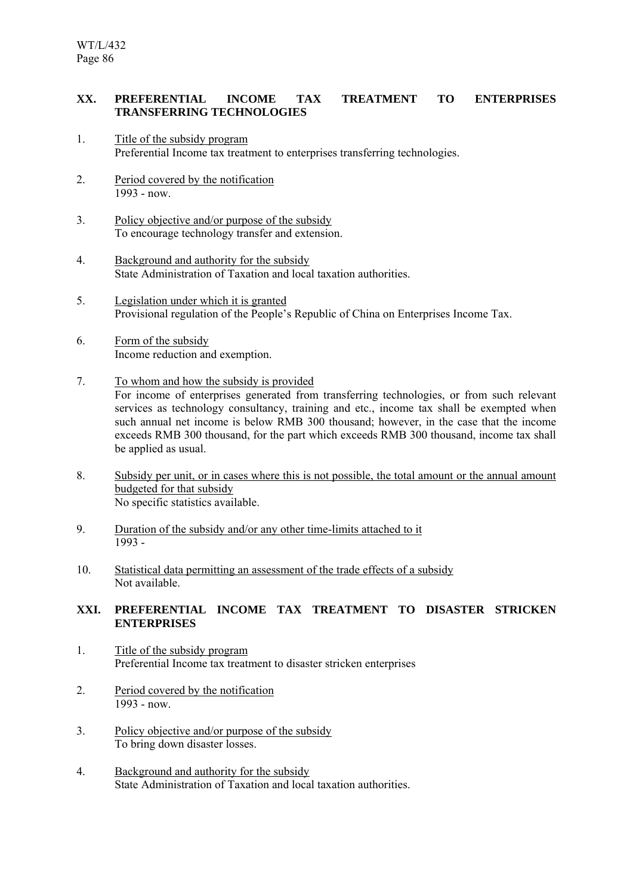## XX. PREFERENTIAL INCOME TAX TREATMENT TO ENTERPRISES TRANSFERRING TECHNOLOGIES

1. Title of the subsidy program
   Preferential Income tax treatment to enterprises transferring technologies.

2. Period covered by the notification
   1993 - now.

3. Policy objective and/or purpose of the subsidy
   To encourage technology transfer and extension.

4. Background and authority for the subsidy
   State Administration of Taxation and local taxation authorities.

5. Legislation under which it is granted
   Provisional regulation of the People's Republic of China on Enterprises Income Tax.

6. Form of the subsidy
   Income reduction and exemption.

7. To whom and how the subsidy is provided
   For income of enterprises generated from transferring technologies, or from such relevant services as technology consultancy, training and etc., income tax shall be exempted when such annual net income is below RMB 300 thousand; however, in the case that the income exceeds RMB 300 thousand, for the part which exceeds RMB 300 thousand, income tax shall be applied as usual.

8. Subsidy per unit, or in cases where this is not possible, the total amount or the annual amount budgeted for that subsidy
   No specific statistics available.

9. Duration of the subsidy and/or any other time-limits attached to it
   1993 -

10. Statistical data permitting an assessment of the trade effects of a subsidy
    Not available.

## XXI. PREFERENTIAL INCOME TAX TREATMENT TO DISASTER STRICKEN ENTERPRISES

1. Title of the subsidy program
   Preferential Income tax treatment to disaster stricken enterprises

2. Period covered by the notification
   1993 - now.

3. Policy objective and/or purpose of the subsidy
   To bring down disaster losses.

4. Background and authority for the subsidy
   State Administration of Taxation and local taxation authorities.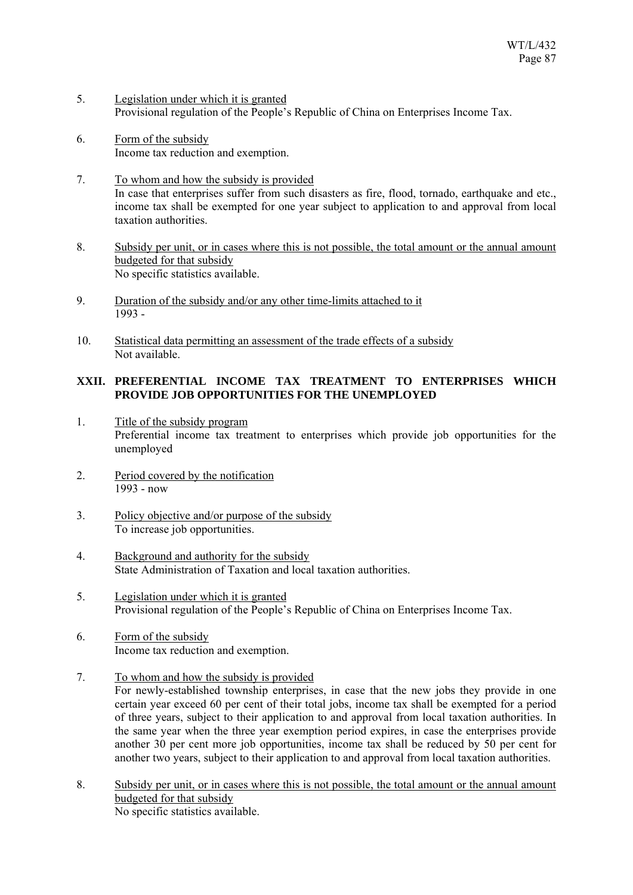5. Legislation under which it is granted
   Provisional regulation of the People's Republic of China on Enterprises Income Tax.

6. Form of the subsidy
   Income tax reduction and exemption.

7. To whom and how the subsidy is provided
   In case that enterprises suffer from such disasters as fire, flood, tornado, earthquake and etc., income tax shall be exempted for one year subject to application to and approval from local taxation authorities.

8. Subsidy per unit, or in cases where this is not possible, the total amount or the annual amount budgeted for that subsidy
   No specific statistics available.

9. Duration of the subsidy and/or any other time-limits attached to it
   1993 -

10. Statistical data permitting an assessment of the trade effects of a subsidy
    Not available.

## XXII. PREFERENTIAL INCOME TAX TREATMENT TO ENTERPRISES WHICH PROVIDE JOB OPPORTUNITIES FOR THE UNEMPLOYED

1. Title of the subsidy program
   Preferential income tax treatment to enterprises which provide job opportunities for the unemployed

2. Period covered by the notification
   1993 - now

3. Policy objective and/or purpose of the subsidy
   To increase job opportunities.

4. Background and authority for the subsidy
   State Administration of Taxation and local taxation authorities.

5. Legislation under which it is granted
   Provisional regulation of the People's Republic of China on Enterprises Income Tax.

6. Form of the subsidy
   Income tax reduction and exemption.

7. To whom and how the subsidy is provided
   For newly-established township enterprises, in case that the new jobs they provide in one certain year exceed 60 per cent of their total jobs, income tax shall be exempted for a period of three years, subject to their application to and approval from local taxation authorities. In the same year when the three year exemption period expires, in case the enterprises provide another 30 per cent more job opportunities, income tax shall be reduced by 50 per cent for another two years, subject to their application to and approval from local taxation authorities.

8. Subsidy per unit, or in cases where this is not possible, the total amount or the annual amount budgeted for that subsidy
   No specific statistics available.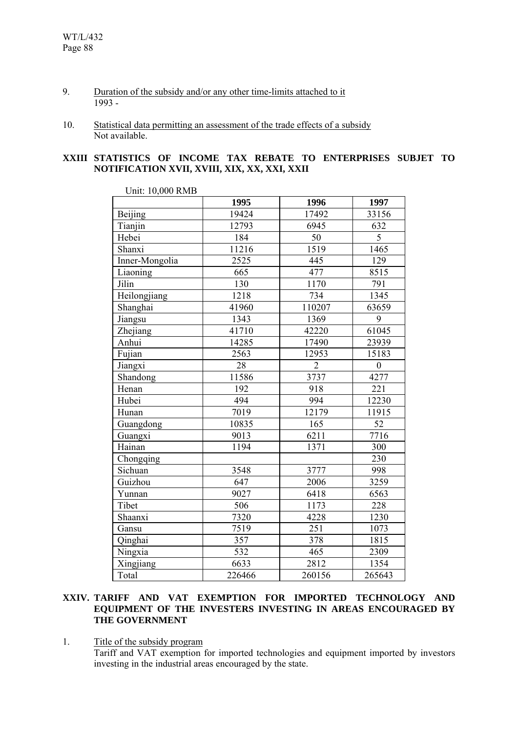9. Duration of the subsidy and/or any other time-limits attached to it
   1993 -

10. Statistical data permitting an assessment of the trade effects of a subsidy
    Not available.

## XXIII STATISTICS OF INCOME TAX REBATE TO ENTERPRISES SUBJET TO NOTIFICATION XVII, XVIII, XIX, XX, XXI, XXII

Unit: 10,000 RMB

| | 1995 | 1996 | 1997 |
|---|---|---|---|
| Beijing | 19424 | 17492 | 33156 |
| Tianjin | 12793 | 6945 | 632 |
| Hebei | 184 | 50 | 5 |
| Shanxi | 11216 | 1519 | 1465 |
| Inner-Mongolia | 2525 | 445 | 129 |
| Liaoning | 665 | 477 | 8515 |
| Jilin | 130 | 1170 | 791 |
| Heilongjiang | 1218 | 734 | 1345 |
| Shanghai | 41960 | 110207 | 63659 |
| Jiangsu | 1343 | 1369 | 9 |
| Zhejiang | 41710 | 42220 | 61045 |
| Anhui | 14285 | 17490 | 23939 |
| Fujian | 2563 | 12953 | 15183 |
| Jiangxi | 28 | 2 | 0 |
| Shandong | 11586 | 3737 | 4277 |
| Henan | 192 | 918 | 221 |
| Hubei | 494 | 994 | 12230 |
| Hunan | 7019 | 12179 | 11915 |
| Guangdong | 10835 | 165 | 52 |
| Guangxi | 9013 | 6211 | 7716 |
| Hainan | 1194 | 1371 | 300 |
| Chongqing | | | 230 |
| Sichuan | 3548 | 3777 | 998 |
| Guizhou | 647 | 2006 | 3259 |
| Yunnan | 9027 | 6418 | 6563 |
| Tibet | 506 | 1173 | 228 |
| Shaanxi | 7320 | 4228 | 1230 |
| Gansu | 7519 | 251 | 1073 |
| Qinghai | 357 | 378 | 1815 |
| Ningxia | 532 | 465 | 2309 |
| Xingjiang | 6633 | 2812 | 1354 |
| Total | 226466 | 260156 | 265643 |

## XXIV. TARIFF AND VAT EXEMPTION FOR IMPORTED TECHNOLOGY AND EQUIPMENT OF THE INVESTERS INVESTING IN AREAS ENCOURAGED BY THE GOVERNMENT

1. Title of the subsidy program
   Tariff and VAT exemption for imported technologies and equipment imported by investors investing in the industrial areas encouraged by the state.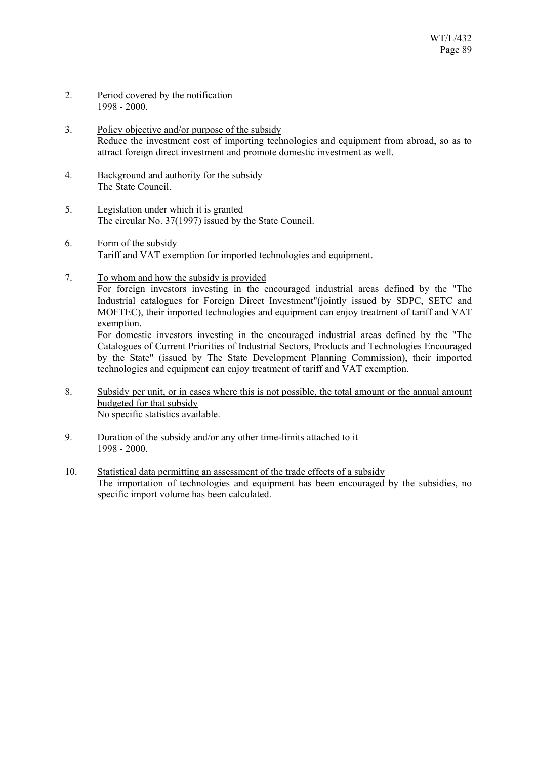2. Period covered by the notification
   1998 - 2000.

3. Policy objective and/or purpose of the subsidy
   Reduce the investment cost of importing technologies and equipment from abroad, so as to attract foreign direct investment and promote domestic investment as well.

4. Background and authority for the subsidy
   The State Council.

5. Legislation under which it is granted
   The circular No. 37(1997) issued by the State Council.

6. Form of the subsidy
   Tariff and VAT exemption for imported technologies and equipment.

7. To whom and how the subsidy is provided
   For foreign investors investing in the encouraged industrial areas defined by the "The Industrial catalogues for Foreign Direct Investment"(jointly issued by SDPC, SETC and MOFTEC), their imported technologies and equipment can enjoy treatment of tariff and VAT exemption.
   For domestic investors investing in the encouraged industrial areas defined by the "The Catalogues of Current Priorities of Industrial Sectors, Products and Technologies Encouraged by the State" (issued by The State Development Planning Commission), their imported technologies and equipment can enjoy treatment of tariff and VAT exemption.

8. Subsidy per unit, or in cases where this is not possible, the total amount or the annual amount budgeted for that subsidy
   No specific statistics available.

9. Duration of the subsidy and/or any other time-limits attached to it
   1998 - 2000.

10. Statistical data permitting an assessment of the trade effects of a subsidy
    The importation of technologies and equipment has been encouraged by the subsidies, no specific import volume has been calculated.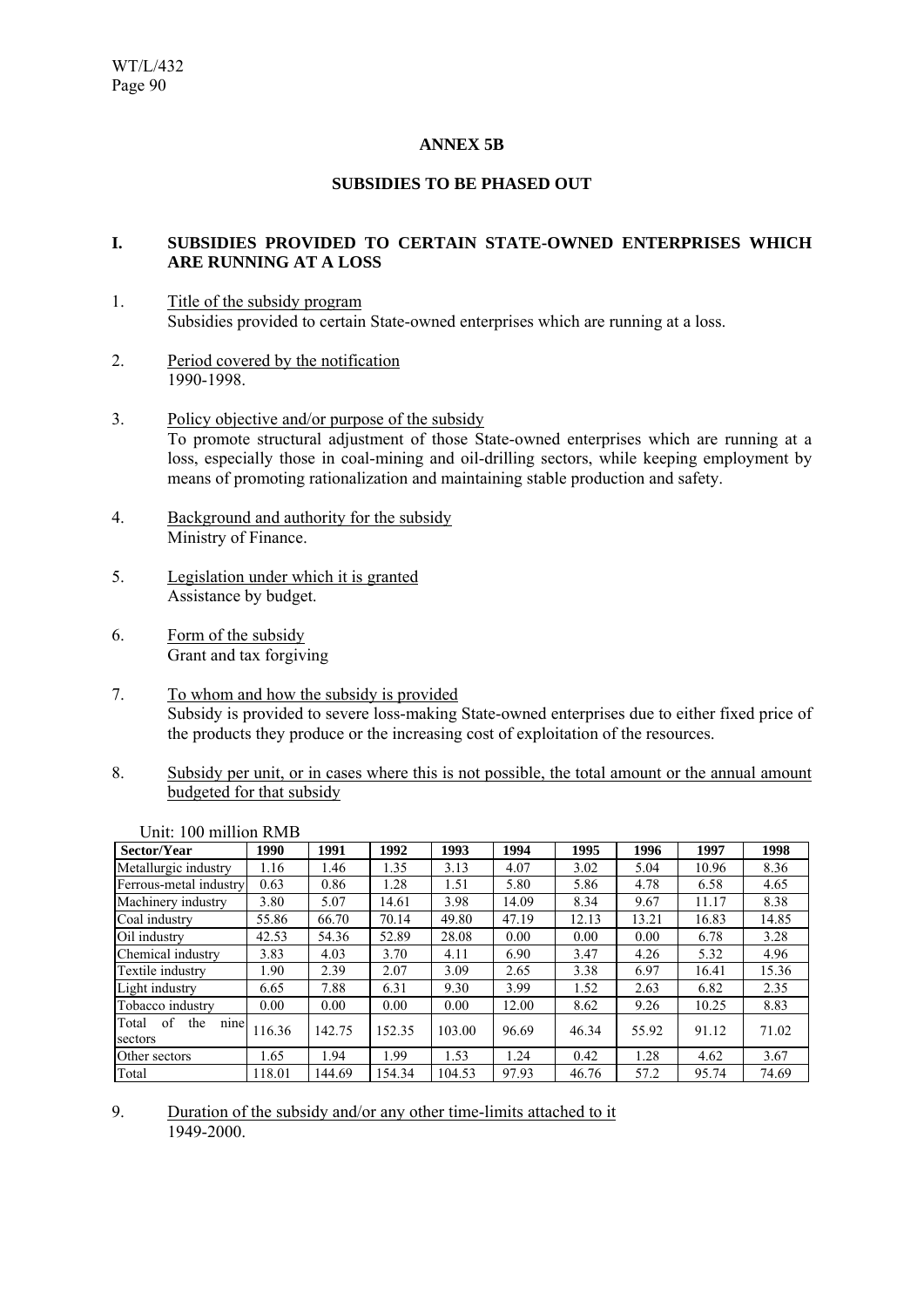## ANNEX 5B

### SUBSIDIES TO BE PHASED OUT

### I. SUBSIDIES PROVIDED TO CERTAIN STATE-OWNED ENTERPRISES WHICH ARE RUNNING AT A LOSS

1. Title of the subsidy program
   Subsidies provided to certain State-owned enterprises which are running at a loss.

2. Period covered by the notification
   1990-1998.

3. Policy objective and/or purpose of the subsidy
   To promote structural adjustment of those State-owned enterprises which are running at a loss, especially those in coal-mining and oil-drilling sectors, while keeping employment by means of promoting rationalization and maintaining stable production and safety.

4. Background and authority for the subsidy
   Ministry of Finance.

5. Legislation under which it is granted
   Assistance by budget.

6. Form of the subsidy
   Grant and tax forgiving

7. To whom and how the subsidy is provided
   Subsidy is provided to severe loss-making State-owned enterprises due to either fixed price of the products they produce or the increasing cost of exploitation of the resources.

8. Subsidy per unit, or in cases where this is not possible, the total amount or the annual amount budgeted for that subsidy

Unit: 100 million RMB

| Sector/Year | 1990 | 1991 | 1992 | 1993 | 1994 | 1995 | 1996 | 1997 | 1998 |
|---|---|---|---|---|---|---|---|---|---|
| Metallurgic industry | 1.16 | 1.46 | 1.35 | 3.13 | 4.07 | 3.02 | 5.04 | 10.96 | 8.36 |
| Ferrous-metal industry | 0.63 | 0.86 | 1.28 | 1.51 | 5.80 | 5.86 | 4.78 | 6.58 | 4.65 |
| Machinery industry | 3.80 | 5.07 | 14.61 | 3.98 | 14.09 | 8.34 | 9.67 | 11.17 | 8.38 |
| Coal industry | 55.86 | 66.70 | 70.14 | 49.80 | 47.19 | 12.13 | 13.21 | 16.83 | 14.85 |
| Oil industry | 42.53 | 54.36 | 52.89 | 28.08 | 0.00 | 0.00 | 0.00 | 6.78 | 3.28 |
| Chemical industry | 3.83 | 4.03 | 3.70 | 4.11 | 6.90 | 3.47 | 4.26 | 5.32 | 4.96 |
| Textile industry | 1.90 | 2.39 | 2.07 | 3.09 | 2.65 | 3.38 | 6.97 | 16.41 | 15.36 |
| Light industry | 6.65 | 7.88 | 6.31 | 9.30 | 3.99 | 1.52 | 2.63 | 6.82 | 2.35 |
| Tobacco industry | 0.00 | 0.00 | 0.00 | 0.00 | 12.00 | 8.62 | 9.26 | 10.25 | 8.83 |
| Total of the nine sectors | 116.36 | 142.75 | 152.35 | 103.00 | 96.69 | 46.34 | 55.92 | 91.12 | 71.02 |
| Other sectors | 1.65 | 1.94 | 1.99 | 1.53 | 1.24 | 0.42 | 1.28 | 4.62 | 3.67 |
| Total | 118.01 | 144.69 | 154.34 | 104.53 | 97.93 | 46.76 | 57.2 | 95.74 | 74.69 |

9. Duration of the subsidy and/or any other time-limits attached to it
   1949-2000.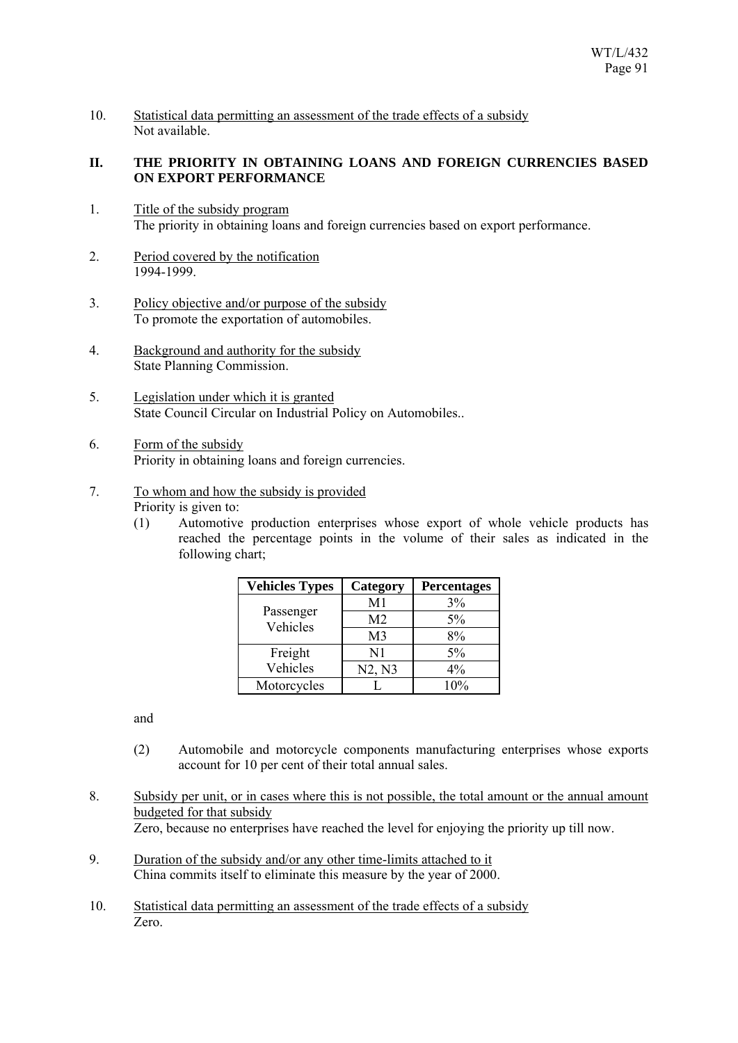10. Statistical data permitting an assessment of the trade effects of a subsidy
Not available.

## II. THE PRIORITY IN OBTAINING LOANS AND FOREIGN CURRENCIES BASED ON EXPORT PERFORMANCE

1. Title of the subsidy program
The priority in obtaining loans and foreign currencies based on export performance.

2. Period covered by the notification
1994-1999.

3. Policy objective and/or purpose of the subsidy
To promote the exportation of automobiles.

4. Background and authority for the subsidy
State Planning Commission.

5. Legislation under which it is granted
State Council Circular on Industrial Policy on Automobiles..

6. Form of the subsidy
Priority in obtaining loans and foreign currencies.

7. To whom and how the subsidy is provided
Priority is given to:
   (1) Automotive production enterprises whose export of whole vehicle products has reached the percentage points in the volume of their sales as indicated in the following chart;

| Vehicles Types | Category | Percentages |
|---|---|---|
| Passenger Vehicles | M1 | 3% |
| | M2 | 5% |
| | M3 | 8% |
| Freight Vehicles | N1 | 5% |
| | N2, N3 | 4% |
| Motorcycles | L | 10% |

and

   (2) Automobile and motorcycle components manufacturing enterprises whose exports account for 10 per cent of their total annual sales.

8. Subsidy per unit, or in cases where this is not possible, the total amount or the annual amount budgeted for that subsidy
Zero, because no enterprises have reached the level for enjoying the priority up till now.

9. Duration of the subsidy and/or any other time-limits attached to it
China commits itself to eliminate this measure by the year of 2000.

10. Statistical data permitting an assessment of the trade effects of a subsidy
Zero.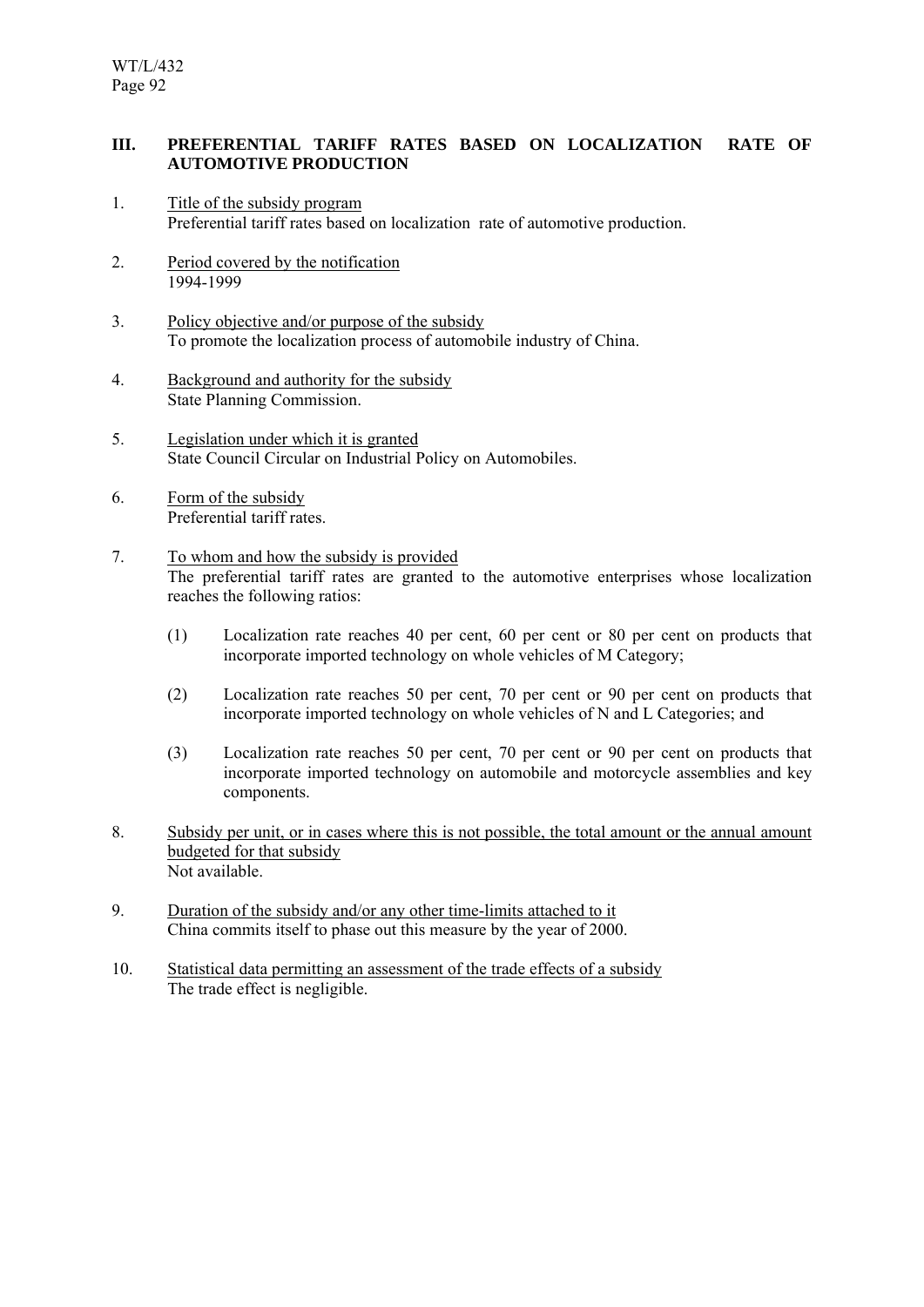### III. PREFERENTIAL TARIFF RATES BASED ON LOCALIZATION RATE OF AUTOMOTIVE PRODUCTION

1. Title of the subsidy program
   Preferential tariff rates based on localization rate of automotive production.

2. Period covered by the notification
   1994-1999

3. Policy objective and/or purpose of the subsidy
   To promote the localization process of automobile industry of China.

4. Background and authority for the subsidy
   State Planning Commission.

5. Legislation under which it is granted
   State Council Circular on Industrial Policy on Automobiles.

6. Form of the subsidy
   Preferential tariff rates.

7. To whom and how the subsidy is provided
   The preferential tariff rates are granted to the automotive enterprises whose localization reaches the following ratios:

   (1) Localization rate reaches 40 per cent, 60 per cent or 80 per cent on products that incorporate imported technology on whole vehicles of M Category;

   (2) Localization rate reaches 50 per cent, 70 per cent or 90 per cent on products that incorporate imported technology on whole vehicles of N and L Categories; and

   (3) Localization rate reaches 50 per cent, 70 per cent or 90 per cent on products that incorporate imported technology on automobile and motorcycle assemblies and key components.

8. Subsidy per unit, or in cases where this is not possible, the total amount or the annual amount budgeted for that subsidy
   Not available.

9. Duration of the subsidy and/or any other time-limits attached to it
   China commits itself to phase out this measure by the year of 2000.

10. Statistical data permitting an assessment of the trade effects of a subsidy
    The trade effect is negligible.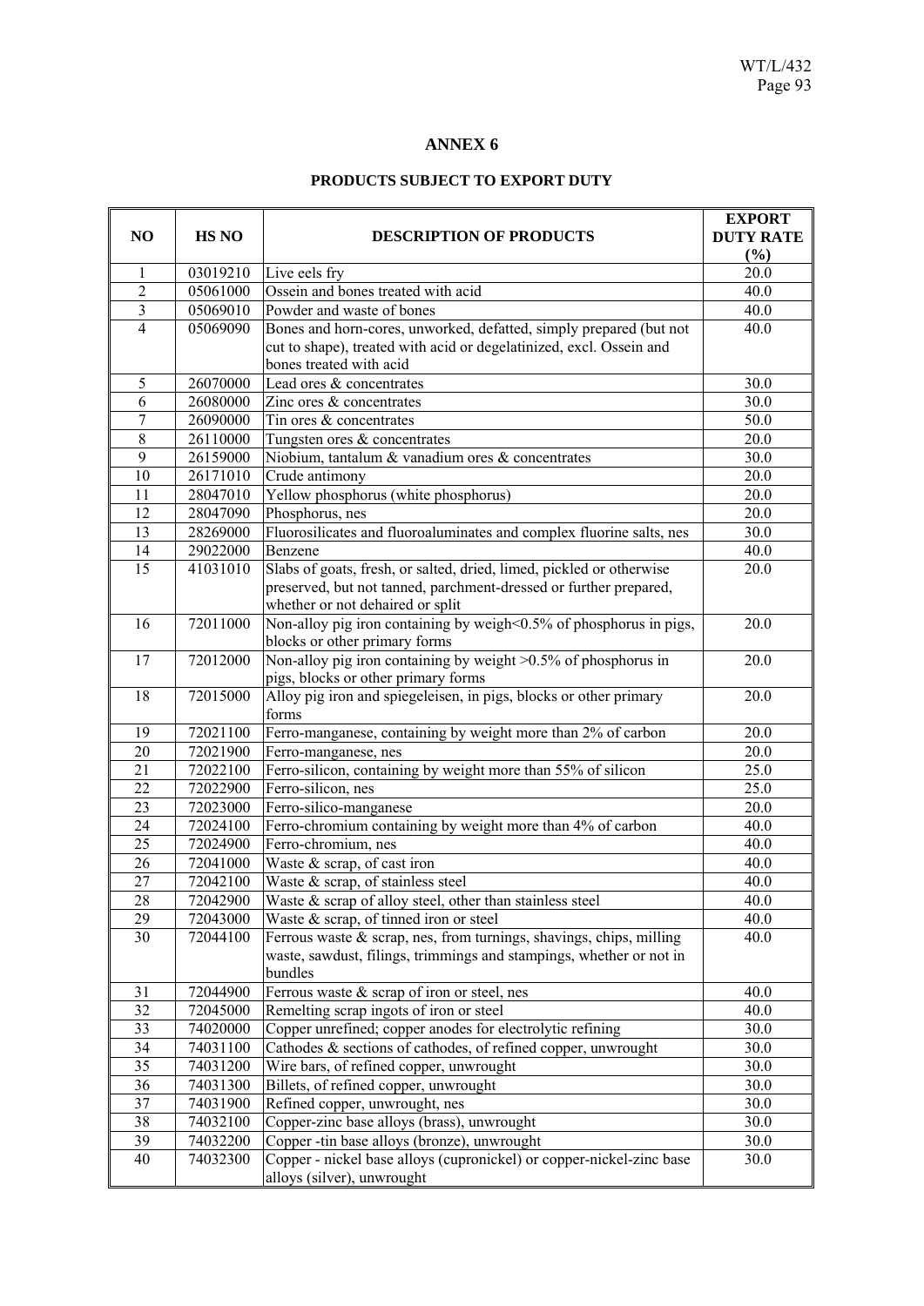## ANNEX 6

### PRODUCTS SUBJECT TO EXPORT DUTY

| NO | HS NO | DESCRIPTION OF PRODUCTS | EXPORT DUTY RATE (%) |
|---|---|---|---|
| 1 | 03019210 | Live eels fry | 20.0 |
| 2 | 05061000 | Ossein and bones treated with acid | 40.0 |
| 3 | 05069010 | Powder and waste of bones | 40.0 |
| 4 | 05069090 | Bones and horn-cores, unworked, defatted, simply prepared (but not cut to shape), treated with acid or degelatinized, excl. Ossein and bones treated with acid | 40.0 |
| 5 | 26070000 | Lead ores & concentrates | 30.0 |
| 6 | 26080000 | Zinc ores & concentrates | 30.0 |
| 7 | 26090000 | Tin ores & concentrates | 50.0 |
| 8 | 26110000 | Tungsten ores & concentrates | 20.0 |
| 9 | 26159000 | Niobium, tantalum & vanadium ores & concentrates | 30.0 |
| 10 | 26171010 | Crude antimony | 20.0 |
| 11 | 28047010 | Yellow phosphorus (white phosphorus) | 20.0 |
| 12 | 28047090 | Phosphorus, nes | 20.0 |
| 13 | 28269000 | Fluorosilicates and fluoroaluminates and complex fluorine salts, nes | 30.0 |
| 14 | 29022000 | Benzene | 40.0 |
| 15 | 41031010 | Slabs of goats, fresh, or salted, dried, limed, pickled or otherwise preserved, but not tanned, parchment-dressed or further prepared, whether or not dehaired or split | 20.0 |
| 16 | 72011000 | Non-alloy pig iron containing by weigh<0.5% of phosphorus in pigs, blocks or other primary forms | 20.0 |
| 17 | 72012000 | Non-alloy pig iron containing by weight >0.5% of phosphorus in pigs, blocks or other primary forms | 20.0 |
| 18 | 72015000 | Alloy pig iron and spiegeleisen, in pigs, blocks or other primary forms | 20.0 |
| 19 | 72021100 | Ferro-manganese, containing by weight more than 2% of carbon | 20.0 |
| 20 | 72021900 | Ferro-manganese, nes | 20.0 |
| 21 | 72022100 | Ferro-silicon, containing by weight more than 55% of silicon | 25.0 |
| 22 | 72022900 | Ferro-silicon, nes | 25.0 |
| 23 | 72023000 | Ferro-silico-manganese | 20.0 |
| 24 | 72024100 | Ferro-chromium containing by weight more than 4% of carbon | 40.0 |
| 25 | 72024900 | Ferro-chromium, nes | 40.0 |
| 26 | 72041000 | Waste & scrap, of cast iron | 40.0 |
| 27 | 72042100 | Waste & scrap, of stainless steel | 40.0 |
| 28 | 72042900 | Waste & scrap of alloy steel, other than stainless steel | 40.0 |
| 29 | 72043000 | Waste & scrap, of tinned iron or steel | 40.0 |
| 30 | 72044100 | Ferrous waste & scrap, nes, from turnings, shavings, chips, milling waste, sawdust, filings, trimmings and stampings, whether or not in bundles | 40.0 |
| 31 | 72044900 | Ferrous waste & scrap of iron or steel, nes | 40.0 |
| 32 | 72045000 | Remelting scrap ingots of iron or steel | 40.0 |
| 33 | 74020000 | Copper unrefined; copper anodes for electrolytic refining | 30.0 |
| 34 | 74031100 | Cathodes & sections of cathodes, of refined copper, unwrought | 30.0 |
| 35 | 74031200 | Wire bars, of refined copper, unwrought | 30.0 |
| 36 | 74031300 | Billets, of refined copper, unwrought | 30.0 |
| 37 | 74031900 | Refined copper, unwrought, nes | 30.0 |
| 38 | 74032100 | Copper-zinc base alloys (brass), unwrought | 30.0 |
| 39 | 74032200 | Copper -tin base alloys (bronze), unwrought | 30.0 |
| 40 | 74032300 | Copper - nickel base alloys (cupronickel) or copper-nickel-zinc base alloys (silver), unwrought | 30.0 |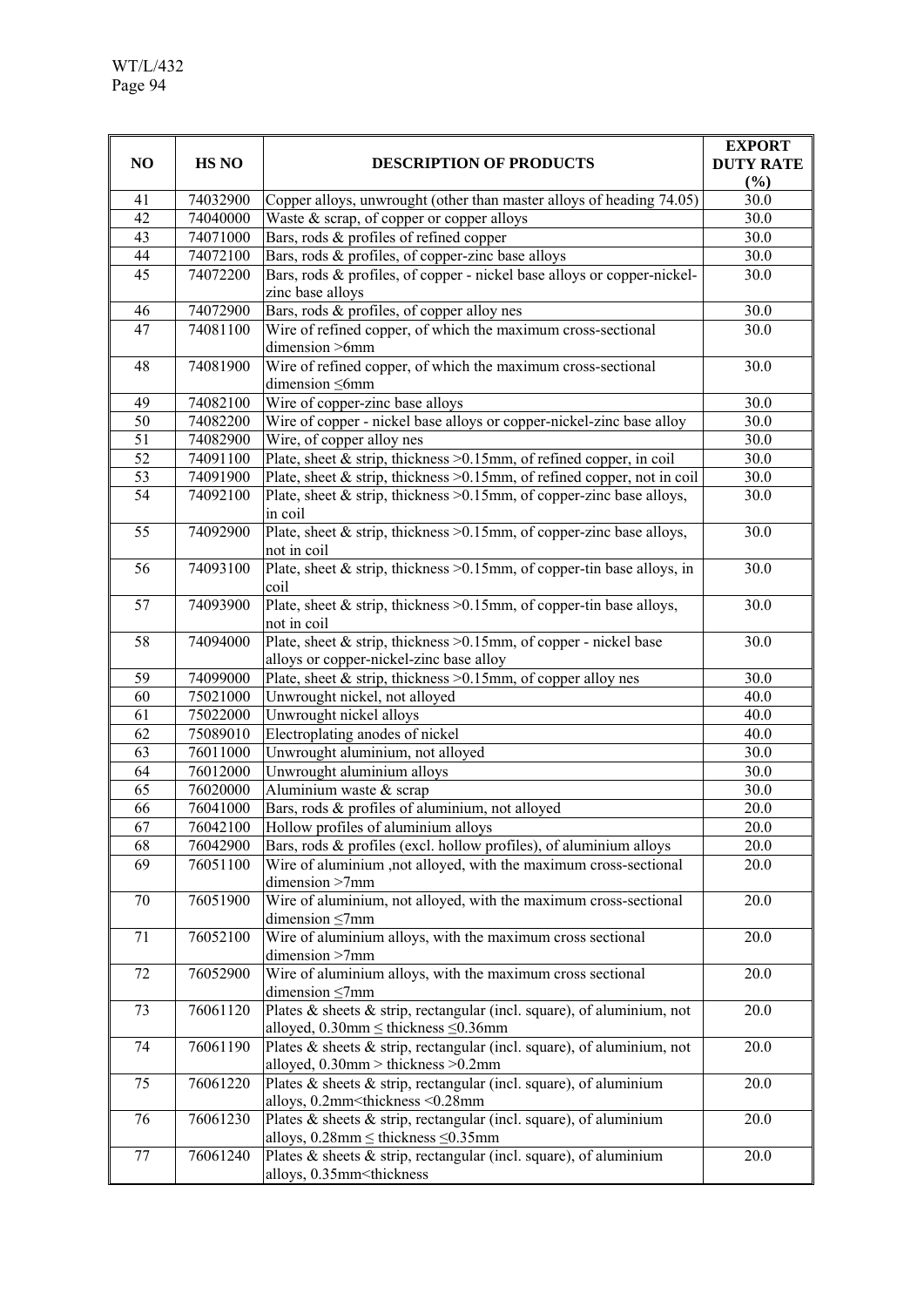| NO | HS NO | DESCRIPTION OF PRODUCTS | EXPORT DUTY RATE (%) |
|---|---|---|---|
| 41 | 74032900 | Copper alloys, unwrought (other than master alloys of heading 74.05) | 30.0 |
| 42 | 74040000 | Waste & scrap, of copper or copper alloys | 30.0 |
| 43 | 74071000 | Bars, rods & profiles of refined copper | 30.0 |
| 44 | 74072100 | Bars, rods & profiles, of copper-zinc base alloys | 30.0 |
| 45 | 74072200 | Bars, rods & profiles, of copper - nickel base alloys or copper-nickel-zinc base alloys | 30.0 |
| 46 | 74072900 | Bars, rods & profiles, of copper alloy nes | 30.0 |
| 47 | 74081100 | Wire of refined copper, of which the maximum cross-sectional dimension >6mm | 30.0 |
| 48 | 74081900 | Wire of refined copper, of which the maximum cross-sectional dimension ≤6mm | 30.0 |
| 49 | 74082100 | Wire of copper-zinc base alloys | 30.0 |
| 50 | 74082200 | Wire of copper - nickel base alloys or copper-nickel-zinc base alloy | 30.0 |
| 51 | 74082900 | Wire, of copper alloy nes | 30.0 |
| 52 | 74091100 | Plate, sheet & strip, thickness >0.15mm, of refined copper, in coil | 30.0 |
| 53 | 74091900 | Plate, sheet & strip, thickness >0.15mm, of refined copper, not in coil | 30.0 |
| 54 | 74092100 | Plate, sheet & strip, thickness >0.15mm, of copper-zinc base alloys, in coil | 30.0 |
| 55 | 74092900 | Plate, sheet & strip, thickness >0.15mm, of copper-zinc base alloys, not in coil | 30.0 |
| 56 | 74093100 | Plate, sheet & strip, thickness >0.15mm, of copper-tin base alloys, in coil | 30.0 |
| 57 | 74093900 | Plate, sheet & strip, thickness >0.15mm, of copper-tin base alloys, not in coil | 30.0 |
| 58 | 74094000 | Plate, sheet & strip, thickness >0.15mm, of copper - nickel base alloys or copper-nickel-zinc base alloy | 30.0 |
| 59 | 74099000 | Plate, sheet & strip, thickness >0.15mm, of copper alloy nes | 30.0 |
| 60 | 75021000 | Unwrought nickel, not alloyed | 40.0 |
| 61 | 75022000 | Unwrought nickel alloys | 40.0 |
| 62 | 75089010 | Electroplating anodes of nickel | 40.0 |
| 63 | 76011000 | Unwrought aluminium, not alloyed | 30.0 |
| 64 | 76012000 | Unwrought aluminium alloys | 30.0 |
| 65 | 76020000 | Aluminium waste & scrap | 30.0 |
| 66 | 76041000 | Bars, rods & profiles of aluminium, not alloyed | 20.0 |
| 67 | 76042100 | Hollow profiles of aluminium alloys | 20.0 |
| 68 | 76042900 | Bars, rods & profiles (excl. hollow profiles), of aluminium alloys | 20.0 |
| 69 | 76051100 | Wire of aluminium ,not alloyed, with the maximum cross-sectional dimension >7mm | 20.0 |
| 70 | 76051900 | Wire of aluminium, not alloyed, with the maximum cross-sectional dimension ≤7mm | 20.0 |
| 71 | 76052100 | Wire of aluminium alloys, with the maximum cross sectional dimension >7mm | 20.0 |
| 72 | 76052900 | Wire of aluminium alloys, with the maximum cross sectional dimension ≤7mm | 20.0 |
| 73 | 76061120 | Plates & sheets & strip, rectangular (incl. square), of aluminium, not alloyed, 0.30mm ≤ thickness ≤0.36mm | 20.0 |
| 74 | 76061190 | Plates & sheets & strip, rectangular (incl. square), of aluminium, not alloyed, 0.30mm > thickness >0.2mm | 20.0 |
| 75 | 76061220 | Plates & sheets & strip, rectangular (incl. square), of aluminium alloys, 0.2mm<thickness <0.28mm | 20.0 |
| 76 | 76061230 | Plates & sheets & strip, rectangular (incl. square), of aluminium alloys, 0.28mm ≤ thickness ≤0.35mm | 20.0 |
| 77 | 76061240 | Plates & sheets & strip, rectangular (incl. square), of aluminium alloys, 0.35mm<thickness | 20.0 |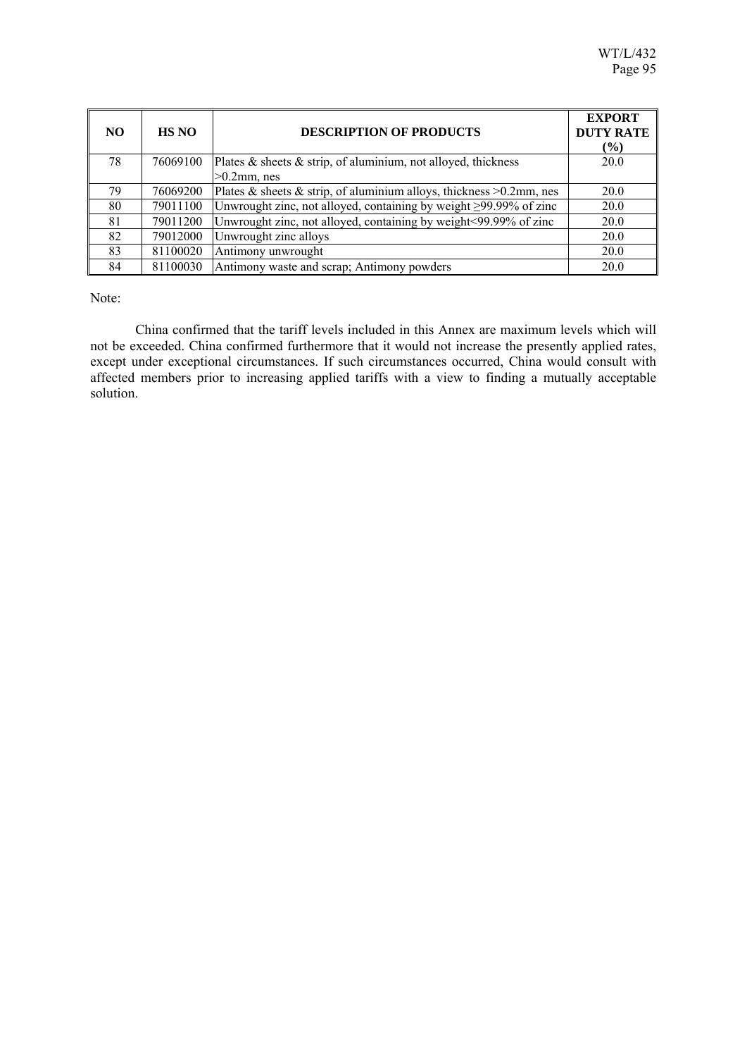| NO | HS NO | DESCRIPTION OF PRODUCTS | EXPORT DUTY RATE (%) |
|---|---|---|---|
| 78 | 76069100 | Plates & sheets & strip, of aluminium, not alloyed, thickness >0.2mm, nes | 20.0 |
| 79 | 76069200 | Plates & sheets & strip, of aluminium alloys, thickness >0.2mm, nes | 20.0 |
| 80 | 79011100 | Unwrought zinc, not alloyed, containing by weight ≥99.99% of zinc | 20.0 |
| 81 | 79011200 | Unwrought zinc, not alloyed, containing by weight<99.99% of zinc | 20.0 |
| 82 | 79012000 | Unwrought zinc alloys | 20.0 |
| 83 | 81100020 | Antimony unwrought | 20.0 |
| 84 | 81100030 | Antimony waste and scrap; Antimony powders | 20.0 |

Note:

China confirmed that the tariff levels included in this Annex are maximum levels which will not be exceeded. China confirmed furthermore that it would not increase the presently applied rates, except under exceptional circumstances. If such circumstances occurred, China would consult with affected members prior to increasing applied tariffs with a view to finding a mutually acceptable solution.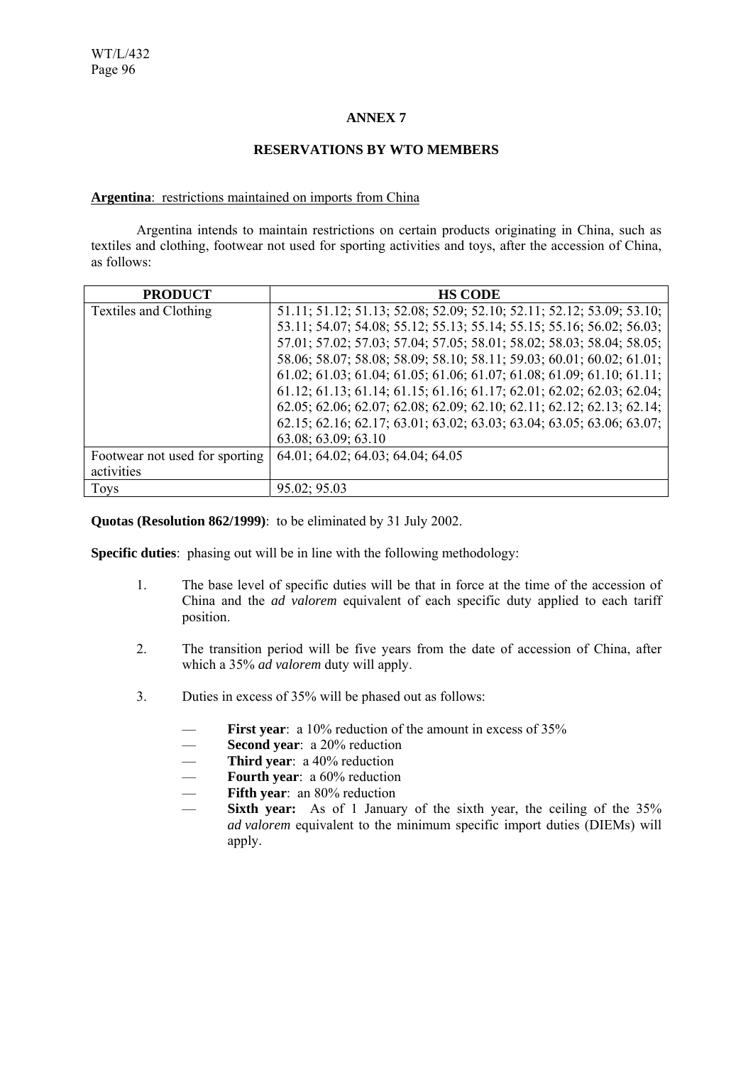## ANNEX 7

## RESERVATIONS BY WTO MEMBERS

**Argentina**: restrictions maintained on imports from China

Argentina intends to maintain restrictions on certain products originating in China, such as textiles and clothing, footwear not used for sporting activities and toys, after the accession of China, as follows:

| PRODUCT | HS CODE |
|---|---|
| Textiles and Clothing | 51.11; 51.12; 51.13; 52.08; 52.09; 52.10; 52.11; 52.12; 53.09; 53.10; 53.11; 54.07; 54.08; 55.12; 55.13; 55.14; 55.15; 55.16; 56.02; 56.03; 57.01; 57.02; 57.03; 57.04; 57.05; 58.01; 58.02; 58.03; 58.04; 58.05; 58.06; 58.07; 58.08; 58.09; 58.10; 58.11; 59.03; 60.01; 60.02; 61.01; 61.02; 61.03; 61.04; 61.05; 61.06; 61.07; 61.08; 61.09; 61.10; 61.11; 61.12; 61.13; 61.14; 61.15; 61.16; 61.17; 62.01; 62.02; 62.03; 62.04; 62.05; 62.06; 62.07; 62.08; 62.09; 62.10; 62.11; 62.12; 62.13; 62.14; 62.15; 62.16; 62.17; 63.01; 63.02; 63.03; 63.04; 63.05; 63.06; 63.07; 63.08; 63.09; 63.10 |
| Footwear not used for sporting activities | 64.01; 64.02; 64.03; 64.04; 64.05 |
| Toys | 95.02; 95.03 |

**Quotas (Resolution 862/1999)**: to be eliminated by 31 July 2002.

**Specific duties**: phasing out will be in line with the following methodology:

1. The base level of specific duties will be that in force at the time of the accession of China and the *ad valorem* equivalent of each specific duty applied to each tariff position.

2. The transition period will be five years from the date of accession of China, after which a 35% *ad valorem* duty will apply.

3. Duties in excess of 35% will be phased out as follows:

   - **First year**: a 10% reduction of the amount in excess of 35%
   - **Second year**: a 20% reduction
   - **Third year**: a 40% reduction
   - **Fourth year**: a 60% reduction
   - **Fifth year**: an 80% reduction
   - **Sixth year:** As of 1 January of the sixth year, the ceiling of the 35% *ad valorem* equivalent to the minimum specific import duties (DIEMs) will apply.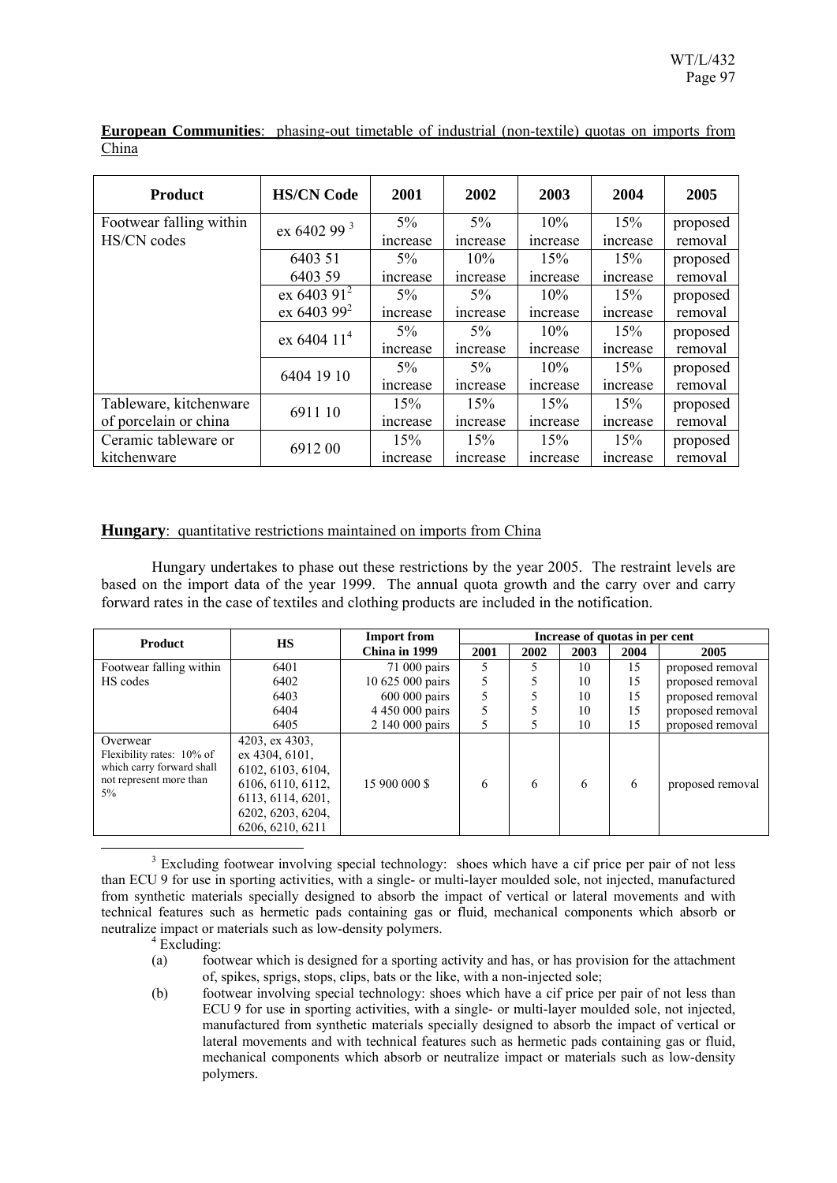**European Communities**: phasing-out timetable of industrial (non-textile) quotas on imports from China

| Product | HS/CN Code | 2001 | 2002 | 2003 | 2004 | 2005 |
|---|---|---|---|---|---|---|
| Footwear falling within HS/CN codes | ex 6402 99 [3] | 5% increase | 5% increase | 10% increase | 15% increase | proposed removal |
| | 6403 51 6403 59 | 5% increase | 10% increase | 15% increase | 15% increase | proposed removal |
| | ex 6403 91[2] ex 6403 99[2] | 5% increase | 5% increase | 10% increase | 15% increase | proposed removal |
| | ex 6404 11[4] | 5% increase | 5% increase | 10% increase | 15% increase | proposed removal |
| | 6404 19 10 | 5% increase | 5% increase | 10% increase | 15% increase | proposed removal |
| Tableware, kitchenware of porcelain or china | 6911 10 | 15% increase | 15% increase | 15% increase | 15% increase | proposed removal |
| Ceramic tableware or kitchenware | 6912 00 | 15% increase | 15% increase | 15% increase | 15% increase | proposed removal |

**Hungary**: quantitative restrictions maintained on imports from China

Hungary undertakes to phase out these restrictions by the year 2005. The restraint levels are based on the import data of the year 1999. The annual quota growth and the carry over and carry forward rates in the case of textiles and clothing products are included in the notification.

| Product | HS | Import from China in 1999 | Increase of quotas in per cent | | | | |
|---|---|---|---|---|---|---|---|
| | | | 2001 | 2002 | 2003 | 2004 | 2005 |
| Footwear falling within HS codes | 6401 | 71 000 pairs | 5 | 5 | 10 | 15 | proposed removal |
| | 6402 | 10 625 000 pairs | 5 | 5 | 10 | 15 | proposed removal |
| | 6403 | 600 000 pairs | 5 | 5 | 10 | 15 | proposed removal |
| | 6404 | 4 450 000 pairs | 5 | 5 | 10 | 15 | proposed removal |
| | 6405 | 2 140 000 pairs | 5 | 5 | 10 | 15 | proposed removal |
| Overwear Flexibility rates: 10% of which carry forward shall not represent more than 5% | 4203, ex 4303, ex 4304, 6101, 6102, 6103, 6104, 6106, 6110, 6112, 6113, 6114, 6201, 6202, 6203, 6204, 6206, 6210, 6211 | 15 900 000 $ | 6 | 6 | 6 | 6 | proposed removal |

[3] Excluding footwear involving special technology: shoes which have a cif price per pair of not less than ECU 9 for use in sporting activities, with a single- or multi-layer moulded sole, not injected, manufactured from synthetic materials specially designed to absorb the impact of vertical or lateral movements and with technical features such as hermetic pads containing gas or fluid, mechanical components which absorb or neutralize impact or materials such as low-density polymers.

[4] Excluding:

(a) footwear which is designed for a sporting activity and has, or has provision for the attachment of, spikes, sprigs, stops, clips, bats or the like, with a non-injected sole;

(b) footwear involving special technology: shoes which have a cif price per pair of not less than ECU 9 for use in sporting activities, with a single- or multi-layer moulded sole, not injected, manufactured from synthetic materials specially designed to absorb the impact of vertical or lateral movements and with technical features such as hermetic pads containing gas or fluid, mechanical components which absorb or neutralize impact or materials such as low-density polymers.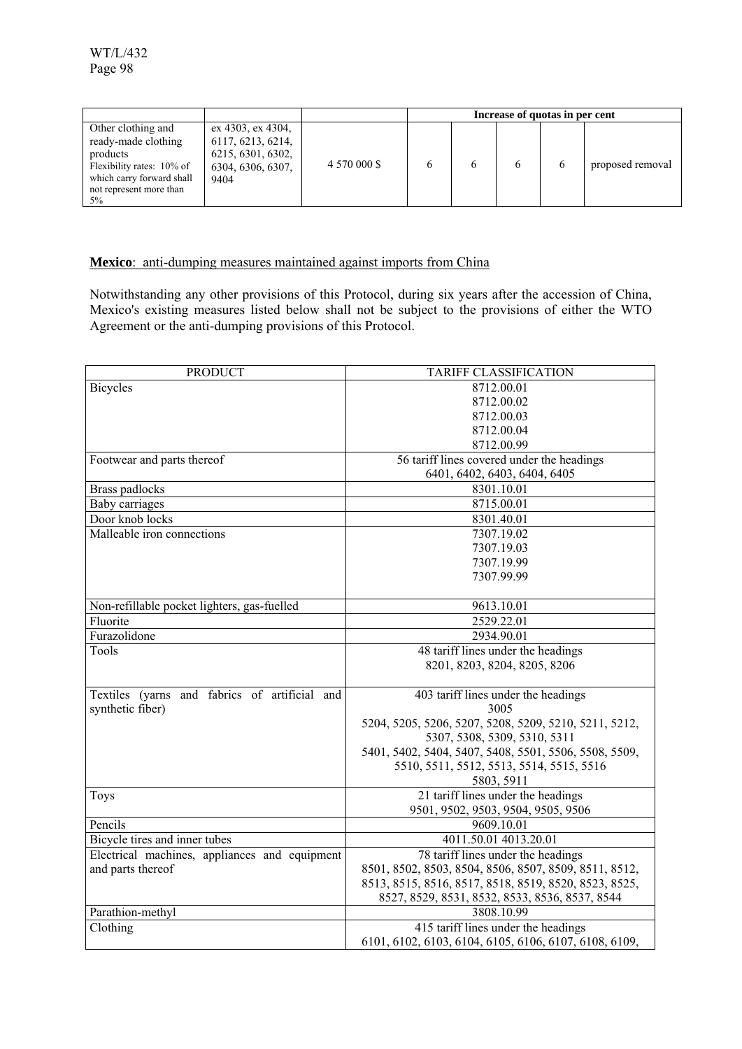| | | | Increase of quotas in per cent | | | | |
|---|---|---|---|---|---|---|---|
| Other clothing and ready-made clothing products<br>Flexibility rates: 10% of which carry forward shall not represent more than 5% | ex 4303, ex 4304, 6117, 6213, 6214, 6215, 6301, 6302, 6304, 6306, 6307, 9404 | 4 570 000 $ | 6 | 6 | 6 | 6 | proposed removal |

**Mexico**: anti-dumping measures maintained against imports from China

Notwithstanding any other provisions of this Protocol, during six years after the accession of China, Mexico's existing measures listed below shall not be subject to the provisions of either the WTO Agreement or the anti-dumping provisions of this Protocol.

| PRODUCT | TARIFF CLASSIFICATION |
|---|---|
| Bicycles | 8712.00.01<br>8712.00.02<br>8712.00.03<br>8712.00.04<br>8712.00.99 |
| Footwear and parts thereof | 56 tariff lines covered under the headings<br>6401, 6402, 6403, 6404, 6405 |
| Brass padlocks | 8301.10.01 |
| Baby carriages | 8715.00.01 |
| Door knob locks | 8301.40.01 |
| Malleable iron connections | 7307.19.02<br>7307.19.03<br>7307.19.99<br>7307.99.99 |
| Non-refillable pocket lighters, gas-fuelled | 9613.10.01 |
| Fluorite | 2529.22.01 |
| Furazolidone | 2934.90.01 |
| Tools | 48 tariff lines under the headings<br>8201, 8203, 8204, 8205, 8206 |
| Textiles (yarns and fabrics of artificial and synthetic fiber) | 403 tariff lines under the headings<br>3005<br>5204, 5205, 5206, 5207, 5208, 5209, 5210, 5211, 5212,<br>5307, 5308, 5309, 5310, 5311<br>5401, 5402, 5404, 5407, 5408, 5501, 5506, 5508, 5509,<br>5510, 5511, 5512, 5513, 5514, 5515, 5516<br>5803, 5911 |
| Toys | 21 tariff lines under the headings<br>9501, 9502, 9503, 9504, 9505, 9506 |
| Pencils | 9609.10.01 |
| Bicycle tires and inner tubes | 4011.50.01 4013.20.01 |
| Electrical machines, appliances and equipment and parts thereof | 78 tariff lines under the headings<br>8501, 8502, 8503, 8504, 8506, 8507, 8509, 8511, 8512,<br>8513, 8515, 8516, 8517, 8518, 8519, 8520, 8523, 8525,<br>8527, 8529, 8531, 8532, 8533, 8536, 8537, 8544 |
| Parathion-methyl | 3808.10.99 |
| Clothing | 415 tariff lines under the headings<br>6101, 6102, 6103, 6104, 6105, 6106, 6107, 6108, 6109, |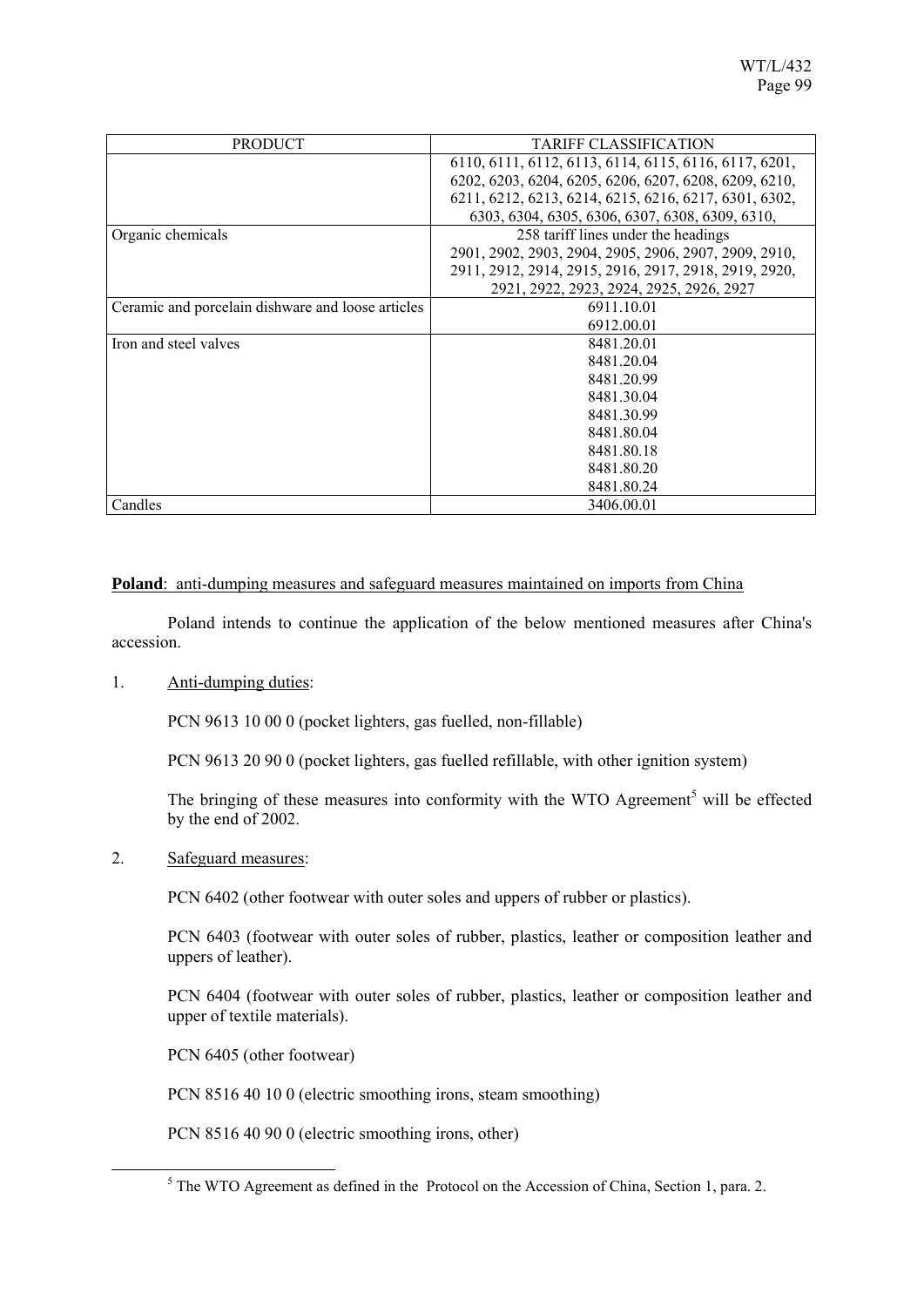| PRODUCT | TARIFF CLASSIFICATION |
|---|---|
| | 6110, 6111, 6112, 6113, 6114, 6115, 6116, 6117, 6201, 6202, 6203, 6204, 6205, 6206, 6207, 6208, 6209, 6210, 6211, 6212, 6213, 6214, 6215, 6216, 6217, 6301, 6302, 6303, 6304, 6305, 6306, 6307, 6308, 6309, 6310, |
| Organic chemicals | 258 tariff lines under the headings 2901, 2902, 2903, 2904, 2905, 2906, 2907, 2909, 2910, 2911, 2912, 2914, 2915, 2916, 2917, 2918, 2919, 2920, 2921, 2922, 2923, 2924, 2925, 2926, 2927 |
| Ceramic and porcelain dishware and loose articles | 6911.10.01<br>6912.00.01 |
| Iron and steel valves | 8481.20.01<br>8481.20.04<br>8481.20.99<br>8481.30.04<br>8481.30.99<br>8481.80.04<br>8481.80.18<br>8481.80.20<br>8481.80.24 |
| Candles | 3406.00.01 |

**Poland**: anti-dumping measures and safeguard measures maintained on imports from China

Poland intends to continue the application of the below mentioned measures after China's accession.

1. Anti-dumping duties:

   PCN 9613 10 00 0 (pocket lighters, gas fuelled, non-fillable)

   PCN 9613 20 90 0 (pocket lighters, gas fuelled refillable, with other ignition system)

   The bringing of these measures into conformity with the WTO Agreement[5] will be effected by the end of 2002.

2. Safeguard measures:

   PCN 6402 (other footwear with outer soles and uppers of rubber or plastics).

   PCN 6403 (footwear with outer soles of rubber, plastics, leather or composition leather and uppers of leather).

   PCN 6404 (footwear with outer soles of rubber, plastics, leather or composition leather and upper of textile materials).

   PCN 6405 (other footwear)

   PCN 8516 40 10 0 (electric smoothing irons, steam smoothing)

   PCN 8516 40 90 0 (electric smoothing irons, other)

[5] The WTO Agreement as defined in the Protocol on the Accession of China, Section 1, para. 2.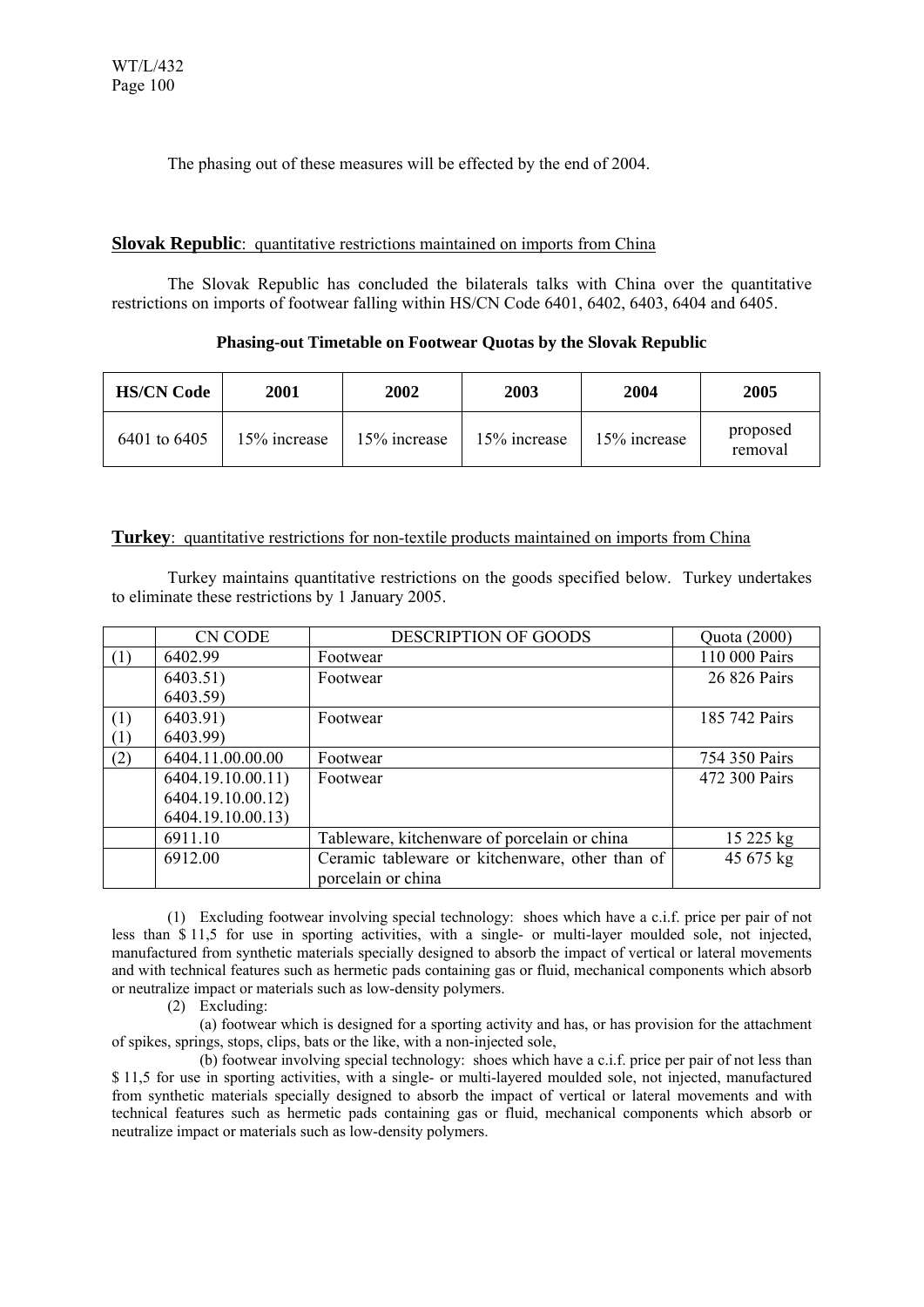The phasing out of these measures will be effected by the end of 2004.

**Slovak Republic**: quantitative restrictions maintained on imports from China

The Slovak Republic has concluded the bilaterals talks with China over the quantitative restrictions on imports of footwear falling within HS/CN Code 6401, 6402, 6403, 6404 and 6405.

**Phasing-out Timetable on Footwear Quotas by the Slovak Republic**

| HS/CN Code | 2001 | 2002 | 2003 | 2004 | 2005 |
|---|---|---|---|---|---|
| 6401 to 6405 | 15% increase | 15% increase | 15% increase | 15% increase | proposed removal |

**Turkey**: quantitative restrictions for non-textile products maintained on imports from China

Turkey maintains quantitative restrictions on the goods specified below. Turkey undertakes to eliminate these restrictions by 1 January 2005.

| | CN CODE | DESCRIPTION OF GOODS | Quota (2000) |
|---|---|---|---|
| (1) | 6402.99 | Footwear | 110 000 Pairs |
| | 6403.51)<br>6403.59) | Footwear | 26 826 Pairs |
| (1)<br>(1) | 6403.91)<br>6403.99) | Footwear | 185 742 Pairs |
| (2) | 6404.11.00.00.00 | Footwear | 754 350 Pairs |
| | 6404.19.10.00.11)<br>6404.19.10.00.12)<br>6404.19.10.00.13) | Footwear | 472 300 Pairs |
| | 6911.10 | Tableware, kitchenware of porcelain or china | 15 225 kg |
| | 6912.00 | Ceramic tableware or kitchenware, other than of porcelain or china | 45 675 kg |

(1) Excluding footwear involving special technology: shoes which have a c.i.f. price per pair of not less than $ 11,5 for use in sporting activities, with a single- or multi-layer moulded sole, not injected, manufactured from synthetic materials specially designed to absorb the impact of vertical or lateral movements and with technical features such as hermetic pads containing gas or fluid, mechanical components which absorb or neutralize impact or materials such as low-density polymers.

(2) Excluding:

(a) footwear which is designed for a sporting activity and has, or has provision for the attachment of spikes, springs, stops, clips, bats or the like, with a non-injected sole,

(b) footwear involving special technology: shoes which have a c.i.f. price per pair of not less than $ 11,5 for use in sporting activities, with a single- or multi-layered moulded sole, not injected, manufactured from synthetic materials specially designed to absorb the impact of vertical or lateral movements and with technical features such as hermetic pads containing gas or fluid, mechanical components which absorb or neutralize impact or materials such as low-density polymers.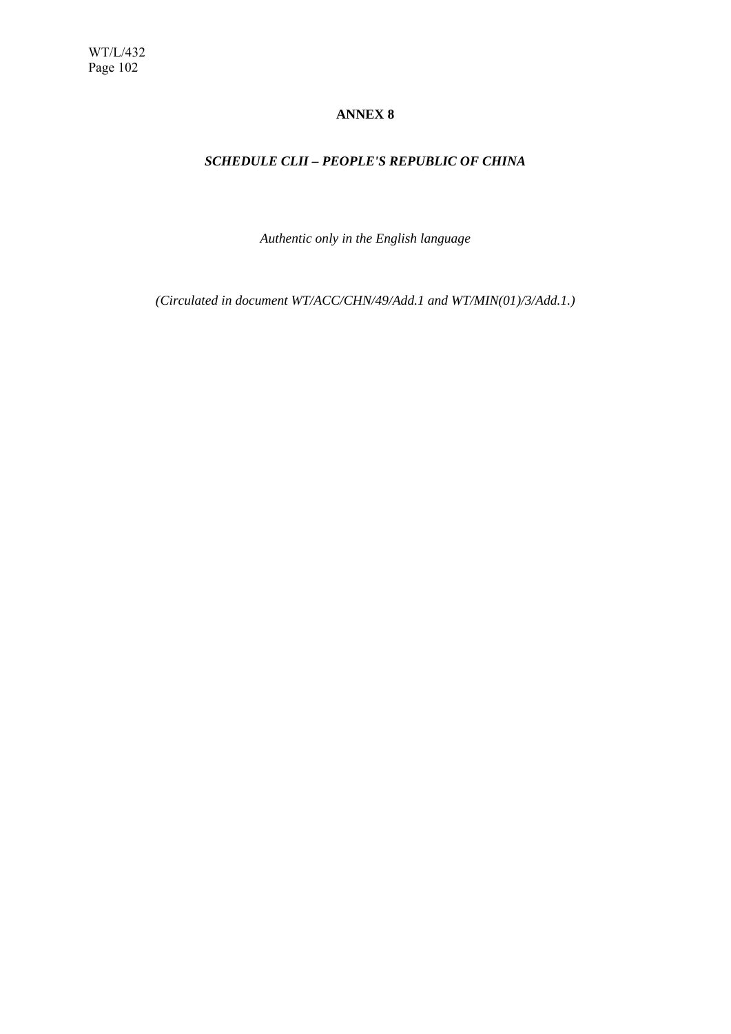## ANNEX 8

### *SCHEDULE CLII – PEOPLE'S REPUBLIC OF CHINA*

*Authentic only in the English language*

*(Circulated in document WT/ACC/CHN/49/Add.1 and WT/MIN(01)/3/Add.1.)*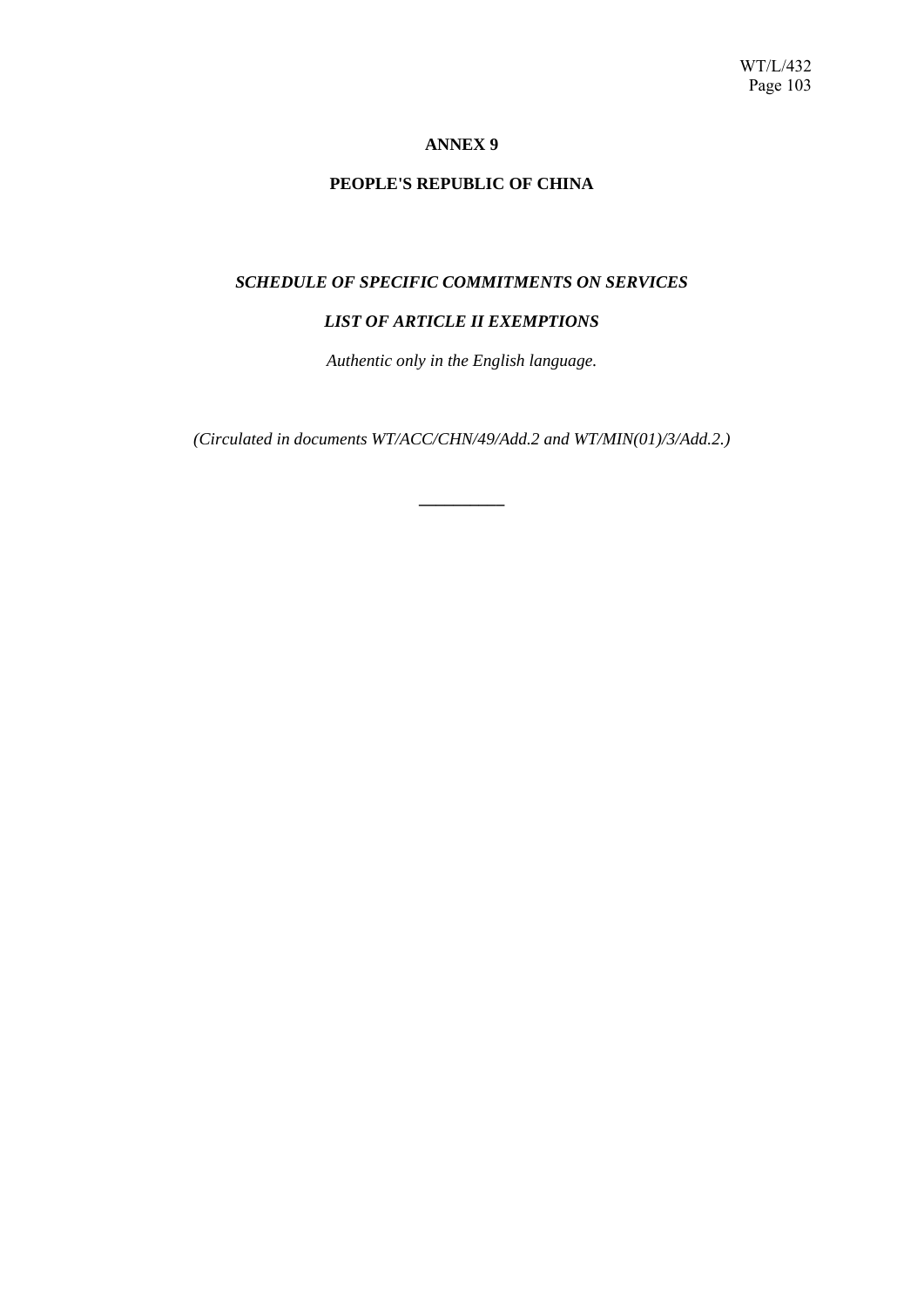# ANNEX 9

## PEOPLE'S REPUBLIC OF CHINA

### *SCHEDULE OF SPECIFIC COMMITMENTS ON SERVICES*

### *LIST OF ARTICLE II EXEMPTIONS*

*Authentic only in the English language.*

*(Circulated in documents WT/ACC/CHN/49/Add.2 and WT/MIN(01)/3/Add.2.)*

__________